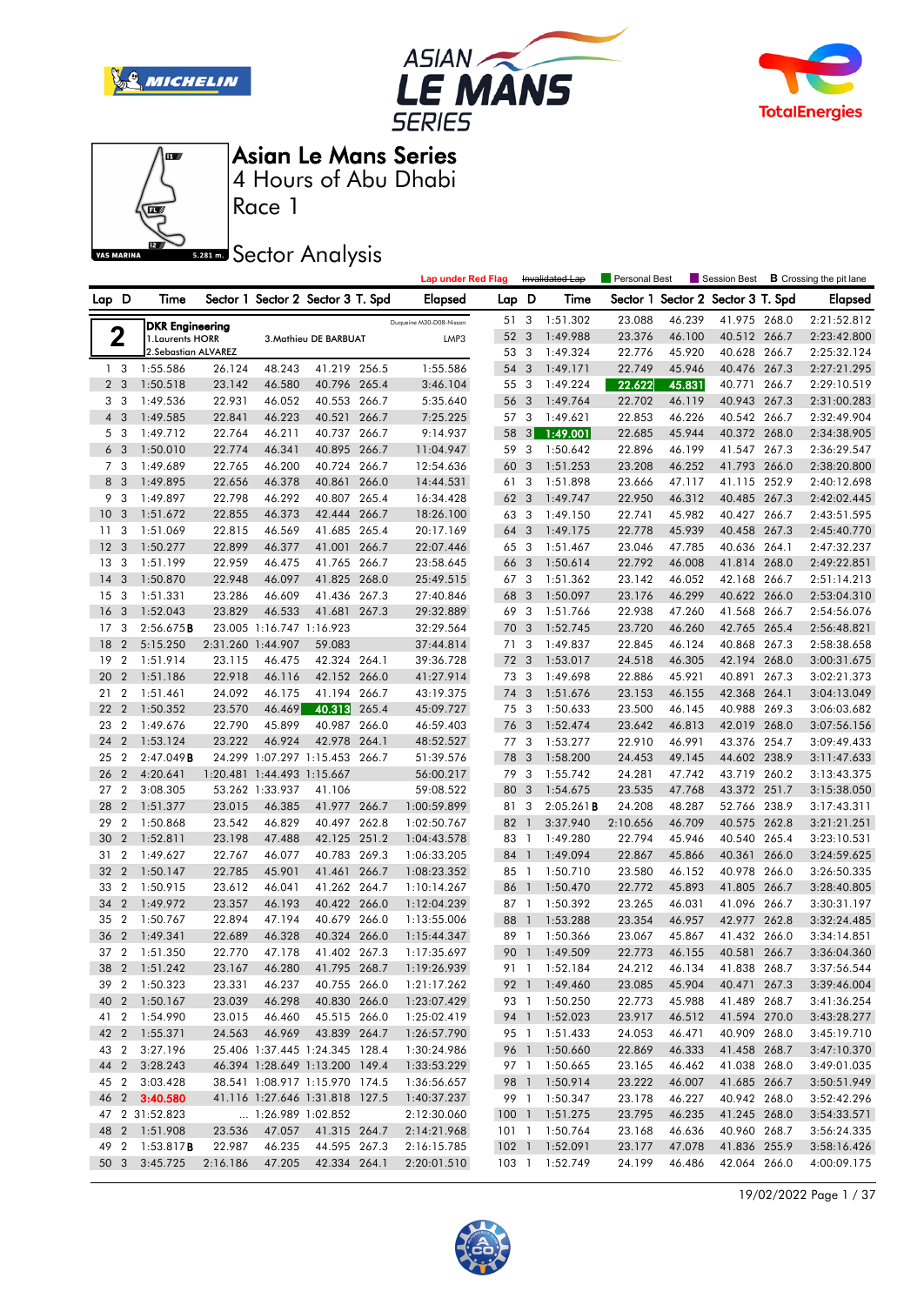# Asian Le Mans Series

## 4 Hours of Abu Dhabi

## Race 1

## Sector Analysis

Lap under Red Flag | ~~Invalidated Lap~~ | Personal Best | Session Best | **B** Crossing the pit lane

**2** — **DKR Engineering** — Duqueine M30-D08-Nissan — LMP3
1.Laurents HORR
2.Sebastian ALVAREZ
3.Mathieu DE BARBUAT

| Lap | D | Time | Sector 1 | Sector 2 | Sector 3 | T. Spd | Elapsed |
|---|---|---|---|---|---|---|---|
| 1 | 3 | 1:55.586 | 26.124 | 48.243 | 41.219 | 256.5 | 1:55.586 |
| 2 | 3 | 1:50.518 | 23.142 | 46.580 | 40.796 | 265.4 | 3:46.104 |
| 3 | 3 | 1:49.536 | 22.931 | 46.052 | 40.553 | 266.7 | 5:35.640 |
| 4 | 3 | 1:49.585 | 22.841 | 46.223 | 40.521 | 266.7 | 7:25.225 |
| 5 | 3 | 1:49.712 | 22.764 | 46.211 | 40.737 | 266.7 | 9:14.937 |
| 6 | 3 | 1:50.010 | 22.774 | 46.341 | 40.895 | 266.7 | 11:04.947 |
| 7 | 3 | 1:49.689 | 22.765 | 46.200 | 40.724 | 266.7 | 12:54.636 |
| 8 | 3 | 1:49.895 | 22.656 | 46.378 | 40.861 | 266.0 | 14:44.531 |
| 9 | 3 | 1:49.897 | 22.798 | 46.292 | 40.807 | 265.4 | 16:34.428 |
| 10 | 3 | 1:51.672 | 22.855 | 46.373 | 42.444 | 266.7 | 18:26.100 |
| 11 | 3 | 1:51.069 | 22.815 | 46.569 | 41.685 | 265.4 | 20:17.169 |
| 12 | 3 | 1:50.277 | 22.899 | 46.377 | 41.001 | 266.7 | 22:07.446 |
| 13 | 3 | 1:51.199 | 22.959 | 46.475 | 41.765 | 266.7 | 23:58.645 |
| 14 | 3 | 1:50.870 | 22.948 | 46.097 | 41.825 | 268.0 | 25:49.515 |
| 15 | 3 | 1:51.331 | 23.286 | 46.609 | 41.436 | 267.3 | 27:40.846 |
| 16 | 3 | 1:52.043 | 23.829 | 46.533 | 41.681 | 267.3 | 29:32.889 |
| 17 | 3 | 2:56.675 **B** | 23.005 | 1:16.747 | 1:16.923 | | 32:29.564 |
| 18 | 2 | 5:15.250 | 2:31.260 | 1:44.907 | 59.083 | | 37:44.814 |
| 19 | 2 | 1:51.914 | 23.115 | 46.475 | 42.324 | 264.1 | 39:36.728 |
| 20 | 2 | 1:51.186 | 22.918 | 46.116 | 42.152 | 266.0 | 41:27.914 |
| 21 | 2 | 1:51.461 | 24.092 | 46.175 | 41.194 | 266.7 | 43:19.375 |
| 22 | 2 | 1:50.352 | 23.570 | 46.469 | 40.313 | 265.4 | 45:09.727 |
| 23 | 2 | 1:49.676 | 22.790 | 45.899 | 40.987 | 266.0 | 46:59.403 |
| 24 | 2 | 1:53.124 | 23.222 | 46.924 | 42.978 | 264.1 | 48:52.527 |
| 25 | 2 | 2:47.049 **B** | 24.299 | 1:07.297 | 1:15.453 | 266.7 | 51:39.576 |
| 26 | 2 | 4:20.641 | 1:20.481 | 1:44.493 | 1:15.667 | | 56:00.217 |
| 27 | 2 | 3:08.305 | 53.262 | 1:33.937 | 41.106 | | 59:08.522 |
| 28 | 2 | 1:51.377 | 23.015 | 46.385 | 41.977 | 266.7 | 1:00:59.899 |
| 29 | 2 | 1:50.868 | 23.542 | 46.829 | 40.497 | 262.8 | 1:02:50.767 |
| 30 | 2 | 1:52.811 | 23.198 | 47.488 | 42.125 | 251.2 | 1:04:43.578 |
| 31 | 2 | 1:49.627 | 22.767 | 46.077 | 40.783 | 269.3 | 1:06:33.205 |
| 32 | 2 | 1:50.147 | 22.785 | 45.901 | 41.461 | 266.7 | 1:08:23.352 |
| 33 | 2 | 1:50.915 | 23.612 | 46.041 | 41.262 | 264.7 | 1:10:14.267 |
| 34 | 2 | 1:49.972 | 23.357 | 46.193 | 40.422 | 266.0 | 1:12:04.239 |
| 35 | 2 | 1:50.767 | 22.894 | 47.194 | 40.679 | 266.0 | 1:13:55.006 |
| 36 | 2 | 1:49.341 | 22.689 | 46.328 | 40.324 | 266.0 | 1:15:44.347 |
| 37 | 2 | 1:51.350 | 22.770 | 47.178 | 41.402 | 267.3 | 1:17:35.697 |
| 38 | 2 | 1:51.242 | 23.167 | 46.280 | 41.795 | 268.7 | 1:19:26.939 |
| 39 | 2 | 1:50.323 | 23.331 | 46.237 | 40.755 | 266.0 | 1:21:17.262 |
| 40 | 2 | 1:50.167 | 23.039 | 46.298 | 40.830 | 266.0 | 1:23:07.429 |
| 41 | 2 | 1:54.990 | 23.015 | 46.460 | 45.515 | 266.0 | 1:25:02.419 |
| 42 | 2 | 1:55.371 | 24.563 | 46.969 | 43.839 | 264.7 | 1:26:57.790 |
| 43 | 2 | 3:27.196 | 25.406 | 1:37.445 | 1:24.345 | 128.4 | 1:30:24.986 |
| 44 | 2 | 3:28.243 | 46.394 | 1:28.649 | 1:13.200 | 149.4 | 1:33:53.229 |
| 45 | 2 | 3:03.428 | 38.541 | 1:08.917 | 1:15.970 | 174.5 | 1:36:56.657 |
| 46 | 2 | 3:40.580 | 41.116 | 1:27.646 | 1:31.818 | 127.5 | 1:40:37.237 |
| 47 | 2 | 31:52.823 | ... | 1:26.989 | 1:02.852 | | 2:12:30.060 |
| 48 | 2 | 1:51.908 | 23.536 | 47.057 | 41.315 | 264.7 | 2:14:21.968 |
| 49 | 2 | 1:53.817 **B** | 22.987 | 46.235 | 44.595 | 267.3 | 2:16:15.785 |
| 50 | 3 | 3:45.725 | 2:16.186 | 47.205 | 42.334 | 264.1 | 2:20:01.510 |
| 51 | 3 | 1:51.302 | 23.088 | 46.239 | 41.975 | 268.0 | 2:21:52.812 |
| 52 | 3 | 1:49.988 | 23.376 | 46.100 | 40.512 | 266.7 | 2:23:42.800 |
| 53 | 3 | 1:49.324 | 22.776 | 45.920 | 40.628 | 266.7 | 2:25:32.124 |
| 54 | 3 | 1:49.171 | 22.749 | 45.946 | 40.476 | 267.3 | 2:27:21.295 |
| 55 | 3 | 1:49.224 | 22.622 | 45.831 | 40.771 | 266.7 | 2:29:10.519 |
| 56 | 3 | 1:49.764 | 22.702 | 46.119 | 40.943 | 267.3 | 2:31:00.283 |
| 57 | 3 | 1:49.621 | 22.853 | 46.226 | 40.542 | 266.7 | 2:32:49.904 |
| 58 | 3 | 1:49.001 | 22.685 | 45.944 | 40.372 | 268.0 | 2:34:38.905 |
| 59 | 3 | 1:50.642 | 22.896 | 46.199 | 41.547 | 267.3 | 2:36:29.547 |
| 60 | 3 | 1:51.253 | 23.208 | 46.252 | 41.793 | 266.0 | 2:38:20.800 |
| 61 | 3 | 1:51.898 | 23.666 | 47.117 | 41.115 | 252.9 | 2:40:12.698 |
| 62 | 3 | 1:49.747 | 22.950 | 46.312 | 40.485 | 267.3 | 2:42:02.445 |
| 63 | 3 | 1:49.150 | 22.741 | 45.982 | 40.427 | 266.7 | 2:43:51.595 |
| 64 | 3 | 1:49.175 | 22.778 | 45.939 | 40.458 | 267.3 | 2:45:40.770 |
| 65 | 3 | 1:51.467 | 23.046 | 47.785 | 40.636 | 264.1 | 2:47:32.237 |
| 66 | 3 | 1:50.614 | 22.792 | 46.008 | 41.814 | 268.0 | 2:49:22.851 |
| 67 | 3 | 1:51.362 | 23.142 | 46.052 | 42.168 | 266.7 | 2:51:14.213 |
| 68 | 3 | 1:50.097 | 23.176 | 46.299 | 40.622 | 266.0 | 2:53:04.310 |
| 69 | 3 | 1:51.766 | 22.938 | 47.260 | 41.568 | 266.7 | 2:54:56.076 |
| 70 | 3 | 1:52.745 | 23.720 | 46.260 | 42.765 | 265.4 | 2:56:48.821 |
| 71 | 3 | 1:49.837 | 22.845 | 46.124 | 40.868 | 267.3 | 2:58:38.658 |
| 72 | 3 | 1:53.017 | 24.518 | 46.305 | 42.194 | 268.0 | 3:00:31.675 |
| 73 | 3 | 1:49.698 | 22.886 | 45.921 | 40.891 | 267.3 | 3:02:21.373 |
| 74 | 3 | 1:51.676 | 23.153 | 46.155 | 42.368 | 264.1 | 3:04:13.049 |
| 75 | 3 | 1:50.633 | 23.500 | 46.145 | 40.988 | 269.3 | 3:06:03.682 |
| 76 | 3 | 1:52.474 | 23.642 | 46.813 | 42.019 | 268.0 | 3:07:56.156 |
| 77 | 3 | 1:53.277 | 22.910 | 46.991 | 43.376 | 254.7 | 3:09:49.433 |
| 78 | 3 | 1:58.200 | 24.453 | 49.145 | 44.602 | 238.9 | 3:11:47.633 |
| 79 | 3 | 1:55.742 | 24.281 | 47.742 | 43.719 | 260.2 | 3:13:43.375 |
| 80 | 3 | 1:54.675 | 23.535 | 47.768 | 43.372 | 251.7 | 3:15:38.050 |
| 81 | 3 | 2:05.261 **B** | 24.208 | 48.287 | 52.766 | 238.9 | 3:17:43.311 |
| 82 | 1 | 3:37.940 | 2:10.656 | 46.709 | 40.575 | 262.8 | 3:21:21.251 |
| 83 | 1 | 1:49.280 | 22.794 | 45.946 | 40.540 | 265.4 | 3:23:10.531 |
| 84 | 1 | 1:49.094 | 22.867 | 45.866 | 40.361 | 266.0 | 3:24:59.625 |
| 85 | 1 | 1:50.710 | 23.580 | 46.152 | 40.978 | 266.0 | 3:26:50.335 |
| 86 | 1 | 1:50.470 | 22.772 | 45.893 | 41.805 | 266.7 | 3:28:40.805 |
| 87 | 1 | 1:50.392 | 23.265 | 46.031 | 41.096 | 266.7 | 3:30:31.197 |
| 88 | 1 | 1:53.288 | 23.354 | 46.957 | 42.977 | 262.8 | 3:32:24.485 |
| 89 | 1 | 1:50.366 | 23.067 | 45.867 | 41.432 | 266.0 | 3:34:14.851 |
| 90 | 1 | 1:49.509 | 22.773 | 46.155 | 40.581 | 266.7 | 3:36:04.360 |
| 91 | 1 | 1:52.184 | 24.212 | 46.134 | 41.838 | 268.7 | 3:37:56.544 |
| 92 | 1 | 1:49.460 | 23.085 | 45.904 | 40.471 | 267.3 | 3:39:46.004 |
| 93 | 1 | 1:50.250 | 22.773 | 45.988 | 41.489 | 268.7 | 3:41:36.254 |
| 94 | 1 | 1:52.023 | 23.917 | 46.512 | 41.594 | 270.0 | 3:43:28.277 |
| 95 | 1 | 1:51.433 | 24.053 | 46.471 | 40.909 | 268.0 | 3:45:19.710 |
| 96 | 1 | 1:50.660 | 22.869 | 46.333 | 41.458 | 268.7 | 3:47:10.370 |
| 97 | 1 | 1:50.665 | 23.165 | 46.462 | 41.038 | 268.0 | 3:49:01.035 |
| 98 | 1 | 1:50.914 | 23.222 | 46.007 | 41.685 | 266.7 | 3:50:51.949 |
| 99 | 1 | 1:50.347 | 23.178 | 46.227 | 40.942 | 268.0 | 3:52:42.296 |
| 100 | 1 | 1:51.275 | 23.795 | 46.235 | 41.245 | 268.0 | 3:54:33.571 |
| 101 | 1 | 1:50.764 | 23.168 | 46.636 | 40.960 | 268.7 | 3:56:24.335 |
| 102 | 1 | 1:52.091 | 23.177 | 47.078 | 41.836 | 255.9 | 3:58:16.426 |
| 103 | 1 | 1:52.749 | 24.199 | 46.486 | 42.064 | 266.0 | 4:00:09.175 |

19/02/2022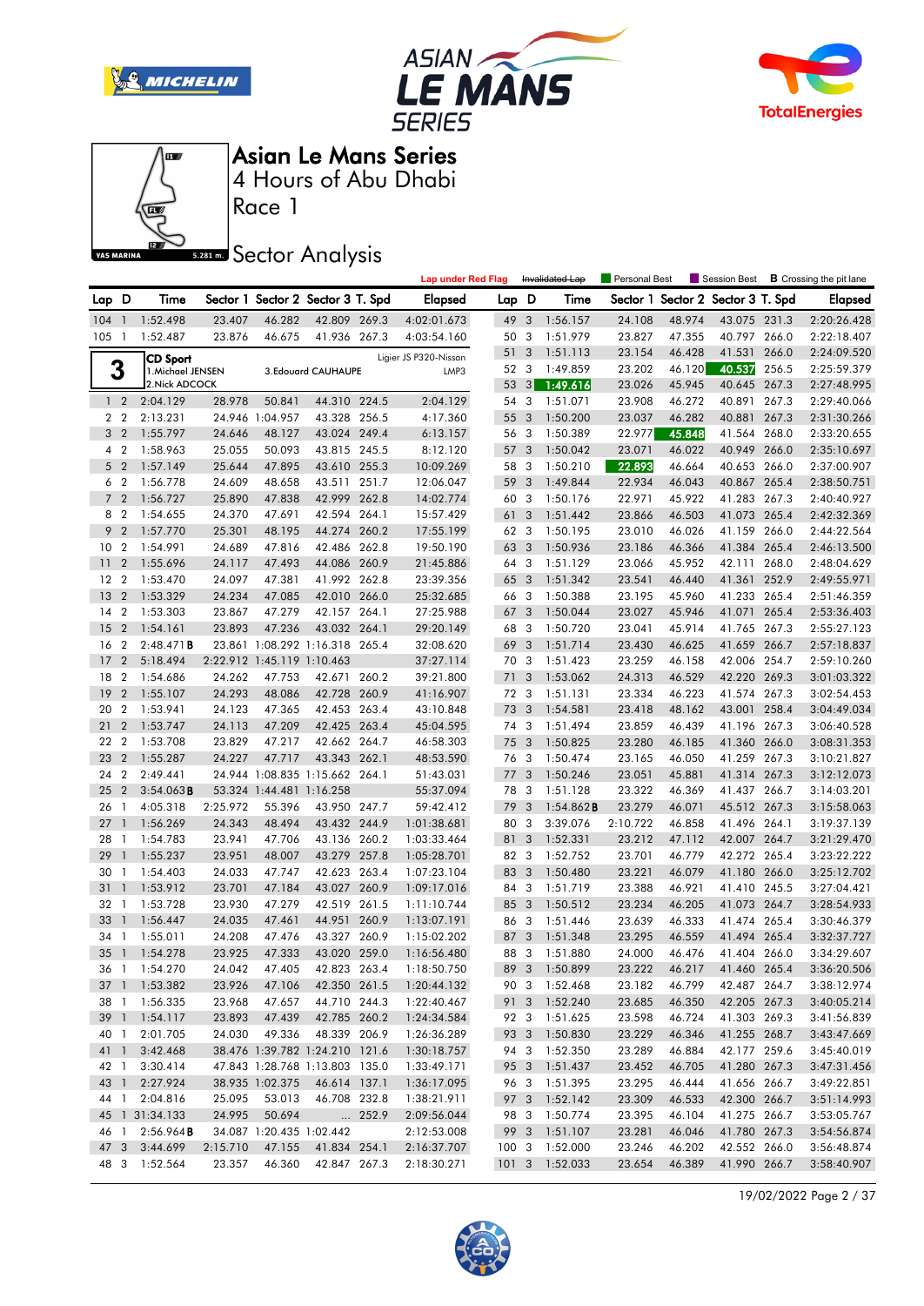# Asian Le Mans Series

## 4 Hours of Abu Dhabi

### Race 1

### Sector Analysis

Lap under Red Flag | Invalidated Lap | Personal Best | Session Best | **B** Crossing the pit lane

| Lap | D | Time | Sector 1 | Sector 2 | Sector 3 | T. Spd | Elapsed |
|---|---|---|---|---|---|---|---|
| 104 | 1 | 1:52.498 | 23.407 | 46.282 | 42.809 | 269.3 | 4:02:01.673 |
| 105 | 1 | 1:52.487 | 23.876 | 46.675 | 41.936 | 267.3 | 4:03:54.160 |

**3** CD Sport — Ligier JS P320-Nissan — LMP3
1.Michael JENSEN
2.Nick ADCOCK
3.Edouard CAUHAUPE

| Lap | D | Time | Sector 1 | Sector 2 | Sector 3 | T. Spd | Elapsed |
|---|---|---|---|---|---|---|---|
| 1 | 2 | 2:04.129 | 28.978 | 50.841 | 44.310 | 224.5 | 2:04.129 |
| 2 | 2 | 2:13.231 | 24.946 | 1:04.957 | 43.328 | 256.5 | 4:17.360 |
| 3 | 2 | 1:55.797 | 24.646 | 48.127 | 43.024 | 249.4 | 6:13.157 |
| 4 | 2 | 1:58.963 | 25.055 | 50.093 | 43.815 | 245.5 | 8:12.120 |
| 5 | 2 | 1:57.149 | 25.644 | 47.895 | 43.610 | 255.3 | 10:09.269 |
| 6 | 2 | 1:56.778 | 24.609 | 48.658 | 43.511 | 251.7 | 12:06.047 |
| 7 | 2 | 1:56.727 | 25.890 | 47.838 | 42.999 | 262.8 | 14:02.774 |
| 8 | 2 | 1:54.655 | 24.370 | 47.691 | 42.594 | 264.1 | 15:57.429 |
| 9 | 2 | 1:57.770 | 25.301 | 48.195 | 44.274 | 260.2 | 17:55.199 |
| 10 | 2 | 1:54.991 | 24.689 | 47.816 | 42.486 | 262.8 | 19:50.190 |
| 11 | 2 | 1:55.696 | 24.117 | 47.493 | 44.086 | 260.9 | 21:45.886 |
| 12 | 2 | 1:53.470 | 24.097 | 47.381 | 41.992 | 262.8 | 23:39.356 |
| 13 | 2 | 1:53.329 | 24.234 | 47.085 | 42.010 | 266.0 | 25:32.685 |
| 14 | 2 | 1:53.303 | 23.867 | 47.279 | 42.157 | 264.1 | 27:25.988 |
| 15 | 2 | 1:54.161 | 23.893 | 47.236 | 43.032 | 264.1 | 29:20.149 |
| 16 | 2 | 2:48.471 **B** | 23.861 | 1:08.292 | 1:16.318 | 265.4 | 32:08.620 |
| 17 | 2 | 5:18.494 | 2:22.912 | 1:45.119 | 1:10.463 | | 37:27.114 |
| 18 | 2 | 1:54.686 | 24.262 | 47.753 | 42.671 | 260.2 | 39:21.800 |
| 19 | 2 | 1:55.107 | 24.293 | 48.086 | 42.728 | 260.9 | 41:16.907 |
| 20 | 2 | 1:53.941 | 24.123 | 47.365 | 42.453 | 263.4 | 43:10.848 |
| 21 | 2 | 1:53.747 | 24.113 | 47.209 | 42.425 | 263.4 | 45:04.595 |
| 22 | 2 | 1:53.708 | 23.829 | 47.217 | 42.662 | 264.7 | 46:58.303 |
| 23 | 2 | 1:55.287 | 24.227 | 47.717 | 43.343 | 262.1 | 48:53.590 |
| 24 | 2 | 2:49.441 | 24.944 | 1:08.835 | 1:15.662 | 264.1 | 51:43.031 |
| 25 | 2 | 3:54.063 **B** | 53.324 | 1:44.481 | 1:16.258 | | 55:37.094 |
| 26 | 1 | 4:05.318 | 2:25.972 | 55.396 | 43.950 | 247.7 | 59:42.412 |
| 27 | 1 | 1:56.269 | 24.343 | 48.494 | 43.432 | 244.9 | 1:01:38.681 |
| 28 | 1 | 1:54.783 | 23.941 | 47.706 | 43.136 | 260.2 | 1:03:33.464 |
| 29 | 1 | 1:55.237 | 23.951 | 48.007 | 43.279 | 257.8 | 1:05:28.701 |
| 30 | 1 | 1:54.403 | 24.033 | 47.747 | 42.623 | 263.4 | 1:07:23.104 |
| 31 | 1 | 1:53.912 | 23.701 | 47.184 | 43.027 | 260.9 | 1:09:17.016 |
| 32 | 1 | 1:53.728 | 23.930 | 47.279 | 42.519 | 261.5 | 1:11:10.744 |
| 33 | 1 | 1:56.447 | 24.035 | 47.461 | 44.951 | 260.9 | 1:13:07.191 |
| 34 | 1 | 1:55.011 | 24.208 | 47.476 | 43.327 | 260.9 | 1:15:02.202 |
| 35 | 1 | 1:54.278 | 23.925 | 47.333 | 43.020 | 259.0 | 1:16:56.480 |
| 36 | 1 | 1:54.270 | 24.042 | 47.405 | 42.823 | 263.4 | 1:18:50.750 |
| 37 | 1 | 1:53.382 | 23.926 | 47.106 | 42.350 | 261.5 | 1:20:44.132 |
| 38 | 1 | 1:56.335 | 23.968 | 47.657 | 44.710 | 244.3 | 1:22:40.467 |
| 39 | 1 | 1:54.117 | 23.893 | 47.439 | 42.785 | 260.2 | 1:24:34.584 |
| 40 | 1 | 2:01.705 | 24.030 | 49.336 | 48.339 | 206.9 | 1:26:36.289 |
| 41 | 1 | 3:42.468 | 38.476 | 1:39.782 | 1:24.210 | 121.6 | 1:30:18.757 |
| 42 | 1 | 3:30.414 | 47.843 | 1:28.768 | 1:13.803 | 135.0 | 1:33:49.171 |
| 43 | 1 | 2:27.924 | 38.935 | 1:02.375 | 46.614 | 137.1 | 1:36:17.095 |
| 44 | 1 | 2:04.816 | 25.095 | 53.013 | 46.708 | 232.8 | 1:38:21.911 |
| 45 | 1 | 31:34.133 | 24.995 | 50.694 | ... | 252.9 | 2:09:56.044 |
| 46 | 1 | 2:56.964 **B** | 34.087 | 1:20.435 | 1:02.442 | | 2:12:53.008 |
| 47 | 3 | 3:44.699 | 2:15.710 | 47.155 | 41.834 | 254.1 | 2:16:37.707 |
| 48 | 3 | 1:52.564 | 23.357 | 46.360 | 42.847 | 267.3 | 2:18:30.271 |
| 49 | 3 | 1:56.157 | 24.108 | 48.974 | 43.075 | 231.3 | 2:20:26.428 |
| 50 | 3 | 1:51.979 | 23.827 | 47.355 | 40.797 | 266.0 | 2:22:18.407 |
| 51 | 3 | 1:51.113 | 23.154 | 46.428 | 41.531 | 266.0 | 2:24:09.520 |
| 52 | 3 | 1:49.859 | 23.202 | 46.120 | 40.537 | 256.5 | 2:25:59.379 |
| 53 | 3 | 1:49.616 | 23.026 | 45.945 | 40.645 | 267.3 | 2:27:48.995 |
| 54 | 3 | 1:51.071 | 23.908 | 46.272 | 40.891 | 267.3 | 2:29:40.066 |
| 55 | 3 | 1:50.200 | 23.037 | 46.282 | 40.881 | 267.3 | 2:31:30.266 |
| 56 | 3 | 1:50.389 | 22.977 | 45.848 | 41.564 | 268.0 | 2:33:20.655 |
| 57 | 3 | 1:50.042 | 23.071 | 46.022 | 40.949 | 266.0 | 2:35:10.697 |
| 58 | 3 | 1:50.210 | 22.893 | 46.664 | 40.653 | 266.0 | 2:37:00.907 |
| 59 | 3 | 1:49.844 | 22.934 | 46.043 | 40.867 | 265.4 | 2:38:50.751 |
| 60 | 3 | 1:50.176 | 22.971 | 45.922 | 41.283 | 267.3 | 2:40:40.927 |
| 61 | 3 | 1:51.442 | 23.866 | 46.503 | 41.073 | 265.4 | 2:42:32.369 |
| 62 | 3 | 1:50.195 | 23.010 | 46.026 | 41.159 | 266.0 | 2:44:22.564 |
| 63 | 3 | 1:50.936 | 23.186 | 46.366 | 41.384 | 265.4 | 2:46:13.500 |
| 64 | 3 | 1:51.129 | 23.066 | 45.952 | 42.111 | 268.0 | 2:48:04.629 |
| 65 | 3 | 1:51.342 | 23.541 | 46.440 | 41.361 | 252.9 | 2:49:55.971 |
| 66 | 3 | 1:50.388 | 23.195 | 45.960 | 41.233 | 265.4 | 2:51:46.359 |
| 67 | 3 | 1:50.044 | 23.027 | 45.946 | 41.071 | 265.4 | 2:53:36.403 |
| 68 | 3 | 1:50.720 | 23.041 | 45.914 | 41.765 | 267.3 | 2:55:27.123 |
| 69 | 3 | 1:51.714 | 23.430 | 46.625 | 41.659 | 266.7 | 2:57:18.837 |
| 70 | 3 | 1:51.423 | 23.259 | 46.158 | 42.006 | 254.7 | 2:59:10.260 |
| 71 | 3 | 1:53.062 | 24.313 | 46.529 | 42.220 | 269.3 | 3:01:03.322 |
| 72 | 3 | 1:51.131 | 23.334 | 46.223 | 41.574 | 267.3 | 3:02:54.453 |
| 73 | 3 | 1:54.581 | 23.418 | 48.162 | 43.001 | 258.4 | 3:04:49.034 |
| 74 | 3 | 1:51.494 | 23.859 | 46.439 | 41.196 | 267.3 | 3:06:40.528 |
| 75 | 3 | 1:50.825 | 23.280 | 46.185 | 41.360 | 266.0 | 3:08:31.353 |
| 76 | 3 | 1:50.474 | 23.165 | 46.050 | 41.259 | 267.3 | 3:10:21.827 |
| 77 | 3 | 1:50.246 | 23.051 | 45.881 | 41.314 | 267.3 | 3:12:12.073 |
| 78 | 3 | 1:51.128 | 23.322 | 46.369 | 41.437 | 266.7 | 3:14:03.201 |
| 79 | 3 | 1:54.862 **B** | 23.279 | 46.071 | 45.512 | 267.3 | 3:15:58.063 |
| 80 | 3 | 3:39.076 | 2:10.722 | 46.858 | 41.496 | 264.1 | 3:19:37.139 |
| 81 | 3 | 1:52.331 | 23.212 | 47.112 | 42.007 | 264.7 | 3:21:29.470 |
| 82 | 3 | 1:52.752 | 23.701 | 46.779 | 42.272 | 265.4 | 3:23:22.222 |
| 83 | 3 | 1:50.480 | 23.221 | 46.079 | 41.180 | 266.0 | 3:25:12.702 |
| 84 | 3 | 1:51.719 | 23.388 | 46.921 | 41.410 | 245.5 | 3:27:04.421 |
| 85 | 3 | 1:50.512 | 23.234 | 46.205 | 41.073 | 264.7 | 3:28:54.933 |
| 86 | 3 | 1:51.446 | 23.639 | 46.333 | 41.474 | 265.4 | 3:30:46.379 |
| 87 | 3 | 1:51.348 | 23.295 | 46.559 | 41.494 | 265.4 | 3:32:37.727 |
| 88 | 3 | 1:51.880 | 24.000 | 46.476 | 41.404 | 266.0 | 3:34:29.607 |
| 89 | 3 | 1:50.899 | 23.222 | 46.217 | 41.460 | 265.4 | 3:36:20.506 |
| 90 | 3 | 1:52.468 | 23.182 | 46.799 | 42.487 | 264.7 | 3:38:12.974 |
| 91 | 3 | 1:52.240 | 23.685 | 46.350 | 42.205 | 267.3 | 3:40:05.214 |
| 92 | 3 | 1:51.625 | 23.598 | 46.724 | 41.303 | 269.3 | 3:41:56.839 |
| 93 | 3 | 1:50.830 | 23.229 | 46.346 | 41.255 | 268.7 | 3:43:47.669 |
| 94 | 3 | 1:52.350 | 23.289 | 46.884 | 42.177 | 259.6 | 3:45:40.019 |
| 95 | 3 | 1:51.437 | 23.452 | 46.705 | 41.280 | 267.3 | 3:47:31.456 |
| 96 | 3 | 1:51.395 | 23.295 | 46.444 | 41.656 | 266.7 | 3:49:22.851 |
| 97 | 3 | 1:52.142 | 23.309 | 46.533 | 42.300 | 266.7 | 3:51:14.993 |
| 98 | 3 | 1:50.774 | 23.395 | 46.104 | 41.275 | 266.7 | 3:53:05.767 |
| 99 | 3 | 1:51.107 | 23.281 | 46.046 | 41.780 | 267.3 | 3:54:56.874 |
| 100 | 3 | 1:52.000 | 23.246 | 46.202 | 42.552 | 266.0 | 3:56:48.874 |
| 101 | 3 | 1:52.033 | 23.654 | 46.389 | 41.990 | 266.7 | 3:58:40.907 |

19/02/2022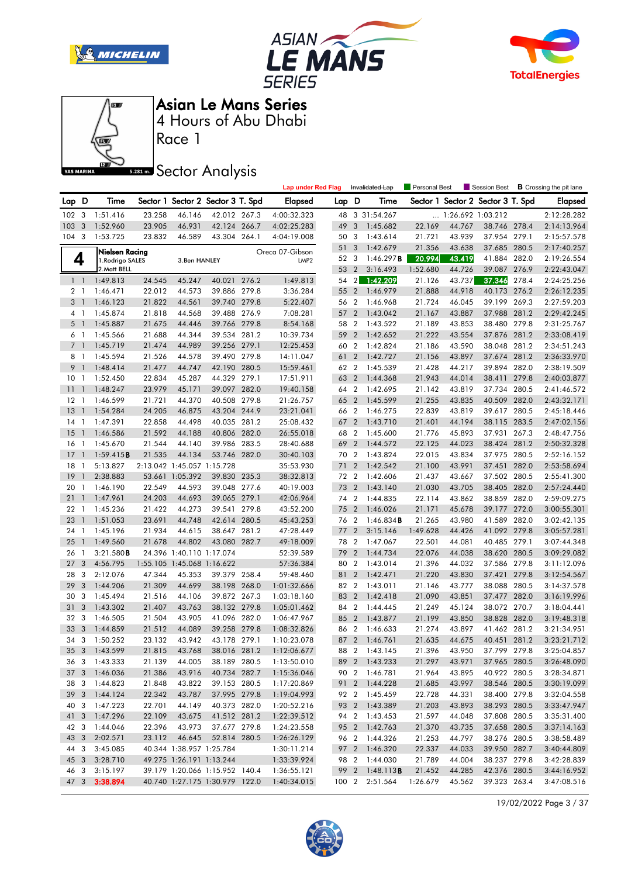# Asian Le Mans Series

## 4 Hours of Abu Dhabi

## Race 1

## Sector Analysis

Lap under Red Flag | Invalidated Lap | Personal Best | Session Best | B Crossing the pit lane

| Lap | D | Time | Sector 1 | Sector 2 | Sector 3 | T. Spd | Elapsed |
|---|---|---|---|---|---|---|---|
| 102 | 3 | 1:51.416 | 23.258 | 46.146 | 42.012 | 267.3 | 4:00:32.323 |
| 103 | 3 | 1:52.960 | 23.905 | 46.931 | 42.124 | 266.7 | 4:02:25.283 |
| 104 | 3 | 1:53.725 | 23.832 | 46.589 | 43.304 | 264.1 | 4:04:19.008 |

**4** Nielsen Racing — Oreca 07-Gibson — LMP2
1. Rodrigo SALES
2. Matt BELL
3. Ben HANLEY

| Lap | D | Time | Sector 1 | Sector 2 | Sector 3 | T. Spd | Elapsed |
|---|---|---|---|---|---|---|---|
| 1 | 1 | 1:49.813 | 24.545 | 45.247 | 40.021 | 276.2 | 1:49.813 |
| 2 | 1 | 1:46.471 | 22.012 | 44.573 | 39.886 | 279.8 | 3:36.284 |
| 3 | 1 | 1:46.123 | 21.822 | 44.561 | 39.740 | 279.8 | 5:22.407 |
| 4 | 1 | 1:45.874 | 21.818 | 44.568 | 39.488 | 276.9 | 7:08.281 |
| 5 | 1 | 1:45.887 | 21.675 | 44.446 | 39.766 | 279.8 | 8:54.168 |
| 6 | 1 | 1:45.566 | 21.688 | 44.344 | 39.534 | 281.2 | 10:39.734 |
| 7 | 1 | 1:45.719 | 21.474 | 44.989 | 39.256 | 279.1 | 12:25.453 |
| 8 | 1 | 1:45.594 | 21.526 | 44.578 | 39.490 | 279.8 | 14:11.047 |
| 9 | 1 | 1:48.414 | 21.477 | 44.747 | 42.190 | 280.5 | 15:59.461 |
| 10 | 1 | 1:52.450 | 22.834 | 45.287 | 44.329 | 279.1 | 17:51.911 |
| 11 | 1 | 1:48.247 | 23.979 | 45.171 | 39.097 | 282.0 | 19:40.158 |
| 12 | 1 | 1:46.599 | 21.721 | 44.370 | 40.508 | 279.8 | 21:26.757 |
| 13 | 1 | 1:54.284 | 24.205 | 46.875 | 43.204 | 244.9 | 23:21.041 |
| 14 | 1 | 1:47.391 | 22.858 | 44.498 | 40.035 | 281.2 | 25:08.432 |
| 15 | 1 | 1:46.586 | 21.592 | 44.188 | 40.806 | 282.0 | 26:55.018 |
| 16 | 1 | 1:45.670 | 21.544 | 44.140 | 39.986 | 283.5 | 28:40.688 |
| 17 | 1 | 1:59.415B | 21.535 | 44.134 | 53.746 | 282.0 | 30:40.103 |
| 18 | 1 | 5:13.827 | 2:13.042 | 1:45.057 | 1:15.728 | | 35:53.930 |
| 19 | 1 | 2:38.883 | 53.661 | 1:05.392 | 39.830 | 235.3 | 38:32.813 |
| 20 | 1 | 1:46.190 | 22.549 | 44.593 | 39.048 | 277.6 | 40:19.003 |
| 21 | 1 | 1:47.961 | 24.203 | 44.693 | 39.065 | 279.1 | 42:06.964 |
| 22 | 1 | 1:45.236 | 21.422 | 44.273 | 39.541 | 279.8 | 43:52.200 |
| 23 | 1 | 1:51.053 | 23.691 | 44.748 | 42.614 | 280.5 | 45:43.253 |
| 24 | 1 | 1:45.196 | 21.934 | 44.615 | 38.647 | 281.2 | 47:28.449 |
| 25 | 1 | 1:49.560 | 21.678 | 44.802 | 43.080 | 282.7 | 49:18.009 |
| 26 | 1 | 3:21.580B | 24.396 | 1:40.110 | 1:17.074 | | 52:39.589 |
| 27 | 3 | 4:56.795 | 1:55.105 | 1:45.068 | 1:16.622 | | 57:36.384 |
| 28 | 3 | 2:12.076 | 47.344 | 45.353 | 39.379 | 258.4 | 59:48.460 |
| 29 | 3 | 1:44.206 | 21.309 | 44.699 | 38.198 | 268.0 | 1:01:32.666 |
| 30 | 3 | 1:45.494 | 21.516 | 44.106 | 39.872 | 267.3 | 1:03:18.160 |
| 31 | 3 | 1:43.302 | 21.407 | 43.763 | 38.132 | 279.8 | 1:05:01.462 |
| 32 | 3 | 1:46.505 | 21.504 | 43.905 | 41.096 | 282.0 | 1:06:47.967 |
| 33 | 3 | 1:44.859 | 21.512 | 44.089 | 39.258 | 279.8 | 1:08:32.826 |
| 34 | 3 | 1:50.252 | 23.132 | 43.942 | 43.178 | 279.1 | 1:10:23.078 |
| 35 | 3 | 1:43.599 | 21.815 | 43.768 | 38.016 | 281.2 | 1:12:06.677 |
| 36 | 3 | 1:43.333 | 21.139 | 44.005 | 38.189 | 280.5 | 1:13:50.010 |
| 37 | 3 | 1:46.036 | 21.386 | 43.916 | 40.734 | 282.7 | 1:15:36.046 |
| 38 | 3 | 1:44.823 | 21.848 | 43.822 | 39.153 | 280.5 | 1:17:20.869 |
| 39 | 3 | 1:44.124 | 22.342 | 43.787 | 37.995 | 279.8 | 1:19:04.993 |
| 40 | 3 | 1:47.223 | 22.701 | 44.149 | 40.373 | 282.0 | 1:20:52.216 |
| 41 | 3 | 1:47.296 | 22.109 | 43.675 | 41.512 | 281.2 | 1:22:39.512 |
| 42 | 3 | 1:44.046 | 22.396 | 43.973 | 37.677 | 279.8 | 1:24:23.558 |
| 43 | 3 | 2:02.571 | 23.112 | 46.645 | 52.814 | 280.5 | 1:26:26.129 |
| 44 | 3 | 3:45.085 | 40.344 | 1:38.957 | 1:25.784 | | 1:30:11.214 |
| 45 | 3 | 3:28.710 | 49.275 | 1:26.191 | 1:13.244 | | 1:33:39.924 |
| 46 | 3 | 3:15.197 | 39.179 | 1:20.066 | 1:15.952 | 140.4 | 1:36:55.121 |
| 47 | 3 | 3:38.894 | 40.740 | 1:27.175 | 1:30.979 | 122.0 | 1:40:34.015 |
| 48 | 3 | 31:54.267 | ... | 1:26.692 | 1:03.212 | | 2:12:28.282 |
| 49 | 3 | 1:45.682 | 22.169 | 44.767 | 38.746 | 278.4 | 2:14:13.964 |
| 50 | 3 | 1:43.614 | 21.721 | 43.939 | 37.954 | 279.1 | 2:15:57.578 |
| 51 | 3 | 1:42.679 | 21.356 | 43.638 | 37.685 | 280.5 | 2:17:40.257 |
| 52 | 3 | 1:46.297B | 20.994 | 43.419 | 41.884 | 282.0 | 2:19:26.554 |
| 53 | 2 | 3:16.493 | 1:52.680 | 44.726 | 39.087 | 276.9 | 2:22:43.047 |
| 54 | 2 | 1:42.209 | 21.126 | 43.737 | 37.346 | 278.4 | 2:24:25.256 |
| 55 | 2 | 1:46.979 | 21.888 | 44.918 | 40.173 | 276.2 | 2:26:12.235 |
| 56 | 2 | 1:46.968 | 21.724 | 46.045 | 39.199 | 269.3 | 2:27:59.203 |
| 57 | 2 | 1:43.042 | 21.167 | 43.887 | 37.988 | 281.2 | 2:29:42.245 |
| 58 | 2 | 1:43.522 | 21.189 | 43.853 | 38.480 | 279.8 | 2:31:25.767 |
| 59 | 2 | 1:42.652 | 21.222 | 43.554 | 37.876 | 281.2 | 2:33:08.419 |
| 60 | 2 | 1:42.824 | 21.186 | 43.590 | 38.048 | 281.2 | 2:34:51.243 |
| 61 | 2 | 1:42.727 | 21.156 | 43.897 | 37.674 | 281.2 | 2:36:33.970 |
| 62 | 2 | 1:45.539 | 21.428 | 44.217 | 39.894 | 282.0 | 2:38:19.509 |
| 63 | 2 | 1:44.368 | 21.943 | 44.014 | 38.411 | 279.8 | 2:40:03.877 |
| 64 | 2 | 1:42.695 | 21.142 | 43.819 | 37.734 | 280.5 | 2:41:46.572 |
| 65 | 2 | 1:45.599 | 21.255 | 43.835 | 40.509 | 282.0 | 2:43:32.171 |
| 66 | 2 | 1:46.275 | 22.839 | 43.819 | 39.617 | 280.5 | 2:45:18.446 |
| 67 | 2 | 1:43.710 | 21.401 | 44.194 | 38.115 | 283.5 | 2:47:02.156 |
| 68 | 2 | 1:45.600 | 21.776 | 45.893 | 37.931 | 267.3 | 2:48:47.756 |
| 69 | 2 | 1:44.572 | 22.125 | 44.023 | 38.424 | 281.2 | 2:50:32.328 |
| 70 | 2 | 1:43.824 | 22.015 | 43.834 | 37.975 | 280.5 | 2:52:16.152 |
| 71 | 2 | 1:42.542 | 21.100 | 43.991 | 37.451 | 282.0 | 2:53:58.694 |
| 72 | 2 | 1:42.606 | 21.437 | 43.667 | 37.502 | 280.5 | 2:55:41.300 |
| 73 | 2 | 1:43.140 | 21.030 | 43.705 | 38.405 | 282.0 | 2:57:24.440 |
| 74 | 2 | 1:44.835 | 22.114 | 43.862 | 38.859 | 282.0 | 2:59:09.275 |
| 75 | 2 | 1:46.026 | 21.171 | 45.678 | 39.177 | 272.0 | 3:00:55.301 |
| 76 | 2 | 1:46.834B | 21.265 | 43.980 | 41.589 | 282.0 | 3:02:42.135 |
| 77 | 2 | 3:15.146 | 1:49.628 | 44.426 | 41.092 | 279.8 | 3:05:57.281 |
| 78 | 2 | 1:47.067 | 22.501 | 44.081 | 40.485 | 279.1 | 3:07:44.348 |
| 79 | 2 | 1:44.734 | 22.076 | 44.038 | 38.620 | 280.5 | 3:09:29.082 |
| 80 | 2 | 1:43.014 | 21.396 | 44.032 | 37.586 | 279.8 | 3:11:12.096 |
| 81 | 2 | 1:42.471 | 21.220 | 43.830 | 37.421 | 279.8 | 3:12:54.567 |
| 82 | 2 | 1:43.011 | 21.146 | 43.777 | 38.088 | 280.5 | 3:14:37.578 |
| 83 | 2 | 1:42.418 | 21.090 | 43.851 | 37.477 | 282.0 | 3:16:19.996 |
| 84 | 2 | 1:44.445 | 21.249 | 45.124 | 38.072 | 270.7 | 3:18:04.441 |
| 85 | 2 | 1:43.877 | 21.199 | 43.850 | 38.828 | 282.0 | 3:19:48.318 |
| 86 | 2 | 1:46.633 | 21.274 | 43.897 | 41.462 | 281.2 | 3:21:34.951 |
| 87 | 2 | 1:46.761 | 21.635 | 44.675 | 40.451 | 281.2 | 3:23:21.712 |
| 88 | 2 | 1:43.145 | 21.396 | 43.950 | 37.799 | 279.8 | 3:25:04.857 |
| 89 | 2 | 1:43.233 | 21.297 | 43.971 | 37.965 | 280.5 | 3:26:48.090 |
| 90 | 2 | 1:46.781 | 21.964 | 43.895 | 40.922 | 280.5 | 3:28:34.871 |
| 91 | 2 | 1:44.228 | 21.685 | 43.997 | 38.546 | 280.5 | 3:30:19.099 |
| 92 | 2 | 1:45.459 | 22.728 | 44.331 | 38.400 | 279.8 | 3:32:04.558 |
| 93 | 2 | 1:43.389 | 21.203 | 43.893 | 38.293 | 280.5 | 3:33:47.947 |
| 94 | 2 | 1:43.453 | 21.597 | 44.048 | 37.808 | 280.5 | 3:35:31.400 |
| 95 | 2 | 1:42.763 | 21.370 | 43.735 | 37.658 | 280.5 | 3:37:14.163 |
| 96 | 2 | 1:44.326 | 21.253 | 44.797 | 38.276 | 280.5 | 3:38:58.489 |
| 97 | 2 | 1:46.320 | 22.337 | 44.033 | 39.950 | 282.7 | 3:40:44.809 |
| 98 | 2 | 1:44.030 | 21.789 | 44.004 | 38.237 | 279.8 | 3:42:28.839 |
| 99 | 2 | 1:48.113B | 21.452 | 44.285 | 42.376 | 280.5 | 3:44:16.952 |
| 100 | 2 | 2:51.564 | 1:26.679 | 45.562 | 39.323 | 263.4 | 3:47:08.516 |

19/02/2022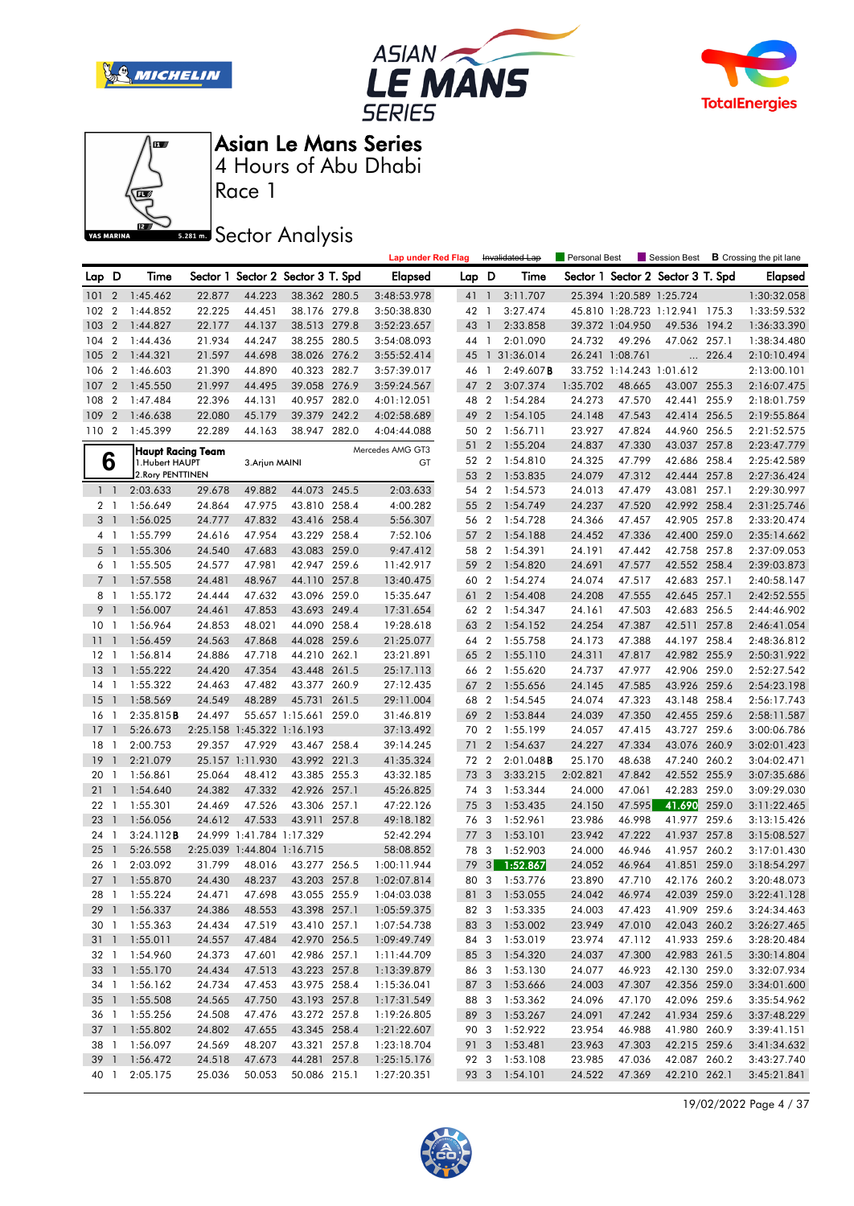# Asian Le Mans Series

4 Hours of Abu Dhabi

Race 1

## Sector Analysis

Lap under Red Flag | Invalidated Lap | Personal Best | Session Best | **B** Crossing the pit lane

| Lap | D | Time | Sector 1 | Sector 2 | Sector 3 | T. Spd | Elapsed |
|---|---|---|---|---|---|---|---|
| 101 | 2 | 1:45.462 | 22.877 | 44.223 | 38.362 | 280.5 | 3:48:53.978 |
| 102 | 2 | 1:44.852 | 22.225 | 44.451 | 38.176 | 279.8 | 3:50:38.830 |
| 103 | 2 | 1:44.827 | 22.177 | 44.137 | 38.513 | 279.8 | 3:52:23.657 |
| 104 | 2 | 1:44.436 | 21.934 | 44.247 | 38.255 | 280.5 | 3:54:08.093 |
| 105 | 2 | 1:44.321 | 21.597 | 44.698 | 38.026 | 276.2 | 3:55:52.414 |
| 106 | 2 | 1:46.603 | 21.390 | 44.890 | 40.323 | 282.7 | 3:57:39.017 |
| 107 | 2 | 1:45.550 | 21.997 | 44.495 | 39.058 | 276.9 | 3:59:24.567 |
| 108 | 2 | 1:47.484 | 22.396 | 44.131 | 40.957 | 282.0 | 4:01:12.051 |
| 109 | 2 | 1:46.638 | 22.080 | 45.179 | 39.379 | 242.2 | 4:02:58.689 |
| 110 | 2 | 1:45.399 | 22.289 | 44.163 | 38.947 | 282.0 | 4:04:44.088 |

**6 — Haupt Racing Team** — Mercedes AMG GT3 — GT
1. Hubert HAUPT
2. Rory PENTTINEN
3. Arjun MAINI

| Lap | D | Time | Sector 1 | Sector 2 | Sector 3 | T. Spd | Elapsed |
|---|---|---|---|---|---|---|---|
| 1 | 1 | 2:03.633 | 29.678 | 49.882 | 44.073 | 245.5 | 2:03.633 |
| 2 | 1 | 1:56.649 | 24.864 | 47.975 | 43.810 | 258.4 | 4:00.282 |
| 3 | 1 | 1:56.025 | 24.777 | 47.832 | 43.416 | 258.4 | 5:56.307 |
| 4 | 1 | 1:55.799 | 24.616 | 47.954 | 43.229 | 258.4 | 7:52.106 |
| 5 | 1 | 1:55.306 | 24.540 | 47.683 | 43.083 | 259.0 | 9:47.412 |
| 6 | 1 | 1:55.505 | 24.577 | 47.981 | 42.947 | 259.6 | 11:42.917 |
| 7 | 1 | 1:57.558 | 24.481 | 48.967 | 44.110 | 257.8 | 13:40.475 |
| 8 | 1 | 1:55.172 | 24.444 | 47.632 | 43.096 | 259.0 | 15:35.647 |
| 9 | 1 | 1:56.007 | 24.461 | 47.853 | 43.693 | 249.4 | 17:31.654 |
| 10 | 1 | 1:56.964 | 24.853 | 48.021 | 44.090 | 258.4 | 19:28.618 |
| 11 | 1 | 1:56.459 | 24.563 | 47.868 | 44.028 | 259.6 | 21:25.077 |
| 12 | 1 | 1:56.814 | 24.886 | 47.718 | 44.210 | 262.1 | 23:21.891 |
| 13 | 1 | 1:55.222 | 24.420 | 47.354 | 43.448 | 261.5 | 25:17.113 |
| 14 | 1 | 1:55.322 | 24.463 | 47.482 | 43.377 | 260.9 | 27:12.435 |
| 15 | 1 | 1:58.569 | 24.549 | 48.289 | 45.731 | 261.5 | 29:11.004 |
| 16 | 1 | 2:35.815 **B** | 24.497 | 55.657 | 1:15.661 | 259.0 | 31:46.819 |
| 17 | 1 | 5:26.673 | 2:25.158 | 1:45.322 | 1:16.193 | | 37:13.492 |
| 18 | 1 | 2:00.753 | 29.357 | 47.929 | 43.467 | 258.4 | 39:14.245 |
| 19 | 1 | 2:21.079 | 25.157 | 1:11.930 | 43.992 | 221.3 | 41:35.324 |
| 20 | 1 | 1:56.861 | 25.064 | 48.412 | 43.385 | 255.3 | 43:32.185 |
| 21 | 1 | 1:54.640 | 24.382 | 47.332 | 42.926 | 257.1 | 45:26.825 |
| 22 | 1 | 1:55.301 | 24.469 | 47.526 | 43.306 | 257.1 | 47:22.126 |
| 23 | 1 | 1:56.056 | 24.612 | 47.533 | 43.911 | 257.8 | 49:18.182 |
| 24 | 1 | 3:24.112 **B** | 24.999 | 1:41.784 | 1:17.329 | | 52:42.294 |
| 25 | 1 | 5:26.558 | 2:25.039 | 1:44.804 | 1:16.715 | | 58:08.852 |
| 26 | 1 | 2:03.092 | 31.799 | 48.016 | 43.277 | 256.5 | 1:00:11.944 |
| 27 | 1 | 1:55.870 | 24.430 | 48.237 | 43.203 | 257.8 | 1:02:07.814 |
| 28 | 1 | 1:55.224 | 24.471 | 47.698 | 43.055 | 255.9 | 1:04:03.038 |
| 29 | 1 | 1:56.337 | 24.386 | 48.553 | 43.398 | 257.1 | 1:05:59.375 |
| 30 | 1 | 1:55.363 | 24.434 | 47.519 | 43.410 | 257.1 | 1:07:54.738 |
| 31 | 1 | 1:55.011 | 24.557 | 47.484 | 42.970 | 256.5 | 1:09:49.749 |
| 32 | 1 | 1:54.960 | 24.373 | 47.601 | 42.986 | 257.1 | 1:11:44.709 |
| 33 | 1 | 1:55.170 | 24.434 | 47.513 | 43.223 | 257.8 | 1:13:39.879 |
| 34 | 1 | 1:56.162 | 24.734 | 47.453 | 43.975 | 258.4 | 1:15:36.041 |
| 35 | 1 | 1:55.508 | 24.565 | 47.750 | 43.193 | 257.8 | 1:17:31.549 |
| 36 | 1 | 1:55.256 | 24.508 | 47.476 | 43.272 | 257.8 | 1:19:26.805 |
| 37 | 1 | 1:55.802 | 24.802 | 47.655 | 43.345 | 258.4 | 1:21:22.607 |
| 38 | 1 | 1:56.097 | 24.569 | 48.207 | 43.321 | 257.8 | 1:23:18.704 |
| 39 | 1 | 1:56.472 | 24.518 | 47.673 | 44.281 | 257.8 | 1:25:15.176 |
| 40 | 1 | 2:05.175 | 25.036 | 50.053 | 50.086 | 215.1 | 1:27:20.351 |
| 41 | 1 | 3:11.707 | 25.394 | 1:20.589 | 1:25.724 | | 1:30:32.058 |
| 42 | 1 | 3:27.474 | 45.810 | 1:28.723 | 1:12.941 | 175.3 | 1:33:59.532 |
| 43 | 1 | 2:33.858 | 39.372 | 1:04.950 | 49.536 | 194.2 | 1:36:33.390 |
| 44 | 1 | 2:01.090 | 24.732 | 49.296 | 47.062 | 257.1 | 1:38:34.480 |
| 45 | 1 | 31:36.014 | 26.241 | 1:08.761 | ... | 226.4 | 2:10:10.494 |
| 46 | 1 | 2:49.607 **B** | 33.752 | 1:14.243 | 1:01.612 | | 2:13:00.101 |
| 47 | 2 | 3:07.374 | 1:35.702 | 48.665 | 43.007 | 255.3 | 2:16:07.475 |
| 48 | 2 | 1:54.284 | 24.273 | 47.570 | 42.441 | 255.9 | 2:18:01.759 |
| 49 | 2 | 1:54.105 | 24.148 | 47.543 | 42.414 | 256.5 | 2:19:55.864 |
| 50 | 2 | 1:56.711 | 23.927 | 47.824 | 44.960 | 256.5 | 2:21:52.575 |
| 51 | 2 | 1:55.204 | 24.837 | 47.330 | 43.037 | 257.8 | 2:23:47.779 |
| 52 | 2 | 1:54.810 | 24.325 | 47.799 | 42.686 | 258.4 | 2:25:42.589 |
| 53 | 2 | 1:53.835 | 24.079 | 47.312 | 42.444 | 257.8 | 2:27:36.424 |
| 54 | 2 | 1:54.573 | 24.013 | 47.479 | 43.081 | 257.1 | 2:29:30.997 |
| 55 | 2 | 1:54.749 | 24.237 | 47.520 | 42.992 | 258.4 | 2:31:25.746 |
| 56 | 2 | 1:54.728 | 24.366 | 47.457 | 42.905 | 257.8 | 2:33:20.474 |
| 57 | 2 | 1:54.188 | 24.452 | 47.336 | 42.400 | 259.0 | 2:35:14.662 |
| 58 | 2 | 1:54.391 | 24.191 | 47.442 | 42.758 | 257.8 | 2:37:09.053 |
| 59 | 2 | 1:54.820 | 24.691 | 47.577 | 42.552 | 258.4 | 2:39:03.873 |
| 60 | 2 | 1:54.274 | 24.074 | 47.517 | 42.683 | 257.1 | 2:40:58.147 |
| 61 | 2 | 1:54.408 | 24.208 | 47.555 | 42.645 | 257.1 | 2:42:52.555 |
| 62 | 2 | 1:54.347 | 24.161 | 47.503 | 42.683 | 256.5 | 2:44:46.902 |
| 63 | 2 | 1:54.152 | 24.254 | 47.387 | 42.511 | 257.8 | 2:46:41.054 |
| 64 | 2 | 1:55.758 | 24.173 | 47.388 | 44.197 | 258.4 | 2:48:36.812 |
| 65 | 2 | 1:55.110 | 24.311 | 47.817 | 42.982 | 255.9 | 2:50:31.922 |
| 66 | 2 | 1:55.620 | 24.737 | 47.977 | 42.906 | 259.0 | 2:52:27.542 |
| 67 | 2 | 1:55.656 | 24.145 | 47.585 | 43.926 | 259.6 | 2:54:23.198 |
| 68 | 2 | 1:54.545 | 24.074 | 47.323 | 43.148 | 258.4 | 2:56:17.743 |
| 69 | 2 | 1:53.844 | 24.039 | 47.350 | 42.455 | 259.6 | 2:58:11.587 |
| 70 | 2 | 1:55.199 | 24.057 | 47.415 | 43.727 | 259.6 | 3:00:06.786 |
| 71 | 2 | 1:54.637 | 24.227 | 47.334 | 43.076 | 260.9 | 3:02:01.423 |
| 72 | 2 | 2:01.048 **B** | 25.170 | 48.638 | 47.240 | 260.2 | 3:04:02.471 |
| 73 | 3 | 3:33.215 | 2:02.821 | 47.842 | 42.552 | 255.9 | 3:07:35.686 |
| 74 | 3 | 1:53.344 | 24.000 | 47.061 | 42.283 | 259.0 | 3:09:29.030 |
| 75 | 3 | 1:53.435 | 24.150 | 47.595 | 41.690 | 259.0 | 3:11:22.465 |
| 76 | 3 | 1:52.961 | 23.986 | 46.998 | 41.977 | 259.6 | 3:13:15.426 |
| 77 | 3 | 1:53.101 | 23.942 | 47.222 | 41.937 | 257.8 | 3:15:08.527 |
| 78 | 3 | 1:52.903 | 24.000 | 46.946 | 41.957 | 260.2 | 3:17:01.430 |
| 79 | 3 | 1:52.867 | 24.052 | 46.964 | 41.851 | 259.0 | 3:18:54.297 |
| 80 | 3 | 1:53.776 | 23.890 | 47.710 | 42.176 | 260.2 | 3:20:48.073 |
| 81 | 3 | 1:53.055 | 24.042 | 46.974 | 42.039 | 259.0 | 3:22:41.128 |
| 82 | 3 | 1:53.335 | 24.003 | 47.423 | 41.909 | 259.6 | 3:24:34.463 |
| 83 | 3 | 1:53.002 | 23.949 | 47.010 | 42.043 | 260.2 | 3:26:27.465 |
| 84 | 3 | 1:53.019 | 23.974 | 47.112 | 41.933 | 259.6 | 3:28:20.484 |
| 85 | 3 | 1:54.320 | 24.037 | 47.300 | 42.983 | 261.5 | 3:30:14.804 |
| 86 | 3 | 1:53.130 | 24.077 | 46.923 | 42.130 | 259.0 | 3:32:07.934 |
| 87 | 3 | 1:53.666 | 24.003 | 47.307 | 42.356 | 259.0 | 3:34:01.600 |
| 88 | 3 | 1:53.362 | 24.096 | 47.170 | 42.096 | 259.6 | 3:35:54.962 |
| 89 | 3 | 1:53.267 | 24.091 | 47.242 | 41.934 | 259.6 | 3:37:48.229 |
| 90 | 3 | 1:52.922 | 23.954 | 46.988 | 41.980 | 260.9 | 3:39:41.151 |
| 91 | 3 | 1:53.481 | 23.963 | 47.303 | 42.215 | 259.6 | 3:41:34.632 |
| 92 | 3 | 1:53.108 | 23.985 | 47.036 | 42.087 | 260.2 | 3:43:27.740 |
| 93 | 3 | 1:54.101 | 24.522 | 47.369 | 42.210 | 262.1 | 3:45:21.841 |

19/02/2022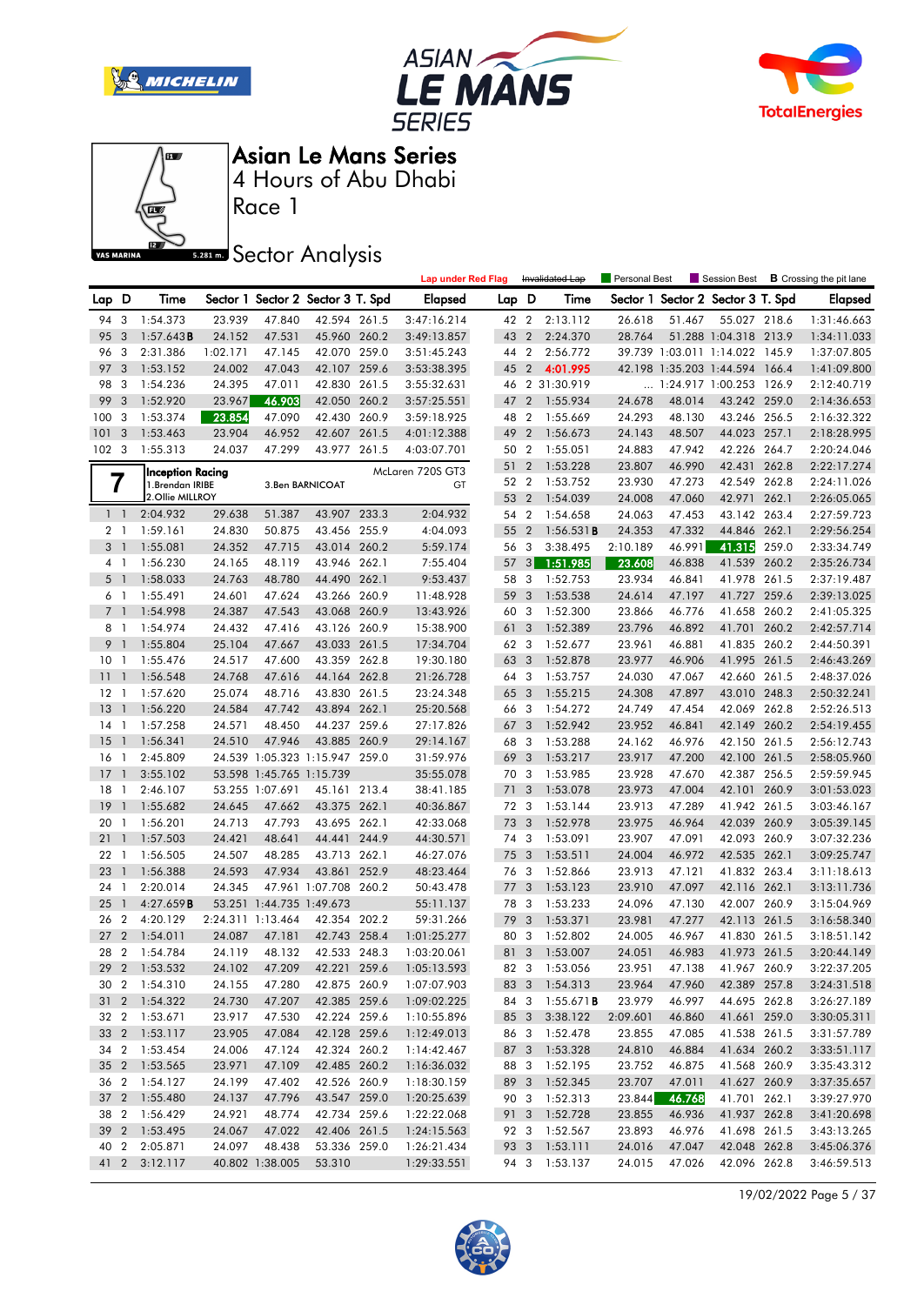# Asian Le Mans Series

4 Hours of Abu Dhabi

Race 1

## Sector Analysis

Lap under Red Flag | Invalidated Lap | Personal Best | Session Best | **B** Crossing the pit lane

| Lap | D | Time | Sector 1 | Sector 2 | Sector 3 | T. Spd | Elapsed |
|---|---|---|---|---|---|---|---|
| 94 | 3 | 1:54.373 | 23.939 | 47.840 | 42.594 | 261.5 | 3:47:16.214 |
| 95 | 3 | 1:57.643 **B** | 24.152 | 47.531 | 45.960 | 260.2 | 3:49:13.857 |
| 96 | 3 | 2:31.386 | 1:02.171 | 47.145 | 42.070 | 259.0 | 3:51:45.243 |
| 97 | 3 | 1:53.152 | 24.002 | 47.043 | 42.107 | 259.6 | 3:53:38.395 |
| 98 | 3 | 1:54.236 | 24.395 | 47.011 | 42.830 | 261.5 | 3:55:32.631 |
| 99 | 3 | 1:52.920 | 23.967 | 46.903 | 42.050 | 260.2 | 3:57:25.551 |
| 100 | 3 | 1:53.374 | 23.854 | 47.090 | 42.430 | 260.9 | 3:59:18.925 |
| 101 | 3 | 1:53.463 | 23.904 | 46.952 | 42.607 | 261.5 | 4:01:12.388 |
| 102 | 3 | 1:55.313 | 24.037 | 47.299 | 43.977 | 261.5 | 4:03:07.701 |

**7** — **Inception Racing** — McLaren 720S GT3 — GT

1.Brendan IRIBE
2.Ollie MILLROY
3.Ben BARNICOAT

| Lap | D | Time | Sector 1 | Sector 2 | Sector 3 | T. Spd | Elapsed |
|---|---|---|---|---|---|---|---|
| 1 | 1 | 2:04.932 | 29.638 | 51.387 | 43.907 | 233.3 | 2:04.932 |
| 2 | 1 | 1:59.161 | 24.830 | 50.875 | 43.456 | 255.9 | 4:04.093 |
| 3 | 1 | 1:55.081 | 24.352 | 47.715 | 43.014 | 260.2 | 5:59.174 |
| 4 | 1 | 1:56.230 | 24.165 | 48.119 | 43.946 | 262.1 | 7:55.404 |
| 5 | 1 | 1:58.033 | 24.763 | 48.780 | 44.490 | 262.1 | 9:53.437 |
| 6 | 1 | 1:55.491 | 24.601 | 47.624 | 43.266 | 260.9 | 11:48.928 |
| 7 | 1 | 1:54.998 | 24.387 | 47.543 | 43.068 | 260.9 | 13:43.926 |
| 8 | 1 | 1:54.974 | 24.432 | 47.416 | 43.126 | 260.9 | 15:38.900 |
| 9 | 1 | 1:55.804 | 25.104 | 47.667 | 43.033 | 261.5 | 17:34.704 |
| 10 | 1 | 1:55.476 | 24.517 | 47.600 | 43.359 | 262.8 | 19:30.180 |
| 11 | 1 | 1:56.548 | 24.768 | 47.616 | 44.164 | 262.8 | 21:26.728 |
| 12 | 1 | 1:57.620 | 25.074 | 48.716 | 43.830 | 261.5 | 23:24.348 |
| 13 | 1 | 1:56.220 | 24.584 | 47.742 | 43.894 | 262.1 | 25:20.568 |
| 14 | 1 | 1:57.258 | 24.571 | 48.450 | 44.237 | 259.6 | 27:17.826 |
| 15 | 1 | 1:56.341 | 24.510 | 47.946 | 43.885 | 260.9 | 29:14.167 |
| 16 | 1 | 2:45.809 | 24.539 | 1:05.323 | 1:15.947 | 259.0 | 31:59.976 |
| 17 | 1 | 3:55.102 | 53.598 | 1:45.765 | 1:15.739 | | 35:55.078 |
| 18 | 1 | 2:46.107 | 53.255 | 1:07.691 | 45.161 | 213.4 | 38:41.185 |
| 19 | 1 | 1:55.682 | 24.645 | 47.662 | 43.375 | 262.1 | 40:36.867 |
| 20 | 1 | 1:56.201 | 24.713 | 47.793 | 43.695 | 262.1 | 42:33.068 |
| 21 | 1 | 1:57.503 | 24.421 | 48.641 | 44.441 | 244.9 | 44:30.571 |
| 22 | 1 | 1:56.505 | 24.507 | 48.285 | 43.713 | 262.1 | 46:27.076 |
| 23 | 1 | 1:56.388 | 24.593 | 47.934 | 43.861 | 252.9 | 48:23.464 |
| 24 | 1 | 2:20.014 | 24.345 | 47.961 | 1:07.708 | 260.2 | 50:43.478 |
| 25 | 1 | 4:27.659 **B** | 53.251 | 1:44.735 | 1:49.673 | | 55:11.137 |
| 26 | 2 | 4:20.129 | 2:24.311 | 1:13.464 | 42.354 | 202.2 | 59:31.266 |
| 27 | 2 | 1:54.011 | 24.087 | 47.181 | 42.743 | 258.4 | 1:01:25.277 |
| 28 | 2 | 1:54.784 | 24.119 | 48.132 | 42.533 | 248.3 | 1:03:20.061 |
| 29 | 2 | 1:53.532 | 24.102 | 47.209 | 42.221 | 259.6 | 1:05:13.593 |
| 30 | 2 | 1:54.310 | 24.155 | 47.280 | 42.875 | 260.9 | 1:07:07.903 |
| 31 | 2 | 1:54.322 | 24.730 | 47.207 | 42.385 | 259.6 | 1:09:02.225 |
| 32 | 2 | 1:53.671 | 23.917 | 47.530 | 42.224 | 259.6 | 1:10:55.896 |
| 33 | 2 | 1:53.117 | 23.905 | 47.084 | 42.128 | 259.6 | 1:12:49.013 |
| 34 | 2 | 1:53.454 | 24.006 | 47.124 | 42.324 | 260.2 | 1:14:42.467 |
| 35 | 2 | 1:53.565 | 23.971 | 47.109 | 42.485 | 260.2 | 1:16:36.032 |
| 36 | 2 | 1:54.127 | 24.199 | 47.402 | 42.526 | 260.9 | 1:18:30.159 |
| 37 | 2 | 1:55.480 | 24.137 | 47.796 | 43.547 | 259.0 | 1:20:25.639 |
| 38 | 2 | 1:56.429 | 24.921 | 48.774 | 42.734 | 259.6 | 1:22:22.068 |
| 39 | 2 | 1:53.495 | 24.067 | 47.022 | 42.406 | 261.5 | 1:24:15.563 |
| 40 | 2 | 2:05.871 | 24.097 | 48.438 | 53.336 | 259.0 | 1:26:21.434 |
| 41 | 2 | 3:12.117 | 40.802 | 1:38.005 | 53.310 | | 1:29:33.551 |
| 42 | 2 | 2:13.112 | 26.618 | 51.467 | 55.027 | 218.6 | 1:31:46.663 |
| 43 | 2 | 2:24.370 | 28.764 | 51.288 | 1:04.318 | 213.9 | 1:34:11.033 |
| 44 | 2 | 2:56.772 | 39.739 | 1:03.011 | 1:14.022 | 145.9 | 1:37:07.805 |
| 45 | 2 | 4:01.995 | 42.198 | 1:35.203 | 1:44.594 | 166.4 | 1:41:09.800 |
| 46 | 2 | 31:30.919 | ... | 1:24.917 | 1:00.253 | 126.9 | 2:12:40.719 |
| 47 | 2 | 1:55.934 | 24.678 | 48.014 | 43.242 | 259.0 | 2:14:36.653 |
| 48 | 2 | 1:55.669 | 24.293 | 48.130 | 43.246 | 256.5 | 2:16:32.322 |
| 49 | 2 | 1:56.673 | 24.143 | 48.507 | 44.023 | 257.1 | 2:18:28.995 |
| 50 | 2 | 1:55.051 | 24.883 | 47.942 | 42.226 | 264.7 | 2:20:24.046 |
| 51 | 2 | 1:53.228 | 23.807 | 46.990 | 42.431 | 262.8 | 2:22:17.274 |
| 52 | 2 | 1:53.752 | 23.930 | 47.273 | 42.549 | 262.8 | 2:24:11.026 |
| 53 | 2 | 1:54.039 | 24.008 | 47.060 | 42.971 | 262.1 | 2:26:05.065 |
| 54 | 2 | 1:54.658 | 24.063 | 47.453 | 43.142 | 263.4 | 2:27:59.723 |
| 55 | 2 | 1:56.531 **B** | 24.353 | 47.332 | 44.846 | 262.1 | 2:29:56.254 |
| 56 | 3 | 3:38.495 | 2:10.189 | 46.991 | 41.315 | 259.0 | 2:33:34.749 |
| 57 | 3 | 1:51.985 | 23.608 | 46.838 | 41.539 | 260.2 | 2:35:26.734 |
| 58 | 3 | 1:52.753 | 23.934 | 46.841 | 41.978 | 261.5 | 2:37:19.487 |
| 59 | 3 | 1:53.538 | 24.614 | 47.197 | 41.727 | 259.6 | 2:39:13.025 |
| 60 | 3 | 1:52.300 | 23.866 | 46.776 | 41.658 | 260.2 | 2:41:05.325 |
| 61 | 3 | 1:52.389 | 23.796 | 46.892 | 41.701 | 260.2 | 2:42:57.714 |
| 62 | 3 | 1:52.677 | 23.961 | 46.881 | 41.835 | 260.2 | 2:44:50.391 |
| 63 | 3 | 1:52.878 | 23.977 | 46.906 | 41.995 | 261.5 | 2:46:43.269 |
| 64 | 3 | 1:53.757 | 24.030 | 47.067 | 42.660 | 261.5 | 2:48:37.026 |
| 65 | 3 | 1:55.215 | 24.308 | 47.897 | 43.010 | 248.3 | 2:50:32.241 |
| 66 | 3 | 1:54.272 | 24.749 | 47.454 | 42.069 | 262.8 | 2:52:26.513 |
| 67 | 3 | 1:52.942 | 23.952 | 46.841 | 42.149 | 260.2 | 2:54:19.455 |
| 68 | 3 | 1:53.288 | 24.162 | 46.976 | 42.150 | 261.5 | 2:56:12.743 |
| 69 | 3 | 1:53.217 | 23.917 | 47.200 | 42.100 | 261.5 | 2:58:05.960 |
| 70 | 3 | 1:53.985 | 23.928 | 47.670 | 42.387 | 256.5 | 2:59:59.945 |
| 71 | 3 | 1:53.078 | 23.973 | 47.004 | 42.101 | 260.9 | 3:01:53.023 |
| 72 | 3 | 1:53.144 | 23.913 | 47.289 | 41.942 | 261.5 | 3:03:46.167 |
| 73 | 3 | 1:52.978 | 23.975 | 46.964 | 42.039 | 260.9 | 3:05:39.145 |
| 74 | 3 | 1:53.091 | 23.907 | 47.091 | 42.093 | 260.9 | 3:07:32.236 |
| 75 | 3 | 1:53.511 | 24.004 | 46.972 | 42.535 | 262.1 | 3:09:25.747 |
| 76 | 3 | 1:52.866 | 23.913 | 47.121 | 41.832 | 263.4 | 3:11:18.613 |
| 77 | 3 | 1:53.123 | 23.910 | 47.097 | 42.116 | 262.1 | 3:13:11.736 |
| 78 | 3 | 1:53.233 | 24.096 | 47.130 | 42.007 | 260.9 | 3:15:04.969 |
| 79 | 3 | 1:53.371 | 23.981 | 47.277 | 42.113 | 261.5 | 3:16:58.340 |
| 80 | 3 | 1:52.802 | 24.005 | 46.967 | 41.830 | 261.5 | 3:18:51.142 |
| 81 | 3 | 1:53.007 | 24.051 | 46.983 | 41.973 | 261.5 | 3:20:44.149 |
| 82 | 3 | 1:53.056 | 23.951 | 47.138 | 41.967 | 260.9 | 3:22:37.205 |
| 83 | 3 | 1:54.313 | 23.964 | 47.960 | 42.389 | 257.8 | 3:24:31.518 |
| 84 | 3 | 1:55.671 **B** | 23.979 | 46.997 | 44.695 | 262.8 | 3:26:27.189 |
| 85 | 3 | 3:38.122 | 2:09.601 | 46.860 | 41.661 | 259.0 | 3:30:05.311 |
| 86 | 3 | 1:52.478 | 23.855 | 47.085 | 41.538 | 261.5 | 3:31:57.789 |
| 87 | 3 | 1:53.328 | 24.810 | 46.884 | 41.634 | 260.2 | 3:33:51.117 |
| 88 | 3 | 1:52.195 | 23.752 | 46.875 | 41.568 | 260.9 | 3:35:43.312 |
| 89 | 3 | 1:52.345 | 23.707 | 47.011 | 41.627 | 260.9 | 3:37:35.657 |
| 90 | 3 | 1:52.313 | 23.844 | 46.768 | 41.701 | 262.1 | 3:39:27.970 |
| 91 | 3 | 1:52.728 | 23.855 | 46.936 | 41.937 | 262.8 | 3:41:20.698 |
| 92 | 3 | 1:52.567 | 23.893 | 46.976 | 41.698 | 261.5 | 3:43:13.265 |
| 93 | 3 | 1:53.111 | 24.016 | 47.047 | 42.048 | 262.8 | 3:45:06.376 |
| 94 | 3 | 1:53.137 | 24.015 | 47.026 | 42.096 | 262.8 | 3:46:59.513 |

19/02/2022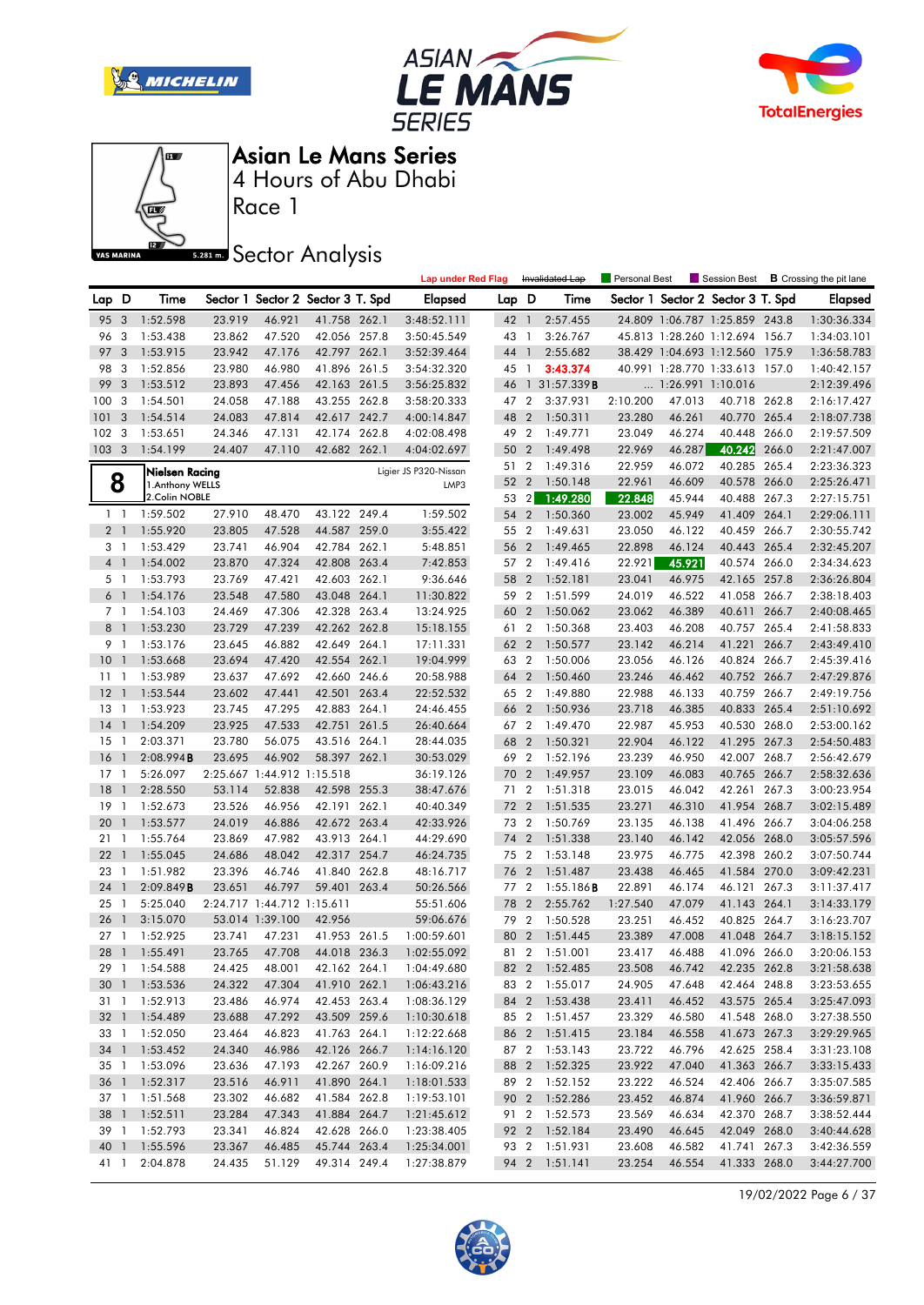# Asian Le Mans Series

4 Hours of Abu Dhabi

Race 1

## Sector Analysis

Lap under Red Flag | ~~Invalidated Lap~~ | Personal Best | Session Best | **B** Crossing the pit lane

| Lap | D | Time | Sector 1 | Sector 2 | Sector 3 | T. Spd | Elapsed |
|---|---|---|---|---|---|---|---|
| 95 | 3 | 1:52.598 | 23.919 | 46.921 | 41.758 | 262.1 | 3:48:52.111 |
| 96 | 3 | 1:53.438 | 23.862 | 47.520 | 42.056 | 257.8 | 3:50:45.549 |
| 97 | 3 | 1:53.915 | 23.942 | 47.176 | 42.797 | 262.1 | 3:52:39.464 |
| 98 | 3 | 1:52.856 | 23.980 | 46.980 | 41.896 | 261.5 | 3:54:32.320 |
| 99 | 3 | 1:53.512 | 23.893 | 47.456 | 42.163 | 261.5 | 3:56:25.832 |
| 100 | 3 | 1:54.501 | 24.058 | 47.188 | 43.255 | 262.8 | 3:58:20.333 |
| 101 | 3 | 1:54.514 | 24.083 | 47.814 | 42.617 | 242.7 | 4:00:14.847 |
| 102 | 3 | 1:53.651 | 24.346 | 47.131 | 42.174 | 262.8 | 4:02:08.498 |
| 103 | 3 | 1:54.199 | 24.407 | 47.110 | 42.682 | 262.1 | 4:04:02.697 |

**8** — Nielsen Racing — Ligier JS P320-Nissan — LMP3
1. Anthony WELLS
2. Colin NOBLE

| Lap | D | Time | Sector 1 | Sector 2 | Sector 3 | T. Spd | Elapsed |
|---|---|---|---|---|---|---|---|
| 1 | 1 | 1:59.502 | 27.910 | 48.470 | 43.122 | 249.4 | 1:59.502 |
| 2 | 1 | 1:55.920 | 23.805 | 47.528 | 44.587 | 259.0 | 3:55.422 |
| 3 | 1 | 1:53.429 | 23.741 | 46.904 | 42.784 | 262.1 | 5:48.851 |
| 4 | 1 | 1:54.002 | 23.870 | 47.324 | 42.808 | 263.4 | 7:42.853 |
| 5 | 1 | 1:53.793 | 23.769 | 47.421 | 42.603 | 262.1 | 9:36.646 |
| 6 | 1 | 1:54.176 | 23.548 | 47.580 | 43.048 | 264.1 | 11:30.822 |
| 7 | 1 | 1:54.103 | 24.469 | 47.306 | 42.328 | 263.4 | 13:24.925 |
| 8 | 1 | 1:53.230 | 23.729 | 47.239 | 42.262 | 262.8 | 15:18.155 |
| 9 | 1 | 1:53.176 | 23.645 | 46.882 | 42.649 | 264.1 | 17:11.331 |
| 10 | 1 | 1:53.668 | 23.694 | 47.420 | 42.554 | 262.1 | 19:04.999 |
| 11 | 1 | 1:53.989 | 23.637 | 47.692 | 42.660 | 246.6 | 20:58.988 |
| 12 | 1 | 1:53.544 | 23.602 | 47.441 | 42.501 | 263.4 | 22:52.532 |
| 13 | 1 | 1:53.923 | 23.745 | 47.295 | 42.883 | 264.1 | 24:46.455 |
| 14 | 1 | 1:54.209 | 23.925 | 47.533 | 42.751 | 261.5 | 26:40.664 |
| 15 | 1 | 2:03.371 | 23.780 | 56.075 | 43.516 | 264.1 | 28:44.035 |
| 16 | 1 | 2:08.994 **B** | 23.695 | 46.902 | 58.397 | 262.1 | 30:53.029 |
| 17 | 1 | 5:26.097 | 2:25.667 | 1:44.912 | 1:15.518 | | 36:19.126 |
| 18 | 1 | 2:28.550 | 53.114 | 52.838 | 42.598 | 255.3 | 38:47.676 |
| 19 | 1 | 1:52.673 | 23.526 | 46.956 | 42.191 | 262.1 | 40:40.349 |
| 20 | 1 | 1:53.577 | 24.019 | 46.886 | 42.672 | 263.4 | 42:33.926 |
| 21 | 1 | 1:55.764 | 23.869 | 47.982 | 43.913 | 264.1 | 44:29.690 |
| 22 | 1 | 1:55.045 | 24.686 | 48.042 | 42.317 | 254.7 | 46:24.735 |
| 23 | 1 | 1:51.982 | 23.396 | 46.746 | 41.840 | 262.8 | 48:16.717 |
| 24 | 1 | 2:09.849 **B** | 23.651 | 46.797 | 59.401 | 263.4 | 50:26.566 |
| 25 | 1 | 5:25.040 | 2:24.717 | 1:44.712 | 1:15.611 | | 55:51.606 |
| 26 | 1 | 3:15.070 | 53.014 | 1:39.100 | 42.956 | | 59:06.676 |
| 27 | 1 | 1:52.925 | 23.741 | 47.231 | 41.953 | 261.5 | 1:00:59.601 |
| 28 | 1 | 1:55.491 | 23.765 | 47.708 | 44.018 | 236.3 | 1:02:55.092 |
| 29 | 1 | 1:54.588 | 24.425 | 48.001 | 42.162 | 264.1 | 1:04:49.680 |
| 30 | 1 | 1:53.536 | 24.322 | 47.304 | 41.910 | 262.1 | 1:06:43.216 |
| 31 | 1 | 1:52.913 | 23.486 | 46.974 | 42.453 | 263.4 | 1:08:36.129 |
| 32 | 1 | 1:54.489 | 23.688 | 47.292 | 43.509 | 259.6 | 1:10:30.618 |
| 33 | 1 | 1:52.050 | 23.464 | 46.823 | 41.763 | 264.1 | 1:12:22.668 |
| 34 | 1 | 1:53.452 | 24.340 | 46.986 | 42.126 | 266.7 | 1:14:16.120 |
| 35 | 1 | 1:53.096 | 23.636 | 47.193 | 42.267 | 260.9 | 1:16:09.216 |
| 36 | 1 | 1:52.317 | 23.516 | 46.911 | 41.890 | 264.1 | 1:18:01.533 |
| 37 | 1 | 1:51.568 | 23.302 | 46.682 | 41.584 | 262.8 | 1:19:53.101 |
| 38 | 1 | 1:52.511 | 23.284 | 47.343 | 41.884 | 264.7 | 1:21:45.612 |
| 39 | 1 | 1:52.793 | 23.341 | 46.824 | 42.628 | 266.0 | 1:23:38.405 |
| 40 | 1 | 1:55.596 | 23.367 | 46.485 | 45.744 | 263.4 | 1:25:34.001 |
| 41 | 1 | 2:04.878 | 24.435 | 51.129 | 49.314 | 249.4 | 1:27:38.879 |
| 42 | 1 | 2:57.455 | 24.809 | 1:06.787 | 1:25.859 | 243.8 | 1:30:36.334 |
| 43 | 1 | 3:26.767 | 45.813 | 1:28.260 | 1:12.694 | 156.7 | 1:34:03.101 |
| 44 | 1 | 2:55.682 | 38.429 | 1:04.693 | 1:12.560 | 175.9 | 1:36:58.783 |
| 45 | 1 | 3:43.374 | 40.991 | 1:28.770 | 1:33.613 | 157.0 | 1:40:42.157 |
| 46 | 1 | 31:57.339 **B** | ... | 1:26.991 | 1:10.016 | | 2:12:39.496 |
| 47 | 2 | 3:37.931 | 2:10.200 | 47.013 | 40.718 | 262.8 | 2:16:17.427 |
| 48 | 2 | 1:50.311 | 23.280 | 46.261 | 40.770 | 265.4 | 2:18:07.738 |
| 49 | 2 | 1:49.771 | 23.049 | 46.274 | 40.448 | 266.0 | 2:19:57.509 |
| 50 | 2 | 1:49.498 | 22.969 | 46.287 | 40.242 | 266.0 | 2:21:47.007 |
| 51 | 2 | 1:49.316 | 22.959 | 46.072 | 40.285 | 265.4 | 2:23:36.323 |
| 52 | 2 | 1:50.148 | 22.961 | 46.609 | 40.578 | 266.0 | 2:25:26.471 |
| 53 | 2 | 1:49.280 | 22.848 | 45.944 | 40.488 | 267.3 | 2:27:15.751 |
| 54 | 2 | 1:50.360 | 23.002 | 45.949 | 41.409 | 264.1 | 2:29:06.111 |
| 55 | 2 | 1:49.631 | 23.050 | 46.122 | 40.459 | 266.7 | 2:30:55.742 |
| 56 | 2 | 1:49.465 | 22.898 | 46.124 | 40.443 | 265.4 | 2:32:45.207 |
| 57 | 2 | 1:49.416 | 22.921 | 45.921 | 40.574 | 266.0 | 2:34:34.623 |
| 58 | 2 | 1:52.181 | 23.041 | 46.975 | 42.165 | 257.8 | 2:36:26.804 |
| 59 | 2 | 1:51.599 | 24.019 | 46.522 | 41.058 | 266.7 | 2:38:18.403 |
| 60 | 2 | 1:50.062 | 23.062 | 46.389 | 40.611 | 266.7 | 2:40:08.465 |
| 61 | 2 | 1:50.368 | 23.403 | 46.208 | 40.757 | 265.4 | 2:41:58.833 |
| 62 | 2 | 1:50.577 | 23.142 | 46.214 | 41.221 | 266.7 | 2:43:49.410 |
| 63 | 2 | 1:50.006 | 23.056 | 46.126 | 40.824 | 266.7 | 2:45:39.416 |
| 64 | 2 | 1:50.460 | 23.246 | 46.462 | 40.752 | 266.7 | 2:47:29.876 |
| 65 | 2 | 1:49.880 | 22.988 | 46.133 | 40.759 | 266.7 | 2:49:19.756 |
| 66 | 2 | 1:50.936 | 23.718 | 46.385 | 40.833 | 265.4 | 2:51:10.692 |
| 67 | 2 | 1:49.470 | 22.987 | 45.953 | 40.530 | 268.0 | 2:53:00.162 |
| 68 | 2 | 1:50.321 | 22.904 | 46.122 | 41.295 | 267.3 | 2:54:50.483 |
| 69 | 2 | 1:52.196 | 23.239 | 46.950 | 42.007 | 268.7 | 2:56:42.679 |
| 70 | 2 | 1:49.957 | 23.109 | 46.083 | 40.765 | 266.7 | 2:58:32.636 |
| 71 | 2 | 1:51.318 | 23.015 | 46.042 | 42.261 | 267.3 | 3:00:23.954 |
| 72 | 2 | 1:51.535 | 23.271 | 46.310 | 41.954 | 268.7 | 3:02:15.489 |
| 73 | 2 | 1:50.769 | 23.135 | 46.138 | 41.496 | 266.7 | 3:04:06.258 |
| 74 | 2 | 1:51.338 | 23.140 | 46.142 | 42.056 | 268.0 | 3:05:57.596 |
| 75 | 2 | 1:53.148 | 23.975 | 46.775 | 42.398 | 260.2 | 3:07:50.744 |
| 76 | 2 | 1:51.487 | 23.438 | 46.465 | 41.584 | 270.0 | 3:09:42.231 |
| 77 | 2 | 1:55.186 **B** | 22.891 | 46.174 | 46.121 | 267.3 | 3:11:37.417 |
| 78 | 2 | 2:55.762 | 1:27.540 | 47.079 | 41.143 | 264.1 | 3:14:33.179 |
| 79 | 2 | 1:50.528 | 23.251 | 46.452 | 40.825 | 264.7 | 3:16:23.707 |
| 80 | 2 | 1:51.445 | 23.389 | 47.008 | 41.048 | 264.7 | 3:18:15.152 |
| 81 | 2 | 1:51.001 | 23.417 | 46.488 | 41.096 | 266.0 | 3:20:06.153 |
| 82 | 2 | 1:52.485 | 23.508 | 46.742 | 42.235 | 262.8 | 3:21:58.638 |
| 83 | 2 | 1:55.017 | 24.905 | 47.648 | 42.464 | 248.8 | 3:23:53.655 |
| 84 | 2 | 1:53.438 | 23.411 | 46.452 | 43.575 | 265.4 | 3:25:47.093 |
| 85 | 2 | 1:51.457 | 23.329 | 46.580 | 41.548 | 268.0 | 3:27:38.550 |
| 86 | 2 | 1:51.415 | 23.184 | 46.558 | 41.673 | 267.3 | 3:29:29.965 |
| 87 | 2 | 1:53.143 | 23.722 | 46.796 | 42.625 | 258.4 | 3:31:23.108 |
| 88 | 2 | 1:52.325 | 23.922 | 47.040 | 41.363 | 266.7 | 3:33:15.433 |
| 89 | 2 | 1:52.152 | 23.222 | 46.524 | 42.406 | 266.7 | 3:35:07.585 |
| 90 | 2 | 1:52.286 | 23.452 | 46.874 | 41.960 | 266.7 | 3:36:59.871 |
| 91 | 2 | 1:52.573 | 23.569 | 46.634 | 42.370 | 268.7 | 3:38:52.444 |
| 92 | 2 | 1:52.184 | 23.490 | 46.645 | 42.049 | 268.0 | 3:40:44.628 |
| 93 | 2 | 1:51.931 | 23.608 | 46.582 | 41.741 | 267.3 | 3:42:36.559 |
| 94 | 2 | 1:51.141 | 23.254 | 46.554 | 41.333 | 268.0 | 3:44:27.700 |

19/02/2022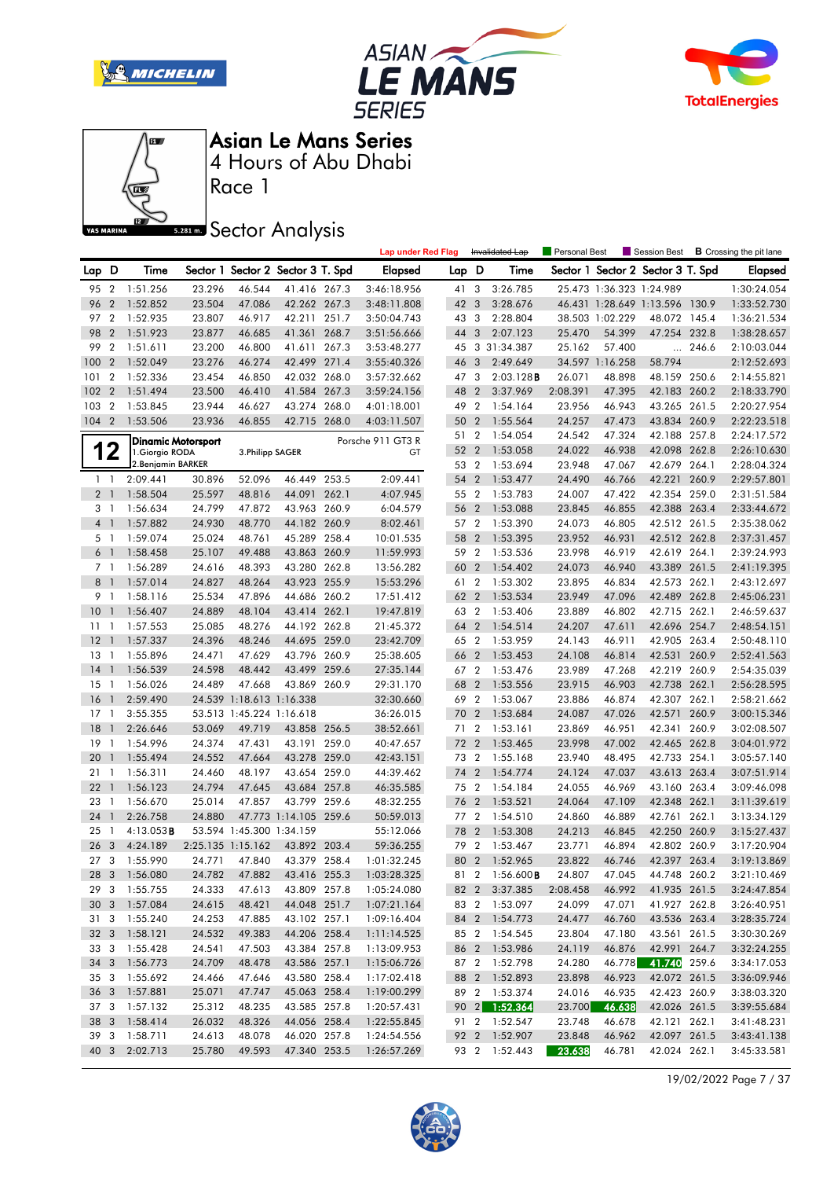# Asian Le Mans Series

4 Hours of Abu Dhabi

Race 1

## Sector Analysis

Lap under Red Flag | ~~Invalidated Lap~~ | Personal Best | Session Best | **B** Crossing the pit lane

| Lap | D | Time | Sector 1 | Sector 2 | Sector 3 | T. Spd | Elapsed |
|---|---|---|---|---|---|---|---|
| 95 | 2 | 1:51.256 | 23.296 | 46.544 | 41.416 | 267.3 | 3:46:18.956 |
| 96 | 2 | 1:52.852 | 23.504 | 47.086 | 42.262 | 267.3 | 3:48:11.808 |
| 97 | 2 | 1:52.935 | 23.807 | 46.917 | 42.211 | 251.7 | 3:50:04.743 |
| 98 | 2 | 1:51.923 | 23.877 | 46.685 | 41.361 | 268.7 | 3:51:56.666 |
| 99 | 2 | 1:51.611 | 23.200 | 46.800 | 41.611 | 267.3 | 3:53:48.277 |
| 100 | 2 | 1:52.049 | 23.276 | 46.274 | 42.499 | 271.4 | 3:55:40.326 |
| 101 | 2 | 1:52.336 | 23.454 | 46.850 | 42.032 | 268.0 | 3:57:32.662 |
| 102 | 2 | 1:51.494 | 23.500 | 46.410 | 41.584 | 267.3 | 3:59:24.156 |
| 103 | 2 | 1:53.845 | 23.944 | 46.627 | 43.274 | 268.0 | 4:01:18.001 |
| 104 | 2 | 1:53.506 | 23.936 | 46.855 | 42.715 | 268.0 | 4:03:11.507 |

**12** — **Dinamic Motorsport** — Porsche 911 GT3 R — GT
1.Giorgio RODA
2.Benjamin BARKER
3.Philipp SAGER

| Lap | D | Time | Sector 1 | Sector 2 | Sector 3 | T. Spd | Elapsed |
|---|---|---|---|---|---|---|---|
| 1 | 1 | 2:09.441 | 30.896 | 52.096 | 46.449 | 253.5 | 2:09.441 |
| 2 | 1 | 1:58.504 | 25.597 | 48.816 | 44.091 | 262.1 | 4:07.945 |
| 3 | 1 | 1:56.634 | 24.799 | 47.872 | 43.963 | 260.9 | 6:04.579 |
| 4 | 1 | 1:57.882 | 24.930 | 48.770 | 44.182 | 260.9 | 8:02.461 |
| 5 | 1 | 1:59.074 | 25.024 | 48.761 | 45.289 | 258.4 | 10:01.535 |
| 6 | 1 | 1:58.458 | 25.107 | 49.488 | 43.863 | 260.9 | 11:59.993 |
| 7 | 1 | 1:56.289 | 24.616 | 48.393 | 43.280 | 262.8 | 13:56.282 |
| 8 | 1 | 1:57.014 | 24.827 | 48.264 | 43.923 | 255.9 | 15:53.296 |
| 9 | 1 | 1:58.116 | 25.534 | 47.896 | 44.686 | 260.2 | 17:51.412 |
| 10 | 1 | 1:56.407 | 24.889 | 48.104 | 43.414 | 262.1 | 19:47.819 |
| 11 | 1 | 1:57.553 | 25.085 | 48.276 | 44.192 | 262.8 | 21:45.372 |
| 12 | 1 | 1:57.337 | 24.396 | 48.246 | 44.695 | 259.0 | 23:42.709 |
| 13 | 1 | 1:55.896 | 24.471 | 47.629 | 43.796 | 260.9 | 25:38.605 |
| 14 | 1 | 1:56.539 | 24.598 | 48.442 | 43.499 | 259.6 | 27:35.144 |
| 15 | 1 | 1:56.026 | 24.489 | 47.668 | 43.869 | 260.9 | 29:31.170 |
| 16 | 1 | 2:59.490 | 24.539 | 1:18.613 | 1:16.338 | | 32:30.660 |
| 17 | 1 | 3:55.355 | 53.513 | 1:45.224 | 1:16.618 | | 36:26.015 |
| 18 | 1 | 2:26.646 | 53.069 | 49.719 | 43.858 | 256.5 | 38:52.661 |
| 19 | 1 | 1:54.996 | 24.374 | 47.431 | 43.191 | 259.0 | 40:47.657 |
| 20 | 1 | 1:55.494 | 24.552 | 47.664 | 43.278 | 259.0 | 42:43.151 |
| 21 | 1 | 1:56.311 | 24.460 | 48.197 | 43.654 | 259.0 | 44:39.462 |
| 22 | 1 | 1:56.123 | 24.794 | 47.645 | 43.684 | 257.8 | 46:35.585 |
| 23 | 1 | 1:56.670 | 25.014 | 47.857 | 43.799 | 259.6 | 48:32.255 |
| 24 | 1 | 2:26.758 | 24.880 | 47.773 | 1:14.105 | 259.6 | 50:59.013 |
| 25 | 1 | 4:13.053**B** | 53.594 | 1:45.300 | 1:34.159 | | 55:12.066 |
| 26 | 3 | 4:24.189 | 2:25.135 | 1:15.162 | 43.892 | 203.4 | 59:36.255 |
| 27 | 3 | 1:55.990 | 24.771 | 47.840 | 43.379 | 258.4 | 1:01:32.245 |
| 28 | 3 | 1:56.080 | 24.782 | 47.882 | 43.416 | 255.3 | 1:03:28.325 |
| 29 | 3 | 1:55.755 | 24.333 | 47.613 | 43.809 | 257.8 | 1:05:24.080 |
| 30 | 3 | 1:57.084 | 24.615 | 48.421 | 44.048 | 251.7 | 1:07:21.164 |
| 31 | 3 | 1:55.240 | 24.253 | 47.885 | 43.102 | 257.1 | 1:09:16.404 |
| 32 | 3 | 1:58.121 | 24.532 | 49.383 | 44.206 | 258.4 | 1:11:14.525 |
| 33 | 3 | 1:55.428 | 24.541 | 47.503 | 43.384 | 257.8 | 1:13:09.953 |
| 34 | 3 | 1:56.773 | 24.709 | 48.478 | 43.586 | 257.1 | 1:15:06.726 |
| 35 | 3 | 1:55.692 | 24.466 | 47.646 | 43.580 | 258.4 | 1:17:02.418 |
| 36 | 3 | 1:57.881 | 25.071 | 47.747 | 45.063 | 258.4 | 1:19:00.299 |
| 37 | 3 | 1:57.132 | 25.312 | 48.235 | 43.585 | 257.8 | 1:20:57.431 |
| 38 | 3 | 1:58.414 | 26.032 | 48.326 | 44.056 | 258.4 | 1:22:55.845 |
| 39 | 3 | 1:58.711 | 24.613 | 48.078 | 46.020 | 257.8 | 1:24:54.556 |
| 40 | 3 | 2:02.713 | 25.780 | 49.593 | 47.340 | 253.5 | 1:26:57.269 |
| 41 | 3 | 3:26.785 | 25.473 | 1:36.323 | 1:24.989 | | 1:30:24.054 |
| 42 | 3 | 3:28.676 | 46.431 | 1:28.649 | 1:13.596 | 130.9 | 1:33:52.730 |
| 43 | 3 | 2:28.804 | 38.503 | 1:02.229 | 48.072 | 145.4 | 1:36:21.534 |
| 44 | 3 | 2:07.123 | 25.470 | 54.399 | 47.254 | 232.8 | 1:38:28.657 |
| 45 | 3 | 31:34.387 | 25.162 | 57.400 | ... | 246.6 | 2:10:03.044 |
| 46 | 3 | 2:49.649 | 34.597 | 1:16.258 | 58.794 | | 2:12:52.693 |
| 47 | 3 | 2:03.128**B** | 26.071 | 48.898 | 48.159 | 250.6 | 2:14:55.821 |
| 48 | 2 | 3:37.969 | 2:08.391 | 47.395 | 42.183 | 260.2 | 2:18:33.790 |
| 49 | 2 | 1:54.164 | 23.956 | 46.943 | 43.265 | 261.5 | 2:20:27.954 |
| 50 | 2 | 1:55.564 | 24.257 | 47.473 | 43.834 | 260.9 | 2:22:23.518 |
| 51 | 2 | 1:54.054 | 24.542 | 47.324 | 42.188 | 257.8 | 2:24:17.572 |
| 52 | 2 | 1:53.058 | 24.022 | 46.938 | 42.098 | 262.8 | 2:26:10.630 |
| 53 | 2 | 1:53.694 | 23.948 | 47.067 | 42.679 | 264.1 | 2:28:04.324 |
| 54 | 2 | 1:53.477 | 24.490 | 46.766 | 42.221 | 260.9 | 2:29:57.801 |
| 55 | 2 | 1:53.783 | 24.007 | 47.422 | 42.354 | 259.0 | 2:31:51.584 |
| 56 | 2 | 1:53.088 | 23.845 | 46.855 | 42.388 | 263.4 | 2:33:44.672 |
| 57 | 2 | 1:53.390 | 24.073 | 46.805 | 42.512 | 261.5 | 2:35:38.062 |
| 58 | 2 | 1:53.395 | 23.952 | 46.931 | 42.512 | 262.8 | 2:37:31.457 |
| 59 | 2 | 1:53.536 | 23.998 | 46.919 | 42.619 | 264.1 | 2:39:24.993 |
| 60 | 2 | 1:54.402 | 24.073 | 46.940 | 43.389 | 261.5 | 2:41:19.395 |
| 61 | 2 | 1:53.302 | 23.895 | 46.834 | 42.573 | 262.1 | 2:43:12.697 |
| 62 | 2 | 1:53.534 | 23.949 | 47.096 | 42.489 | 262.8 | 2:45:06.231 |
| 63 | 2 | 1:53.406 | 23.889 | 46.802 | 42.715 | 262.1 | 2:46:59.637 |
| 64 | 2 | 1:54.514 | 24.207 | 47.611 | 42.696 | 254.7 | 2:48:54.151 |
| 65 | 2 | 1:53.959 | 24.143 | 46.911 | 42.905 | 263.4 | 2:50:48.110 |
| 66 | 2 | 1:53.453 | 24.108 | 46.814 | 42.531 | 260.9 | 2:52:41.563 |
| 67 | 2 | 1:53.476 | 23.989 | 47.268 | 42.219 | 260.9 | 2:54:35.039 |
| 68 | 2 | 1:53.556 | 23.915 | 46.903 | 42.738 | 262.1 | 2:56:28.595 |
| 69 | 2 | 1:53.067 | 23.886 | 46.874 | 42.307 | 262.1 | 2:58:21.662 |
| 70 | 2 | 1:53.684 | 24.087 | 47.026 | 42.571 | 260.9 | 3:00:15.346 |
| 71 | 2 | 1:53.161 | 23.869 | 46.951 | 42.341 | 260.9 | 3:02:08.507 |
| 72 | 2 | 1:53.465 | 23.998 | 47.002 | 42.465 | 262.8 | 3:04:01.972 |
| 73 | 2 | 1:55.168 | 23.940 | 48.495 | 42.733 | 254.1 | 3:05:57.140 |
| 74 | 2 | 1:54.774 | 24.124 | 47.037 | 43.613 | 263.4 | 3:07:51.914 |
| 75 | 2 | 1:54.184 | 24.055 | 46.969 | 43.160 | 263.4 | 3:09:46.098 |
| 76 | 2 | 1:53.521 | 24.064 | 47.109 | 42.348 | 262.1 | 3:11:39.619 |
| 77 | 2 | 1:54.510 | 24.860 | 46.889 | 42.761 | 262.1 | 3:13:34.129 |
| 78 | 2 | 1:53.308 | 24.213 | 46.845 | 42.250 | 260.9 | 3:15:27.437 |
| 79 | 2 | 1:53.467 | 23.771 | 46.894 | 42.802 | 260.9 | 3:17:20.904 |
| 80 | 2 | 1:52.965 | 23.822 | 46.746 | 42.397 | 263.4 | 3:19:13.869 |
| 81 | 2 | 1:56.600**B** | 24.807 | 47.045 | 44.748 | 260.2 | 3:21:10.469 |
| 82 | 2 | 3:37.385 | 2:08.458 | 46.992 | 41.935 | 261.5 | 3:24:47.854 |
| 83 | 2 | 1:53.097 | 24.099 | 47.071 | 41.927 | 262.8 | 3:26:40.951 |
| 84 | 2 | 1:54.773 | 24.477 | 46.760 | 43.536 | 263.4 | 3:28:35.724 |
| 85 | 2 | 1:54.545 | 23.804 | 47.180 | 43.561 | 261.5 | 3:30:30.269 |
| 86 | 2 | 1:53.986 | 24.119 | 46.876 | 42.991 | 264.7 | 3:32:24.255 |
| 87 | 2 | 1:52.798 | 24.280 | 46.778 | 41.740 | 259.6 | 3:34:17.053 |
| 88 | 2 | 1:52.893 | 23.898 | 46.923 | 42.072 | 261.5 | 3:36:09.946 |
| 89 | 2 | 1:53.374 | 24.016 | 46.935 | 42.423 | 260.9 | 3:38:03.320 |
| 90 | 2 | 1:52.364 | 23.700 | 46.638 | 42.026 | 261.5 | 3:39:55.684 |
| 91 | 2 | 1:52.547 | 23.748 | 46.678 | 42.121 | 262.1 | 3:41:48.231 |
| 92 | 2 | 1:52.907 | 23.848 | 46.962 | 42.097 | 261.5 | 3:43:41.138 |
| 93 | 2 | 1:52.443 | 23.638 | 46.781 | 42.024 | 262.1 | 3:45:33.581 |

19/02/2022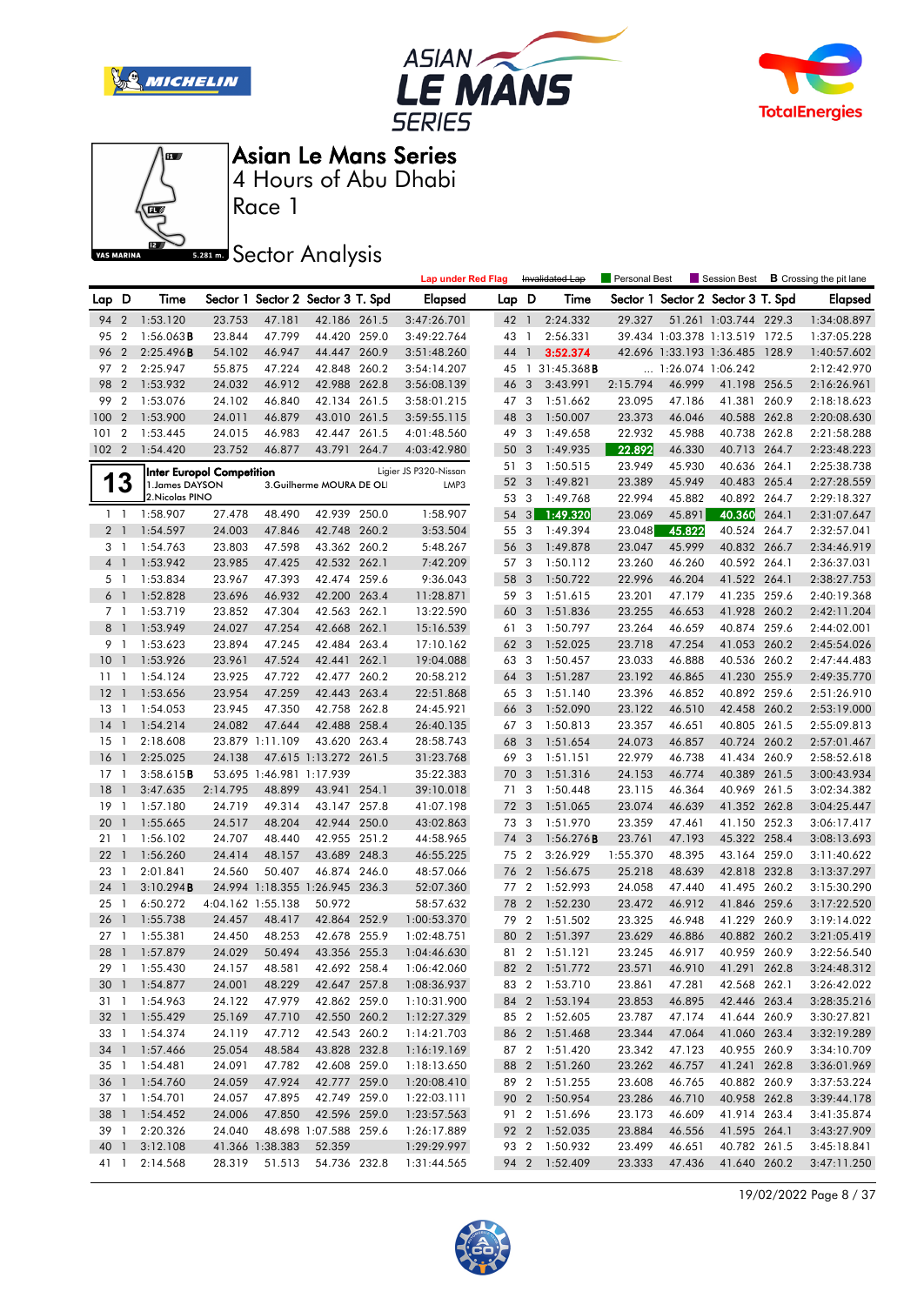# Asian Le Mans Series

4 Hours of Abu Dhabi

Race 1

Sector Analysis

Lap under Red Flag | ~~Invalidated Lap~~ | Personal Best | Session Best | **B** Crossing the pit lane

| Lap | D | Time | Sector 1 | Sector 2 | Sector 3 | T. Spd | Elapsed |
|---|---|---|---|---|---|---|---|
| 94 | 2 | 1:53.120 | 23.753 | 47.181 | 42.186 | 261.5 | 3:47:26.701 |
| 95 | 2 | 1:56.063**B** | 23.844 | 47.799 | 44.420 | 259.0 | 3:49:22.764 |
| 96 | 2 | 2:25.496**B** | 54.102 | 46.947 | 44.447 | 260.9 | 3:51:48.260 |
| 97 | 2 | 2:25.947 | 55.875 | 47.224 | 42.848 | 260.2 | 3:54:14.207 |
| 98 | 2 | 1:53.932 | 24.032 | 46.912 | 42.988 | 262.8 | 3:56:08.139 |
| 99 | 2 | 1:53.076 | 24.102 | 46.840 | 42.134 | 261.5 | 3:58:01.215 |
| 100 | 2 | 1:53.900 | 24.011 | 46.879 | 43.010 | 261.5 | 3:59:55.115 |
| 101 | 2 | 1:53.445 | 24.015 | 46.983 | 42.447 | 261.5 | 4:01:48.560 |
| 102 | 2 | 1:54.420 | 23.752 | 46.877 | 43.791 | 264.7 | 4:03:42.980 |

**13** — Inter Europol Competition — Ligier JS P320-Nissan — LMP3

1.James DAYSON
2.Nicolas PINO
3.Guilherme MOURA DE OLI

| Lap | D | Time | Sector 1 | Sector 2 | Sector 3 | T. Spd | Elapsed |
|---|---|---|---|---|---|---|---|
| 1 | 1 | 1:58.907 | 27.478 | 48.490 | 42.939 | 250.0 | 1:58.907 |
| 2 | 1 | 1:54.597 | 24.003 | 47.846 | 42.748 | 260.2 | 3:53.504 |
| 3 | 1 | 1:54.763 | 23.803 | 47.598 | 43.362 | 260.2 | 5:48.267 |
| 4 | 1 | 1:53.942 | 23.985 | 47.425 | 42.532 | 262.1 | 7:42.209 |
| 5 | 1 | 1:53.834 | 23.967 | 47.393 | 42.474 | 259.6 | 9:36.043 |
| 6 | 1 | 1:52.828 | 23.696 | 46.932 | 42.200 | 263.4 | 11:28.871 |
| 7 | 1 | 1:53.719 | 23.852 | 47.304 | 42.563 | 262.1 | 13:22.590 |
| 8 | 1 | 1:53.949 | 24.027 | 47.254 | 42.668 | 262.1 | 15:16.539 |
| 9 | 1 | 1:53.623 | 23.894 | 47.245 | 42.484 | 263.4 | 17:10.162 |
| 10 | 1 | 1:53.926 | 23.961 | 47.524 | 42.441 | 262.1 | 19:04.088 |
| 11 | 1 | 1:54.124 | 23.925 | 47.722 | 42.477 | 260.2 | 20:58.212 |
| 12 | 1 | 1:53.656 | 23.954 | 47.259 | 42.443 | 263.4 | 22:51.868 |
| 13 | 1 | 1:54.053 | 23.945 | 47.350 | 42.758 | 262.8 | 24:45.921 |
| 14 | 1 | 1:54.214 | 24.082 | 47.644 | 42.488 | 258.4 | 26:40.135 |
| 15 | 1 | 2:18.608 | 23.879 | 1:11.109 | 43.620 | 263.4 | 28:58.743 |
| 16 | 1 | 2:25.025 | 24.138 | 47.615 | 1:13.272 | 261.5 | 31:23.768 |
| 17 | 1 | 3:58.615**B** | 53.695 | 1:46.981 | 1:17.939 | | 35:22.383 |
| 18 | 1 | 3:47.635 | 2:14.795 | 48.899 | 43.941 | 254.1 | 39:10.018 |
| 19 | 1 | 1:57.180 | 24.719 | 49.314 | 43.147 | 257.8 | 41:07.198 |
| 20 | 1 | 1:55.665 | 24.517 | 48.204 | 42.944 | 250.0 | 43:02.863 |
| 21 | 1 | 1:56.102 | 24.707 | 48.440 | 42.955 | 251.2 | 44:58.965 |
| 22 | 1 | 1:56.260 | 24.414 | 48.157 | 43.689 | 248.3 | 46:55.225 |
| 23 | 1 | 2:01.841 | 24.560 | 50.407 | 46.874 | 246.0 | 48:57.066 |
| 24 | 1 | 3:10.294**B** | 24.994 | 1:18.355 | 1:26.945 | 236.3 | 52:07.360 |
| 25 | 1 | 6:50.272 | 4:04.162 | 1:55.138 | 50.972 | | 58:57.632 |
| 26 | 1 | 1:55.738 | 24.457 | 48.417 | 42.864 | 252.9 | 1:00:53.370 |
| 27 | 1 | 1:55.381 | 24.450 | 48.253 | 42.678 | 255.9 | 1:02:48.751 |
| 28 | 1 | 1:57.879 | 24.029 | 50.494 | 43.356 | 255.3 | 1:04:46.630 |
| 29 | 1 | 1:55.430 | 24.157 | 48.581 | 42.692 | 258.4 | 1:06:42.060 |
| 30 | 1 | 1:54.877 | 24.001 | 48.229 | 42.647 | 257.8 | 1:08:36.937 |
| 31 | 1 | 1:54.963 | 24.122 | 47.979 | 42.862 | 259.0 | 1:10:31.900 |
| 32 | 1 | 1:55.429 | 25.169 | 47.710 | 42.550 | 260.2 | 1:12:27.329 |
| 33 | 1 | 1:54.374 | 24.119 | 47.712 | 42.543 | 260.2 | 1:14:21.703 |
| 34 | 1 | 1:57.466 | 25.054 | 48.584 | 43.828 | 232.8 | 1:16:19.169 |
| 35 | 1 | 1:54.481 | 24.091 | 47.782 | 42.608 | 259.0 | 1:18:13.650 |
| 36 | 1 | 1:54.760 | 24.059 | 47.924 | 42.777 | 259.0 | 1:20:08.410 |
| 37 | 1 | 1:54.701 | 24.057 | 47.895 | 42.749 | 259.0 | 1:22:03.111 |
| 38 | 1 | 1:54.452 | 24.006 | 47.850 | 42.596 | 259.0 | 1:23:57.563 |
| 39 | 1 | 2:20.326 | 24.040 | 48.698 | 1:07.588 | 259.6 | 1:26:17.889 |
| 40 | 1 | 3:12.108 | 41.366 | 1:38.383 | 52.359 | | 1:29:29.997 |
| 41 | 1 | 2:14.568 | 28.319 | 51.513 | 54.736 | 232.8 | 1:31:44.565 |
| 42 | 1 | 2:24.332 | 29.327 | 51.261 | 1:03.744 | 229.3 | 1:34:08.897 |
| 43 | 1 | 2:56.331 | 39.434 | 1:03.378 | 1:13.519 | 172.5 | 1:37:05.228 |
| 44 | 1 | 3:52.374 | 42.696 | 1:33.193 | 1:36.485 | 128.9 | 1:40:57.602 |
| 45 | 1 | 31:45.368**B** | ... | 1:26.074 | 1:06.242 | | 2:12:42.970 |
| 46 | 3 | 3:43.991 | 2:15.794 | 46.999 | 41.198 | 256.5 | 2:16:26.961 |
| 47 | 3 | 1:51.662 | 23.095 | 47.186 | 41.381 | 260.9 | 2:18:18.623 |
| 48 | 3 | 1:50.007 | 23.373 | 46.046 | 40.588 | 262.8 | 2:20:08.630 |
| 49 | 3 | 1:49.658 | 22.932 | 45.988 | 40.738 | 262.8 | 2:21:58.288 |
| 50 | 3 | 1:49.935 | 22.892 | 46.330 | 40.713 | 264.7 | 2:23:48.223 |
| 51 | 3 | 1:50.515 | 23.949 | 45.930 | 40.636 | 264.1 | 2:25:38.738 |
| 52 | 3 | 1:49.821 | 23.389 | 45.949 | 40.483 | 265.4 | 2:27:28.559 |
| 53 | 3 | 1:49.768 | 22.994 | 45.882 | 40.892 | 264.7 | 2:29:18.327 |
| 54 | 3 | 1:49.320 | 23.069 | 45.891 | 40.360 | 264.1 | 2:31:07.647 |
| 55 | 3 | 1:49.394 | 23.048 | 45.822 | 40.524 | 264.7 | 2:32:57.041 |
| 56 | 3 | 1:49.878 | 23.047 | 45.999 | 40.832 | 266.7 | 2:34:46.919 |
| 57 | 3 | 1:50.112 | 23.260 | 46.260 | 40.592 | 264.1 | 2:36:37.031 |
| 58 | 3 | 1:50.722 | 22.996 | 46.204 | 41.522 | 264.1 | 2:38:27.753 |
| 59 | 3 | 1:51.615 | 23.201 | 47.179 | 41.235 | 259.6 | 2:40:19.368 |
| 60 | 3 | 1:51.836 | 23.255 | 46.653 | 41.928 | 260.2 | 2:42:11.204 |
| 61 | 3 | 1:50.797 | 23.264 | 46.659 | 40.874 | 259.6 | 2:44:02.001 |
| 62 | 3 | 1:52.025 | 23.718 | 47.254 | 41.053 | 260.2 | 2:45:54.026 |
| 63 | 3 | 1:50.457 | 23.033 | 46.888 | 40.536 | 260.2 | 2:47:44.483 |
| 64 | 3 | 1:51.287 | 23.192 | 46.865 | 41.230 | 255.9 | 2:49:35.770 |
| 65 | 3 | 1:51.140 | 23.396 | 46.852 | 40.892 | 259.6 | 2:51:26.910 |
| 66 | 3 | 1:52.090 | 23.122 | 46.510 | 42.458 | 260.2 | 2:53:19.000 |
| 67 | 3 | 1:50.813 | 23.357 | 46.651 | 40.805 | 261.5 | 2:55:09.813 |
| 68 | 3 | 1:51.654 | 24.073 | 46.857 | 40.724 | 260.2 | 2:57:01.467 |
| 69 | 3 | 1:51.151 | 22.979 | 46.738 | 41.434 | 260.9 | 2:58:52.618 |
| 70 | 3 | 1:51.316 | 24.153 | 46.774 | 40.389 | 261.5 | 3:00:43.934 |
| 71 | 3 | 1:50.448 | 23.115 | 46.364 | 40.969 | 261.5 | 3:02:34.382 |
| 72 | 3 | 1:51.065 | 23.074 | 46.639 | 41.352 | 262.8 | 3:04:25.447 |
| 73 | 3 | 1:51.970 | 23.359 | 47.461 | 41.150 | 252.3 | 3:06:17.417 |
| 74 | 3 | 1:56.276**B** | 23.761 | 47.193 | 45.322 | 258.4 | 3:08:13.693 |
| 75 | 2 | 3:26.929 | 1:55.370 | 48.395 | 43.164 | 259.0 | 3:11:40.622 |
| 76 | 2 | 1:56.675 | 25.218 | 48.639 | 42.818 | 232.8 | 3:13:37.297 |
| 77 | 2 | 1:52.993 | 24.058 | 47.440 | 41.495 | 260.2 | 3:15:30.290 |
| 78 | 2 | 1:52.230 | 23.472 | 46.912 | 41.846 | 259.6 | 3:17:22.520 |
| 79 | 2 | 1:51.502 | 23.325 | 46.948 | 41.229 | 260.9 | 3:19:14.022 |
| 80 | 2 | 1:51.397 | 23.629 | 46.886 | 40.882 | 260.2 | 3:21:05.419 |
| 81 | 2 | 1:51.121 | 23.245 | 46.917 | 40.959 | 260.9 | 3:22:56.540 |
| 82 | 2 | 1:51.772 | 23.571 | 46.910 | 41.291 | 262.8 | 3:24:48.312 |
| 83 | 2 | 1:53.710 | 23.861 | 47.281 | 42.568 | 262.1 | 3:26:42.022 |
| 84 | 2 | 1:53.194 | 23.853 | 46.895 | 42.446 | 263.4 | 3:28:35.216 |
| 85 | 2 | 1:52.605 | 23.787 | 47.174 | 41.644 | 260.9 | 3:30:27.821 |
| 86 | 2 | 1:51.468 | 23.344 | 47.064 | 41.060 | 263.4 | 3:32:19.289 |
| 87 | 2 | 1:51.420 | 23.342 | 47.123 | 40.955 | 260.9 | 3:34:10.709 |
| 88 | 2 | 1:51.260 | 23.262 | 46.757 | 41.241 | 262.8 | 3:36:01.969 |
| 89 | 2 | 1:51.255 | 23.608 | 46.765 | 40.882 | 260.9 | 3:37:53.224 |
| 90 | 2 | 1:50.954 | 23.286 | 46.710 | 40.958 | 262.8 | 3:39:44.178 |
| 91 | 2 | 1:51.696 | 23.173 | 46.609 | 41.914 | 263.4 | 3:41:35.874 |
| 92 | 2 | 1:52.035 | 23.884 | 46.556 | 41.595 | 264.1 | 3:43:27.909 |
| 93 | 2 | 1:50.932 | 23.499 | 46.651 | 40.782 | 261.5 | 3:45:18.841 |
| 94 | 2 | 1:52.409 | 23.333 | 47.436 | 41.640 | 260.2 | 3:47:11.250 |

19/02/2022 Page 8 / 37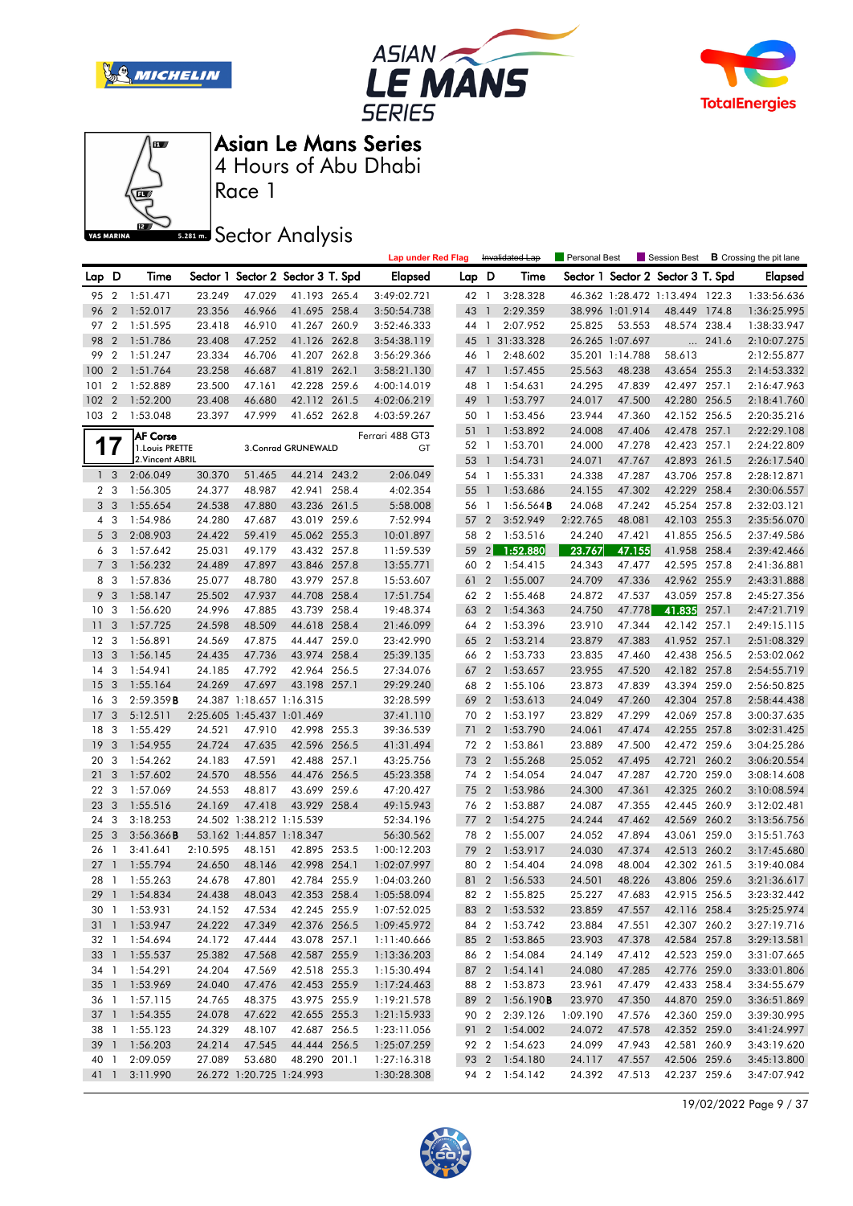# Asian Le Mans Series

## 4 Hours of Abu Dhabi

### Race 1

## Sector Analysis

Lap under Red Flag | ~~Invalidated Lap~~ | Personal Best | Session Best | **B** Crossing the pit lane

| Lap | D | Time | Sector 1 | Sector 2 | Sector 3 | T. Spd | Elapsed |
|---|---|---|---|---|---|---|---|
| 95 | 2 | 1:51.471 | 23.249 | 47.029 | 41.193 | 265.4 | 3:49:02.721 |
| 96 | 2 | 1:52.017 | 23.356 | 46.966 | 41.695 | 258.4 | 3:50:54.738 |
| 97 | 2 | 1:51.595 | 23.418 | 46.910 | 41.267 | 260.9 | 3:52:46.333 |
| 98 | 2 | 1:51.786 | 23.408 | 47.252 | 41.126 | 262.8 | 3:54:38.119 |
| 99 | 2 | 1:51.247 | 23.334 | 46.706 | 41.207 | 262.8 | 3:56:29.366 |
| 100 | 2 | 1:51.764 | 23.258 | 46.687 | 41.819 | 262.1 | 3:58:21.130 |
| 101 | 2 | 1:52.889 | 23.500 | 47.161 | 42.228 | 259.6 | 4:00:14.019 |
| 102 | 2 | 1:52.200 | 23.408 | 46.680 | 42.112 | 261.5 | 4:02:06.219 |
| 103 | 2 | 1:53.048 | 23.397 | 47.999 | 41.652 | 262.8 | 4:03:59.267 |

**17** AF Corse — Ferrari 488 GT3 — GT
1.Louis PRETTE, 2.Vincent ABRIL, 3.Conrad GRUNEWALD

| Lap | D | Time | Sector 1 | Sector 2 | Sector 3 | T. Spd | Elapsed |
|---|---|---|---|---|---|---|---|
| 1 | 3 | 2:06.049 | 30.370 | 51.465 | 44.214 | 243.2 | 2:06.049 |
| 2 | 3 | 1:56.305 | 24.377 | 48.987 | 42.941 | 258.4 | 4:02.354 |
| 3 | 3 | 1:55.654 | 24.538 | 47.880 | 43.236 | 261.5 | 5:58.008 |
| 4 | 3 | 1:54.986 | 24.280 | 47.687 | 43.019 | 259.6 | 7:52.994 |
| 5 | 3 | 2:08.903 | 24.422 | 59.419 | 45.062 | 255.3 | 10:01.897 |
| 6 | 3 | 1:57.642 | 25.031 | 49.179 | 43.432 | 257.8 | 11:59.539 |
| 7 | 3 | 1:56.232 | 24.489 | 47.897 | 43.846 | 257.8 | 13:55.771 |
| 8 | 3 | 1:57.836 | 25.077 | 48.780 | 43.979 | 257.8 | 15:53.607 |
| 9 | 3 | 1:58.147 | 25.502 | 47.937 | 44.708 | 258.4 | 17:51.754 |
| 10 | 3 | 1:56.620 | 24.996 | 47.885 | 43.739 | 258.4 | 19:48.374 |
| 11 | 3 | 1:57.725 | 24.598 | 48.509 | 44.618 | 258.4 | 21:46.099 |
| 12 | 3 | 1:56.891 | 24.569 | 47.875 | 44.447 | 259.0 | 23:42.990 |
| 13 | 3 | 1:56.145 | 24.435 | 47.736 | 43.974 | 258.4 | 25:39.135 |
| 14 | 3 | 1:54.941 | 24.185 | 47.792 | 42.964 | 256.5 | 27:34.076 |
| 15 | 3 | 1:55.164 | 24.269 | 47.697 | 43.198 | 257.1 | 29:29.240 |
| 16 | 3 | 2:59.359 **B** | 24.387 | 1:18.657 | 1:16.315 | | 32:28.599 |
| 17 | 3 | 5:12.511 | 2:25.605 | 1:45.437 | 1:01.469 | | 37:41.110 |
| 18 | 3 | 1:55.429 | 24.521 | 47.910 | 42.998 | 255.3 | 39:36.539 |
| 19 | 3 | 1:54.955 | 24.724 | 47.635 | 42.596 | 256.5 | 41:31.494 |
| 20 | 3 | 1:54.262 | 24.183 | 47.591 | 42.488 | 257.1 | 43:25.756 |
| 21 | 3 | 1:57.602 | 24.570 | 48.556 | 44.476 | 256.5 | 45:23.358 |
| 22 | 3 | 1:57.069 | 24.553 | 48.817 | 43.699 | 256.5 | 47:20.427 |
| 23 | 3 | 1:55.516 | 24.169 | 47.418 | 43.929 | 258.4 | 49:15.943 |
| 24 | 3 | 3:18.253 | 24.502 | 1:38.212 | 1:15.539 | | 52:34.196 |
| 25 | 3 | 3:56.366 **B** | 53.162 | 1:44.857 | 1:18.347 | | 56:30.562 |
| 26 | 1 | 3:41.641 | 2:10.595 | 48.151 | 42.895 | 253.5 | 1:00:12.203 |
| 27 | 1 | 1:55.794 | 24.650 | 48.146 | 42.998 | 254.1 | 1:02:07.997 |
| 28 | 1 | 1:55.263 | 24.678 | 47.801 | 42.784 | 255.9 | 1:04:03.260 |
| 29 | 1 | 1:54.834 | 24.438 | 48.043 | 42.353 | 258.4 | 1:05:58.094 |
| 30 | 1 | 1:53.931 | 24.152 | 47.534 | 42.245 | 255.9 | 1:07:52.025 |
| 31 | 1 | 1:53.947 | 24.222 | 47.349 | 42.376 | 256.5 | 1:09:45.972 |
| 32 | 1 | 1:54.694 | 24.172 | 47.444 | 43.078 | 257.1 | 1:11:40.666 |
| 33 | 1 | 1:55.537 | 25.382 | 47.568 | 42.587 | 255.9 | 1:13:36.203 |
| 34 | 1 | 1:54.291 | 24.204 | 47.569 | 42.518 | 255.3 | 1:15:30.494 |
| 35 | 1 | 1:53.969 | 24.040 | 47.476 | 42.453 | 255.9 | 1:17:24.463 |
| 36 | 1 | 1:57.115 | 24.765 | 48.375 | 43.975 | 255.9 | 1:19:21.578 |
| 37 | 1 | 1:54.355 | 24.078 | 47.622 | 42.655 | 255.3 | 1:21:15.933 |
| 38 | 1 | 1:55.123 | 24.329 | 48.107 | 42.687 | 256.5 | 1:23:11.056 |
| 39 | 1 | 1:56.203 | 24.214 | 47.545 | 44.444 | 256.5 | 1:25:07.259 |
| 40 | 1 | 2:09.059 | 27.089 | 53.680 | 48.290 | 201.1 | 1:27:16.318 |
| 41 | 1 | 3:11.990 | 26.272 | 1:20.725 | 1:24.993 | | 1:30:28.308 |
| 42 | 1 | 3:28.328 | 46.362 | 1:28.472 | 1:13.494 | 122.3 | 1:33:56.636 |
| 43 | 1 | 2:29.359 | 38.996 | 1:01.914 | 48.449 | 174.8 | 1:36:25.995 |
| 44 | 1 | 2:07.952 | 25.825 | 53.553 | 48.574 | 238.4 | 1:38:33.947 |
| 45 | 1 | 31:33.328 | 26.265 | 1:07.697 | ... | 241.6 | 2:10:07.275 |
| 46 | 1 | 2:48.602 | 35.201 | 1:14.788 | 58.613 | | 2:12:55.877 |
| 47 | 1 | 1:57.455 | 25.563 | 48.238 | 43.654 | 255.3 | 2:14:53.332 |
| 48 | 1 | 1:54.631 | 24.295 | 47.839 | 42.497 | 257.1 | 2:16:47.963 |
| 49 | 1 | 1:53.797 | 24.017 | 47.500 | 42.280 | 256.5 | 2:18:41.760 |
| 50 | 1 | 1:53.456 | 23.944 | 47.360 | 42.152 | 256.5 | 2:20:35.216 |
| 51 | 1 | 1:53.892 | 24.008 | 47.406 | 42.478 | 257.1 | 2:22:29.108 |
| 52 | 1 | 1:53.701 | 24.000 | 47.278 | 42.423 | 257.1 | 2:24:22.809 |
| 53 | 1 | 1:54.731 | 24.071 | 47.767 | 42.893 | 261.5 | 2:26:17.540 |
| 54 | 1 | 1:55.331 | 24.338 | 47.287 | 43.706 | 257.8 | 2:28:12.871 |
| 55 | 1 | 1:53.686 | 24.155 | 47.302 | 42.229 | 258.4 | 2:30:06.557 |
| 56 | 1 | 1:56.564 **B** | 24.068 | 47.242 | 45.254 | 257.8 | 2:32:03.121 |
| 57 | 2 | 3:52.949 | 2:22.765 | 48.081 | 42.103 | 255.3 | 2:35:56.070 |
| 58 | 2 | 1:53.516 | 24.240 | 47.421 | 41.855 | 256.5 | 2:37:49.586 |
| 59 | 2 | 1:52.880 | 23.767 | 47.155 | 41.958 | 258.4 | 2:39:42.466 |
| 60 | 2 | 1:54.415 | 24.343 | 47.477 | 42.595 | 257.8 | 2:41:36.881 |
| 61 | 2 | 1:55.007 | 24.709 | 47.336 | 42.962 | 255.9 | 2:43:31.888 |
| 62 | 2 | 1:55.468 | 24.872 | 47.537 | 43.059 | 257.8 | 2:45:27.356 |
| 63 | 2 | 1:54.363 | 24.750 | 47.778 | 41.835 | 257.1 | 2:47:21.719 |
| 64 | 2 | 1:53.396 | 23.910 | 47.344 | 42.142 | 257.1 | 2:49:15.115 |
| 65 | 2 | 1:53.214 | 23.879 | 47.383 | 41.952 | 257.1 | 2:51:08.329 |
| 66 | 2 | 1:53.733 | 23.835 | 47.460 | 42.438 | 256.5 | 2:53:02.062 |
| 67 | 2 | 1:53.657 | 23.955 | 47.520 | 42.182 | 257.8 | 2:54:55.719 |
| 68 | 2 | 1:55.106 | 23.873 | 47.839 | 43.394 | 259.0 | 2:56:50.825 |
| 69 | 2 | 1:53.613 | 24.049 | 47.260 | 42.304 | 257.8 | 2:58:44.438 |
| 70 | 2 | 1:53.197 | 23.829 | 47.299 | 42.069 | 257.8 | 3:00:37.635 |
| 71 | 2 | 1:53.790 | 24.061 | 47.474 | 42.255 | 257.8 | 3:02:31.425 |
| 72 | 2 | 1:53.861 | 23.889 | 47.500 | 42.472 | 259.6 | 3:04:25.286 |
| 73 | 2 | 1:55.268 | 25.052 | 47.495 | 42.721 | 260.2 | 3:06:20.554 |
| 74 | 2 | 1:54.054 | 24.047 | 47.287 | 42.720 | 259.0 | 3:08:14.608 |
| 75 | 2 | 1:53.986 | 24.300 | 47.361 | 42.325 | 260.2 | 3:10:08.594 |
| 76 | 2 | 1:53.887 | 24.087 | 47.355 | 42.445 | 260.9 | 3:12:02.481 |
| 77 | 2 | 1:54.275 | 24.244 | 47.462 | 42.569 | 260.2 | 3:13:56.756 |
| 78 | 2 | 1:55.007 | 24.052 | 47.894 | 43.061 | 259.0 | 3:15:51.763 |
| 79 | 2 | 1:53.917 | 24.030 | 47.374 | 42.513 | 260.2 | 3:17:45.680 |
| 80 | 2 | 1:54.404 | 24.098 | 48.004 | 42.302 | 261.5 | 3:19:40.084 |
| 81 | 2 | 1:56.533 | 24.501 | 48.226 | 43.806 | 259.6 | 3:21:36.617 |
| 82 | 2 | 1:55.825 | 25.227 | 47.683 | 42.915 | 256.5 | 3:23:32.442 |
| 83 | 2 | 1:53.532 | 23.859 | 47.557 | 42.116 | 258.4 | 3:25:25.974 |
| 84 | 2 | 1:53.742 | 23.884 | 47.551 | 42.307 | 260.2 | 3:27:19.716 |
| 85 | 2 | 1:53.865 | 23.903 | 47.378 | 42.584 | 257.8 | 3:29:13.581 |
| 86 | 2 | 1:54.084 | 24.149 | 47.412 | 42.523 | 259.0 | 3:31:07.665 |
| 87 | 2 | 1:54.141 | 24.080 | 47.285 | 42.776 | 259.0 | 3:33:01.806 |
| 88 | 2 | 1:53.873 | 23.961 | 47.479 | 42.433 | 258.4 | 3:34:55.679 |
| 89 | 2 | 1:56.190 **B** | 23.970 | 47.350 | 44.870 | 259.0 | 3:36:51.869 |
| 90 | 2 | 2:39.126 | 1:09.190 | 47.576 | 42.360 | 259.0 | 3:39:30.995 |
| 91 | 2 | 1:54.002 | 24.072 | 47.578 | 42.352 | 259.0 | 3:41:24.997 |
| 92 | 2 | 1:54.623 | 24.099 | 47.943 | 42.581 | 260.9 | 3:43:19.620 |
| 93 | 2 | 1:54.180 | 24.117 | 47.557 | 42.506 | 259.6 | 3:45:13.800 |
| 94 | 2 | 1:54.142 | 24.392 | 47.513 | 42.237 | 259.6 | 3:47:07.942 |

19/02/2022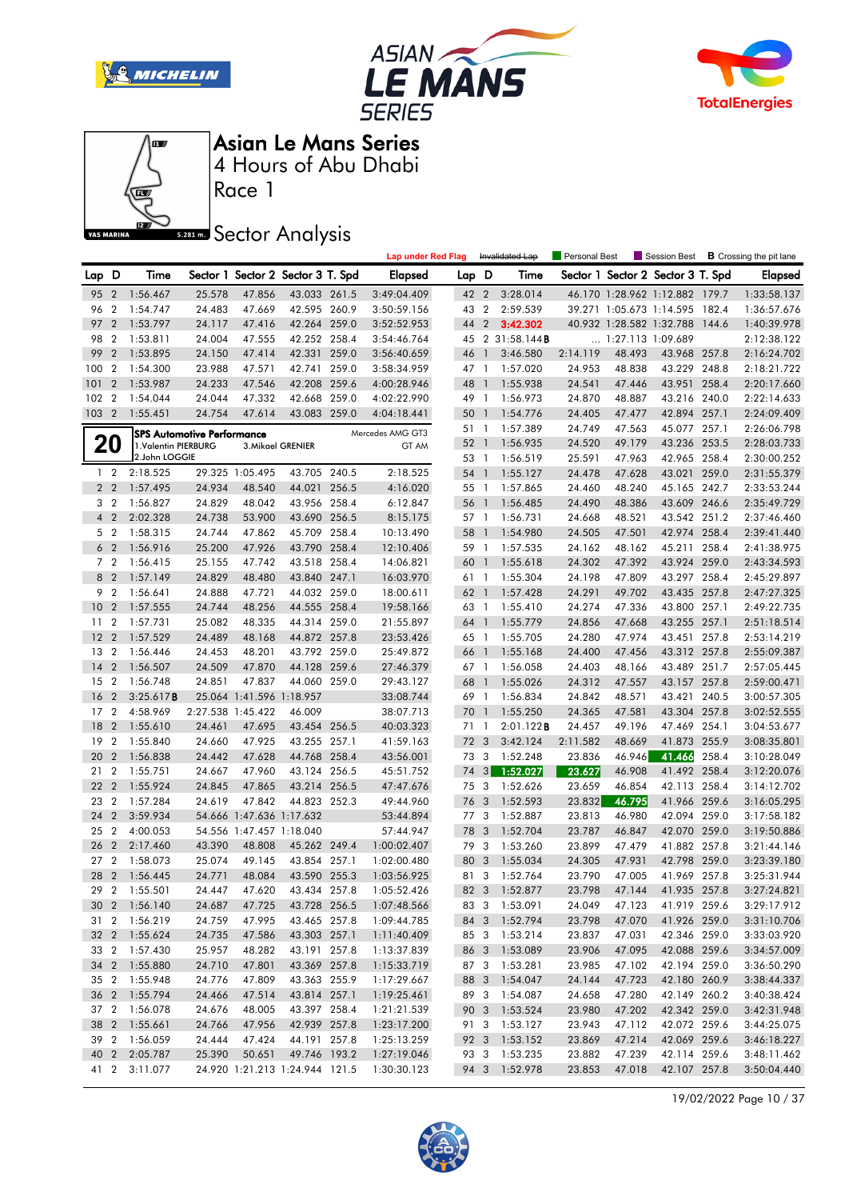# Asian Le Mans Series

4 Hours of Abu Dhabi

Race 1

## Sector Analysis

Lap under Red Flag | ~~Invalidated Lap~~ | Personal Best | Session Best | **B** Crossing the pit lane

| Lap | D | Time | Sector 1 | Sector 2 | Sector 3 | T. Spd | Elapsed |
|---|---|---|---|---|---|---|---|
| 95 | 2 | 1:56.467 | 25.578 | 47.856 | 43.033 | 261.5 | 3:49:04.409 |
| 96 | 2 | 1:54.747 | 24.483 | 47.669 | 42.595 | 260.9 | 3:50:59.156 |
| 97 | 2 | 1:53.797 | 24.117 | 47.416 | 42.264 | 259.0 | 3:52:52.953 |
| 98 | 2 | 1:53.811 | 24.004 | 47.555 | 42.252 | 258.4 | 3:54:46.764 |
| 99 | 2 | 1:53.895 | 24.150 | 47.414 | 42.331 | 259.0 | 3:56:40.659 |
| 100 | 2 | 1:54.300 | 23.988 | 47.571 | 42.741 | 259.0 | 3:58:34.959 |
| 101 | 2 | 1:53.987 | 24.233 | 47.546 | 42.208 | 259.6 | 4:00:28.946 |
| 102 | 2 | 1:54.044 | 24.044 | 47.332 | 42.668 | 259.0 | 4:02:22.990 |
| 103 | 2 | 1:55.451 | 24.754 | 47.614 | 43.083 | 259.0 | 4:04:18.441 |

**20** SPS Automotive Performance — Mercedes AMG GT3 — GT AM

1.Valentin PIERBURG
2.John LOGGIE
3.Mikael GRENIER

| Lap | D | Time | Sector 1 | Sector 2 | Sector 3 | T. Spd | Elapsed |
|---|---|---|---|---|---|---|---|
| 1 | 2 | 2:18.525 | 29.325 | 1:05.495 | 43.705 | 240.5 | 2:18.525 |
| 2 | 2 | 1:57.495 | 24.934 | 48.540 | 44.021 | 256.5 | 4:16.020 |
| 3 | 2 | 1:56.827 | 24.829 | 48.042 | 43.956 | 258.4 | 6:12.847 |
| 4 | 2 | 2:02.328 | 24.738 | 53.900 | 43.690 | 256.5 | 8:15.175 |
| 5 | 2 | 1:58.315 | 24.744 | 47.862 | 45.709 | 258.4 | 10:13.490 |
| 6 | 2 | 1:56.916 | 25.200 | 47.926 | 43.790 | 258.4 | 12:10.406 |
| 7 | 2 | 1:56.415 | 25.155 | 47.742 | 43.518 | 258.4 | 14:06.821 |
| 8 | 2 | 1:57.149 | 24.829 | 48.480 | 43.840 | 247.1 | 16:03.970 |
| 9 | 2 | 1:56.641 | 24.888 | 47.721 | 44.032 | 259.0 | 18:00.611 |
| 10 | 2 | 1:57.555 | 24.744 | 48.256 | 44.555 | 258.4 | 19:58.166 |
| 11 | 2 | 1:57.731 | 25.082 | 48.335 | 44.314 | 259.0 | 21:55.897 |
| 12 | 2 | 1:57.529 | 24.489 | 48.168 | 44.872 | 257.8 | 23:53.426 |
| 13 | 2 | 1:56.446 | 24.453 | 48.201 | 43.792 | 259.0 | 25:49.872 |
| 14 | 2 | 1:56.507 | 24.509 | 47.870 | 44.128 | 259.6 | 27:46.379 |
| 15 | 2 | 1:56.748 | 24.851 | 47.837 | 44.060 | 259.0 | 29:43.127 |
| 16 | 2 | 3:25.617**B** | 25.064 | 1:41.596 | 1:18.957 | | 33:08.744 |
| 17 | 2 | 4:58.969 | 2:27.538 | 1:45.422 | 46.009 | | 38:07.713 |
| 18 | 2 | 1:55.610 | 24.461 | 47.695 | 43.454 | 256.5 | 40:03.323 |
| 19 | 2 | 1:55.840 | 24.660 | 47.925 | 43.255 | 257.1 | 41:59.163 |
| 20 | 2 | 1:56.838 | 24.442 | 47.628 | 44.768 | 258.4 | 43:56.001 |
| 21 | 2 | 1:55.751 | 24.667 | 47.960 | 43.124 | 256.5 | 45:51.752 |
| 22 | 2 | 1:55.924 | 24.845 | 47.865 | 43.214 | 256.5 | 47:47.676 |
| 23 | 2 | 1:57.284 | 24.619 | 47.842 | 44.823 | 252.3 | 49:44.960 |
| 24 | 2 | 3:59.934 | 54.666 | 1:47.636 | 1:17.632 | | 53:44.894 |
| 25 | 2 | 4:00.053 | 54.556 | 1:47.457 | 1:18.040 | | 57:44.947 |
| 26 | 2 | 2:17.460 | 43.390 | 48.808 | 45.262 | 249.4 | 1:00:02.407 |
| 27 | 2 | 1:58.073 | 25.074 | 49.145 | 43.854 | 257.1 | 1:02:00.480 |
| 28 | 2 | 1:56.445 | 24.771 | 48.084 | 43.590 | 255.3 | 1:03:56.925 |
| 29 | 2 | 1:55.501 | 24.447 | 47.620 | 43.434 | 257.8 | 1:05:52.426 |
| 30 | 2 | 1:56.140 | 24.687 | 47.725 | 43.728 | 256.5 | 1:07:48.566 |
| 31 | 2 | 1:56.219 | 24.759 | 47.995 | 43.465 | 257.8 | 1:09:44.785 |
| 32 | 2 | 1:55.624 | 24.735 | 47.586 | 43.303 | 257.1 | 1:11:40.409 |
| 33 | 2 | 1:57.430 | 25.957 | 48.282 | 43.191 | 257.8 | 1:13:37.839 |
| 34 | 2 | 1:55.880 | 24.710 | 47.801 | 43.369 | 257.8 | 1:15:33.719 |
| 35 | 2 | 1:55.948 | 24.776 | 47.809 | 43.363 | 255.9 | 1:17:29.667 |
| 36 | 2 | 1:55.794 | 24.466 | 47.514 | 43.814 | 257.1 | 1:19:25.461 |
| 37 | 2 | 1:56.078 | 24.676 | 48.005 | 43.397 | 258.4 | 1:21:21.539 |
| 38 | 2 | 1:55.661 | 24.766 | 47.956 | 42.939 | 257.8 | 1:23:17.200 |
| 39 | 2 | 1:56.059 | 24.444 | 47.424 | 44.191 | 257.8 | 1:25:13.259 |
| 40 | 2 | 2:05.787 | 25.390 | 50.651 | 49.746 | 193.2 | 1:27:19.046 |
| 41 | 2 | 3:11.077 | 24.920 | 1:21.213 | 1:24.944 | 121.5 | 1:30:30.123 |
| 42 | 2 | 3:28.014 | 46.170 | 1:28.962 | 1:12.882 | 179.7 | 1:33:58.137 |
| 43 | 2 | 2:59.539 | 39.271 | 1:05.673 | 1:14.595 | 182.4 | 1:36:57.676 |
| 44 | 2 | 3:42.302 | 40.932 | 1:28.582 | 1:32.788 | 144.6 | 1:40:39.978 |
| 45 | 2 | 31:58.144**B** | ... | 1:27.113 | 1:09.689 | | 2:12:38.122 |
| 46 | 1 | 3:46.580 | 2:14.119 | 48.493 | 43.968 | 257.8 | 2:16:24.702 |
| 47 | 1 | 1:57.020 | 24.953 | 48.838 | 43.229 | 248.8 | 2:18:21.722 |
| 48 | 1 | 1:55.938 | 24.541 | 47.446 | 43.951 | 258.4 | 2:20:17.660 |
| 49 | 1 | 1:56.973 | 24.870 | 48.887 | 43.216 | 240.0 | 2:22:14.633 |
| 50 | 1 | 1:54.776 | 24.405 | 47.477 | 42.894 | 257.1 | 2:24:09.409 |
| 51 | 1 | 1:57.389 | 24.749 | 47.563 | 45.077 | 257.1 | 2:26:06.798 |
| 52 | 1 | 1:56.935 | 24.520 | 49.179 | 43.236 | 253.5 | 2:28:03.733 |
| 53 | 1 | 1:56.519 | 25.591 | 47.963 | 42.965 | 258.4 | 2:30:00.252 |
| 54 | 1 | 1:55.127 | 24.478 | 47.628 | 43.021 | 259.0 | 2:31:55.379 |
| 55 | 1 | 1:57.865 | 24.460 | 48.240 | 45.165 | 242.7 | 2:33:53.244 |
| 56 | 1 | 1:56.485 | 24.490 | 48.386 | 43.609 | 246.6 | 2:35:49.729 |
| 57 | 1 | 1:56.731 | 24.668 | 48.521 | 43.542 | 251.2 | 2:37:46.460 |
| 58 | 1 | 1:54.980 | 24.505 | 47.501 | 42.974 | 258.4 | 2:39:41.440 |
| 59 | 1 | 1:57.535 | 24.162 | 48.162 | 45.211 | 258.4 | 2:41:38.975 |
| 60 | 1 | 1:55.618 | 24.302 | 47.392 | 43.924 | 259.0 | 2:43:34.593 |
| 61 | 1 | 1:55.304 | 24.198 | 47.809 | 43.297 | 258.4 | 2:45:29.897 |
| 62 | 1 | 1:57.428 | 24.291 | 49.702 | 43.435 | 257.8 | 2:47:27.325 |
| 63 | 1 | 1:55.410 | 24.274 | 47.336 | 43.800 | 257.1 | 2:49:22.735 |
| 64 | 1 | 1:55.779 | 24.856 | 47.668 | 43.255 | 257.1 | 2:51:18.514 |
| 65 | 1 | 1:55.705 | 24.280 | 47.974 | 43.451 | 257.8 | 2:53:14.219 |
| 66 | 1 | 1:55.168 | 24.400 | 47.456 | 43.312 | 257.8 | 2:55:09.387 |
| 67 | 1 | 1:56.058 | 24.403 | 48.166 | 43.489 | 251.7 | 2:57:05.445 |
| 68 | 1 | 1:55.026 | 24.312 | 47.557 | 43.157 | 257.8 | 2:59:00.471 |
| 69 | 1 | 1:56.834 | 24.842 | 48.571 | 43.421 | 240.5 | 3:00:57.305 |
| 70 | 1 | 1:55.250 | 24.365 | 47.581 | 43.304 | 257.8 | 3:02:52.555 |
| 71 | 1 | 2:01.122**B** | 24.457 | 49.196 | 47.469 | 254.1 | 3:04:53.677 |
| 72 | 3 | 3:42.124 | 2:11.582 | 48.669 | 41.873 | 255.9 | 3:08:35.801 |
| 73 | 3 | 1:52.248 | 23.836 | 46.946 | 41.466 | 258.4 | 3:10:28.049 |
| 74 | 3 | 1:52.027 | 23.627 | 46.908 | 41.492 | 258.4 | 3:12:20.076 |
| 75 | 3 | 1:52.626 | 23.659 | 46.854 | 42.113 | 258.4 | 3:14:12.702 |
| 76 | 3 | 1:52.593 | 23.832 | 46.795 | 41.966 | 259.6 | 3:16:05.295 |
| 77 | 3 | 1:52.887 | 23.813 | 46.980 | 42.094 | 259.0 | 3:17:58.182 |
| 78 | 3 | 1:52.704 | 23.787 | 46.847 | 42.070 | 259.0 | 3:19:50.886 |
| 79 | 3 | 1:53.260 | 23.899 | 47.479 | 41.882 | 257.8 | 3:21:44.146 |
| 80 | 3 | 1:55.034 | 24.305 | 47.931 | 42.798 | 259.0 | 3:23:39.180 |
| 81 | 3 | 1:52.764 | 23.790 | 47.005 | 41.969 | 257.8 | 3:25:31.944 |
| 82 | 3 | 1:52.877 | 23.798 | 47.144 | 41.935 | 257.8 | 3:27:24.821 |
| 83 | 3 | 1:53.091 | 24.049 | 47.123 | 41.919 | 259.6 | 3:29:17.912 |
| 84 | 3 | 1:52.794 | 23.798 | 47.070 | 41.926 | 259.0 | 3:31:10.706 |
| 85 | 3 | 1:53.214 | 23.837 | 47.031 | 42.346 | 259.0 | 3:33:03.920 |
| 86 | 3 | 1:53.089 | 23.906 | 47.095 | 42.088 | 259.6 | 3:34:57.009 |
| 87 | 3 | 1:53.281 | 23.985 | 47.102 | 42.194 | 259.0 | 3:36:50.290 |
| 88 | 3 | 1:54.047 | 24.144 | 47.723 | 42.180 | 260.9 | 3:38:44.337 |
| 89 | 3 | 1:54.087 | 24.658 | 47.280 | 42.149 | 260.2 | 3:40:38.424 |
| 90 | 3 | 1:53.524 | 23.980 | 47.202 | 42.342 | 259.0 | 3:42:31.948 |
| 91 | 3 | 1:53.127 | 23.943 | 47.112 | 42.072 | 259.6 | 3:44:25.075 |
| 92 | 3 | 1:53.152 | 23.869 | 47.214 | 42.069 | 259.6 | 3:46:18.227 |
| 93 | 3 | 1:53.235 | 23.882 | 47.239 | 42.114 | 259.6 | 3:48:11.462 |
| 94 | 3 | 1:52.978 | 23.853 | 47.018 | 42.107 | 257.8 | 3:50:04.440 |

19/02/2022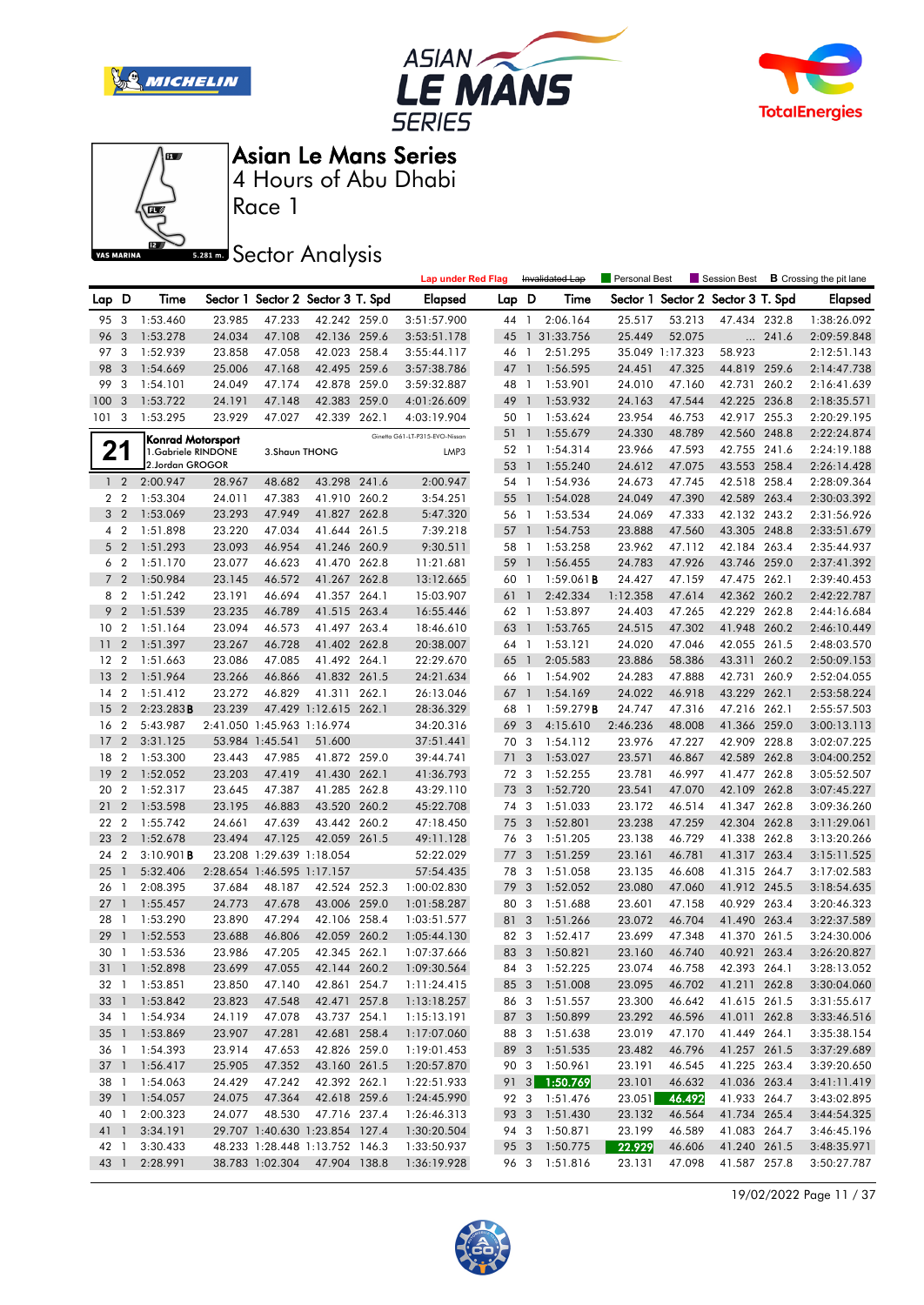# Asian Le Mans Series

## 4 Hours of Abu Dhabi

Race 1

## Sector Analysis

Lap under Red Flag | Invalidated Lap | Personal Best | Session Best | **B** Crossing the pit lane

| Lap | D | Time | Sector 1 | Sector 2 | Sector 3 | T. Spd | Elapsed |
|---|---|---|---|---|---|---|---|
| 95 | 3 | 1:53.460 | 23.985 | 47.233 | 42.242 | 259.0 | 3:51:57.900 |
| 96 | 3 | 1:53.278 | 24.034 | 47.108 | 42.136 | 259.6 | 3:53:51.178 |
| 97 | 3 | 1:52.939 | 23.858 | 47.058 | 42.023 | 258.4 | 3:55:44.117 |
| 98 | 3 | 1:54.669 | 25.006 | 47.168 | 42.495 | 259.6 | 3:57:38.786 |
| 99 | 3 | 1:54.101 | 24.049 | 47.174 | 42.878 | 259.0 | 3:59:32.887 |
| 100 | 3 | 1:53.722 | 24.191 | 47.148 | 42.383 | 259.0 | 4:01:26.609 |
| 101 | 3 | 1:53.295 | 23.929 | 47.027 | 42.339 | 262.1 | 4:03:19.904 |

**21** Konrad Motorsport — Ginetta G61-LT-P315-EVO-Nissan — LMP3
1.Gabriele RINDONE, 2.Jordan GROGOR, 3.Shaun THONG

| Lap | D | Time | Sector 1 | Sector 2 | Sector 3 | T. Spd | Elapsed |
|---|---|---|---|---|---|---|---|
| 1 | 2 | 2:00.947 | 28.967 | 48.682 | 43.298 | 241.6 | 2:00.947 |
| 2 | 2 | 1:53.304 | 24.011 | 47.383 | 41.910 | 260.2 | 3:54.251 |
| 3 | 2 | 1:53.069 | 23.293 | 47.949 | 41.827 | 262.8 | 5:47.320 |
| 4 | 2 | 1:51.898 | 23.220 | 47.034 | 41.644 | 261.5 | 7:39.218 |
| 5 | 2 | 1:51.293 | 23.093 | 46.954 | 41.246 | 260.9 | 9:30.511 |
| 6 | 2 | 1:51.170 | 23.077 | 46.623 | 41.470 | 262.8 | 11:21.681 |
| 7 | 2 | 1:50.984 | 23.145 | 46.572 | 41.267 | 262.8 | 13:12.665 |
| 8 | 2 | 1:51.242 | 23.191 | 46.694 | 41.357 | 264.1 | 15:03.907 |
| 9 | 2 | 1:51.539 | 23.235 | 46.789 | 41.515 | 263.4 | 16:55.446 |
| 10 | 2 | 1:51.164 | 23.094 | 46.573 | 41.497 | 263.4 | 18:46.610 |
| 11 | 2 | 1:51.397 | 23.267 | 46.728 | 41.402 | 262.8 | 20:38.007 |
| 12 | 2 | 1:51.663 | 23.086 | 47.085 | 41.492 | 264.1 | 22:29.670 |
| 13 | 2 | 1:51.964 | 23.266 | 46.866 | 41.832 | 261.5 | 24:21.634 |
| 14 | 2 | 1:51.412 | 23.272 | 46.829 | 41.311 | 262.1 | 26:13.046 |
| 15 | 2 | 2:23.283 **B** | 23.239 | 47.429 | 1:12.615 | 262.1 | 28:36.329 |
| 16 | 2 | 5:43.987 | 2:41.050 | 1:45.963 | 1:16.974 | | 34:20.316 |
| 17 | 2 | 3:31.125 | 53.984 | 1:45.541 | 51.600 | | 37:51.441 |
| 18 | 2 | 1:53.300 | 23.443 | 47.985 | 41.872 | 259.0 | 39:44.741 |
| 19 | 2 | 1:52.052 | 23.203 | 47.419 | 41.430 | 262.1 | 41:36.793 |
| 20 | 2 | 1:52.317 | 23.645 | 47.387 | 41.285 | 262.8 | 43:29.110 |
| 21 | 2 | 1:53.598 | 23.195 | 46.883 | 43.520 | 260.2 | 45:22.708 |
| 22 | 2 | 1:55.742 | 24.661 | 47.639 | 43.442 | 260.2 | 47:18.450 |
| 23 | 2 | 1:52.678 | 23.494 | 47.125 | 42.059 | 261.5 | 49:11.128 |
| 24 | 2 | 3:10.901 **B** | 23.208 | 1:29.639 | 1:18.054 | | 52:22.029 |
| 25 | 1 | 5:32.406 | 2:28.654 | 1:46.595 | 1:17.157 | | 57:54.435 |
| 26 | 1 | 2:08.395 | 37.684 | 48.187 | 42.524 | 252.3 | 1:00:02.830 |
| 27 | 1 | 1:55.457 | 24.773 | 47.678 | 43.006 | 259.0 | 1:01:58.287 |
| 28 | 1 | 1:53.290 | 23.890 | 47.294 | 42.106 | 258.4 | 1:03:51.577 |
| 29 | 1 | 1:52.553 | 23.688 | 46.806 | 42.059 | 260.2 | 1:05:44.130 |
| 30 | 1 | 1:53.536 | 23.986 | 47.205 | 42.345 | 262.1 | 1:07:37.666 |
| 31 | 1 | 1:52.898 | 23.699 | 47.055 | 42.144 | 260.2 | 1:09:30.564 |
| 32 | 1 | 1:53.851 | 23.850 | 47.140 | 42.861 | 254.7 | 1:11:24.415 |
| 33 | 1 | 1:53.842 | 23.823 | 47.548 | 42.471 | 257.8 | 1:13:18.257 |
| 34 | 1 | 1:54.934 | 24.119 | 47.078 | 43.737 | 254.1 | 1:15:13.191 |
| 35 | 1 | 1:53.869 | 23.907 | 47.281 | 42.681 | 258.4 | 1:17:07.060 |
| 36 | 1 | 1:54.393 | 23.914 | 47.653 | 42.826 | 259.0 | 1:19:01.453 |
| 37 | 1 | 1:56.417 | 25.905 | 47.352 | 43.160 | 261.5 | 1:20:57.870 |
| 38 | 1 | 1:54.063 | 24.429 | 47.242 | 42.392 | 262.1 | 1:22:51.933 |
| 39 | 1 | 1:54.057 | 24.075 | 47.364 | 42.618 | 259.6 | 1:24:45.990 |
| 40 | 1 | 2:00.323 | 24.077 | 48.530 | 47.716 | 237.4 | 1:26:46.313 |
| 41 | 1 | 3:34.191 | 29.707 | 1:40.630 | 1:23.854 | 127.4 | 1:30:20.504 |
| 42 | 1 | 3:30.433 | 48.233 | 1:28.448 | 1:13.752 | 146.3 | 1:33:50.937 |
| 43 | 1 | 2:28.991 | 38.783 | 1:02.304 | 47.904 | 138.8 | 1:36:19.928 |
| 44 | 1 | 2:06.164 | 25.517 | 53.213 | 47.434 | 232.8 | 1:38:26.092 |
| 45 | 1 | 31:33.756 | 25.449 | 52.075 | ... | 241.6 | 2:09:59.848 |
| 46 | 1 | 2:51.295 | 35.049 | 1:17.323 | 58.923 | | 2:12:51.143 |
| 47 | 1 | 1:56.595 | 24.451 | 47.325 | 44.819 | 259.6 | 2:14:47.738 |
| 48 | 1 | 1:53.901 | 24.010 | 47.160 | 42.731 | 260.2 | 2:16:41.639 |
| 49 | 1 | 1:53.932 | 24.163 | 47.544 | 42.225 | 236.8 | 2:18:35.571 |
| 50 | 1 | 1:53.624 | 23.954 | 46.753 | 42.917 | 255.3 | 2:20:29.195 |
| 51 | 1 | 1:55.679 | 24.330 | 48.789 | 42.560 | 248.8 | 2:22:24.874 |
| 52 | 1 | 1:54.314 | 23.966 | 47.593 | 42.755 | 241.6 | 2:24:19.188 |
| 53 | 1 | 1:55.240 | 24.612 | 47.075 | 43.553 | 258.4 | 2:26:14.428 |
| 54 | 1 | 1:54.936 | 24.673 | 47.745 | 42.518 | 258.4 | 2:28:09.364 |
| 55 | 1 | 1:54.028 | 24.049 | 47.390 | 42.589 | 263.4 | 2:30:03.392 |
| 56 | 1 | 1:53.534 | 24.069 | 47.333 | 42.132 | 243.2 | 2:31:56.926 |
| 57 | 1 | 1:54.753 | 23.888 | 47.560 | 43.305 | 248.8 | 2:33:51.679 |
| 58 | 1 | 1:53.258 | 23.962 | 47.112 | 42.184 | 263.4 | 2:35:44.937 |
| 59 | 1 | 1:56.455 | 24.783 | 47.926 | 43.746 | 259.0 | 2:37:41.392 |
| 60 | 1 | 1:59.061 **B** | 24.427 | 47.159 | 47.475 | 262.1 | 2:39:40.453 |
| 61 | 1 | 2:42.334 | 1:12.358 | 47.614 | 42.362 | 260.2 | 2:42:22.787 |
| 62 | 1 | 1:53.897 | 24.403 | 47.265 | 42.229 | 262.8 | 2:44:16.684 |
| 63 | 1 | 1:53.765 | 24.515 | 47.302 | 41.948 | 260.2 | 2:46:10.449 |
| 64 | 1 | 1:53.121 | 24.020 | 47.046 | 42.055 | 261.5 | 2:48:03.570 |
| 65 | 1 | 2:05.583 | 23.886 | 58.386 | 43.311 | 260.2 | 2:50:09.153 |
| 66 | 1 | 1:54.902 | 24.283 | 47.888 | 42.731 | 260.9 | 2:52:04.055 |
| 67 | 1 | 1:54.169 | 24.022 | 46.918 | 43.229 | 262.1 | 2:53:58.224 |
| 68 | 1 | 1:59.279 **B** | 24.747 | 47.316 | 47.216 | 262.1 | 2:55:57.503 |
| 69 | 3 | 4:15.610 | 2:46.236 | 48.008 | 41.366 | 259.0 | 3:00:13.113 |
| 70 | 3 | 1:54.112 | 23.976 | 47.227 | 42.909 | 228.8 | 3:02:07.225 |
| 71 | 3 | 1:53.027 | 23.571 | 46.867 | 42.589 | 262.8 | 3:04:00.252 |
| 72 | 3 | 1:52.255 | 23.781 | 46.997 | 41.477 | 262.8 | 3:05:52.507 |
| 73 | 3 | 1:52.720 | 23.541 | 47.070 | 42.109 | 262.8 | 3:07:45.227 |
| 74 | 3 | 1:51.033 | 23.172 | 46.514 | 41.347 | 262.8 | 3:09:36.260 |
| 75 | 3 | 1:52.801 | 23.238 | 47.259 | 42.304 | 262.8 | 3:11:29.061 |
| 76 | 3 | 1:51.205 | 23.138 | 46.729 | 41.338 | 262.8 | 3:13:20.266 |
| 77 | 3 | 1:51.259 | 23.161 | 46.781 | 41.317 | 263.4 | 3:15:11.525 |
| 78 | 3 | 1:51.058 | 23.135 | 46.608 | 41.315 | 264.7 | 3:17:02.583 |
| 79 | 3 | 1:52.052 | 23.080 | 47.060 | 41.912 | 245.5 | 3:18:54.635 |
| 80 | 3 | 1:51.688 | 23.601 | 47.158 | 40.929 | 263.4 | 3:20:46.323 |
| 81 | 3 | 1:51.266 | 23.072 | 46.704 | 41.490 | 263.4 | 3:22:37.589 |
| 82 | 3 | 1:52.417 | 23.699 | 47.348 | 41.370 | 261.5 | 3:24:30.006 |
| 83 | 3 | 1:50.821 | 23.160 | 46.740 | 40.921 | 263.4 | 3:26:20.827 |
| 84 | 3 | 1:52.225 | 23.074 | 46.758 | 42.393 | 264.1 | 3:28:13.052 |
| 85 | 3 | 1:51.008 | 23.095 | 46.702 | 41.211 | 262.8 | 3:30:04.060 |
| 86 | 3 | 1:51.557 | 23.300 | 46.642 | 41.615 | 261.5 | 3:31:55.617 |
| 87 | 3 | 1:50.899 | 23.292 | 46.596 | 41.011 | 262.8 | 3:33:46.516 |
| 88 | 3 | 1:51.638 | 23.019 | 47.170 | 41.449 | 264.1 | 3:35:38.154 |
| 89 | 3 | 1:51.535 | 23.482 | 46.796 | 41.257 | 261.5 | 3:37:29.689 |
| 90 | 3 | 1:50.961 | 23.191 | 46.545 | 41.225 | 263.4 | 3:39:20.650 |
| 91 | 3 | 1:50.769 | 23.101 | 46.632 | 41.036 | 263.4 | 3:41:11.419 |
| 92 | 3 | 1:51.476 | 23.051 | 46.492 | 41.933 | 264.7 | 3:43:02.895 |
| 93 | 3 | 1:51.430 | 23.132 | 46.564 | 41.734 | 265.4 | 3:44:54.325 |
| 94 | 3 | 1:50.871 | 23.199 | 46.589 | 41.083 | 264.7 | 3:46:45.196 |
| 95 | 3 | 1:50.775 | 22.929 | 46.606 | 41.240 | 261.5 | 3:48:35.971 |
| 96 | 3 | 1:51.816 | 23.131 | 47.098 | 41.587 | 257.8 | 3:50:27.787 |

19/02/2022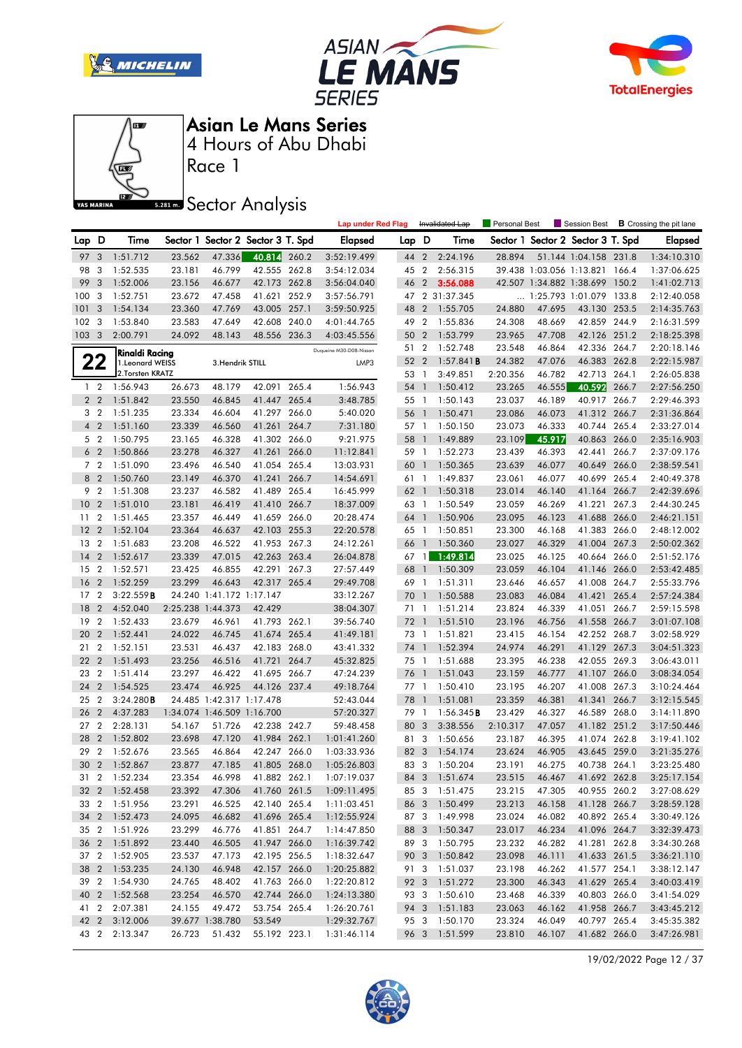# Asian Le Mans Series

4 Hours of Abu Dhabi

Race 1

## Sector Analysis

Lap under Red Flag | ~~Invalidated Lap~~ | Personal Best | Session Best | **B** Crossing the pit lane

| Lap | D | Time | Sector 1 | Sector 2 | Sector 3 | T. Spd | Elapsed |
|---|---|---|---|---|---|---|---|
| 97 | 3 | 1:51.712 | 23.562 | 47.336 | 40.814 | 260.2 | 3:52:19.499 |
| 98 | 3 | 1:52.535 | 23.181 | 46.799 | 42.555 | 262.8 | 3:54:12.034 |
| 99 | 3 | 1:52.006 | 23.156 | 46.677 | 42.173 | 262.8 | 3:56:04.040 |
| 100 | 3 | 1:52.751 | 23.672 | 47.458 | 41.621 | 252.9 | 3:57:56.791 |
| 101 | 3 | 1:54.134 | 23.360 | 47.769 | 43.005 | 257.1 | 3:59:50.925 |
| 102 | 3 | 1:53.840 | 23.583 | 47.649 | 42.608 | 240.0 | 4:01:44.765 |
| 103 | 3 | 2:00.791 | 24.092 | 48.143 | 48.556 | 236.3 | 4:03:45.556 |

**22** Rinaldi Racing — Duqueine M30-D08-Nissan — LMP3

1.Leonard WEISS, 2.Torsten KRATZ, 3.Hendrik STILL

| Lap | D | Time | Sector 1 | Sector 2 | Sector 3 | T. Spd | Elapsed |
|---|---|---|---|---|---|---|---|
| 1 | 2 | 1:56.943 | 26.673 | 48.179 | 42.091 | 265.4 | 1:56.943 |
| 2 | 2 | 1:51.842 | 23.550 | 46.845 | 41.447 | 265.4 | 3:48.785 |
| 3 | 2 | 1:51.235 | 23.334 | 46.604 | 41.297 | 266.0 | 5:40.020 |
| 4 | 2 | 1:51.160 | 23.339 | 46.560 | 41.261 | 264.7 | 7:31.180 |
| 5 | 2 | 1:50.795 | 23.165 | 46.328 | 41.302 | 266.0 | 9:21.975 |
| 6 | 2 | 1:50.866 | 23.278 | 46.327 | 41.261 | 266.0 | 11:12.841 |
| 7 | 2 | 1:51.090 | 23.496 | 46.540 | 41.054 | 265.4 | 13:03.931 |
| 8 | 2 | 1:50.760 | 23.149 | 46.370 | 41.241 | 266.7 | 14:54.691 |
| 9 | 2 | 1:51.308 | 23.237 | 46.582 | 41.489 | 265.4 | 16:45.999 |
| 10 | 2 | 1:51.010 | 23.181 | 46.419 | 41.410 | 266.7 | 18:37.009 |
| 11 | 2 | 1:51.465 | 23.357 | 46.449 | 41.659 | 266.0 | 20:28.474 |
| 12 | 2 | 1:52.104 | 23.364 | 46.637 | 42.103 | 255.3 | 22:20.578 |
| 13 | 2 | 1:51.683 | 23.208 | 46.522 | 41.953 | 267.3 | 24:12.261 |
| 14 | 2 | 1:52.617 | 23.339 | 47.015 | 42.263 | 263.4 | 26:04.878 |
| 15 | 2 | 1:52.571 | 23.425 | 46.855 | 42.291 | 267.3 | 27:57.449 |
| 16 | 2 | 1:52.259 | 23.299 | 46.643 | 42.317 | 265.4 | 29:49.708 |
| 17 | 2 | 3:22.559 **B** | 24.240 | 1:41.172 | 1:17.147 | | 33:12.267 |
| 18 | 2 | 4:52.040 | 2:25.238 | 1:44.373 | 42.429 | | 38:04.307 |
| 19 | 2 | 1:52.433 | 23.679 | 46.961 | 41.793 | 262.1 | 39:56.740 |
| 20 | 2 | 1:52.441 | 24.022 | 46.745 | 41.674 | 265.4 | 41:49.181 |
| 21 | 2 | 1:52.151 | 23.531 | 46.437 | 42.183 | 268.0 | 43:41.332 |
| 22 | 2 | 1:51.493 | 23.256 | 46.516 | 41.721 | 264.7 | 45:32.825 |
| 23 | 2 | 1:51.414 | 23.297 | 46.422 | 41.695 | 266.7 | 47:24.239 |
| 24 | 2 | 1:54.525 | 23.474 | 46.925 | 44.126 | 237.4 | 49:18.764 |
| 25 | 2 | 3:24.280 **B** | 24.485 | 1:42.317 | 1:17.478 | | 52:43.044 |
| 26 | 2 | 4:37.283 | 1:34.074 | 1:46.509 | 1:16.700 | | 57:20.327 |
| 27 | 2 | 2:28.131 | 54.167 | 51.726 | 42.238 | 242.7 | 59:48.458 |
| 28 | 2 | 1:52.802 | 23.698 | 47.120 | 41.984 | 262.1 | 1:01:41.260 |
| 29 | 2 | 1:52.676 | 23.565 | 46.864 | 42.247 | 266.0 | 1:03:33.936 |
| 30 | 2 | 1:52.867 | 23.877 | 47.185 | 41.805 | 268.0 | 1:05:26.803 |
| 31 | 2 | 1:52.234 | 23.354 | 46.998 | 41.882 | 262.1 | 1:07:19.037 |
| 32 | 2 | 1:52.458 | 23.392 | 47.306 | 41.760 | 261.5 | 1:09:11.495 |
| 33 | 2 | 1:51.956 | 23.291 | 46.525 | 42.140 | 265.4 | 1:11:03.451 |
| 34 | 2 | 1:52.473 | 24.095 | 46.682 | 41.696 | 265.4 | 1:12:55.924 |
| 35 | 2 | 1:51.926 | 23.299 | 46.776 | 41.851 | 264.7 | 1:14:47.850 |
| 36 | 2 | 1:51.892 | 23.440 | 46.505 | 41.947 | 266.0 | 1:16:39.742 |
| 37 | 2 | 1:52.905 | 23.537 | 47.173 | 42.195 | 256.5 | 1:18:32.647 |
| 38 | 2 | 1:53.235 | 24.130 | 46.948 | 42.157 | 266.0 | 1:20:25.882 |
| 39 | 2 | 1:54.930 | 24.765 | 48.402 | 41.763 | 266.0 | 1:22:20.812 |
| 40 | 2 | 1:52.568 | 23.254 | 46.570 | 42.744 | 266.0 | 1:24:13.380 |
| 41 | 2 | 2:07.381 | 24.155 | 49.472 | 53.754 | 265.4 | 1:26:20.761 |
| 42 | 2 | 3:12.006 | 39.677 | 1:38.780 | 53.549 | | 1:29:32.767 |
| 43 | 2 | 2:13.347 | 26.723 | 51.432 | 55.192 | 223.1 | 1:31:46.114 |
| 44 | 2 | 2:24.196 | 28.894 | 51.144 | 1:04.158 | 231.8 | 1:34:10.310 |
| 45 | 2 | 2:56.315 | 39.438 | 1:03.056 | 1:13.821 | 166.4 | 1:37:06.625 |
| 46 | 2 | 3:56.088 | 42.507 | 1:34.882 | 1:38.699 | 150.2 | 1:41:02.713 |
| 47 | 2 | 31:37.345 | ... | 1:25.793 | 1:01.079 | 133.8 | 2:12:40.058 |
| 48 | 2 | 1:55.705 | 24.880 | 47.695 | 43.130 | 253.5 | 2:14:35.763 |
| 49 | 2 | 1:55.836 | 24.308 | 48.669 | 42.859 | 244.9 | 2:16:31.599 |
| 50 | 2 | 1:53.799 | 23.965 | 47.708 | 42.126 | 251.2 | 2:18:25.398 |
| 51 | 2 | 1:52.748 | 23.548 | 46.864 | 42.336 | 264.7 | 2:20:18.146 |
| 52 | 2 | 1:57.841 **B** | 24.382 | 47.076 | 46.383 | 262.8 | 2:22:15.987 |
| 53 | 1 | 3:49.851 | 2:20.356 | 46.782 | 42.713 | 264.1 | 2:26:05.838 |
| 54 | 1 | 1:50.412 | 23.265 | 46.555 | 40.592 | 266.7 | 2:27:56.250 |
| 55 | 1 | 1:50.143 | 23.037 | 46.189 | 40.917 | 266.7 | 2:29:46.393 |
| 56 | 1 | 1:50.471 | 23.086 | 46.073 | 41.312 | 266.7 | 2:31:36.864 |
| 57 | 1 | 1:50.150 | 23.073 | 46.333 | 40.744 | 265.4 | 2:33:27.014 |
| 58 | 1 | 1:49.889 | 23.109 | 45.917 | 40.863 | 266.0 | 2:35:16.903 |
| 59 | 1 | 1:52.273 | 23.439 | 46.393 | 42.441 | 266.7 | 2:37:09.176 |
| 60 | 1 | 1:50.365 | 23.639 | 46.077 | 40.649 | 266.0 | 2:38:59.541 |
| 61 | 1 | 1:49.837 | 23.061 | 46.077 | 40.699 | 265.4 | 2:40:49.378 |
| 62 | 1 | 1:50.318 | 23.014 | 46.140 | 41.164 | 266.7 | 2:42:39.696 |
| 63 | 1 | 1:50.549 | 23.059 | 46.269 | 41.221 | 267.3 | 2:44:30.245 |
| 64 | 1 | 1:50.906 | 23.095 | 46.123 | 41.688 | 266.0 | 2:46:21.151 |
| 65 | 1 | 1:50.851 | 23.300 | 46.168 | 41.383 | 266.0 | 2:48:12.002 |
| 66 | 1 | 1:50.360 | 23.027 | 46.329 | 41.004 | 267.3 | 2:50:02.362 |
| 67 | 1 | 1:49.814 | 23.025 | 46.125 | 40.664 | 266.0 | 2:51:52.176 |
| 68 | 1 | 1:50.309 | 23.059 | 46.104 | 41.146 | 266.0 | 2:53:42.485 |
| 69 | 1 | 1:51.311 | 23.646 | 46.657 | 41.008 | 264.7 | 2:55:33.796 |
| 70 | 1 | 1:50.588 | 23.083 | 46.084 | 41.421 | 265.4 | 2:57:24.384 |
| 71 | 1 | 1:51.214 | 23.824 | 46.339 | 41.051 | 266.7 | 2:59:15.598 |
| 72 | 1 | 1:51.510 | 23.196 | 46.756 | 41.558 | 266.7 | 3:01:07.108 |
| 73 | 1 | 1:51.821 | 23.415 | 46.154 | 42.252 | 268.7 | 3:02:58.929 |
| 74 | 1 | 1:52.394 | 24.974 | 46.291 | 41.129 | 267.3 | 3:04:51.323 |
| 75 | 1 | 1:51.688 | 23.395 | 46.238 | 42.055 | 269.3 | 3:06:43.011 |
| 76 | 1 | 1:51.043 | 23.159 | 46.777 | 41.107 | 266.0 | 3:08:34.054 |
| 77 | 1 | 1:50.410 | 23.195 | 46.207 | 41.008 | 267.3 | 3:10:24.464 |
| 78 | 1 | 1:51.081 | 23.359 | 46.381 | 41.341 | 266.7 | 3:12:15.545 |
| 79 | 1 | 1:56.345 **B** | 23.429 | 46.327 | 46.589 | 268.0 | 3:14:11.890 |
| 80 | 3 | 3:38.556 | 2:10.317 | 47.057 | 41.182 | 251.2 | 3:17:50.446 |
| 81 | 3 | 1:50.656 | 23.187 | 46.395 | 41.074 | 262.8 | 3:19:41.102 |
| 82 | 3 | 1:54.174 | 23.624 | 46.905 | 43.645 | 259.0 | 3:21:35.276 |
| 83 | 3 | 1:50.204 | 23.191 | 46.275 | 40.738 | 264.1 | 3:23:25.480 |
| 84 | 3 | 1:51.674 | 23.515 | 46.467 | 41.692 | 262.8 | 3:25:17.154 |
| 85 | 3 | 1:51.475 | 23.215 | 47.305 | 40.955 | 260.2 | 3:27:08.629 |
| 86 | 3 | 1:50.499 | 23.213 | 46.158 | 41.128 | 266.7 | 3:28:59.128 |
| 87 | 3 | 1:49.998 | 23.024 | 46.082 | 40.892 | 265.4 | 3:30:49.126 |
| 88 | 3 | 1:50.347 | 23.017 | 46.234 | 41.096 | 264.7 | 3:32:39.473 |
| 89 | 3 | 1:50.795 | 23.232 | 46.282 | 41.281 | 262.8 | 3:34:30.268 |
| 90 | 3 | 1:50.842 | 23.098 | 46.111 | 41.633 | 261.5 | 3:36:21.110 |
| 91 | 3 | 1:51.037 | 23.198 | 46.262 | 41.577 | 254.1 | 3:38:12.147 |
| 92 | 3 | 1:51.272 | 23.300 | 46.343 | 41.629 | 265.4 | 3:40:03.419 |
| 93 | 3 | 1:50.610 | 23.468 | 46.339 | 40.803 | 266.0 | 3:41:54.029 |
| 94 | 3 | 1:51.183 | 23.063 | 46.162 | 41.958 | 266.7 | 3:43:45.212 |
| 95 | 3 | 1:50.170 | 23.324 | 46.049 | 40.797 | 265.4 | 3:45:35.382 |
| 96 | 3 | 1:51.599 | 23.810 | 46.107 | 41.682 | 266.0 | 3:47:26.981 |

19/02/2022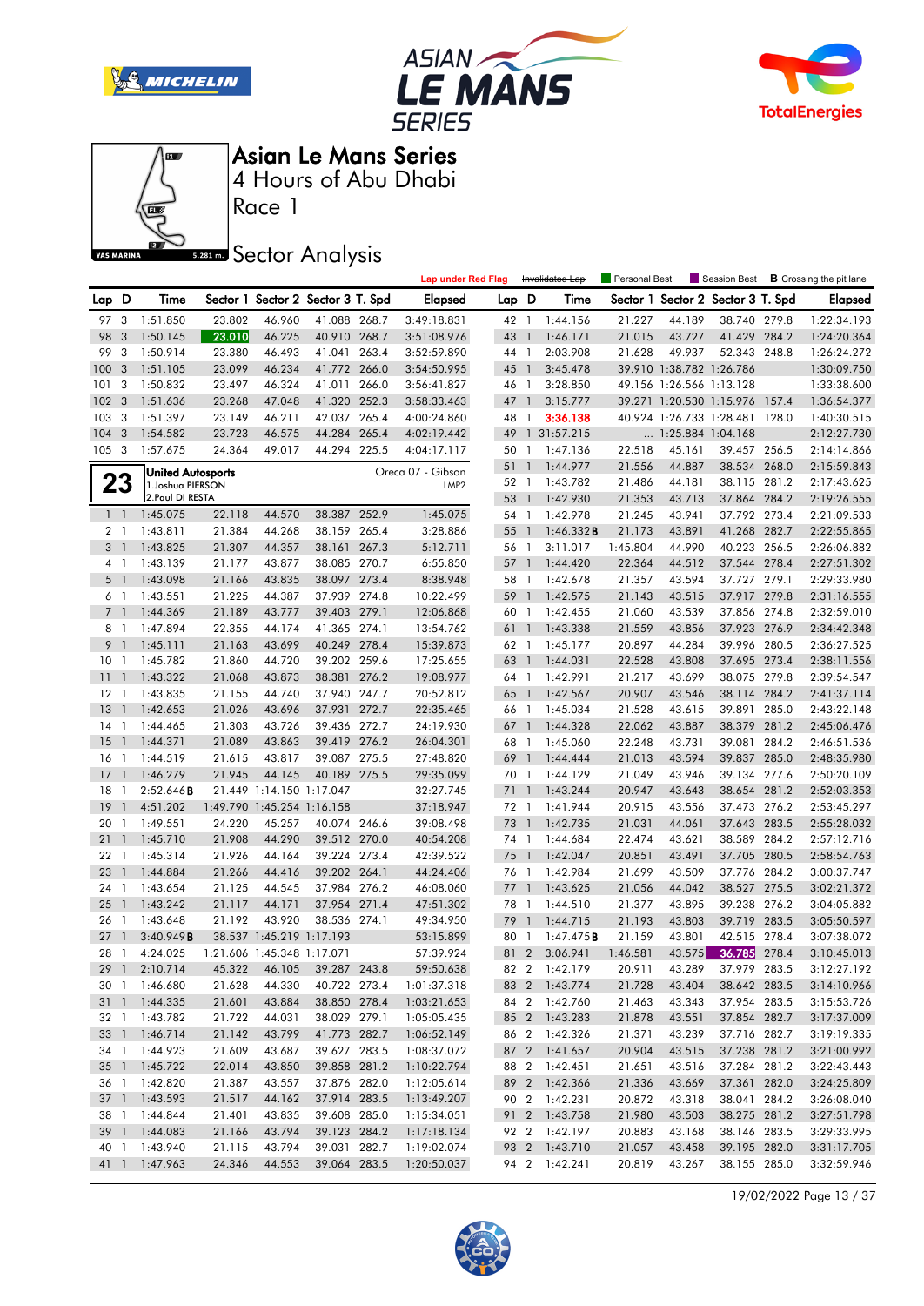# Asian Le Mans Series

4 Hours of Abu Dhabi

Race 1

## Sector Analysis

Lap under Red Flag | ~~Invalidated Lap~~ | Personal Best | Session Best | **B** Crossing the pit lane

| Lap | D | Time | Sector 1 | Sector 2 | Sector 3 | T. Spd | Elapsed |
|---|---|---|---|---|---|---|---|
| 97 | 3 | 1:51.850 | 23.802 | 46.960 | 41.088 | 268.7 | 3:49:18.831 |
| 98 | 3 | 1:50.145 | 23.010 | 46.225 | 40.910 | 268.7 | 3:51:08.976 |
| 99 | 3 | 1:50.914 | 23.380 | 46.493 | 41.041 | 263.4 | 3:52:59.890 |
| 100 | 3 | 1:51.105 | 23.099 | 46.234 | 41.772 | 266.0 | 3:54:50.995 |
| 101 | 3 | 1:50.832 | 23.497 | 46.324 | 41.011 | 266.0 | 3:56:41.827 |
| 102 | 3 | 1:51.636 | 23.268 | 47.048 | 41.320 | 252.3 | 3:58:33.463 |
| 103 | 3 | 1:51.397 | 23.149 | 46.211 | 42.037 | 265.4 | 4:00:24.860 |
| 104 | 3 | 1:54.582 | 23.723 | 46.575 | 44.284 | 265.4 | 4:02:19.442 |
| 105 | 3 | 1:57.675 | 24.364 | 49.017 | 44.294 | 225.5 | 4:04:17.117 |

**23** — **United Autosports** — Oreca 07 - Gibson — LMP2
1. Joshua PIERSON
2. Paul DI RESTA

| Lap | D | Time | Sector 1 | Sector 2 | Sector 3 | T. Spd | Elapsed |
|---|---|---|---|---|---|---|---|
| 1 | 1 | 1:45.075 | 22.118 | 44.570 | 38.387 | 252.9 | 1:45.075 |
| 2 | 1 | 1:43.811 | 21.384 | 44.268 | 38.159 | 265.4 | 3:28.886 |
| 3 | 1 | 1:43.825 | 21.307 | 44.357 | 38.161 | 267.3 | 5:12.711 |
| 4 | 1 | 1:43.139 | 21.177 | 43.877 | 38.085 | 270.7 | 6:55.850 |
| 5 | 1 | 1:43.098 | 21.166 | 43.835 | 38.097 | 273.4 | 8:38.948 |
| 6 | 1 | 1:43.551 | 21.225 | 44.387 | 37.939 | 274.8 | 10:22.499 |
| 7 | 1 | 1:44.369 | 21.189 | 43.777 | 39.403 | 279.1 | 12:06.868 |
| 8 | 1 | 1:47.894 | 22.355 | 44.174 | 41.365 | 274.1 | 13:54.762 |
| 9 | 1 | 1:45.111 | 21.163 | 43.699 | 40.249 | 278.4 | 15:39.873 |
| 10 | 1 | 1:45.782 | 21.860 | 44.720 | 39.202 | 259.6 | 17:25.655 |
| 11 | 1 | 1:43.322 | 21.068 | 43.873 | 38.381 | 276.2 | 19:08.977 |
| 12 | 1 | 1:43.835 | 21.155 | 44.740 | 37.940 | 247.7 | 20:52.812 |
| 13 | 1 | 1:42.653 | 21.026 | 43.696 | 37.931 | 272.7 | 22:35.465 |
| 14 | 1 | 1:44.465 | 21.303 | 43.726 | 39.436 | 272.7 | 24:19.930 |
| 15 | 1 | 1:44.371 | 21.089 | 43.863 | 39.419 | 276.2 | 26:04.301 |
| 16 | 1 | 1:44.519 | 21.615 | 43.817 | 39.087 | 275.5 | 27:48.820 |
| 17 | 1 | 1:46.279 | 21.945 | 44.145 | 40.189 | 275.5 | 29:35.099 |
| 18 | 1 | 2:52.646 **B** | 21.449 | 1:14.150 | 1:17.047 | | 32:27.745 |
| 19 | 1 | 4:51.202 | 1:49.790 | 1:45.254 | 1:16.158 | | 37:18.947 |
| 20 | 1 | 1:49.551 | 24.220 | 45.257 | 40.074 | 246.6 | 39:08.498 |
| 21 | 1 | 1:45.710 | 21.908 | 44.290 | 39.512 | 270.0 | 40:54.208 |
| 22 | 1 | 1:45.314 | 21.926 | 44.164 | 39.224 | 273.4 | 42:39.522 |
| 23 | 1 | 1:44.884 | 21.266 | 44.416 | 39.202 | 264.1 | 44:24.406 |
| 24 | 1 | 1:43.654 | 21.125 | 44.545 | 37.984 | 276.2 | 46:08.060 |
| 25 | 1 | 1:43.242 | 21.117 | 44.171 | 37.954 | 271.4 | 47:51.302 |
| 26 | 1 | 1:43.648 | 21.192 | 43.920 | 38.536 | 274.1 | 49:34.950 |
| 27 | 1 | 3:40.949 **B** | 38.537 | 1:45.219 | 1:17.193 | | 53:15.899 |
| 28 | 1 | 4:24.025 | 1:21.606 | 1:45.348 | 1:17.071 | | 57:39.924 |
| 29 | 1 | 2:10.714 | 45.322 | 46.105 | 39.287 | 243.8 | 59:50.638 |
| 30 | 1 | 1:46.680 | 21.628 | 44.330 | 40.722 | 273.4 | 1:01:37.318 |
| 31 | 1 | 1:44.335 | 21.601 | 43.884 | 38.850 | 278.4 | 1:03:21.653 |
| 32 | 1 | 1:43.782 | 21.722 | 44.031 | 38.029 | 279.1 | 1:05:05.435 |
| 33 | 1 | 1:46.714 | 21.142 | 43.799 | 41.773 | 282.7 | 1:06:52.149 |
| 34 | 1 | 1:44.923 | 21.609 | 43.687 | 39.627 | 283.5 | 1:08:37.072 |
| 35 | 1 | 1:45.722 | 22.014 | 43.850 | 39.858 | 281.2 | 1:10:22.794 |
| 36 | 1 | 1:42.820 | 21.387 | 43.557 | 37.876 | 282.0 | 1:12:05.614 |
| 37 | 1 | 1:43.593 | 21.517 | 44.162 | 37.914 | 283.5 | 1:13:49.207 |
| 38 | 1 | 1:44.844 | 21.401 | 43.835 | 39.608 | 285.0 | 1:15:34.051 |
| 39 | 1 | 1:44.083 | 21.166 | 43.794 | 39.123 | 284.2 | 1:17:18.134 |
| 40 | 1 | 1:43.940 | 21.115 | 43.794 | 39.031 | 282.7 | 1:19:02.074 |
| 41 | 1 | 1:47.963 | 24.346 | 44.553 | 39.064 | 283.5 | 1:20:50.037 |
| 42 | 1 | 1:44.156 | 21.227 | 44.189 | 38.740 | 279.8 | 1:22:34.193 |
| 43 | 1 | 1:46.171 | 21.015 | 43.727 | 41.429 | 284.2 | 1:24:20.364 |
| 44 | 1 | 2:03.908 | 21.628 | 49.937 | 52.343 | 248.8 | 1:26:24.272 |
| 45 | 1 | 3:45.478 | 39.910 | 1:38.782 | 1:26.786 | | 1:30:09.750 |
| 46 | 1 | 3:28.850 | 49.156 | 1:26.566 | 1:13.128 | | 1:33:38.600 |
| 47 | 1 | 3:15.777 | 39.271 | 1:20.530 | 1:15.976 | 157.4 | 1:36:54.377 |
| 48 | 1 | 3:36.138 | 40.924 | 1:26.733 | 1:28.481 | 128.0 | 1:40:30.515 |
| 49 | 1 | 31:57.215 | ... | 1:25.884 | 1:04.168 | | 2:12:27.730 |
| 50 | 1 | 1:47.136 | 22.518 | 45.161 | 39.457 | 256.5 | 2:14:14.866 |
| 51 | 1 | 1:44.977 | 21.556 | 44.887 | 38.534 | 268.0 | 2:15:59.843 |
| 52 | 1 | 1:43.782 | 21.486 | 44.181 | 38.115 | 281.2 | 2:17:43.625 |
| 53 | 1 | 1:42.930 | 21.353 | 43.713 | 37.864 | 284.2 | 2:19:26.555 |
| 54 | 1 | 1:42.978 | 21.245 | 43.941 | 37.792 | 273.4 | 2:21:09.533 |
| 55 | 1 | 1:46.332 **B** | 21.173 | 43.891 | 41.268 | 282.7 | 2:22:55.865 |
| 56 | 1 | 3:11.017 | 1:45.804 | 44.990 | 40.223 | 256.5 | 2:26:06.882 |
| 57 | 1 | 1:44.420 | 22.364 | 44.512 | 37.544 | 278.4 | 2:27:51.302 |
| 58 | 1 | 1:42.678 | 21.357 | 43.594 | 37.727 | 279.1 | 2:29:33.980 |
| 59 | 1 | 1:42.575 | 21.143 | 43.515 | 37.917 | 279.8 | 2:31:16.555 |
| 60 | 1 | 1:42.455 | 21.060 | 43.539 | 37.856 | 274.8 | 2:32:59.010 |
| 61 | 1 | 1:43.338 | 21.559 | 43.856 | 37.923 | 276.9 | 2:34:42.348 |
| 62 | 1 | 1:45.177 | 20.897 | 44.284 | 39.996 | 280.5 | 2:36:27.525 |
| 63 | 1 | 1:44.031 | 22.528 | 43.808 | 37.695 | 273.4 | 2:38:11.556 |
| 64 | 1 | 1:42.991 | 21.217 | 43.699 | 38.075 | 279.8 | 2:39:54.547 |
| 65 | 1 | 1:42.567 | 20.907 | 43.546 | 38.114 | 284.2 | 2:41:37.114 |
| 66 | 1 | 1:45.034 | 21.528 | 43.615 | 39.891 | 285.0 | 2:43:22.148 |
| 67 | 1 | 1:44.328 | 22.062 | 43.887 | 38.379 | 281.2 | 2:45:06.476 |
| 68 | 1 | 1:45.060 | 22.248 | 43.731 | 39.081 | 284.2 | 2:46:51.536 |
| 69 | 1 | 1:44.444 | 21.013 | 43.594 | 39.837 | 285.0 | 2:48:35.980 |
| 70 | 1 | 1:44.129 | 21.049 | 43.946 | 39.134 | 277.6 | 2:50:20.109 |
| 71 | 1 | 1:43.244 | 20.947 | 43.643 | 38.654 | 281.2 | 2:52:03.353 |
| 72 | 1 | 1:41.944 | 20.915 | 43.556 | 37.473 | 276.2 | 2:53:45.297 |
| 73 | 1 | 1:42.735 | 21.031 | 44.061 | 37.643 | 283.5 | 2:55:28.032 |
| 74 | 1 | 1:44.684 | 22.474 | 43.621 | 38.589 | 284.2 | 2:57:12.716 |
| 75 | 1 | 1:42.047 | 20.851 | 43.491 | 37.705 | 280.5 | 2:58:54.763 |
| 76 | 1 | 1:42.984 | 21.699 | 43.509 | 37.776 | 284.2 | 3:00:37.747 |
| 77 | 1 | 1:43.625 | 21.056 | 44.042 | 38.527 | 275.5 | 3:02:21.372 |
| 78 | 1 | 1:44.510 | 21.377 | 43.895 | 39.238 | 276.2 | 3:04:05.882 |
| 79 | 1 | 1:44.715 | 21.193 | 43.803 | 39.719 | 283.5 | 3:05:50.597 |
| 80 | 1 | 1:47.475 **B** | 21.159 | 43.801 | 42.515 | 278.4 | 3:07:38.072 |
| 81 | 2 | 3:06.941 | 1:46.581 | 43.575 | 36.785 | 278.4 | 3:10:45.013 |
| 82 | 2 | 1:42.179 | 20.911 | 43.289 | 37.979 | 283.5 | 3:12:27.192 |
| 83 | 2 | 1:43.774 | 21.728 | 43.404 | 38.642 | 283.5 | 3:14:10.966 |
| 84 | 2 | 1:42.760 | 21.463 | 43.343 | 37.954 | 283.5 | 3:15:53.726 |
| 85 | 2 | 1:43.283 | 21.878 | 43.551 | 37.854 | 282.7 | 3:17:37.009 |
| 86 | 2 | 1:42.326 | 21.371 | 43.239 | 37.716 | 282.7 | 3:19:19.335 |
| 87 | 2 | 1:41.657 | 20.904 | 43.515 | 37.238 | 281.2 | 3:21:00.992 |
| 88 | 2 | 1:42.451 | 21.651 | 43.516 | 37.284 | 281.2 | 3:22:43.443 |
| 89 | 2 | 1:42.366 | 21.336 | 43.669 | 37.361 | 282.0 | 3:24:25.809 |
| 90 | 2 | 1:42.231 | 20.872 | 43.318 | 38.041 | 284.2 | 3:26:08.040 |
| 91 | 2 | 1:43.758 | 21.980 | 43.503 | 38.275 | 281.2 | 3:27:51.798 |
| 92 | 2 | 1:42.197 | 20.883 | 43.168 | 38.146 | 283.5 | 3:29:33.995 |
| 93 | 2 | 1:43.710 | 21.057 | 43.458 | 39.195 | 282.0 | 3:31:17.705 |
| 94 | 2 | 1:42.241 | 20.819 | 43.267 | 38.155 | 285.0 | 3:32:59.946 |

19/02/2022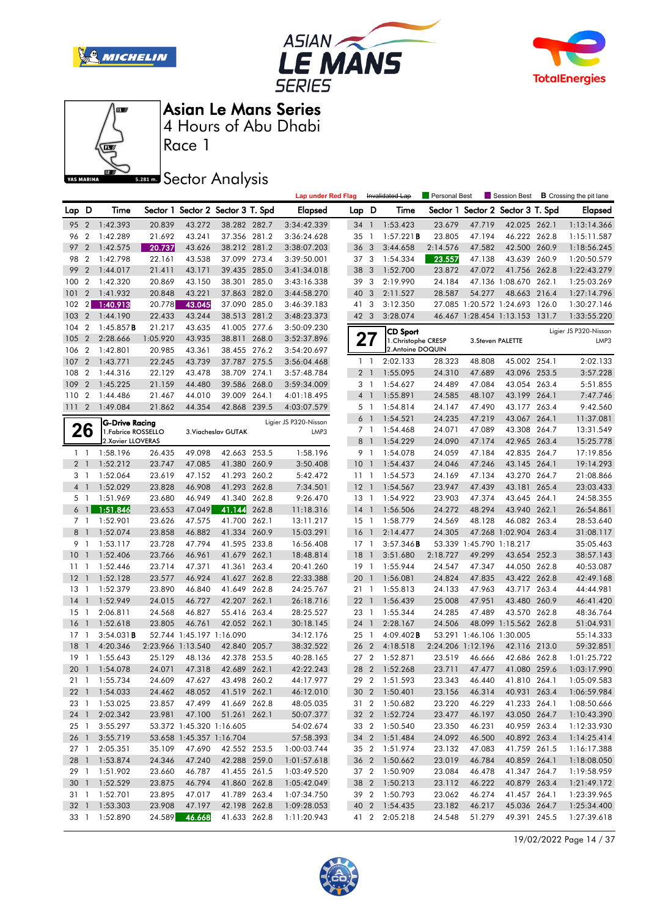# Asian Le Mans Series

4 Hours of Abu Dhabi

Race 1

## Sector Analysis

Lap under Red Flag | Invalidated Lap | Personal Best | Session Best | B Crossing the pit lane

| Lap | D | Time | Sector 1 | Sector 2 | Sector 3 | T. Spd | Elapsed |
|---|---|---|---|---|---|---|---|
| 95 | 2 | 1:42.393 | 20.839 | 43.272 | 38.282 | 282.7 | 3:34:42.339 |
| 96 | 2 | 1:42.289 | 21.692 | 43.241 | 37.356 | 281.2 | 3:36:24.628 |
| 97 | 2 | 1:42.575 | 20.737 | 43.626 | 38.212 | 281.2 | 3:38:07.203 |
| 98 | 2 | 1:42.798 | 22.161 | 43.538 | 37.099 | 273.4 | 3:39:50.001 |
| 99 | 2 | 1:44.017 | 21.411 | 43.171 | 39.435 | 285.0 | 3:41:34.018 |
| 100 | 2 | 1:42.320 | 20.869 | 43.150 | 38.301 | 285.0 | 3:43:16.338 |
| 101 | 2 | 1:41.932 | 20.848 | 43.221 | 37.863 | 282.0 | 3:44:58.270 |
| 102 | 2 | 1:40.913 | 20.778 | 43.045 | 37.090 | 285.0 | 3:46:39.183 |
| 103 | 2 | 1:44.190 | 22.433 | 43.244 | 38.513 | 281.2 | 3:48:23.373 |
| 104 | 2 | 1:45.857 B | 21.217 | 43.635 | 41.005 | 277.6 | 3:50:09.230 |
| 105 | 2 | 2:28.666 | 1:05.920 | 43.935 | 38.811 | 268.0 | 3:52:37.896 |
| 106 | 2 | 1:42.801 | 20.985 | 43.361 | 38.455 | 276.2 | 3:54:20.697 |
| 107 | 2 | 1:43.771 | 22.245 | 43.739 | 37.787 | 275.5 | 3:56:04.468 |
| 108 | 2 | 1:44.316 | 22.129 | 43.478 | 38.709 | 274.1 | 3:57:48.784 |
| 109 | 2 | 1:45.225 | 21.159 | 44.480 | 39.586 | 268.0 | 3:59:34.009 |
| 110 | 2 | 1:44.486 | 21.467 | 44.010 | 39.009 | 264.1 | 4:01:18.495 |
| 111 | 2 | 1:49.084 | 21.862 | 44.354 | 42.868 | 239.5 | 4:03:07.579 |

### 26 G-Drive Racing — Ligier JS P320-Nissan — LMP3
1.Fabrice ROSSELLO, 2.Xavier LLOVERAS, 3.Viacheslav GUTAK

| Lap | D | Time | Sector 1 | Sector 2 | Sector 3 | T. Spd | Elapsed |
|---|---|---|---|---|---|---|---|
| 1 | 1 | 1:58.196 | 26.435 | 49.098 | 42.663 | 253.5 | 1:58.196 |
| 2 | 1 | 1:52.212 | 23.747 | 47.085 | 41.380 | 260.9 | 3:50.408 |
| 3 | 1 | 1:52.064 | 23.619 | 47.152 | 41.293 | 260.2 | 5:42.472 |
| 4 | 1 | 1:52.029 | 23.828 | 46.908 | 41.293 | 262.8 | 7:34.501 |
| 5 | 1 | 1:51.969 | 23.680 | 46.949 | 41.340 | 262.8 | 9:26.470 |
| 6 | 1 | 1:51.846 | 23.653 | 47.049 | 41.144 | 262.8 | 11:18.316 |
| 7 | 1 | 1:52.901 | 23.626 | 47.575 | 41.700 | 262.1 | 13:11.217 |
| 8 | 1 | 1:52.074 | 23.858 | 46.882 | 41.334 | 260.9 | 15:03.291 |
| 9 | 1 | 1:53.117 | 23.728 | 47.794 | 41.595 | 233.8 | 16:56.408 |
| 10 | 1 | 1:52.406 | 23.766 | 46.961 | 41.679 | 262.1 | 18:48.814 |
| 11 | 1 | 1:52.446 | 23.714 | 47.371 | 41.361 | 263.4 | 20:41.260 |
| 12 | 1 | 1:52.128 | 23.577 | 46.924 | 41.627 | 262.8 | 22:33.388 |
| 13 | 1 | 1:52.379 | 23.890 | 46.840 | 41.649 | 262.8 | 24:25.767 |
| 14 | 1 | 1:52.949 | 24.015 | 46.727 | 42.207 | 262.1 | 26:18.716 |
| 15 | 1 | 2:06.811 | 24.568 | 46.827 | 55.416 | 263.4 | 28:25.527 |
| 16 | 1 | 1:52.618 | 23.805 | 46.761 | 42.052 | 262.1 | 30:18.145 |
| 17 | 1 | 3:54.031 B | 52.744 | 1:45.197 | 1:16.090 | | 34:12.176 |
| 18 | 1 | 4:20.346 | 2:23.966 | 1:13.540 | 42.840 | 205.7 | 38:32.522 |
| 19 | 1 | 1:55.643 | 25.129 | 48.136 | 42.378 | 253.5 | 40:28.165 |
| 20 | 1 | 1:54.078 | 24.071 | 47.318 | 42.689 | 262.1 | 42:22.243 |
| 21 | 1 | 1:55.734 | 24.609 | 47.627 | 43.498 | 260.2 | 44:17.977 |
| 22 | 1 | 1:54.033 | 24.462 | 48.052 | 41.519 | 262.1 | 46:12.010 |
| 23 | 1 | 1:53.025 | 23.857 | 47.499 | 41.669 | 262.8 | 48:05.035 |
| 24 | 1 | 2:02.342 | 23.981 | 47.100 | 51.261 | 262.1 | 50:07.377 |
| 25 | 1 | 3:55.297 | 53.372 | 1:45.320 | 1:16.605 | | 54:02.674 |
| 26 | 1 | 3:55.719 | 53.658 | 1:45.357 | 1:16.704 | | 57:58.393 |
| 27 | 1 | 2:05.351 | 35.109 | 47.690 | 42.552 | 253.5 | 1:00:03.744 |
| 28 | 1 | 1:53.874 | 24.346 | 47.240 | 42.288 | 259.0 | 1:01:57.618 |
| 29 | 1 | 1:51.902 | 23.660 | 46.787 | 41.455 | 261.5 | 1:03:49.520 |
| 30 | 1 | 1:52.529 | 23.875 | 46.794 | 41.860 | 262.8 | 1:05:42.049 |
| 31 | 1 | 1:52.701 | 23.895 | 47.017 | 41.789 | 263.4 | 1:07:34.750 |
| 32 | 1 | 1:53.303 | 23.908 | 47.197 | 42.198 | 262.8 | 1:09:28.053 |
| 33 | 1 | 1:52.890 | 24.589 | 46.668 | 41.633 | 262.8 | 1:11:20.943 |
| 34 | 1 | 1:53.423 | 23.679 | 47.719 | 42.025 | 262.1 | 1:13:14.366 |
| 35 | 1 | 1:57.221 B | 23.805 | 47.194 | 46.222 | 262.8 | 1:15:11.587 |
| 36 | 3 | 3:44.658 | 2:14.576 | 47.582 | 42.500 | 260.9 | 1:18:56.245 |
| 37 | 3 | 1:54.334 | 23.557 | 47.138 | 43.639 | 260.9 | 1:20:50.579 |
| 38 | 3 | 1:52.700 | 23.872 | 47.072 | 41.756 | 262.8 | 1:22:43.279 |
| 39 | 3 | 2:19.990 | 24.184 | 47.136 | 1:08.670 | 262.1 | 1:25:03.269 |
| 40 | 3 | 2:11.527 | 28.587 | 54.277 | 48.663 | 216.4 | 1:27:14.796 |
| 41 | 3 | 3:12.350 | 27.085 | 1:20.572 | 1:24.693 | 126.0 | 1:30:27.146 |
| 42 | 3 | 3:28.074 | 46.467 | 1:28.454 | 1:13.153 | 131.7 | 1:33:55.220 |

### 27 CD Sport — Ligier JS P320-Nissan — LMP3
1.Christophe CRESP, 2.Antoine DOQUIN, 3.Steven PALETTE

| Lap | D | Time | Sector 1 | Sector 2 | Sector 3 | T. Spd | Elapsed |
|---|---|---|---|---|---|---|---|
| 1 | 1 | 2:02.133 | 28.323 | 48.808 | 45.002 | 254.1 | 2:02.133 |
| 2 | 1 | 1:55.095 | 24.310 | 47.689 | 43.096 | 253.5 | 3:57.228 |
| 3 | 1 | 1:54.627 | 24.489 | 47.084 | 43.054 | 263.4 | 5:51.855 |
| 4 | 1 | 1:55.891 | 24.585 | 48.107 | 43.199 | 264.1 | 7:47.746 |
| 5 | 1 | 1:54.814 | 24.147 | 47.490 | 43.177 | 263.4 | 9:42.560 |
| 6 | 1 | 1:54.521 | 24.235 | 47.219 | 43.067 | 264.1 | 11:37.081 |
| 7 | 1 | 1:54.468 | 24.071 | 47.089 | 43.308 | 264.7 | 13:31.549 |
| 8 | 1 | 1:54.229 | 24.090 | 47.174 | 42.965 | 263.4 | 15:25.778 |
| 9 | 1 | 1:54.078 | 24.059 | 47.184 | 42.835 | 264.7 | 17:19.856 |
| 10 | 1 | 1:54.437 | 24.046 | 47.246 | 43.145 | 264.1 | 19:14.293 |
| 11 | 1 | 1:54.573 | 24.169 | 47.134 | 43.270 | 264.7 | 21:08.866 |
| 12 | 1 | 1:54.567 | 23.947 | 47.439 | 43.181 | 265.4 | 23:03.433 |
| 13 | 1 | 1:54.922 | 23.903 | 47.374 | 43.645 | 264.1 | 24:58.355 |
| 14 | 1 | 1:56.506 | 24.272 | 48.294 | 43.940 | 262.1 | 26:54.861 |
| 15 | 1 | 1:58.779 | 24.569 | 48.128 | 46.082 | 263.4 | 28:53.640 |
| 16 | 1 | 2:14.477 | 24.305 | 47.268 | 1:02.904 | 263.4 | 31:08.117 |
| 17 | 1 | 3:57.346 B | 53.339 | 1:45.790 | 1:18.217 | | 35:05.463 |
| 18 | 1 | 3:51.680 | 2:18.727 | 49.299 | 43.654 | 252.3 | 38:57.143 |
| 19 | 1 | 1:55.944 | 24.547 | 47.347 | 44.050 | 262.8 | 40:53.087 |
| 20 | 1 | 1:56.081 | 24.824 | 47.835 | 43.422 | 262.8 | 42:49.168 |
| 21 | 1 | 1:55.813 | 24.133 | 47.963 | 43.717 | 263.4 | 44:44.981 |
| 22 | 1 | 1:56.439 | 25.008 | 47.951 | 43.480 | 260.9 | 46:41.420 |
| 23 | 1 | 1:55.344 | 24.285 | 47.489 | 43.570 | 262.8 | 48:36.764 |
| 24 | 1 | 2:28.167 | 24.506 | 48.099 | 1:15.562 | 262.8 | 51:04.931 |
| 25 | 1 | 4:09.402 B | 53.291 | 1:46.106 | 1:30.005 | | 55:14.333 |
| 26 | 2 | 4:18.518 | 2:24.206 | 1:12.196 | 42.116 | 213.0 | 59:32.851 |
| 27 | 2 | 1:52.871 | 23.519 | 46.666 | 42.686 | 262.8 | 1:01:25.722 |
| 28 | 2 | 1:52.268 | 23.711 | 47.477 | 41.080 | 259.6 | 1:03:17.990 |
| 29 | 2 | 1:51.593 | 23.343 | 46.440 | 41.810 | 264.1 | 1:05:09.583 |
| 30 | 2 | 1:50.401 | 23.156 | 46.314 | 40.931 | 263.4 | 1:06:59.984 |
| 31 | 2 | 1:50.682 | 23.220 | 46.229 | 41.233 | 264.1 | 1:08:50.666 |
| 32 | 2 | 1:52.724 | 23.477 | 46.197 | 43.050 | 264.7 | 1:10:43.390 |
| 33 | 2 | 1:50.540 | 23.350 | 46.231 | 40.959 | 263.4 | 1:12:33.930 |
| 34 | 2 | 1:51.484 | 24.092 | 46.500 | 40.892 | 263.4 | 1:14:25.414 |
| 35 | 2 | 1:51.974 | 23.132 | 47.083 | 41.759 | 261.5 | 1:16:17.388 |
| 36 | 2 | 1:50.662 | 23.019 | 46.784 | 40.859 | 264.1 | 1:18:08.050 |
| 37 | 2 | 1:50.909 | 23.084 | 46.478 | 41.347 | 264.7 | 1:19:58.959 |
| 38 | 2 | 1:50.213 | 23.112 | 46.222 | 40.879 | 263.4 | 1:21:49.172 |
| 39 | 2 | 1:50.793 | 23.062 | 46.274 | 41.457 | 264.1 | 1:23:39.965 |
| 40 | 2 | 1:54.435 | 23.182 | 46.217 | 45.036 | 264.7 | 1:25:34.400 |
| 41 | 2 | 2:05.218 | 24.548 | 51.279 | 49.391 | 245.5 | 1:27:39.618 |

19/02/2022 Page 14 / 37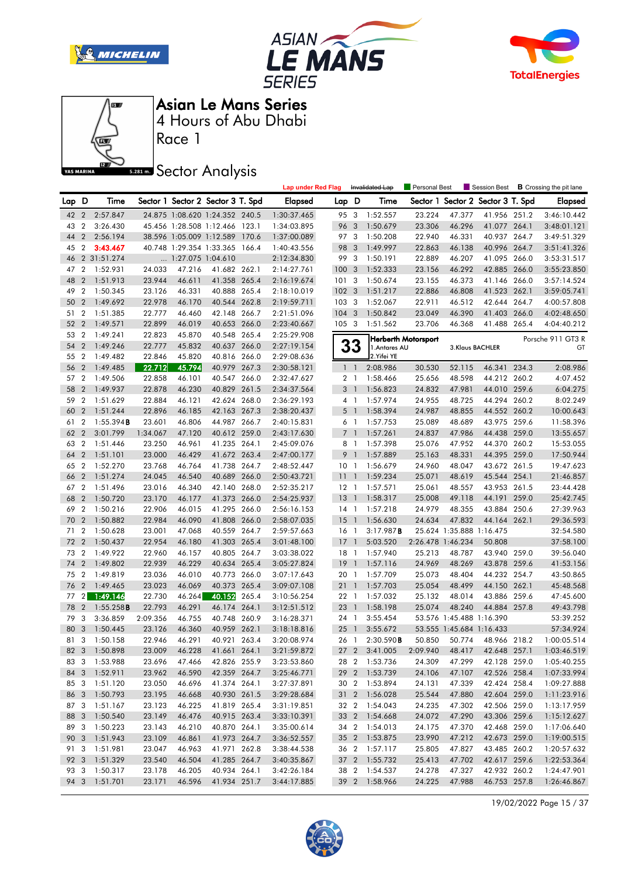# Asian Le Mans Series

4 Hours of Abu Dhabi

Race 1

## Sector Analysis

Lap under Red Flag | ~~Invalidated Lap~~ | Personal Best | Session Best | **B** Crossing the pit lane

| Lap | D | Time | Sector 1 | Sector 2 | Sector 3 | T. Spd | Elapsed |
|---|---|---|---|---|---|---|---|
| 42 | 2 | 2:57.847 | 24.875 | 1:08.620 | 1:24.352 | 240.5 | 1:30:37.465 |
| 43 | 2 | 3:26.430 | 45.456 | 1:28.508 | 1:12.466 | 123.1 | 1:34:03.895 |
| 44 | 2 | 2:56.194 | 38.596 | 1:05.009 | 1:12.589 | 170.6 | 1:37:00.089 |
| 45 | 2 | 3:43.467 | 40.748 | 1:29.354 | 1:33.365 | 166.4 | 1:40:43.556 |
| 46 | 2 | 31:51.274 | ... | 1:27.075 | 1:04.610 | | 2:12:34.830 |
| 47 | 2 | 1:52.931 | 24.033 | 47.216 | 41.682 | 262.1 | 2:14:27.761 |
| 48 | 2 | 1:51.913 | 23.944 | 46.611 | 41.358 | 265.4 | 2:16:19.674 |
| 49 | 2 | 1:50.345 | 23.126 | 46.331 | 40.888 | 265.4 | 2:18:10.019 |
| 50 | 2 | 1:49.692 | 22.978 | 46.170 | 40.544 | 262.8 | 2:19:59.711 |
| 51 | 2 | 1:51.385 | 22.777 | 46.460 | 42.148 | 266.7 | 2:21:51.096 |
| 52 | 2 | 1:49.571 | 22.899 | 46.019 | 40.653 | 266.0 | 2:23:40.667 |
| 53 | 2 | 1:49.241 | 22.823 | 45.870 | 40.548 | 265.4 | 2:25:29.908 |
| 54 | 2 | 1:49.246 | 22.777 | 45.832 | 40.637 | 266.0 | 2:27:19.154 |
| 55 | 2 | 1:49.482 | 22.846 | 45.820 | 40.816 | 266.0 | 2:29:08.636 |
| 56 | 2 | 1:49.485 | 22.712 | 45.794 | 40.979 | 267.3 | 2:30:58.121 |
| 57 | 2 | 1:49.506 | 22.858 | 46.101 | 40.547 | 266.0 | 2:32:47.627 |
| 58 | 2 | 1:49.937 | 22.878 | 46.230 | 40.829 | 261.5 | 2:34:37.564 |
| 59 | 2 | 1:51.629 | 22.884 | 46.121 | 42.624 | 268.0 | 2:36:29.193 |
| 60 | 2 | 1:51.244 | 22.896 | 46.185 | 42.163 | 267.3 | 2:38:20.437 |
| 61 | 2 | 1:55.394 **B** | 23.601 | 46.806 | 44.987 | 266.7 | 2:40:15.831 |
| 62 | 2 | 3:01.799 | 1:34.067 | 47.120 | 40.612 | 259.0 | 2:43:17.630 |
| 63 | 2 | 1:51.446 | 23.250 | 46.961 | 41.235 | 264.1 | 2:45:09.076 |
| 64 | 2 | 1:51.101 | 23.000 | 46.429 | 41.672 | 263.4 | 2:47:00.177 |
| 65 | 2 | 1:52.270 | 23.768 | 46.764 | 41.738 | 264.7 | 2:48:52.447 |
| 66 | 2 | 1:51.274 | 24.045 | 46.540 | 40.689 | 266.0 | 2:50:43.721 |
| 67 | 2 | 1:51.496 | 23.016 | 46.340 | 42.140 | 268.0 | 2:52:35.217 |
| 68 | 2 | 1:50.720 | 23.170 | 46.177 | 41.373 | 266.0 | 2:54:25.937 |
| 69 | 2 | 1:50.216 | 22.906 | 46.015 | 41.295 | 266.0 | 2:56:16.153 |
| 70 | 2 | 1:50.882 | 22.984 | 46.090 | 41.808 | 266.0 | 2:58:07.035 |
| 71 | 2 | 1:50.628 | 23.001 | 47.068 | 40.559 | 264.7 | 2:59:57.663 |
| 72 | 2 | 1:50.437 | 22.954 | 46.180 | 41.303 | 265.4 | 3:01:48.100 |
| 73 | 2 | 1:49.922 | 22.960 | 46.157 | 40.805 | 264.7 | 3:03:38.022 |
| 74 | 2 | 1:49.802 | 22.939 | 46.229 | 40.634 | 265.4 | 3:05:27.824 |
| 75 | 2 | 1:49.819 | 23.036 | 46.010 | 40.773 | 266.0 | 3:07:17.643 |
| 76 | 2 | 1:49.465 | 23.023 | 46.069 | 40.373 | 265.4 | 3:09:07.108 |
| 77 | 2 | 1:49.146 | 22.730 | 46.264 | 40.152 | 265.4 | 3:10:56.254 |
| 78 | 2 | 1:55.258 **B** | 22.793 | 46.291 | 46.174 | 264.1 | 3:12:51.512 |
| 79 | 3 | 3:36.859 | 2:09.356 | 46.755 | 40.748 | 260.9 | 3:16:28.371 |
| 80 | 3 | 1:50.445 | 23.126 | 46.360 | 40.959 | 262.1 | 3:18:18.816 |
| 81 | 3 | 1:50.158 | 22.946 | 46.291 | 40.921 | 263.4 | 3:20:08.974 |
| 82 | 3 | 1:50.898 | 23.009 | 46.228 | 41.661 | 264.1 | 3:21:59.872 |
| 83 | 3 | 1:53.988 | 23.696 | 47.466 | 42.826 | 255.9 | 3:23:53.860 |
| 84 | 3 | 1:52.911 | 23.962 | 46.590 | 42.359 | 264.7 | 3:25:46.771 |
| 85 | 3 | 1:51.120 | 23.050 | 46.696 | 41.374 | 264.1 | 3:27:37.891 |
| 86 | 3 | 1:50.793 | 23.195 | 46.668 | 40.930 | 261.5 | 3:29:28.684 |
| 87 | 3 | 1:51.167 | 23.123 | 46.225 | 41.819 | 265.4 | 3:31:19.851 |
| 88 | 3 | 1:50.540 | 23.149 | 46.476 | 40.915 | 263.4 | 3:33:10.391 |
| 89 | 3 | 1:50.223 | 23.143 | 46.210 | 40.870 | 264.1 | 3:35:00.614 |
| 90 | 3 | 1:51.943 | 23.109 | 46.861 | 41.973 | 264.7 | 3:36:52.557 |
| 91 | 3 | 1:51.981 | 23.047 | 46.963 | 41.971 | 262.8 | 3:38:44.538 |
| 92 | 3 | 1:51.329 | 23.540 | 46.504 | 41.285 | 264.7 | 3:40:35.867 |
| 93 | 3 | 1:50.317 | 23.178 | 46.205 | 40.934 | 264.1 | 3:42:26.184 |
| 94 | 3 | 1:51.701 | 23.171 | 46.596 | 41.934 | 251.7 | 3:44:17.885 |
| 95 | 3 | 1:52.557 | 23.224 | 47.377 | 41.956 | 251.2 | 3:46:10.442 |
| 96 | 3 | 1:50.679 | 23.306 | 46.296 | 41.077 | 264.1 | 3:48:01.121 |
| 97 | 3 | 1:50.208 | 22.940 | 46.331 | 40.937 | 264.7 | 3:49:51.329 |
| 98 | 3 | 1:49.997 | 22.863 | 46.138 | 40.996 | 264.7 | 3:51:41.326 |
| 99 | 3 | 1:50.191 | 22.889 | 46.207 | 41.095 | 266.0 | 3:53:31.517 |
| 100 | 3 | 1:52.333 | 23.156 | 46.292 | 42.885 | 266.0 | 3:55:23.850 |
| 101 | 3 | 1:50.674 | 23.155 | 46.373 | 41.146 | 266.0 | 3:57:14.524 |
| 102 | 3 | 1:51.217 | 22.886 | 46.808 | 41.523 | 262.1 | 3:59:05.741 |
| 103 | 3 | 1:52.067 | 22.911 | 46.512 | 42.644 | 264.7 | 4:00:57.808 |
| 104 | 3 | 1:50.842 | 23.049 | 46.390 | 41.403 | 266.0 | 4:02:48.650 |
| 105 | 3 | 1:51.562 | 23.706 | 46.368 | 41.488 | 265.4 | 4:04:40.212 |

**33** Herberth Motorsport — Porsche 911 GT3 R — GT

1.Antares AU, 2.Yifei YE, 3.Klaus BACHLER

| Lap | D | Time | Sector 1 | Sector 2 | Sector 3 | T. Spd | Elapsed |
|---|---|---|---|---|---|---|---|
| 1 | 1 | 2:08.986 | 30.530 | 52.115 | 46.341 | 234.3 | 2:08.986 |
| 2 | 1 | 1:58.466 | 25.656 | 48.598 | 44.212 | 260.2 | 4:07.452 |
| 3 | 1 | 1:56.823 | 24.832 | 47.981 | 44.010 | 259.6 | 6:04.275 |
| 4 | 1 | 1:57.974 | 24.955 | 48.725 | 44.294 | 260.2 | 8:02.249 |
| 5 | 1 | 1:58.394 | 24.987 | 48.855 | 44.552 | 260.2 | 10:00.643 |
| 6 | 1 | 1:57.753 | 25.089 | 48.689 | 43.975 | 259.6 | 11:58.396 |
| 7 | 1 | 1:57.261 | 24.837 | 47.986 | 44.438 | 259.0 | 13:55.657 |
| 8 | 1 | 1:57.398 | 25.076 | 47.952 | 44.370 | 260.2 | 15:53.055 |
| 9 | 1 | 1:57.889 | 25.163 | 48.331 | 44.395 | 259.0 | 17:50.944 |
| 10 | 1 | 1:56.679 | 24.960 | 48.047 | 43.672 | 261.5 | 19:47.623 |
| 11 | 1 | 1:59.234 | 25.071 | 48.619 | 45.544 | 254.1 | 21:46.857 |
| 12 | 1 | 1:57.571 | 25.061 | 48.557 | 43.953 | 261.5 | 23:44.428 |
| 13 | 1 | 1:58.317 | 25.008 | 49.118 | 44.191 | 259.0 | 25:42.745 |
| 14 | 1 | 1:57.218 | 24.979 | 48.355 | 43.884 | 250.6 | 27:39.963 |
| 15 | 1 | 1:56.630 | 24.634 | 47.832 | 44.164 | 262.1 | 29:36.593 |
| 16 | 1 | 3:17.987 **B** | 25.624 | 1:35.888 | 1:16.475 | | 32:54.580 |
| 17 | 1 | 5:03.520 | 2:26.478 | 1:46.234 | 50.808 | | 37:58.100 |
| 18 | 1 | 1:57.940 | 25.213 | 48.787 | 43.940 | 259.0 | 39:56.040 |
| 19 | 1 | 1:57.116 | 24.969 | 48.269 | 43.878 | 259.6 | 41:53.156 |
| 20 | 1 | 1:57.709 | 25.073 | 48.404 | 44.232 | 254.7 | 43:50.865 |
| 21 | 1 | 1:57.703 | 25.054 | 48.499 | 44.150 | 262.1 | 45:48.568 |
| 22 | 1 | 1:57.032 | 25.132 | 48.014 | 43.886 | 259.6 | 47:45.600 |
| 23 | 1 | 1:58.198 | 25.074 | 48.240 | 44.884 | 257.8 | 49:43.798 |
| 24 | 1 | 3:55.454 | 53.576 | 1:45.488 | 1:16.390 | | 53:39.252 |
| 25 | 1 | 3:55.672 | 53.555 | 1:45.684 | 1:16.433 | | 57:34.924 |
| 26 | 1 | 2:30.590 **B** | 50.850 | 50.774 | 48.966 | 218.2 | 1:00:05.514 |
| 27 | 2 | 3:41.005 | 2:09.940 | 48.417 | 42.648 | 257.1 | 1:03:46.519 |
| 28 | 2 | 1:53.736 | 24.309 | 47.299 | 42.128 | 259.0 | 1:05:40.255 |
| 29 | 2 | 1:53.739 | 24.106 | 47.107 | 42.526 | 258.4 | 1:07:33.994 |
| 30 | 2 | 1:53.894 | 24.131 | 47.339 | 42.424 | 258.4 | 1:09:27.888 |
| 31 | 2 | 1:56.028 | 25.544 | 47.880 | 42.604 | 259.0 | 1:11:23.916 |
| 32 | 2 | 1:54.043 | 24.235 | 47.302 | 42.506 | 259.0 | 1:13:17.959 |
| 33 | 2 | 1:54.668 | 24.072 | 47.290 | 43.306 | 259.6 | 1:15:12.627 |
| 34 | 2 | 1:54.013 | 24.175 | 47.370 | 42.468 | 259.0 | 1:17:06.640 |
| 35 | 2 | 1:53.875 | 23.990 | 47.212 | 42.673 | 259.0 | 1:19:00.515 |
| 36 | 2 | 1:57.117 | 25.805 | 47.827 | 43.485 | 260.2 | 1:20:57.632 |
| 37 | 2 | 1:55.732 | 25.413 | 47.702 | 42.617 | 259.6 | 1:22:53.364 |
| 38 | 2 | 1:54.537 | 24.278 | 47.327 | 42.932 | 260.2 | 1:24:47.901 |
| 39 | 2 | 1:58.966 | 24.225 | 47.988 | 46.753 | 257.8 | 1:26:46.867 |

19/02/2022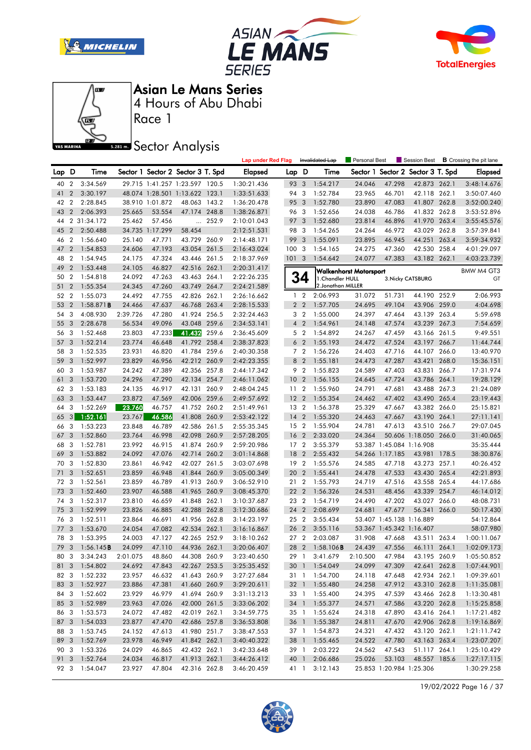# Asian Le Mans Series

4 Hours of Abu Dhabi

Race 1

Sector Analysis

Lap under Red Flag | Invalidated Lap | Personal Best | Session Best | B Crossing the pit lane

| Lap | D | Time | Sector 1 | Sector 2 | Sector 3 | T. Spd | Elapsed |
|---|---|---|---|---|---|---|---|
| 40 | 2 | 3:34.569 | 29.715 | 1:41.257 | 1:23.597 | 120.5 | 1:30:21.436 |
| 41 | 2 | 3:30.197 | 48.074 | 1:28.501 | 1:13.622 | 123.1 | 1:33:51.633 |
| 42 | 2 | 2:28.845 | 38.910 | 1:01.872 | 48.063 | 143.2 | 1:36:20.478 |
| 43 | 2 | 2:06.393 | 25.665 | 53.554 | 47.174 | 248.8 | 1:38:26.871 |
| 44 | 2 | 31:34.172 | 25.462 | 57.456 | ... | 252.9 | 2:10:01.043 |
| 45 | 2 | 2:50.488 | 34.735 | 1:17.299 | 58.454 | | 2:12:51.531 |
| 46 | 2 | 1:56.640 | 25.140 | 47.771 | 43.729 | 260.9 | 2:14:48.171 |
| 47 | 2 | 1:54.853 | 24.606 | 47.193 | 43.054 | 261.5 | 2:16:43.024 |
| 48 | 2 | 1:54.945 | 24.175 | 47.324 | 43.446 | 261.5 | 2:18:37.969 |
| 49 | 2 | 1:53.448 | 24.105 | 46.827 | 42.516 | 262.1 | 2:20:31.417 |
| 50 | 2 | 1:54.818 | 24.092 | 47.263 | 43.463 | 264.1 | 2:22:26.235 |
| 51 | 2 | 1:55.354 | 24.345 | 47.260 | 43.749 | 264.7 | 2:24:21.589 |
| 52 | 2 | 1:55.073 | 24.492 | 47.755 | 42.826 | 262.1 | 2:26:16.662 |
| 53 | 2 | 1:58.871 B | 24.466 | 47.637 | 46.768 | 263.4 | 2:28:15.533 |
| 54 | 3 | 4:08.930 | 2:39.726 | 47.280 | 41.924 | 256.5 | 2:32:24.463 |
| 55 | 3 | 2:28.678 | 56.534 | 49.096 | 43.048 | 259.6 | 2:34:53.141 |
| 56 | 3 | 1:52.468 | 23.803 | 47.233 | 41.432 | 259.6 | 2:36:45.609 |
| 57 | 3 | 1:52.214 | 23.774 | 46.648 | 41.792 | 258.4 | 2:38:37.823 |
| 58 | 3 | 1:52.535 | 23.931 | 46.820 | 41.784 | 259.6 | 2:40:30.358 |
| 59 | 3 | 1:52.997 | 23.829 | 46.956 | 42.212 | 260.9 | 2:42:23.355 |
| 60 | 3 | 1:53.987 | 24.242 | 47.389 | 42.356 | 257.8 | 2:44:17.342 |
| 61 | 3 | 1:53.720 | 24.296 | 47.290 | 42.134 | 254.7 | 2:46:11.062 |
| 62 | 3 | 1:53.183 | 24.135 | 46.917 | 42.131 | 260.9 | 2:48:04.245 |
| 63 | 3 | 1:53.447 | 23.872 | 47.569 | 42.006 | 259.6 | 2:49:57.692 |
| 64 | 3 | 1:52.269 | 23.760 | 46.757 | 41.752 | 260.2 | 2:51:49.961 |
| 65 | 3 | 1:52.161 | 23.767 | 46.586 | 41.808 | 260.9 | 2:53:42.122 |
| 66 | 3 | 1:53.223 | 23.848 | 46.789 | 42.586 | 261.5 | 2:55:35.345 |
| 67 | 3 | 1:52.860 | 23.764 | 46.998 | 42.098 | 260.9 | 2:57:28.205 |
| 68 | 3 | 1:52.781 | 23.992 | 46.915 | 41.874 | 260.9 | 2:59:20.986 |
| 69 | 3 | 1:53.882 | 24.092 | 47.076 | 42.714 | 260.2 | 3:01:14.868 |
| 70 | 3 | 1:52.830 | 23.861 | 46.942 | 42.027 | 261.5 | 3:03:07.698 |
| 71 | 3 | 1:52.651 | 23.859 | 46.948 | 41.844 | 260.9 | 3:05:00.349 |
| 72 | 3 | 1:52.561 | 23.859 | 46.789 | 41.913 | 260.9 | 3:06:52.910 |
| 73 | 3 | 1:52.460 | 23.907 | 46.588 | 41.965 | 260.9 | 3:08:45.370 |
| 74 | 3 | 1:52.317 | 23.810 | 46.659 | 41.848 | 262.1 | 3:10:37.687 |
| 75 | 3 | 1:52.999 | 23.826 | 46.885 | 42.288 | 262.8 | 3:12:30.686 |
| 76 | 3 | 1:52.511 | 23.864 | 46.691 | 41.956 | 262.8 | 3:14:23.197 |
| 77 | 3 | 1:53.670 | 24.054 | 47.082 | 42.534 | 262.1 | 3:16:16.867 |
| 78 | 3 | 1:53.395 | 24.003 | 47.127 | 42.265 | 252.9 | 3:18:10.262 |
| 79 | 3 | 1:56.145 B | 24.099 | 47.110 | 44.936 | 262.1 | 3:20:06.407 |
| 80 | 3 | 3:34.243 | 2:01.075 | 48.860 | 44.308 | 260.9 | 3:23:40.650 |
| 81 | 3 | 1:54.802 | 24.692 | 47.843 | 42.267 | 253.5 | 3:25:35.452 |
| 82 | 3 | 1:52.232 | 23.957 | 46.632 | 41.643 | 260.9 | 3:27:27.684 |
| 83 | 3 | 1:52.927 | 23.886 | 47.381 | 41.660 | 260.9 | 3:29:20.611 |
| 84 | 3 | 1:52.602 | 23.929 | 46.979 | 41.694 | 260.9 | 3:31:13.213 |
| 85 | 3 | 1:52.989 | 23.963 | 47.026 | 42.000 | 261.5 | 3:33:06.202 |
| 86 | 3 | 1:53.573 | 24.072 | 47.482 | 42.019 | 262.1 | 3:34:59.775 |
| 87 | 3 | 1:54.033 | 23.877 | 47.470 | 42.686 | 257.8 | 3:36:53.808 |
| 88 | 3 | 1:53.745 | 24.152 | 47.613 | 41.980 | 251.7 | 3:38:47.553 |
| 89 | 3 | 1:52.769 | 23.978 | 46.949 | 41.842 | 262.1 | 3:40:40.322 |
| 90 | 3 | 1:53.326 | 24.029 | 46.865 | 42.432 | 262.1 | 3:42:33.648 |
| 91 | 3 | 1:52.764 | 24.034 | 46.817 | 41.913 | 262.1 | 3:44:26.412 |
| 92 | 3 | 1:54.047 | 23.927 | 47.804 | 42.316 | 262.8 | 3:46:20.459 |
| 93 | 3 | 1:54.217 | 24.046 | 47.298 | 42.873 | 262.1 | 3:48:14.676 |
| 94 | 3 | 1:52.784 | 23.965 | 46.701 | 42.118 | 262.1 | 3:50:07.460 |
| 95 | 3 | 1:52.780 | 23.890 | 47.083 | 41.807 | 262.8 | 3:52:00.240 |
| 96 | 3 | 1:52.656 | 24.038 | 46.786 | 41.832 | 262.8 | 3:53:52.896 |
| 97 | 3 | 1:52.680 | 23.814 | 46.896 | 41.970 | 263.4 | 3:55:45.576 |
| 98 | 3 | 1:54.265 | 24.264 | 46.972 | 43.029 | 262.8 | 3:57:39.841 |
| 99 | 3 | 1:55.091 | 23.895 | 46.945 | 44.251 | 263.4 | 3:59:34.932 |
| 100 | 3 | 1:54.165 | 24.275 | 47.360 | 42.530 | 258.4 | 4:01:29.097 |
| 101 | 3 | 1:54.642 | 24.077 | 47.383 | 43.182 | 262.1 | 4:03:23.739 |

**34** Walkenhorst Motorsport — BMW M4 GT3 — GT
1.Chandler HULL, 2.Jonathan MILLER, 3.Nicky CATSBURG

| Lap | D | Time | Sector 1 | Sector 2 | Sector 3 | T. Spd | Elapsed |
|---|---|---|---|---|---|---|---|
| 1 | 2 | 2:06.993 | 31.072 | 51.731 | 44.190 | 252.9 | 2:06.993 |
| 2 | 2 | 1:57.705 | 24.695 | 49.104 | 43.906 | 259.0 | 4:04.698 |
| 3 | 2 | 1:55.000 | 24.397 | 47.464 | 43.139 | 263.4 | 5:59.698 |
| 4 | 2 | 1:54.961 | 24.148 | 47.574 | 43.239 | 267.3 | 7:54.659 |
| 5 | 2 | 1:54.892 | 24.267 | 47.459 | 43.166 | 261.5 | 9:49.551 |
| 6 | 2 | 1:55.193 | 24.472 | 47.524 | 43.197 | 266.7 | 11:44.744 |
| 7 | 2 | 1:56.226 | 24.403 | 47.716 | 44.107 | 266.0 | 13:40.970 |
| 8 | 2 | 1:55.181 | 24.473 | 47.287 | 43.421 | 268.0 | 15:36.151 |
| 9 | 2 | 1:55.823 | 24.589 | 47.403 | 43.831 | 266.7 | 17:31.974 |
| 10 | 2 | 1:56.155 | 24.645 | 47.724 | 43.786 | 264.1 | 19:28.129 |
| 11 | 2 | 1:55.960 | 24.791 | 47.681 | 43.488 | 267.3 | 21:24.089 |
| 12 | 2 | 1:55.354 | 24.462 | 47.402 | 43.490 | 265.4 | 23:19.443 |
| 13 | 2 | 1:56.378 | 25.329 | 47.667 | 43.382 | 266.0 | 25:15.821 |
| 14 | 2 | 1:55.320 | 24.463 | 47.667 | 43.190 | 264.1 | 27:11.141 |
| 15 | 2 | 1:55.904 | 24.781 | 47.613 | 43.510 | 266.7 | 29:07.045 |
| 16 | 2 | 2:33.020 | 24.364 | 50.606 | 1:18.050 | 266.0 | 31:40.065 |
| 17 | 2 | 3:55.379 | 53.387 | 1:45.084 | 1:16.908 | | 35:35.444 |
| 18 | 2 | 2:55.432 | 54.266 | 1:17.185 | 43.981 | 178.5 | 38:30.876 |
| 19 | 2 | 1:55.576 | 24.585 | 47.718 | 43.273 | 257.1 | 40:26.452 |
| 20 | 2 | 1:55.441 | 24.478 | 47.533 | 43.430 | 265.4 | 42:21.893 |
| 21 | 2 | 1:55.793 | 24.719 | 47.516 | 43.558 | 265.4 | 44:17.686 |
| 22 | 2 | 1:56.326 | 24.531 | 48.456 | 43.339 | 254.7 | 46:14.012 |
| 23 | 2 | 1:54.719 | 24.490 | 47.202 | 43.027 | 266.0 | 48:08.731 |
| 24 | 2 | 2:08.699 | 24.681 | 47.677 | 56.341 | 266.0 | 50:17.430 |
| 25 | 2 | 3:55.434 | 53.407 | 1:45.138 | 1:16.889 | | 54:12.864 |
| 26 | 2 | 3:55.116 | 53.367 | 1:45.342 | 1:16.407 | | 58:07.980 |
| 27 | 2 | 2:03.087 | 31.908 | 47.668 | 43.511 | 263.4 | 1:00:11.067 |
| 28 | 2 | 1:58.106 B | 24.439 | 47.556 | 46.111 | 264.1 | 1:02:09.173 |
| 29 | 1 | 3:41.679 | 2:10.500 | 47.984 | 43.195 | 260.9 | 1:05:50.852 |
| 30 | 1 | 1:54.049 | 24.099 | 47.309 | 42.641 | 262.8 | 1:07:44.901 |
| 31 | 1 | 1:54.700 | 24.118 | 47.648 | 42.934 | 262.1 | 1:09:39.601 |
| 32 | 1 | 1:55.480 | 24.258 | 47.912 | 43.310 | 262.8 | 1:11:35.081 |
| 33 | 1 | 1:55.400 | 24.395 | 47.539 | 43.466 | 262.8 | 1:13:30.481 |
| 34 | 1 | 1:55.377 | 24.571 | 47.586 | 43.220 | 262.8 | 1:15:25.858 |
| 35 | 1 | 1:55.624 | 24.318 | 47.890 | 43.416 | 264.1 | 1:17:21.482 |
| 36 | 1 | 1:55.387 | 24.811 | 47.670 | 42.906 | 262.8 | 1:19:16.869 |
| 37 | 1 | 1:54.873 | 24.321 | 47.432 | 43.120 | 262.1 | 1:21:11.742 |
| 38 | 1 | 1:55.465 | 24.522 | 47.780 | 43.163 | 263.4 | 1:23:07.207 |
| 39 | 1 | 2:03.222 | 24.562 | 47.543 | 51.117 | 264.1 | 1:25:10.429 |
| 40 | 1 | 2:06.686 | 25.026 | 53.103 | 48.557 | 185.6 | 1:27:17.115 |
| 41 | 1 | 3:12.143 | 25.853 | 1:20.984 | 1:25.306 | | 1:30:29.258 |

19/02/2022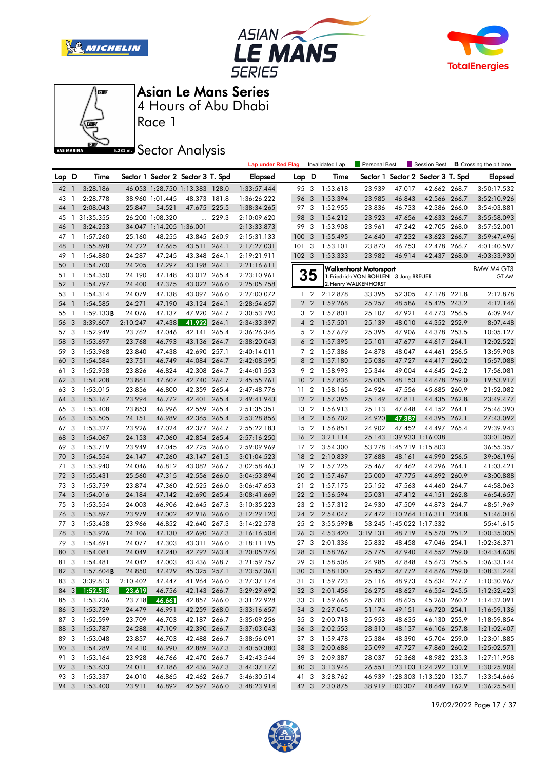# Asian Le Mans Series

## 4 Hours of Abu Dhabi

Race 1

## Sector Analysis

Lap under Red Flag | ~~Invalidated Lap~~ | Personal Best | Session Best | **B** Crossing the pit lane

| Lap | D | Time | Sector 1 | Sector 2 | Sector 3 | T. Spd | Elapsed |
|---|---|---|---|---|---|---|---|
| 42 | 1 | 3:28.186 | 46.053 | 1:28.750 | 1:13.383 | 128.0 | 1:33:57.444 |
| 43 | 1 | 2:28.778 | 38.960 | 1:01.445 | 48.373 | 181.8 | 1:36:26.222 |
| 44 | 1 | 2:08.043 | 25.847 | 54.521 | 47.675 | 225.5 | 1:38:34.265 |
| 45 | 1 | 31:35.355 | 26.200 | 1:08.320 | ... | 229.3 | 2:10:09.620 |
| 46 | 1 | 3:24.253 | 34.047 | 1:14.205 | 1:36.001 | | 2:13:33.873 |
| 47 | 1 | 1:57.260 | 25.160 | 48.255 | 43.845 | 260.9 | 2:15:31.133 |
| 48 | 1 | 1:55.898 | 24.722 | 47.665 | 43.511 | 264.1 | 2:17:27.031 |
| 49 | 1 | 1:54.880 | 24.287 | 47.245 | 43.348 | 264.1 | 2:19:21.911 |
| 50 | 1 | 1:54.700 | 24.205 | 47.297 | 43.198 | 264.1 | 2:21:16.611 |
| 51 | 1 | 1:54.350 | 24.190 | 47.148 | 43.012 | 265.4 | 2:23:10.961 |
| 52 | 1 | 1:54.797 | 24.400 | 47.375 | 43.022 | 266.0 | 2:25:05.758 |
| 53 | 1 | 1:54.314 | 24.079 | 47.138 | 43.097 | 266.0 | 2:27:00.072 |
| 54 | 1 | 1:54.585 | 24.271 | 47.190 | 43.124 | 264.1 | 2:28:54.657 |
| 55 | 1 | 1:59.133**B** | 24.076 | 47.137 | 47.920 | 264.7 | 2:30:53.790 |
| 56 | 3 | 3:39.607 | 2:10.247 | 47.438 | 41.922 | 264.1 | 2:34:33.397 |
| 57 | 3 | 1:52.949 | 23.762 | 47.046 | 42.141 | 265.4 | 2:36:26.346 |
| 58 | 3 | 1:53.697 | 23.768 | 46.793 | 43.136 | 264.7 | 2:38:20.043 |
| 59 | 3 | 1:53.968 | 23.840 | 47.438 | 42.690 | 257.1 | 2:40:14.011 |
| 60 | 3 | 1:54.584 | 23.751 | 46.749 | 44.084 | 264.7 | 2:42:08.595 |
| 61 | 3 | 1:52.958 | 23.826 | 46.824 | 42.308 | 264.7 | 2:44:01.553 |
| 62 | 3 | 1:54.208 | 23.861 | 47.607 | 42.740 | 264.7 | 2:45:55.761 |
| 63 | 3 | 1:53.015 | 23.856 | 46.800 | 42.359 | 265.4 | 2:47:48.776 |
| 64 | 3 | 1:53.167 | 23.994 | 46.772 | 42.401 | 265.4 | 2:49:41.943 |
| 65 | 3 | 1:53.408 | 23.853 | 46.996 | 42.559 | 265.4 | 2:51:35.351 |
| 66 | 3 | 1:53.505 | 24.151 | 46.989 | 42.365 | 265.4 | 2:53:28.856 |
| 67 | 3 | 1:53.327 | 23.926 | 47.024 | 42.377 | 264.7 | 2:55:22.183 |
| 68 | 3 | 1:54.067 | 24.153 | 47.060 | 42.854 | 265.4 | 2:57:16.250 |
| 69 | 3 | 1:53.719 | 23.949 | 47.045 | 42.725 | 266.0 | 2:59:09.969 |
| 70 | 3 | 1:54.554 | 24.147 | 47.260 | 43.147 | 261.5 | 3:01:04.523 |
| 71 | 3 | 1:53.940 | 24.046 | 46.812 | 43.082 | 266.7 | 3:02:58.463 |
| 72 | 3 | 1:55.431 | 25.560 | 47.315 | 42.556 | 266.0 | 3:04:53.894 |
| 73 | 3 | 1:53.759 | 23.874 | 47.360 | 42.525 | 266.0 | 3:06:47.653 |
| 74 | 3 | 1:54.016 | 24.184 | 47.142 | 42.690 | 265.4 | 3:08:41.669 |
| 75 | 3 | 1:53.554 | 24.003 | 46.906 | 42.645 | 267.3 | 3:10:35.223 |
| 76 | 3 | 1:53.897 | 23.979 | 47.002 | 42.916 | 266.0 | 3:12:29.120 |
| 77 | 3 | 1:53.458 | 23.966 | 46.852 | 42.640 | 267.3 | 3:14:22.578 |
| 78 | 3 | 1:53.926 | 24.106 | 47.130 | 42.690 | 267.3 | 3:16:16.504 |
| 79 | 3 | 1:54.691 | 24.077 | 47.303 | 43.311 | 266.0 | 3:18:11.195 |
| 80 | 3 | 1:54.081 | 24.049 | 47.240 | 42.792 | 263.4 | 3:20:05.276 |
| 81 | 3 | 1:54.481 | 24.042 | 47.003 | 43.436 | 268.7 | 3:21:59.757 |
| 82 | 3 | 1:57.604**B** | 24.850 | 47.429 | 45.325 | 257.1 | 3:23:57.361 |
| 83 | 3 | 3:39.813 | 2:10.402 | 47.447 | 41.964 | 266.0 | 3:27:37.174 |
| 84 | 3 | 1:52.518 | 23.619 | 46.756 | 42.143 | 266.7 | 3:29:29.692 |
| 85 | 3 | 1:53.236 | 23.718 | 46.661 | 42.857 | 266.0 | 3:31:22.928 |
| 86 | 3 | 1:53.729 | 24.479 | 46.991 | 42.259 | 268.0 | 3:33:16.657 |
| 87 | 3 | 1:52.599 | 23.709 | 46.703 | 42.187 | 266.7 | 3:35:09.256 |
| 88 | 3 | 1:53.787 | 24.288 | 47.109 | 42.390 | 266.7 | 3:37:03.043 |
| 89 | 3 | 1:53.048 | 23.857 | 46.703 | 42.488 | 266.7 | 3:38:56.091 |
| 90 | 3 | 1:54.289 | 24.410 | 46.990 | 42.889 | 267.3 | 3:40:50.380 |
| 91 | 3 | 1:53.164 | 23.928 | 46.766 | 42.470 | 266.7 | 3:42:43.544 |
| 92 | 3 | 1:53.633 | 24.011 | 47.186 | 42.436 | 267.3 | 3:44:37.177 |
| 93 | 3 | 1:53.337 | 24.010 | 46.865 | 42.462 | 266.7 | 3:46:30.514 |
| 94 | 3 | 1:53.400 | 23.911 | 46.892 | 42.597 | 266.0 | 3:48:23.914 |
| 95 | 3 | 1:53.618 | 23.939 | 47.017 | 42.662 | 268.7 | 3:50:17.532 |
| 96 | 3 | 1:53.394 | 23.985 | 46.843 | 42.566 | 266.7 | 3:52:10.926 |
| 97 | 3 | 1:52.955 | 23.836 | 46.733 | 42.386 | 266.0 | 3:54:03.881 |
| 98 | 3 | 1:54.212 | 23.923 | 47.656 | 42.633 | 266.7 | 3:55:58.093 |
| 99 | 3 | 1:53.908 | 23.961 | 47.242 | 42.705 | 268.0 | 3:57:52.001 |
| 100 | 3 | 1:55.495 | 24.640 | 47.232 | 43.623 | 266.7 | 3:59:47.496 |
| 101 | 3 | 1:53.101 | 23.870 | 46.753 | 42.478 | 266.7 | 4:01:40.597 |
| 102 | 3 | 1:53.333 | 23.982 | 46.914 | 42.437 | 268.0 | 4:03:33.930 |

**35** — **Walkenhorst Motorsport** — BMW M4 GT3 — GT AM

1.Friedrich VON BOHLEN 3.Jorg BREUER 2.Henry WALKENHORST

| Lap | D | Time | Sector 1 | Sector 2 | Sector 3 | T. Spd | Elapsed |
|---|---|---|---|---|---|---|---|
| 1 | 2 | 2:12.878 | 33.395 | 52.305 | 47.178 | 221.8 | 2:12.878 |
| 2 | 2 | 1:59.268 | 25.257 | 48.586 | 45.425 | 243.2 | 4:12.146 |
| 3 | 2 | 1:57.801 | 25.107 | 47.921 | 44.773 | 256.5 | 6:09.947 |
| 4 | 2 | 1:57.501 | 25.139 | 48.010 | 44.352 | 252.9 | 8:07.448 |
| 5 | 2 | 1:57.679 | 25.395 | 47.906 | 44.378 | 253.5 | 10:05.127 |
| 6 | 2 | 1:57.395 | 25.101 | 47.677 | 44.617 | 264.1 | 12:02.522 |
| 7 | 2 | 1:57.386 | 24.878 | 48.047 | 44.461 | 256.5 | 13:59.908 |
| 8 | 2 | 1:57.180 | 25.036 | 47.727 | 44.417 | 260.2 | 15:57.088 |
| 9 | 2 | 1:58.993 | 25.344 | 49.004 | 44.645 | 242.2 | 17:56.081 |
| 10 | 2 | 1:57.836 | 25.005 | 48.153 | 44.678 | 259.0 | 19:53.917 |
| 11 | 2 | 1:58.165 | 24.924 | 47.556 | 45.685 | 260.9 | 21:52.082 |
| 12 | 2 | 1:57.395 | 25.149 | 47.811 | 44.435 | 262.8 | 23:49.477 |
| 13 | 2 | 1:56.913 | 25.113 | 47.648 | 44.152 | 264.1 | 25:46.390 |
| 14 | 2 | 1:56.702 | 24.920 | 47.387 | 44.395 | 262.1 | 27:43.092 |
| 15 | 2 | 1:56.851 | 24.902 | 47.452 | 44.497 | 265.4 | 29:39.943 |
| 16 | 2 | 3:21.114 | 25.143 | 1:39.933 | 1:16.038 | | 33:01.057 |
| 17 | 2 | 3:54.300 | 53.278 | 1:45.219 | 1:15.803 | | 36:55.357 |
| 18 | 2 | 2:10.839 | 37.688 | 48.161 | 44.990 | 256.5 | 39:06.196 |
| 19 | 2 | 1:57.225 | 25.467 | 47.462 | 44.296 | 264.1 | 41:03.421 |
| 20 | 2 | 1:57.467 | 25.000 | 47.775 | 44.692 | 260.9 | 43:00.888 |
| 21 | 2 | 1:57.175 | 25.152 | 47.563 | 44.460 | 264.7 | 44:58.063 |
| 22 | 2 | 1:56.594 | 25.031 | 47.412 | 44.151 | 262.8 | 46:54.657 |
| 23 | 2 | 1:57.312 | 24.930 | 47.509 | 44.873 | 264.7 | 48:51.969 |
| 24 | 2 | 2:54.047 | 27.472 | 1:10.264 | 1:16.311 | 234.8 | 51:46.016 |
| 25 | 2 | 3:55.599**B** | 53.245 | 1:45.022 | 1:17.332 | | 55:41.615 |
| 26 | 3 | 4:53.420 | 3:19.131 | 48.719 | 45.570 | 251.2 | 1:00:35.035 |
| 27 | 3 | 2:01.336 | 25.832 | 48.458 | 47.046 | 254.1 | 1:02:36.371 |
| 28 | 3 | 1:58.267 | 25.775 | 47.940 | 44.552 | 259.0 | 1:04:34.638 |
| 29 | 3 | 1:58.506 | 24.985 | 47.848 | 45.673 | 256.5 | 1:06:33.144 |
| 30 | 3 | 1:58.100 | 25.452 | 47.772 | 44.876 | 259.0 | 1:08:31.244 |
| 31 | 3 | 1:59.723 | 25.116 | 48.973 | 45.634 | 247.7 | 1:10:30.967 |
| 32 | 3 | 2:01.456 | 26.275 | 48.627 | 46.554 | 245.5 | 1:12:32.423 |
| 33 | 3 | 1:59.668 | 25.783 | 48.625 | 45.260 | 260.2 | 1:14:32.091 |
| 34 | 3 | 2:27.045 | 51.174 | 49.151 | 46.720 | 254.1 | 1:16:59.136 |
| 35 | 3 | 2:00.718 | 25.953 | 48.635 | 46.130 | 255.9 | 1:18:59.854 |
| 36 | 3 | 2:02.553 | 28.310 | 48.137 | 46.106 | 257.8 | 1:21:02.407 |
| 37 | 3 | 1:59.478 | 25.384 | 48.390 | 45.704 | 259.0 | 1:23:01.885 |
| 38 | 3 | 2:00.686 | 25.099 | 47.727 | 47.860 | 260.2 | 1:25:02.571 |
| 39 | 3 | 2:09.387 | 28.037 | 52.368 | 48.982 | 235.3 | 1:27:11.958 |
| 40 | 3 | 3:13.946 | 26.551 | 1:23.103 | 1:24.292 | 131.9 | 1:30:25.904 |
| 41 | 3 | 3:28.762 | 46.939 | 1:28.303 | 1:13.520 | 135.7 | 1:33:54.666 |
| 42 | 3 | 2:30.875 | 38.919 | 1:03.307 | 48.649 | 162.9 | 1:36:25.541 |

19/02/2022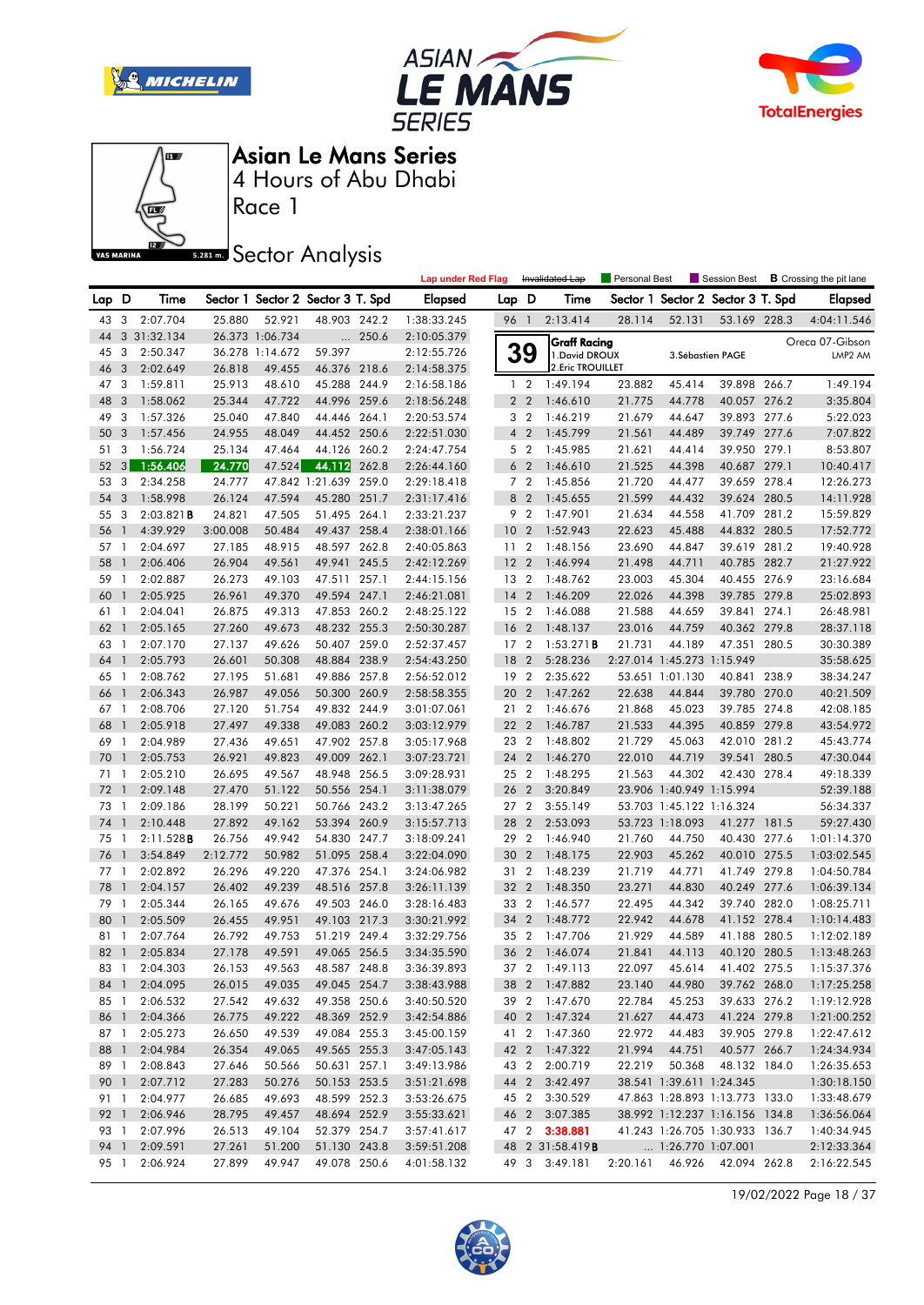# Asian Le Mans Series

## 4 Hours of Abu Dhabi

## Race 1

## Sector Analysis

Lap under Red Flag | ~~Invalidated Lap~~ | Personal Best | Session Best | **B** Crossing the pit lane

| Lap | D | Time | Sector 1 | Sector 2 | Sector 3 | T. Spd | Elapsed |
|---|---|---|---|---|---|---|---|
| 43 | 3 | 2:07.704 | 25.880 | 52.921 | 48.903 | 242.2 | 1:38:33.245 |
| 44 | 3 | 31:32.134 | 26.373 | 1:06.734 | ... | 250.6 | 2:10:05.379 |
| 45 | 3 | 2:50.347 | 36.278 | 1:14.672 | 59.397 | | 2:12:55.726 |
| 46 | 3 | 2:02.649 | 26.818 | 49.455 | 46.376 | 218.6 | 2:14:58.375 |
| 47 | 3 | 1:59.811 | 25.913 | 48.610 | 45.288 | 244.9 | 2:16:58.186 |
| 48 | 3 | 1:58.062 | 25.344 | 47.722 | 44.996 | 259.6 | 2:18:56.248 |
| 49 | 3 | 1:57.326 | 25.040 | 47.840 | 44.446 | 264.1 | 2:20:53.574 |
| 50 | 3 | 1:57.456 | 24.955 | 48.049 | 44.452 | 250.6 | 2:22:51.030 |
| 51 | 3 | 1:56.724 | 25.134 | 47.464 | 44.126 | 260.2 | 2:24:47.754 |
| 52 | 3 | 1:56.406 | 24.770 | 47.524 | 44.112 | 262.8 | 2:26:44.160 |
| 53 | 3 | 2:34.258 | 24.777 | 47.842 | 1:21.639 | 259.0 | 2:29:18.418 |
| 54 | 3 | 1:58.998 | 26.124 | 47.594 | 45.280 | 251.7 | 2:31:17.416 |
| 55 | 3 | 2:03.821 **B** | 24.821 | 47.505 | 51.495 | 264.1 | 2:33:21.237 |
| 56 | 1 | 4:39.929 | 3:00.008 | 50.484 | 49.437 | 258.4 | 2:38:01.166 |
| 57 | 1 | 2:04.697 | 27.185 | 48.915 | 48.597 | 262.8 | 2:40:05.863 |
| 58 | 1 | 2:06.406 | 26.904 | 49.561 | 49.941 | 245.5 | 2:42:12.269 |
| 59 | 1 | 2:02.887 | 26.273 | 49.103 | 47.511 | 257.1 | 2:44:15.156 |
| 60 | 1 | 2:05.925 | 26.961 | 49.370 | 49.594 | 247.1 | 2:46:21.081 |
| 61 | 1 | 2:04.041 | 26.875 | 49.313 | 47.853 | 260.2 | 2:48:25.122 |
| 62 | 1 | 2:05.165 | 27.260 | 49.673 | 48.232 | 255.3 | 2:50:30.287 |
| 63 | 1 | 2:07.170 | 27.137 | 49.626 | 50.407 | 259.0 | 2:52:37.457 |
| 64 | 1 | 2:05.793 | 26.601 | 50.308 | 48.884 | 238.9 | 2:54:43.250 |
| 65 | 1 | 2:08.762 | 27.195 | 51.681 | 49.886 | 257.8 | 2:56:52.012 |
| 66 | 1 | 2:06.343 | 26.987 | 49.056 | 50.300 | 260.9 | 2:58:58.355 |
| 67 | 1 | 2:08.706 | 27.120 | 51.754 | 49.832 | 244.9 | 3:01:07.061 |
| 68 | 1 | 2:05.918 | 27.497 | 49.338 | 49.083 | 260.2 | 3:03:12.979 |
| 69 | 1 | 2:04.989 | 27.436 | 49.651 | 47.902 | 257.8 | 3:05:17.968 |
| 70 | 1 | 2:05.753 | 26.921 | 49.823 | 49.009 | 262.1 | 3:07:23.721 |
| 71 | 1 | 2:05.210 | 26.695 | 49.567 | 48.948 | 256.5 | 3:09:28.931 |
| 72 | 1 | 2:09.148 | 27.470 | 51.122 | 50.556 | 254.1 | 3:11:38.079 |
| 73 | 1 | 2:09.186 | 28.199 | 50.221 | 50.766 | 243.2 | 3:13:47.265 |
| 74 | 1 | 2:10.448 | 27.892 | 49.162 | 53.394 | 260.9 | 3:15:57.713 |
| 75 | 1 | 2:11.528 **B** | 26.756 | 49.942 | 54.830 | 247.7 | 3:18:09.241 |
| 76 | 1 | 3:54.849 | 2:12.772 | 50.982 | 51.095 | 258.4 | 3:22:04.090 |
| 77 | 1 | 2:02.892 | 26.296 | 49.220 | 47.376 | 254.1 | 3:24:06.982 |
| 78 | 1 | 2:04.157 | 26.402 | 49.239 | 48.516 | 257.8 | 3:26:11.139 |
| 79 | 1 | 2:05.344 | 26.165 | 49.676 | 49.503 | 246.0 | 3:28:16.483 |
| 80 | 1 | 2:05.509 | 26.455 | 49.951 | 49.103 | 217.3 | 3:30:21.992 |
| 81 | 1 | 2:07.764 | 26.792 | 49.753 | 51.219 | 249.4 | 3:32:29.756 |
| 82 | 1 | 2:05.834 | 27.178 | 49.591 | 49.065 | 256.5 | 3:34:35.590 |
| 83 | 1 | 2:04.303 | 26.153 | 49.563 | 48.587 | 248.8 | 3:36:39.893 |
| 84 | 1 | 2:04.095 | 26.015 | 49.035 | 49.045 | 254.7 | 3:38:43.988 |
| 85 | 1 | 2:06.532 | 27.542 | 49.632 | 49.358 | 250.6 | 3:40:50.520 |
| 86 | 1 | 2:04.366 | 26.775 | 49.222 | 48.369 | 252.9 | 3:42:54.886 |
| 87 | 1 | 2:05.273 | 26.650 | 49.539 | 49.084 | 255.3 | 3:45:00.159 |
| 88 | 1 | 2:04.984 | 26.354 | 49.065 | 49.565 | 255.3 | 3:47:05.143 |
| 89 | 1 | 2:08.843 | 27.646 | 50.566 | 50.631 | 257.1 | 3:49:13.986 |
| 90 | 1 | 2:07.712 | 27.283 | 50.276 | 50.153 | 253.5 | 3:51:21.698 |
| 91 | 1 | 2:04.977 | 26.685 | 49.693 | 48.599 | 252.3 | 3:53:26.675 |
| 92 | 1 | 2:06.946 | 28.795 | 49.457 | 48.694 | 252.9 | 3:55:33.621 |
| 93 | 1 | 2:07.996 | 26.513 | 49.104 | 52.379 | 254.7 | 3:57:41.617 |
| 94 | 1 | 2:09.591 | 27.261 | 51.200 | 51.130 | 243.8 | 3:59:51.208 |
| 95 | 1 | 2:06.924 | 27.899 | 49.947 | 49.078 | 250.6 | 4:01:58.132 |
| 96 | 1 | 2:13.414 | 28.114 | 52.131 | 53.169 | 228.3 | 4:04:11.546 |

**39 Graff Racing** — Oreca 07-Gibson — LMP2 AM
1.David DROUX
2.Eric TROUILLET
3.Sébastien PAGE

| Lap | D | Time | Sector 1 | Sector 2 | Sector 3 | T. Spd | Elapsed |
|---|---|---|---|---|---|---|---|
| 1 | 2 | 1:49.194 | 23.882 | 45.414 | 39.898 | 266.7 | 1:49.194 |
| 2 | 2 | 1:46.610 | 21.775 | 44.778 | 40.057 | 276.2 | 3:35.804 |
| 3 | 2 | 1:46.219 | 21.679 | 44.647 | 39.893 | 277.6 | 5:22.023 |
| 4 | 2 | 1:45.799 | 21.561 | 44.489 | 39.749 | 277.6 | 7:07.822 |
| 5 | 2 | 1:45.985 | 21.621 | 44.414 | 39.950 | 279.1 | 8:53.807 |
| 6 | 2 | 1:46.610 | 21.525 | 44.398 | 40.687 | 279.1 | 10:40.417 |
| 7 | 2 | 1:45.856 | 21.720 | 44.477 | 39.659 | 278.4 | 12:26.273 |
| 8 | 2 | 1:45.655 | 21.599 | 44.432 | 39.624 | 280.5 | 14:11.928 |
| 9 | 2 | 1:47.901 | 21.634 | 44.558 | 41.709 | 281.2 | 15:59.829 |
| 10 | 2 | 1:52.943 | 22.623 | 45.488 | 44.832 | 280.5 | 17:52.772 |
| 11 | 2 | 1:48.156 | 23.690 | 44.847 | 39.619 | 281.2 | 19:40.928 |
| 12 | 2 | 1:46.994 | 21.498 | 44.711 | 40.785 | 282.7 | 21:27.922 |
| 13 | 2 | 1:48.762 | 23.003 | 45.304 | 40.455 | 276.9 | 23:16.684 |
| 14 | 2 | 1:46.209 | 22.026 | 44.398 | 39.785 | 279.8 | 25:02.893 |
| 15 | 2 | 1:46.088 | 21.588 | 44.659 | 39.841 | 274.1 | 26:48.981 |
| 16 | 2 | 1:48.137 | 23.016 | 44.759 | 40.362 | 279.8 | 28:37.118 |
| 17 | 2 | 1:53.271 **B** | 21.731 | 44.189 | 47.351 | 280.5 | 30:30.389 |
| 18 | 2 | 5:28.236 | 2:27.014 | 1:45.273 | 1:15.949 | | 35:58.625 |
| 19 | 2 | 2:35.622 | 53.651 | 1:01.130 | 40.841 | 238.9 | 38:34.247 |
| 20 | 2 | 1:47.262 | 22.638 | 44.844 | 39.780 | 270.0 | 40:21.509 |
| 21 | 2 | 1:46.676 | 21.868 | 45.023 | 39.785 | 274.8 | 42:08.185 |
| 22 | 2 | 1:46.787 | 21.533 | 44.395 | 40.859 | 279.8 | 43:54.972 |
| 23 | 2 | 1:48.802 | 21.729 | 45.063 | 42.010 | 281.2 | 45:43.774 |
| 24 | 2 | 1:46.270 | 22.010 | 44.719 | 39.541 | 280.5 | 47:30.044 |
| 25 | 2 | 1:48.295 | 21.563 | 44.302 | 42.430 | 278.4 | 49:18.339 |
| 26 | 2 | 3:20.849 | 23.906 | 1:40.949 | 1:15.994 | | 52:39.188 |
| 27 | 2 | 3:55.149 | 53.703 | 1:45.122 | 1:16.324 | | 56:34.337 |
| 28 | 2 | 2:53.093 | 53.723 | 1:18.093 | 41.277 | 181.5 | 59:27.430 |
| 29 | 2 | 1:46.940 | 21.760 | 44.750 | 40.430 | 277.6 | 1:01:14.370 |
| 30 | 2 | 1:48.175 | 22.903 | 45.262 | 40.010 | 275.5 | 1:03:02.545 |
| 31 | 2 | 1:48.239 | 21.719 | 44.771 | 41.749 | 279.8 | 1:04:50.784 |
| 32 | 2 | 1:48.350 | 23.271 | 44.830 | 40.249 | 277.6 | 1:06:39.134 |
| 33 | 2 | 1:46.577 | 22.495 | 44.342 | 39.740 | 282.0 | 1:08:25.711 |
| 34 | 2 | 1:48.772 | 22.942 | 44.678 | 41.152 | 278.4 | 1:10:14.483 |
| 35 | 2 | 1:47.706 | 21.929 | 44.589 | 41.188 | 280.5 | 1:12:02.189 |
| 36 | 2 | 1:46.074 | 21.841 | 44.113 | 40.120 | 280.5 | 1:13:48.263 |
| 37 | 2 | 1:49.113 | 22.097 | 45.614 | 41.402 | 275.5 | 1:15:37.376 |
| 38 | 2 | 1:47.882 | 23.140 | 44.980 | 39.762 | 268.0 | 1:17:25.258 |
| 39 | 2 | 1:47.670 | 22.784 | 45.253 | 39.633 | 276.2 | 1:19:12.928 |
| 40 | 2 | 1:47.324 | 21.627 | 44.473 | 41.224 | 279.8 | 1:21:00.252 |
| 41 | 2 | 1:47.360 | 22.972 | 44.483 | 39.905 | 279.8 | 1:22:47.612 |
| 42 | 2 | 1:47.322 | 21.994 | 44.751 | 40.577 | 266.7 | 1:24:34.934 |
| 43 | 2 | 2:00.719 | 22.219 | 50.368 | 48.132 | 184.0 | 1:26:35.653 |
| 44 | 2 | 3:42.497 | 38.541 | 1:39.611 | 1:24.345 | | 1:30:18.150 |
| 45 | 2 | 3:30.529 | 47.863 | 1:28.893 | 1:13.773 | 133.0 | 1:33:48.679 |
| 46 | 2 | 3:07.385 | 38.992 | 1:12.237 | 1:16.156 | 134.8 | 1:36:56.064 |
| 47 | 2 | 3:38.881 | 41.243 | 1:26.705 | 1:30.933 | 136.7 | 1:40:34.945 |
| 48 | 2 | 31:58.419 **B** | ... | 1:26.770 | 1:07.001 | | 2:12:33.364 |
| 49 | 3 | 3:49.181 | 2:20.161 | 46.926 | 42.094 | 262.8 | 2:16:22.545 |

19/02/2022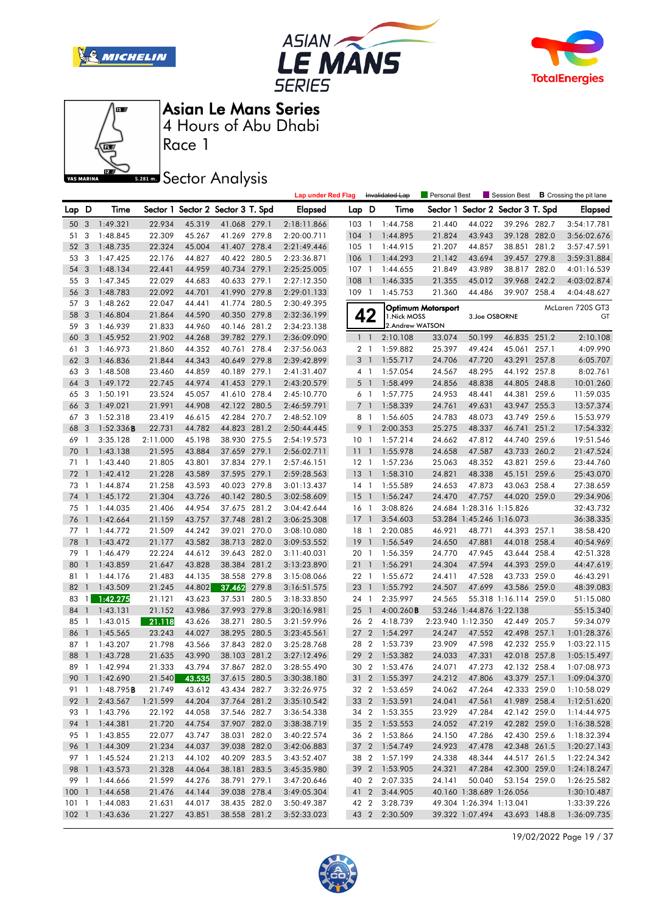# Asian Le Mans Series

4 Hours of Abu Dhabi

Race 1

## Sector Analysis

Lap under Red Flag | Invalidated Lap | Personal Best | Session Best | **B** Crossing the pit lane

| Lap | D | Time | Sector 1 | Sector 2 | Sector 3 | T. Spd | Elapsed |
|---|---|---|---|---|---|---|---|
| 50 | 3 | 1:49.321 | 22.934 | 45.319 | 41.068 | 279.1 | 2:18:11.866 |
| 51 | 3 | 1:48.845 | 22.309 | 45.267 | 41.269 | 279.8 | 2:20:00.711 |
| 52 | 3 | 1:48.735 | 22.324 | 45.004 | 41.407 | 278.4 | 2:21:49.446 |
| 53 | 3 | 1:47.425 | 22.176 | 44.827 | 40.422 | 280.5 | 2:23:36.871 |
| 54 | 3 | 1:48.134 | 22.441 | 44.959 | 40.734 | 279.1 | 2:25:25.005 |
| 55 | 3 | 1:47.345 | 22.029 | 44.683 | 40.633 | 279.1 | 2:27:12.350 |
| 56 | 3 | 1:48.783 | 22.092 | 44.701 | 41.990 | 279.8 | 2:29:01.133 |
| 57 | 3 | 1:48.262 | 22.047 | 44.441 | 41.774 | 280.5 | 2:30:49.395 |
| 58 | 3 | 1:46.804 | 21.864 | 44.590 | 40.350 | 279.8 | 2:32:36.199 |
| 59 | 3 | 1:46.939 | 21.833 | 44.960 | 40.146 | 281.2 | 2:34:23.138 |
| 60 | 3 | 1:45.952 | 21.902 | 44.268 | 39.782 | 279.1 | 2:36:09.090 |
| 61 | 3 | 1:46.973 | 21.860 | 44.352 | 40.761 | 278.4 | 2:37:56.063 |
| 62 | 3 | 1:46.836 | 21.844 | 44.343 | 40.649 | 279.8 | 2:39:42.899 |
| 63 | 3 | 1:48.508 | 23.460 | 44.859 | 40.189 | 279.1 | 2:41:31.407 |
| 64 | 3 | 1:49.172 | 22.745 | 44.974 | 41.453 | 279.1 | 2:43:20.579 |
| 65 | 3 | 1:50.191 | 23.524 | 45.057 | 41.610 | 278.4 | 2:45:10.770 |
| 66 | 3 | 1:49.021 | 21.991 | 44.908 | 42.122 | 280.5 | 2:46:59.791 |
| 67 | 3 | 1:52.318 | 23.419 | 46.615 | 42.284 | 270.7 | 2:48:52.109 |
| 68 | 3 | 1:52.336**B** | 22.731 | 44.782 | 44.823 | 281.2 | 2:50:44.445 |
| 69 | 1 | 3:35.128 | 2:11.000 | 45.198 | 38.930 | 275.5 | 2:54:19.573 |
| 70 | 1 | 1:43.138 | 21.595 | 43.884 | 37.659 | 279.1 | 2:56:02.711 |
| 71 | 1 | 1:43.440 | 21.805 | 43.801 | 37.834 | 279.1 | 2:57:46.151 |
| 72 | 1 | 1:42.412 | 21.228 | 43.589 | 37.595 | 279.1 | 2:59:28.563 |
| 73 | 1 | 1:44.874 | 21.258 | 43.593 | 40.023 | 279.8 | 3:01:13.437 |
| 74 | 1 | 1:45.172 | 21.304 | 43.726 | 40.142 | 280.5 | 3:02:58.609 |
| 75 | 1 | 1:44.035 | 21.406 | 44.954 | 37.675 | 281.2 | 3:04:42.644 |
| 76 | 1 | 1:42.664 | 21.159 | 43.757 | 37.748 | 281.2 | 3:06:25.308 |
| 77 | 1 | 1:44.772 | 21.509 | 44.242 | 39.021 | 270.0 | 3:08:10.080 |
| 78 | 1 | 1:43.472 | 21.177 | 43.582 | 38.713 | 282.0 | 3:09:53.552 |
| 79 | 1 | 1:46.479 | 22.224 | 44.612 | 39.643 | 282.0 | 3:11:40.031 |
| 80 | 1 | 1:43.859 | 21.647 | 43.828 | 38.384 | 281.2 | 3:13:23.890 |
| 81 | 1 | 1:44.176 | 21.483 | 44.135 | 38.558 | 279.8 | 3:15:08.066 |
| 82 | 1 | 1:43.509 | 21.245 | 44.802 | 37.462 | 279.8 | 3:16:51.575 |
| 83 | 1 | 1:42.275 | 21.121 | 43.623 | 37.531 | 280.5 | 3:18:33.850 |
| 84 | 1 | 1:43.131 | 21.152 | 43.986 | 37.993 | 279.8 | 3:20:16.981 |
| 85 | 1 | 1:43.015 | 21.118 | 43.626 | 38.271 | 280.5 | 3:21:59.996 |
| 86 | 1 | 1:45.565 | 23.243 | 44.027 | 38.295 | 280.5 | 3:23:45.561 |
| 87 | 1 | 1:43.207 | 21.798 | 43.566 | 37.843 | 282.0 | 3:25:28.768 |
| 88 | 1 | 1:43.728 | 21.635 | 43.990 | 38.103 | 281.2 | 3:27:12.496 |
| 89 | 1 | 1:42.994 | 21.333 | 43.794 | 37.867 | 282.0 | 3:28:55.490 |
| 90 | 1 | 1:42.690 | 21.540 | 43.535 | 37.615 | 280.5 | 3:30:38.180 |
| 91 | 1 | 1:48.795**B** | 21.749 | 43.612 | 43.434 | 282.7 | 3:32:26.975 |
| 92 | 1 | 2:43.567 | 1:21.599 | 44.204 | 37.764 | 281.2 | 3:35:10.542 |
| 93 | 1 | 1:43.796 | 22.192 | 44.058 | 37.546 | 282.7 | 3:36:54.338 |
| 94 | 1 | 1:44.381 | 21.720 | 44.754 | 37.907 | 282.0 | 3:38:38.719 |
| 95 | 1 | 1:43.855 | 22.077 | 43.747 | 38.031 | 282.0 | 3:40:22.574 |
| 96 | 1 | 1:44.309 | 21.234 | 44.037 | 39.038 | 282.0 | 3:42:06.883 |
| 97 | 1 | 1:45.524 | 21.213 | 44.102 | 40.209 | 283.5 | 3:43:52.407 |
| 98 | 1 | 1:43.573 | 21.328 | 44.064 | 38.181 | 283.5 | 3:45:35.980 |
| 99 | 1 | 1:44.666 | 21.599 | 44.276 | 38.791 | 279.1 | 3:47:20.646 |
| 100 | 1 | 1:44.658 | 21.476 | 44.144 | 39.038 | 278.4 | 3:49:05.304 |
| 101 | 1 | 1:44.083 | 21.631 | 44.017 | 38.435 | 282.0 | 3:50:49.387 |
| 102 | 1 | 1:43.636 | 21.227 | 43.851 | 38.558 | 281.2 | 3:52:33.023 |
| 103 | 1 | 1:44.758 | 21.440 | 44.022 | 39.296 | 282.7 | 3:54:17.781 |
| 104 | 1 | 1:44.895 | 21.824 | 43.943 | 39.128 | 282.0 | 3:56:02.676 |
| 105 | 1 | 1:44.915 | 21.207 | 44.857 | 38.851 | 281.2 | 3:57:47.591 |
| 106 | 1 | 1:44.293 | 21.142 | 43.694 | 39.457 | 279.8 | 3:59:31.884 |
| 107 | 1 | 1:44.655 | 21.849 | 43.989 | 38.817 | 282.0 | 4:01:16.539 |
| 108 | 1 | 1:46.335 | 21.355 | 45.012 | 39.968 | 242.2 | 4:03:02.874 |
| 109 | 1 | 1:45.753 | 21.360 | 44.486 | 39.907 | 258.4 | 4:04:48.627 |

**42** Optimum Motorsport — McLaren 720S GT3 — GT

1.Nick MOSS, 2.Andrew WATSON, 3.Joe OSBORNE

| Lap | D | Time | Sector 1 | Sector 2 | Sector 3 | T. Spd | Elapsed |
|---|---|---|---|---|---|---|---|
| 1 | 1 | 2:10.108 | 33.074 | 50.199 | 46.835 | 251.2 | 2:10.108 |
| 2 | 1 | 1:59.882 | 25.397 | 49.424 | 45.061 | 257.1 | 4:09.990 |
| 3 | 1 | 1:55.717 | 24.706 | 47.720 | 43.291 | 257.8 | 6:05.707 |
| 4 | 1 | 1:57.054 | 24.567 | 48.295 | 44.192 | 257.8 | 8:02.761 |
| 5 | 1 | 1:58.499 | 24.856 | 48.838 | 44.805 | 248.8 | 10:01.260 |
| 6 | 1 | 1:57.775 | 24.953 | 48.441 | 44.381 | 259.6 | 11:59.035 |
| 7 | 1 | 1:58.339 | 24.761 | 49.631 | 43.947 | 255.3 | 13:57.374 |
| 8 | 1 | 1:56.605 | 24.783 | 48.073 | 43.749 | 259.6 | 15:53.979 |
| 9 | 1 | 2:00.353 | 25.275 | 48.337 | 46.741 | 251.2 | 17:54.332 |
| 10 | 1 | 1:57.214 | 24.662 | 47.812 | 44.740 | 259.6 | 19:51.546 |
| 11 | 1 | 1:55.978 | 24.658 | 47.587 | 43.733 | 260.2 | 21:47.524 |
| 12 | 1 | 1:57.236 | 25.063 | 48.352 | 43.821 | 259.6 | 23:44.760 |
| 13 | 1 | 1:58.310 | 24.821 | 48.338 | 45.151 | 259.6 | 25:43.070 |
| 14 | 1 | 1:55.589 | 24.653 | 47.873 | 43.063 | 258.4 | 27:38.659 |
| 15 | 1 | 1:56.247 | 24.470 | 47.757 | 44.020 | 259.0 | 29:34.906 |
| 16 | 1 | 3:08.826 | 24.684 | 1:28.316 | 1:15.826 | | 32:43.732 |
| 17 | 1 | 3:54.603 | 53.284 | 1:45.246 | 1:16.073 | | 36:38.335 |
| 18 | 1 | 2:20.085 | 46.921 | 48.771 | 44.393 | 257.1 | 38:58.420 |
| 19 | 1 | 1:56.549 | 24.650 | 47.881 | 44.018 | 258.4 | 40:54.969 |
| 20 | 1 | 1:56.359 | 24.770 | 47.945 | 43.644 | 258.4 | 42:51.328 |
| 21 | 1 | 1:56.291 | 24.304 | 47.594 | 44.393 | 259.0 | 44:47.619 |
| 22 | 1 | 1:55.672 | 24.411 | 47.528 | 43.733 | 259.0 | 46:43.291 |
| 23 | 1 | 1:55.792 | 24.507 | 47.699 | 43.586 | 259.0 | 48:39.083 |
| 24 | 1 | 2:35.997 | 24.565 | 55.318 | 1:16.114 | 259.0 | 51:15.080 |
| 25 | 1 | 4:00.260**B** | 53.246 | 1:44.876 | 1:22.138 | | 55:15.340 |
| 26 | 2 | 4:18.739 | 2:23.940 | 1:12.350 | 42.449 | 205.7 | 59:34.079 |
| 27 | 2 | 1:54.297 | 24.247 | 47.552 | 42.498 | 257.1 | 1:01:28.376 |
| 28 | 2 | 1:53.739 | 23.909 | 47.598 | 42.232 | 255.9 | 1:03:22.115 |
| 29 | 2 | 1:53.382 | 24.033 | 47.331 | 42.018 | 257.8 | 1:05:15.497 |
| 30 | 2 | 1:53.476 | 24.071 | 47.273 | 42.132 | 258.4 | 1:07:08.973 |
| 31 | 2 | 1:55.397 | 24.212 | 47.806 | 43.379 | 257.1 | 1:09:04.370 |
| 32 | 2 | 1:53.659 | 24.062 | 47.264 | 42.333 | 259.0 | 1:10:58.029 |
| 33 | 2 | 1:53.591 | 24.041 | 47.561 | 41.989 | 258.4 | 1:12:51.620 |
| 34 | 2 | 1:53.355 | 23.929 | 47.284 | 42.142 | 259.0 | 1:14:44.975 |
| 35 | 2 | 1:53.553 | 24.052 | 47.219 | 42.282 | 259.0 | 1:16:38.528 |
| 36 | 2 | 1:53.866 | 24.150 | 47.286 | 42.430 | 259.6 | 1:18:32.394 |
| 37 | 2 | 1:54.749 | 24.923 | 47.478 | 42.348 | 261.5 | 1:20:27.143 |
| 38 | 2 | 1:57.199 | 24.338 | 48.344 | 44.517 | 261.5 | 1:22:24.342 |
| 39 | 2 | 1:53.905 | 24.321 | 47.284 | 42.300 | 259.0 | 1:24:18.247 |
| 40 | 2 | 2:07.335 | 24.141 | 50.040 | 53.154 | 259.0 | 1:26:25.582 |
| 41 | 2 | 3:44.905 | 40.160 | 1:38.689 | 1:26.056 | | 1:30:10.487 |
| 42 | 2 | 3:28.739 | 49.304 | 1:26.394 | 1:13.041 | | 1:33:39.226 |
| 43 | 2 | 2:30.509 | 39.322 | 1:07.494 | 43.693 | 148.8 | 1:36:09.735 |

19/02/2022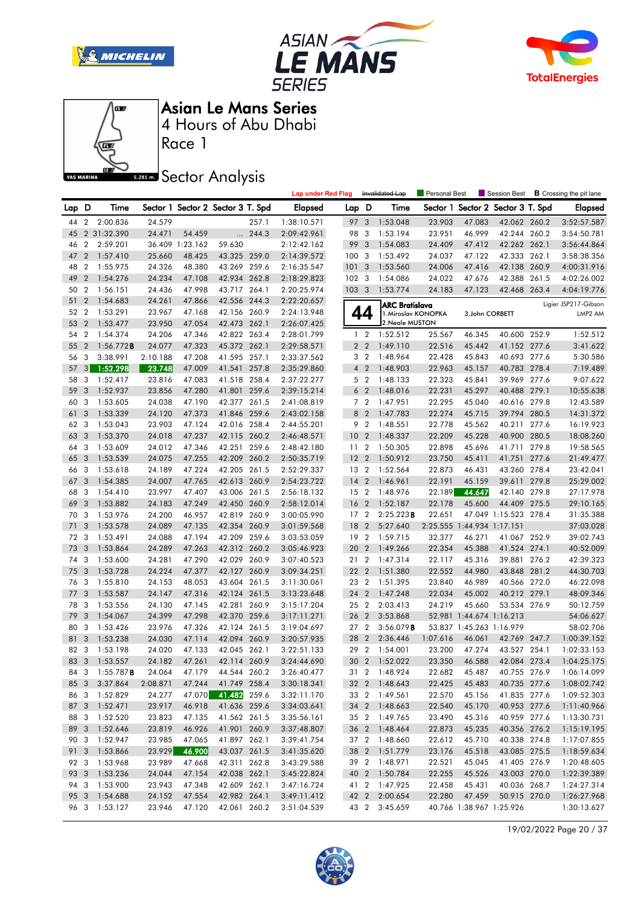# Asian Le Mans Series

## 4 Hours of Abu Dhabi

Race 1

## Sector Analysis

Lap under Red Flag | Invalidated Lap | Personal Best | Session Best | B Crossing the pit lane

| Lap | D | Time | Sector 1 | Sector 2 | Sector 3 | T. Spd | Elapsed |
|---|---|---|---|---|---|---|---|
| 44 | 2 | 2:00.836 | 24.579 | | | 257.1 | 1:38:10.571 |
| 45 | 2 | 31:32.390 | 24.471 | 54.459 | ... | 244.3 | 2:09:42.961 |
| 46 | 2 | 2:59.201 | 36.409 | 1:23.162 | 59.630 | | 2:12:42.162 |
| 47 | 2 | 1:57.410 | 25.660 | 48.425 | 43.325 | 259.0 | 2:14:39.572 |
| 48 | 2 | 1:55.975 | 24.326 | 48.380 | 43.269 | 259.6 | 2:16:35.547 |
| 49 | 2 | 1:54.276 | 24.234 | 47.108 | 42.934 | 262.8 | 2:18:29.823 |
| 50 | 2 | 1:56.151 | 24.436 | 47.998 | 43.717 | 264.1 | 2:20:25.974 |
| 51 | 2 | 1:54.683 | 24.261 | 47.866 | 42.556 | 244.3 | 2:22:20.657 |
| 52 | 2 | 1:53.291 | 23.967 | 47.168 | 42.156 | 260.9 | 2:24:13.948 |
| 53 | 2 | 1:53.477 | 23.950 | 47.054 | 42.473 | 262.1 | 2:26:07.425 |
| 54 | 2 | 1:54.374 | 24.206 | 47.346 | 42.822 | 263.4 | 2:28:01.799 |
| 55 | 2 | 1:56.772 B | 24.077 | 47.323 | 45.372 | 262.1 | 2:29:58.571 |
| 56 | 3 | 3:38.991 | 2:10.188 | 47.208 | 41.595 | 257.6 | 2:33:37.562 |
| 57 | 3 | 1:52.298 | 23.748 | 47.009 | 41.541 | 257.8 | 2:35:29.860 |
| 58 | 3 | 1:52.417 | 23.816 | 47.083 | 41.518 | 258.4 | 2:37:22.277 |
| 59 | 3 | 1:52.937 | 23.856 | 47.280 | 41.801 | 259.6 | 2:39:15.214 |
| 60 | 3 | 1:53.605 | 24.038 | 47.190 | 42.377 | 261.5 | 2:41:08.819 |
| 61 | 3 | 1:53.339 | 24.120 | 47.373 | 41.846 | 259.6 | 2:43:02.158 |
| 62 | 3 | 1:53.043 | 23.903 | 47.124 | 42.016 | 258.4 | 2:44:55.201 |
| 63 | 3 | 1:53.370 | 24.018 | 47.237 | 42.115 | 260.2 | 2:46:48.571 |
| 64 | 3 | 1:53.609 | 24.012 | 47.346 | 42.251 | 259.6 | 2:48:42.180 |
| 65 | 3 | 1:53.539 | 24.075 | 47.255 | 42.209 | 260.2 | 2:50:35.719 |
| 66 | 3 | 1:53.618 | 24.189 | 47.224 | 42.205 | 261.5 | 2:52:29.337 |
| 67 | 3 | 1:54.385 | 24.007 | 47.765 | 42.613 | 260.9 | 2:54:23.722 |
| 68 | 3 | 1:54.410 | 23.997 | 47.407 | 43.006 | 261.5 | 2:56:18.132 |
| 69 | 3 | 1:53.882 | 24.183 | 47.249 | 42.450 | 260.9 | 2:58:12.014 |
| 70 | 3 | 1:53.976 | 24.200 | 46.957 | 42.819 | 260.9 | 3:00:05.990 |
| 71 | 3 | 1:53.578 | 24.089 | 47.135 | 42.354 | 260.9 | 3:01:59.568 |
| 72 | 3 | 1:53.491 | 24.088 | 47.194 | 42.209 | 259.6 | 3:03:53.059 |
| 73 | 3 | 1:53.864 | 24.289 | 47.263 | 42.312 | 260.2 | 3:05:46.923 |
| 74 | 3 | 1:53.600 | 24.281 | 47.290 | 42.029 | 260.9 | 3:07:40.523 |
| 75 | 3 | 1:53.728 | 24.224 | 47.377 | 42.127 | 260.9 | 3:09:34.251 |
| 76 | 3 | 1:55.810 | 24.153 | 48.053 | 43.604 | 261.5 | 3:11:30.061 |
| 77 | 3 | 1:53.587 | 24.147 | 47.316 | 42.124 | 261.5 | 3:13:23.648 |
| 78 | 3 | 1:53.556 | 24.130 | 47.145 | 42.281 | 260.9 | 3:15:17.204 |
| 79 | 3 | 1:54.067 | 24.399 | 47.298 | 42.370 | 259.6 | 3:17:11.271 |
| 80 | 3 | 1:53.426 | 23.976 | 47.326 | 42.124 | 261.5 | 3:19:04.697 |
| 81 | 3 | 1:53.238 | 24.030 | 47.114 | 42.094 | 260.9 | 3:20:57.935 |
| 82 | 3 | 1:53.198 | 24.020 | 47.133 | 42.045 | 262.1 | 3:22:51.133 |
| 83 | 3 | 1:53.557 | 24.182 | 47.261 | 42.114 | 260.9 | 3:24:44.690 |
| 84 | 3 | 1:55.787 B | 24.064 | 47.179 | 44.544 | 260.2 | 3:26:40.477 |
| 85 | 3 | 3:37.864 | 2:08.871 | 47.244 | 41.749 | 258.4 | 3:30:18.341 |
| 86 | 3 | 1:52.829 | 24.277 | 47.070 | 41.482 | 259.6 | 3:32:11.170 |
| 87 | 3 | 1:52.471 | 23.917 | 46.918 | 41.636 | 259.6 | 3:34:03.641 |
| 88 | 3 | 1:52.520 | 23.823 | 47.135 | 41.562 | 261.5 | 3:35:56.161 |
| 89 | 3 | 1:52.646 | 23.819 | 46.926 | 41.901 | 260.9 | 3:37:48.807 |
| 90 | 3 | 1:52.947 | 23.985 | 47.065 | 41.897 | 262.1 | 3:39:41.754 |
| 91 | 3 | 1:53.866 | 23.929 | 46.900 | 43.037 | 261.5 | 3:41:35.620 |
| 92 | 3 | 1:53.968 | 23.989 | 47.668 | 42.311 | 262.8 | 3:43:29.588 |
| 93 | 3 | 1:53.236 | 24.044 | 47.154 | 42.038 | 262.1 | 3:45:22.824 |
| 94 | 3 | 1:53.900 | 23.943 | 47.348 | 42.609 | 262.1 | 3:47:16.724 |
| 95 | 3 | 1:54.688 | 24.152 | 47.554 | 42.982 | 264.1 | 3:49:11.412 |
| 96 | 3 | 1:53.127 | 23.946 | 47.120 | 42.061 | 260.2 | 3:51:04.539 |
| 97 | 3 | 1:53.048 | 23.903 | 47.083 | 42.062 | 260.2 | 3:52:57.587 |
| 98 | 3 | 1:53.194 | 23.951 | 46.999 | 42.244 | 260.2 | 3:54:50.781 |
| 99 | 3 | 1:54.083 | 24.409 | 47.412 | 42.262 | 262.1 | 3:56:44.864 |
| 100 | 3 | 1:53.492 | 24.037 | 47.122 | 42.333 | 262.1 | 3:58:38.356 |
| 101 | 3 | 1:53.560 | 24.006 | 47.416 | 42.138 | 260.9 | 4:00:31.916 |
| 102 | 3 | 1:54.086 | 24.022 | 47.676 | 42.388 | 261.5 | 4:02:26.002 |
| 103 | 3 | 1:53.774 | 24.183 | 47.123 | 42.468 | 263.4 | 4:04:19.776 |

**44** ARC Bratislava — Ligier JSP217-Gibson — LMP2 AM
1.Miroslav KONOPKA 2.Neale MUSTON 3.John CORBETT

| Lap | D | Time | Sector 1 | Sector 2 | Sector 3 | T. Spd | Elapsed |
|---|---|---|---|---|---|---|---|
| 1 | 2 | 1:52.512 | 25.567 | 46.345 | 40.600 | 252.9 | 1:52.512 |
| 2 | 2 | 1:49.110 | 22.516 | 45.442 | 41.152 | 277.6 | 3:41.622 |
| 3 | 2 | 1:48.964 | 22.428 | 45.843 | 40.693 | 277.6 | 5:30.586 |
| 4 | 2 | 1:48.903 | 22.963 | 45.157 | 40.783 | 278.4 | 7:19.489 |
| 5 | 2 | 1:48.133 | 22.323 | 45.841 | 39.969 | 277.6 | 9:07.622 |
| 6 | 2 | 1:48.016 | 22.231 | 45.297 | 40.488 | 279.1 | 10:55.638 |
| 7 | 2 | 1:47.951 | 22.295 | 45.040 | 40.616 | 279.8 | 12:43.589 |
| 8 | 2 | 1:47.783 | 22.274 | 45.715 | 39.794 | 280.5 | 14:31.372 |
| 9 | 2 | 1:48.551 | 22.778 | 45.562 | 40.211 | 277.6 | 16:19.923 |
| 10 | 2 | 1:48.337 | 22.209 | 45.228 | 40.900 | 280.5 | 18:08.260 |
| 11 | 2 | 1:50.305 | 22.898 | 45.696 | 41.711 | 279.8 | 19:58.565 |
| 12 | 2 | 1:50.912 | 23.750 | 45.411 | 41.751 | 277.6 | 21:49.477 |
| 13 | 2 | 1:52.564 | 22.873 | 46.431 | 43.260 | 278.4 | 23:42.041 |
| 14 | 2 | 1:46.961 | 22.191 | 45.159 | 39.611 | 279.8 | 25:29.002 |
| 15 | 2 | 1:48.976 | 22.189 | 44.647 | 42.140 | 279.8 | 27:17.978 |
| 16 | 2 | 1:52.187 | 22.178 | 45.600 | 44.409 | 275.5 | 29:10.165 |
| 17 | 2 | 2:25.223 B | 22.651 | 47.049 | 1:15.523 | 278.4 | 31:35.388 |
| 18 | 2 | 5:27.640 | 2:25.555 | 1:44.934 | 1:17.151 | | 37:03.028 |
| 19 | 2 | 1:59.715 | 32.377 | 46.271 | 41.067 | 252.9 | 39:02.743 |
| 20 | 2 | 1:49.266 | 22.354 | 45.388 | 41.524 | 274.1 | 40:52.009 |
| 21 | 2 | 1:47.314 | 22.117 | 45.316 | 39.881 | 276.2 | 42:39.323 |
| 22 | 2 | 1:51.380 | 22.552 | 44.980 | 43.848 | 281.2 | 44:30.703 |
| 23 | 2 | 1:51.395 | 23.840 | 46.989 | 40.566 | 272.0 | 46:22.098 |
| 24 | 2 | 1:47.248 | 22.034 | 45.002 | 40.212 | 279.1 | 48:09.346 |
| 25 | 2 | 2:03.413 | 24.219 | 45.660 | 53.534 | 276.9 | 50:12.759 |
| 26 | 2 | 3:53.868 | 52.981 | 1:44.674 | 1:16.213 | | 54:06.627 |
| 27 | 2 | 3:56.079 B | 53.837 | 1:45.263 | 1:16.979 | | 58:02.706 |
| 28 | 2 | 2:36.446 | 1:07.616 | 46.061 | 42.769 | 247.7 | 1:00:39.152 |
| 29 | 2 | 1:54.001 | 23.200 | 47.274 | 43.527 | 254.1 | 1:02:33.153 |
| 30 | 2 | 1:52.022 | 23.350 | 46.588 | 42.084 | 273.4 | 1:04:25.175 |
| 31 | 2 | 1:48.924 | 22.682 | 45.487 | 40.755 | 276.9 | 1:06:14.099 |
| 32 | 2 | 1:48.643 | 22.425 | 45.483 | 40.735 | 277.6 | 1:08:02.742 |
| 33 | 2 | 1:49.561 | 22.570 | 45.156 | 41.835 | 277.6 | 1:09:52.303 |
| 34 | 2 | 1:48.663 | 22.540 | 45.170 | 40.953 | 277.6 | 1:11:40.966 |
| 35 | 2 | 1:49.765 | 23.490 | 45.316 | 40.959 | 277.6 | 1:13:30.731 |
| 36 | 2 | 1:48.464 | 22.873 | 45.235 | 40.356 | 276.2 | 1:15:19.195 |
| 37 | 2 | 1:48.660 | 22.612 | 45.710 | 40.338 | 274.8 | 1:17:07.855 |
| 38 | 2 | 1:51.779 | 23.176 | 45.518 | 43.085 | 275.5 | 1:18:59.634 |
| 39 | 2 | 1:48.971 | 22.521 | 45.045 | 41.405 | 276.9 | 1:20:48.605 |
| 40 | 2 | 1:50.784 | 22.255 | 45.526 | 43.003 | 270.0 | 1:22:39.389 |
| 41 | 2 | 1:47.925 | 22.458 | 45.431 | 40.036 | 268.7 | 1:24:27.314 |
| 42 | 2 | 2:00.654 | 22.280 | 47.459 | 50.915 | 270.0 | 1:26:27.968 |
| 43 | 2 | 3:45.659 | 40.766 | 1:38.967 | 1:25.926 | | 1:30:13.627 |

19/02/2022 Page 20 / 37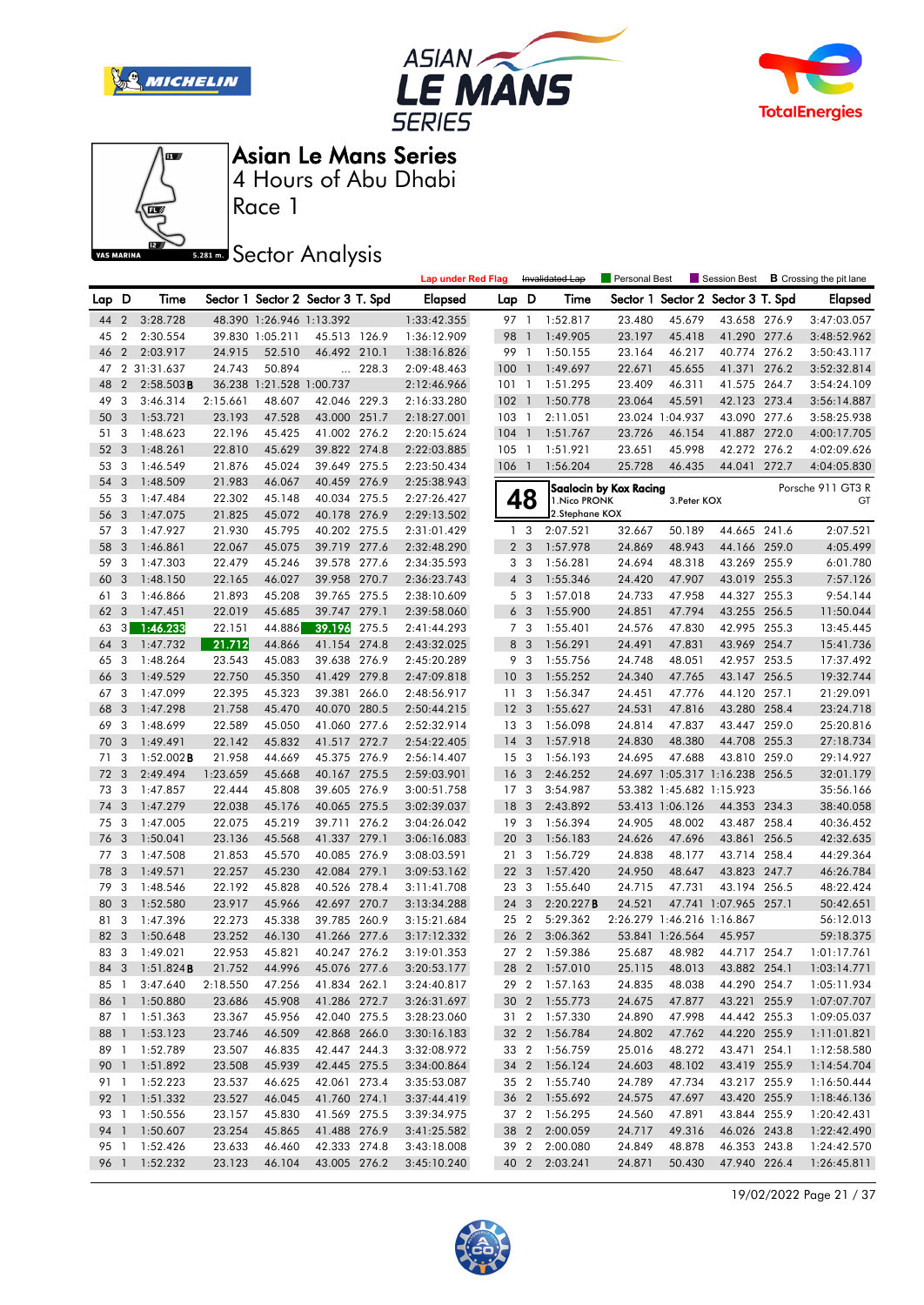# Asian Le Mans Series

4 Hours of Abu Dhabi

Race 1

## Sector Analysis

Lap under Red Flag | Invalidated Lap | Personal Best | Session Best | **B** Crossing the pit lane

| Lap | D | Time | Sector 1 | Sector 2 | Sector 3 | T. Spd | Elapsed |
|---|---|---|---|---|---|---|---|
| 44 | 2 | 3:28.728 | 48.390 | 1:26.946 | 1:13.392 | | 1:33:42.355 |
| 45 | 2 | 2:30.554 | 39.830 | 1:05.211 | 45.513 | 126.9 | 1:36:12.909 |
| 46 | 2 | 2:03.917 | 24.915 | 52.510 | 46.492 | 210.1 | 1:38:16.826 |
| 47 | 2 | 31:31.637 | 24.743 | 50.894 | ... | 228.3 | 2:09:48.463 |
| 48 | 2 | 2:58.503 **B** | 36.238 | 1:21.528 | 1:00.737 | | 2:12:46.966 |
| 49 | 3 | 3:46.314 | 2:15.661 | 48.607 | 42.046 | 229.3 | 2:16:33.280 |
| 50 | 3 | 1:53.721 | 23.193 | 47.528 | 43.000 | 251.7 | 2:18:27.001 |
| 51 | 3 | 1:48.623 | 22.196 | 45.425 | 41.002 | 276.2 | 2:20:15.624 |
| 52 | 3 | 1:48.261 | 22.810 | 45.629 | 39.822 | 274.8 | 2:22:03.885 |
| 53 | 3 | 1:46.549 | 21.876 | 45.024 | 39.649 | 275.5 | 2:23:50.434 |
| 54 | 3 | 1:48.509 | 21.983 | 46.067 | 40.459 | 276.9 | 2:25:38.943 |
| 55 | 3 | 1:47.484 | 22.302 | 45.148 | 40.034 | 275.5 | 2:27:26.427 |
| 56 | 3 | 1:47.075 | 21.825 | 45.072 | 40.178 | 276.9 | 2:29:13.502 |
| 57 | 3 | 1:47.927 | 21.930 | 45.795 | 40.202 | 275.5 | 2:31:01.429 |
| 58 | 3 | 1:46.861 | 22.067 | 45.075 | 39.719 | 277.6 | 2:32:48.290 |
| 59 | 3 | 1:47.303 | 22.479 | 45.246 | 39.578 | 277.6 | 2:34:35.593 |
| 60 | 3 | 1:48.150 | 22.165 | 46.027 | 39.958 | 270.7 | 2:36:23.743 |
| 61 | 3 | 1:46.866 | 21.893 | 45.208 | 39.765 | 275.5 | 2:38:10.609 |
| 62 | 3 | 1:47.451 | 22.019 | 45.685 | 39.747 | 279.1 | 2:39:58.060 |
| 63 | 3 | 1:46.233 | 22.151 | 44.886 | 39.196 | 275.5 | 2:41:44.293 |
| 64 | 3 | 1:47.732 | 21.712 | 44.866 | 41.154 | 274.8 | 2:43:32.025 |
| 65 | 3 | 1:48.264 | 23.543 | 45.083 | 39.638 | 276.9 | 2:45:20.289 |
| 66 | 3 | 1:49.529 | 22.750 | 45.350 | 41.429 | 279.8 | 2:47:09.818 |
| 67 | 3 | 1:47.099 | 22.395 | 45.323 | 39.381 | 266.0 | 2:48:56.917 |
| 68 | 3 | 1:47.298 | 21.758 | 45.470 | 40.070 | 280.5 | 2:50:44.215 |
| 69 | 3 | 1:48.699 | 22.589 | 45.050 | 41.060 | 277.6 | 2:52:32.914 |
| 70 | 3 | 1:49.491 | 22.142 | 45.832 | 41.517 | 272.7 | 2:54:22.405 |
| 71 | 3 | 1:52.002 **B** | 21.958 | 44.669 | 45.375 | 276.9 | 2:56:14.407 |
| 72 | 3 | 2:49.494 | 1:23.659 | 45.668 | 40.167 | 275.5 | 2:59:03.901 |
| 73 | 3 | 1:47.857 | 22.444 | 45.808 | 39.605 | 276.9 | 3:00:51.758 |
| 74 | 3 | 1:47.279 | 22.038 | 45.176 | 40.065 | 275.5 | 3:02:39.037 |
| 75 | 3 | 1:47.005 | 22.075 | 45.219 | 39.711 | 276.2 | 3:04:26.042 |
| 76 | 3 | 1:50.041 | 23.136 | 45.568 | 41.337 | 279.1 | 3:06:16.083 |
| 77 | 3 | 1:47.508 | 21.853 | 45.570 | 40.085 | 276.9 | 3:08:03.591 |
| 78 | 3 | 1:49.571 | 22.257 | 45.230 | 42.084 | 279.1 | 3:09:53.162 |
| 79 | 3 | 1:48.546 | 22.192 | 45.828 | 40.526 | 278.4 | 3:11:41.708 |
| 80 | 3 | 1:52.580 | 23.917 | 45.966 | 42.697 | 270.7 | 3:13:34.288 |
| 81 | 3 | 1:47.396 | 22.273 | 45.338 | 39.785 | 260.9 | 3:15:21.684 |
| 82 | 3 | 1:50.648 | 23.252 | 46.130 | 41.266 | 277.6 | 3:17:12.332 |
| 83 | 3 | 1:49.021 | 22.953 | 45.821 | 40.247 | 276.2 | 3:19:01.353 |
| 84 | 3 | 1:51.824 **B** | 21.752 | 44.996 | 45.076 | 277.6 | 3:20:53.177 |
| 85 | 1 | 3:47.640 | 2:18.550 | 47.256 | 41.834 | 262.1 | 3:24:40.817 |
| 86 | 1 | 1:50.880 | 23.686 | 45.908 | 41.286 | 272.7 | 3:26:31.697 |
| 87 | 1 | 1:51.363 | 23.367 | 45.956 | 42.040 | 275.5 | 3:28:23.060 |
| 88 | 1 | 1:53.123 | 23.746 | 46.509 | 42.868 | 266.0 | 3:30:16.183 |
| 89 | 1 | 1:52.789 | 23.507 | 46.835 | 42.447 | 244.3 | 3:32:08.972 |
| 90 | 1 | 1:51.892 | 23.508 | 45.939 | 42.445 | 275.5 | 3:34:00.864 |
| 91 | 1 | 1:52.223 | 23.537 | 46.625 | 42.061 | 273.4 | 3:35:53.087 |
| 92 | 1 | 1:51.332 | 23.527 | 46.045 | 41.760 | 274.1 | 3:37:44.419 |
| 93 | 1 | 1:50.556 | 23.157 | 45.830 | 41.569 | 275.5 | 3:39:34.975 |
| 94 | 1 | 1:50.607 | 23.254 | 45.865 | 41.488 | 276.9 | 3:41:25.582 |
| 95 | 1 | 1:52.426 | 23.633 | 46.460 | 42.333 | 274.8 | 3:43:18.008 |
| 96 | 1 | 1:52.232 | 23.123 | 46.104 | 43.005 | 276.2 | 3:45:10.240 |
| 97 | 1 | 1:52.817 | 23.480 | 45.679 | 43.658 | 276.9 | 3:47:03.057 |
| 98 | 1 | 1:49.905 | 23.197 | 45.418 | 41.290 | 277.6 | 3:48:52.962 |
| 99 | 1 | 1:50.155 | 23.164 | 46.217 | 40.774 | 276.2 | 3:50:43.117 |
| 100 | 1 | 1:49.697 | 22.671 | 45.655 | 41.371 | 276.2 | 3:52:32.814 |
| 101 | 1 | 1:51.295 | 23.409 | 46.311 | 41.575 | 264.7 | 3:54:24.109 |
| 102 | 1 | 1:50.778 | 23.064 | 45.591 | 42.123 | 273.4 | 3:56:14.887 |
| 103 | 1 | 2:11.051 | 23.024 | 1:04.937 | 43.090 | 277.6 | 3:58:25.938 |
| 104 | 1 | 1:51.767 | 23.726 | 46.154 | 41.887 | 272.0 | 4:00:17.705 |
| 105 | 1 | 1:51.921 | 23.651 | 45.998 | 42.272 | 276.2 | 4:02:09.626 |
| 106 | 1 | 1:56.204 | 25.728 | 46.435 | 44.041 | 272.7 | 4:04:05.830 |

**48** Saalocin by Kox Racing — Porsche 911 GT3 R — GT
1.Nico PRONK
2.Stephane KOX
3.Peter KOX

| Lap | D | Time | Sector 1 | Sector 2 | Sector 3 | T. Spd | Elapsed |
|---|---|---|---|---|---|---|---|
| 1 | 3 | 2:07.521 | 32.667 | 50.189 | 44.665 | 241.6 | 2:07.521 |
| 2 | 3 | 1:57.978 | 24.869 | 48.943 | 44.166 | 259.0 | 4:05.499 |
| 3 | 3 | 1:56.281 | 24.694 | 48.318 | 43.269 | 255.9 | 6:01.780 |
| 4 | 3 | 1:55.346 | 24.420 | 47.907 | 43.019 | 255.3 | 7:57.126 |
| 5 | 3 | 1:57.018 | 24.733 | 47.958 | 44.327 | 255.3 | 9:54.144 |
| 6 | 3 | 1:55.900 | 24.851 | 47.794 | 43.255 | 256.5 | 11:50.044 |
| 7 | 3 | 1:55.401 | 24.576 | 47.830 | 42.995 | 255.3 | 13:45.445 |
| 8 | 3 | 1:56.291 | 24.491 | 47.831 | 43.969 | 254.7 | 15:41.736 |
| 9 | 3 | 1:55.756 | 24.748 | 48.051 | 42.957 | 253.5 | 17:37.492 |
| 10 | 3 | 1:55.252 | 24.340 | 47.765 | 43.147 | 256.5 | 19:32.744 |
| 11 | 3 | 1:56.347 | 24.451 | 47.776 | 44.120 | 257.1 | 21:29.091 |
| 12 | 3 | 1:55.627 | 24.531 | 47.816 | 43.280 | 258.4 | 23:24.718 |
| 13 | 3 | 1:56.098 | 24.814 | 47.837 | 43.447 | 259.0 | 25:20.816 |
| 14 | 3 | 1:57.918 | 24.830 | 48.380 | 44.708 | 255.3 | 27:18.734 |
| 15 | 3 | 1:56.193 | 24.695 | 47.688 | 43.810 | 259.0 | 29:14.927 |
| 16 | 3 | 2:46.252 | 24.697 | 1:05.317 | 1:16.238 | 256.5 | 32:01.179 |
| 17 | 3 | 3:54.987 | 53.382 | 1:45.682 | 1:15.923 | | 35:56.166 |
| 18 | 3 | 2:43.892 | 53.413 | 1:06.126 | 44.353 | 234.3 | 38:40.058 |
| 19 | 3 | 1:56.394 | 24.905 | 48.002 | 43.487 | 258.4 | 40:36.452 |
| 20 | 3 | 1:56.183 | 24.626 | 47.696 | 43.861 | 256.5 | 42:32.635 |
| 21 | 3 | 1:56.729 | 24.838 | 48.177 | 43.714 | 258.4 | 44:29.364 |
| 22 | 3 | 1:57.420 | 24.950 | 48.647 | 43.823 | 247.7 | 46:26.784 |
| 23 | 3 | 1:55.640 | 24.715 | 47.731 | 43.194 | 256.5 | 48:22.424 |
| 24 | 3 | 2:20.227 **B** | 24.521 | 47.741 | 1:07.965 | 257.1 | 50:42.651 |
| 25 | 2 | 5:29.362 | 2:26.279 | 1:46.216 | 1:16.867 | | 56:12.013 |
| 26 | 2 | 3:06.362 | 53.841 | 1:26.564 | 45.957 | | 59:18.375 |
| 27 | 2 | 1:59.386 | 25.687 | 48.982 | 44.717 | 254.7 | 1:01:17.761 |
| 28 | 2 | 1:57.010 | 25.115 | 48.013 | 43.882 | 254.1 | 1:03:14.771 |
| 29 | 2 | 1:57.163 | 24.835 | 48.038 | 44.290 | 254.7 | 1:05:11.934 |
| 30 | 2 | 1:55.773 | 24.675 | 47.877 | 43.221 | 255.9 | 1:07:07.707 |
| 31 | 2 | 1:57.330 | 24.890 | 47.998 | 44.442 | 255.3 | 1:09:05.037 |
| 32 | 2 | 1:56.784 | 24.802 | 47.762 | 44.220 | 255.9 | 1:11:01.821 |
| 33 | 2 | 1:56.759 | 25.016 | 48.272 | 43.471 | 254.1 | 1:12:58.580 |
| 34 | 2 | 1:56.124 | 24.603 | 48.102 | 43.419 | 255.9 | 1:14:54.704 |
| 35 | 2 | 1:55.740 | 24.789 | 47.734 | 43.217 | 255.9 | 1:16:50.444 |
| 36 | 2 | 1:55.692 | 24.575 | 47.697 | 43.420 | 255.9 | 1:18:46.136 |
| 37 | 2 | 1:56.295 | 24.560 | 47.891 | 43.844 | 255.9 | 1:20:42.431 |
| 38 | 2 | 2:00.059 | 24.717 | 49.316 | 46.026 | 243.8 | 1:22:42.490 |
| 39 | 2 | 2:00.080 | 24.849 | 48.878 | 46.353 | 243.8 | 1:24:42.570 |
| 40 | 2 | 2:03.241 | 24.871 | 50.430 | 47.940 | 226.4 | 1:26:45.811 |

19/02/2022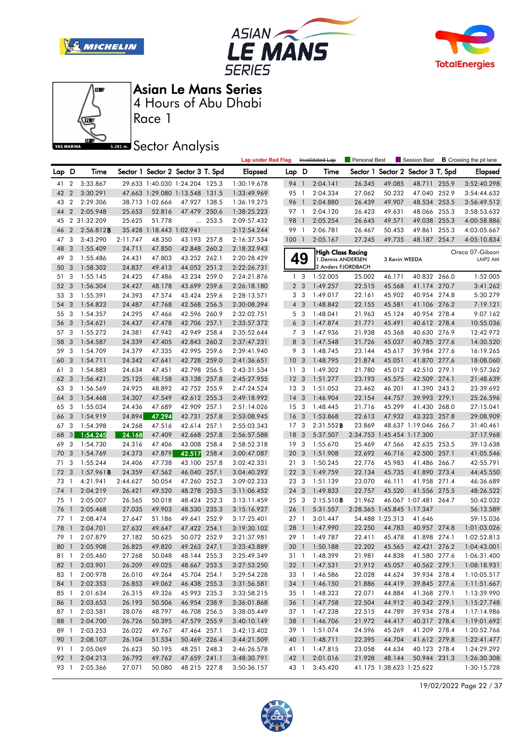# Asian Le Mans Series

4 Hours of Abu Dhabi

Race 1

Sector Analysis

Lap under Red Flag | ~~Invalidated Lap~~ | Personal Best | Session Best | **B** Crossing the pit lane

| Lap | D | Time | Sector 1 | Sector 2 | Sector 3 | T. Spd | Elapsed |
|---|---|---|---|---|---|---|---|
| 41 | 2 | 3:33.867 | 29.633 | 1:40.030 | 1:24.204 | 125.3 | 1:30:19.678 |
| 42 | 2 | 3:30.291 | 47.663 | 1:29.080 | 1:13.548 | 131.5 | 1:33:49.969 |
| 43 | 2 | 2:29.306 | 38.713 | 1:02.666 | 47.927 | 138.5 | 1:36:19.275 |
| 44 | 2 | 2:05.948 | 25.653 | 52.816 | 47.479 | 250.6 | 1:38:25.223 |
| 45 | 2 | 31:32.209 | 25.625 | 51.778 | ... | 253.5 | 2:09:57.432 |
| 46 | 2 | 2:56.812**B** | 35.428 | 1:18.443 | 1:02.941 | | 2:12:54.244 |
| 47 | 3 | 3:43.290 | 2:11.747 | 48.350 | 43.193 | 257.8 | 2:16:37.534 |
| 48 | 3 | 1:55.409 | 24.711 | 47.850 | 42.848 | 260.2 | 2:18:32.943 |
| 49 | 3 | 1:55.486 | 24.431 | 47.803 | 43.252 | 262.1 | 2:20:28.429 |
| 50 | 3 | 1:58.302 | 24.837 | 49.413 | 44.052 | 259.6 | 2:22:26.731 |
| 51 | 3 | 1:55.145 | 24.425 | 47.486 | 43.234 | 259.0 | 2:24:21.876 |
| 52 | 3 | 1:56.304 | 24.427 | 48.178 | 43.699 | 259.6 | 2:26:18.180 |
| 53 | 3 | 1:55.391 | 24.393 | 47.574 | 43.424 | 259.6 | 2:28:13.571 |
| 54 | 3 | 1:54.823 | 24.487 | 47.768 | 42.568 | 256.5 | 2:30:08.394 |
| 55 | 3 | 1:54.357 | 24.295 | 47.466 | 42.596 | 260.9 | 2:32:02.751 |
| 56 | 3 | 1:54.621 | 24.437 | 47.478 | 42.706 | 257.1 | 2:33:57.372 |
| 57 | 3 | 1:55.272 | 24.381 | 47.942 | 42.949 | 258.4 | 2:35:52.644 |
| 58 | 3 | 1:54.587 | 24.339 | 47.405 | 42.843 | 260.2 | 2:37:47.231 |
| 59 | 3 | 1:54.709 | 24.379 | 47.335 | 42.995 | 259.6 | 2:39:41.940 |
| 60 | 3 | 1:54.711 | 24.342 | 47.641 | 42.728 | 259.0 | 2:41:36.651 |
| 61 | 3 | 1:54.883 | 24.634 | 47.451 | 42.798 | 256.5 | 2:43:31.534 |
| 62 | 3 | 1:56.421 | 25.125 | 48.158 | 43.138 | 257.8 | 2:45:27.955 |
| 63 | 3 | 1:56.569 | 24.925 | 48.892 | 42.752 | 255.9 | 2:47:24.524 |
| 64 | 3 | 1:54.468 | 24.307 | 47.549 | 42.612 | 255.3 | 2:49:18.992 |
| 65 | 3 | 1:55.034 | 24.436 | 47.689 | 42.909 | 257.1 | 2:51:14.026 |
| 66 | 3 | 1:54.919 | 24.894 | 47.294 | 42.731 | 257.8 | 2:53:08.945 |
| 67 | 3 | 1:54.398 | 24.268 | 47.516 | 42.614 | 257.1 | 2:55:03.343 |
| 68 | 3 | 1:54.245 | 24.168 | 47.409 | 42.668 | 257.8 | 2:56:57.588 |
| 69 | 3 | 1:54.730 | 24.316 | 47.406 | 43.008 | 258.4 | 2:58:52.318 |
| 70 | 3 | 1:54.769 | 24.373 | 47.879 | 42.517 | 258.4 | 3:00:47.087 |
| 71 | 3 | 1:55.244 | 24.406 | 47.738 | 43.100 | 257.8 | 3:02:42.331 |
| 72 | 3 | 1:57.961**B** | 24.359 | 47.562 | 46.040 | 257.1 | 3:04:40.292 |
| 73 | 1 | 4:21.941 | 2:44.627 | 50.054 | 47.260 | 252.3 | 3:09:02.233 |
| 74 | 1 | 2:04.219 | 26.421 | 49.520 | 48.278 | 253.5 | 3:11:06.452 |
| 75 | 1 | 2:05.007 | 26.565 | 50.018 | 48.424 | 252.3 | 3:13:11.459 |
| 76 | 1 | 2:05.468 | 27.035 | 49.903 | 48.530 | 235.3 | 3:15:16.927 |
| 77 | 1 | 2:08.474 | 27.647 | 51.186 | 49.641 | 252.9 | 3:17:25.401 |
| 78 | 1 | 2:04.701 | 27.632 | 49.647 | 47.422 | 254.1 | 3:19:30.102 |
| 79 | 1 | 2:07.879 | 27.182 | 50.625 | 50.072 | 252.9 | 3:21:37.981 |
| 80 | 1 | 2:05.908 | 26.825 | 49.820 | 49.263 | 247.1 | 3:23:43.889 |
| 81 | 1 | 2:05.460 | 27.268 | 50.048 | 48.144 | 255.3 | 3:25:49.349 |
| 82 | 1 | 2:03.901 | 26.209 | 49.025 | 48.667 | 253.5 | 3:27:53.250 |
| 83 | 1 | 2:00.978 | 26.010 | 49.264 | 45.704 | 254.1 | 3:29:54.228 |
| 84 | 1 | 2:02.353 | 26.853 | 49.062 | 46.438 | 255.3 | 3:31:56.581 |
| 85 | 1 | 2:01.634 | 26.315 | 49.326 | 45.993 | 235.3 | 3:33:58.215 |
| 86 | 1 | 2:03.653 | 26.193 | 50.506 | 46.954 | 238.9 | 3:36:01.868 |
| 87 | 1 | 2:03.581 | 28.076 | 48.797 | 46.708 | 256.5 | 3:38:05.449 |
| 88 | 1 | 2:04.700 | 26.726 | 50.395 | 47.579 | 255.9 | 3:40:10.149 |
| 89 | 1 | 2:03.253 | 26.022 | 49.767 | 47.464 | 257.1 | 3:42:13.402 |
| 90 | 1 | 2:08.107 | 26.104 | 51.534 | 50.469 | 226.4 | 3:44:21.509 |
| 91 | 1 | 2:05.069 | 26.623 | 50.195 | 48.251 | 248.3 | 3:46:26.578 |
| 92 | 1 | 2:04.213 | 26.792 | 49.762 | 47.659 | 241.1 | 3:48:30.791 |
| 93 | 1 | 2:05.366 | 27.071 | 50.080 | 48.215 | 227.8 | 3:50:36.157 |
| 94 | 1 | 2:04.141 | 26.345 | 49.085 | 48.711 | 255.9 | 3:52:40.298 |
| 95 | 1 | 2:04.334 | 27.062 | 50.232 | 47.040 | 252.9 | 3:54:44.632 |
| 96 | 1 | 2:04.880 | 26.439 | 49.907 | 48.534 | 253.5 | 3:56:49.512 |
| 97 | 1 | 2:04.120 | 26.423 | 49.631 | 48.066 | 255.3 | 3:58:53.632 |
| 98 | 1 | 2:05.254 | 26.645 | 49.571 | 49.038 | 255.3 | 4:00:58.886 |
| 99 | 1 | 2:06.781 | 26.467 | 50.453 | 49.861 | 255.3 | 4:03:05.667 |
| 100 | 1 | 2:05.167 | 27.245 | 49.735 | 48.187 | 254.7 | 4:05:10.834 |

**49** High Class Racing — Oreca 07-Gibson — LMP2 AM

1.Dennis ANDERSEN
2.Anders FJORDBACH
3.Kevin WEEDA

| Lap | D | Time | Sector 1 | Sector 2 | Sector 3 | T. Spd | Elapsed |
|---|---|---|---|---|---|---|---|
| 1 | 3 | 1:52.005 | 25.002 | 46.171 | 40.832 | 266.0 | 1:52.005 |
| 2 | 3 | 1:49.257 | 22.515 | 45.568 | 41.174 | 270.7 | 3:41.262 |
| 3 | 3 | 1:49.017 | 22.161 | 45.902 | 40.954 | 274.8 | 5:30.279 |
| 4 | 3 | 1:48.842 | 22.155 | 45.581 | 41.106 | 276.2 | 7:19.121 |
| 5 | 3 | 1:48.041 | 21.963 | 45.124 | 40.954 | 278.4 | 9:07.162 |
| 6 | 3 | 1:47.874 | 21.771 | 45.491 | 40.612 | 278.4 | 10:55.036 |
| 7 | 3 | 1:47.936 | 21.938 | 45.368 | 40.630 | 276.9 | 12:42.972 |
| 8 | 3 | 1:47.548 | 21.726 | 45.037 | 40.785 | 277.6 | 14:30.520 |
| 9 | 3 | 1:48.745 | 23.144 | 45.617 | 39.984 | 277.6 | 16:19.265 |
| 10 | 3 | 1:48.795 | 21.874 | 45.051 | 41.870 | 277.6 | 18:08.060 |
| 11 | 3 | 1:49.302 | 21.780 | 45.012 | 42.510 | 279.1 | 19:57.362 |
| 12 | 3 | 1:51.277 | 23.193 | 45.575 | 42.509 | 274.1 | 21:48.639 |
| 13 | 3 | 1:51.053 | 23.462 | 46.201 | 41.390 | 243.2 | 23:39.692 |
| 14 | 3 | 1:46.904 | 22.154 | 44.757 | 39.993 | 279.1 | 25:26.596 |
| 15 | 3 | 1:48.445 | 21.716 | 45.299 | 41.430 | 268.0 | 27:15.041 |
| 16 | 3 | 1:53.868 | 22.613 | 47.932 | 43.323 | 257.8 | 29:08.909 |
| 17 | 3 | 2:31.552**B** | 23.869 | 48.637 | 1:19.046 | 266.7 | 31:40.461 |
| 18 | 3 | 5:37.507 | 2:34.753 | 1:45.454 | 1:17.300 | | 37:17.968 |
| 19 | 3 | 1:55.670 | 25.469 | 47.566 | 42.635 | 253.5 | 39:13.638 |
| 20 | 3 | 1:51.908 | 22.692 | 46.716 | 42.500 | 257.1 | 41:05.546 |
| 21 | 3 | 1:50.245 | 22.776 | 45.983 | 41.486 | 266.7 | 42:55.791 |
| 22 | 3 | 1:49.759 | 22.134 | 45.735 | 41.890 | 273.4 | 44:45.550 |
| 23 | 3 | 1:51.139 | 23.070 | 46.111 | 41.958 | 271.4 | 46:36.689 |
| 24 | 3 | 1:49.833 | 22.757 | 45.520 | 41.556 | 275.5 | 48:26.522 |
| 25 | 3 | 2:15.510**B** | 21.962 | 46.067 | 1:07.481 | 264.7 | 50:42.032 |
| 26 | 1 | 5:31.557 | 2:28.365 | 1:45.845 | 1:17.347 | | 56:13.589 |
| 27 | 1 | 3:01.447 | 54.488 | 1:25.313 | 41.646 | | 59:15.036 |
| 28 | 1 | 1:47.990 | 22.250 | 44.783 | 40.957 | 274.8 | 1:01:03.026 |
| 29 | 1 | 1:49.787 | 22.411 | 45.478 | 41.898 | 274.1 | 1:02:52.813 |
| 30 | 1 | 1:50.188 | 22.202 | 45.565 | 42.421 | 276.2 | 1:04:43.001 |
| 31 | 1 | 1:48.399 | 21.981 | 44.838 | 41.580 | 277.6 | 1:06:31.400 |
| 32 | 1 | 1:47.531 | 21.912 | 45.057 | 40.562 | 279.1 | 1:08:18.931 |
| 33 | 1 | 1:46.586 | 22.028 | 44.624 | 39.934 | 278.4 | 1:10:05.517 |
| 34 | 1 | 1:46.150 | 21.886 | 44.419 | 39.845 | 277.6 | 1:11:51.667 |
| 35 | 1 | 1:48.323 | 22.071 | 44.884 | 41.368 | 279.1 | 1:13:39.990 |
| 36 | 1 | 1:47.758 | 22.504 | 44.912 | 40.342 | 279.1 | 1:15:27.748 |
| 37 | 1 | 1:47.238 | 22.515 | 44.789 | 39.934 | 278.4 | 1:17:14.986 |
| 38 | 1 | 1:46.706 | 21.972 | 44.417 | 40.317 | 278.4 | 1:19:01.692 |
| 39 | 1 | 1:51.074 | 24.596 | 45.269 | 41.209 | 278.4 | 1:20:52.766 |
| 40 | 1 | 1:48.711 | 22.395 | 44.704 | 41.612 | 279.8 | 1:22:41.477 |
| 41 | 1 | 1:47.815 | 23.058 | 44.634 | 40.123 | 278.4 | 1:24:29.292 |
| 42 | 1 | 2:01.016 | 21.928 | 48.144 | 50.944 | 231.3 | 1:26:30.308 |
| 43 | 1 | 3:45.420 | 41.175 | 1:38.623 | 1:25.622 | | 1:30:15.728 |

19/02/2022 Page 22 / 37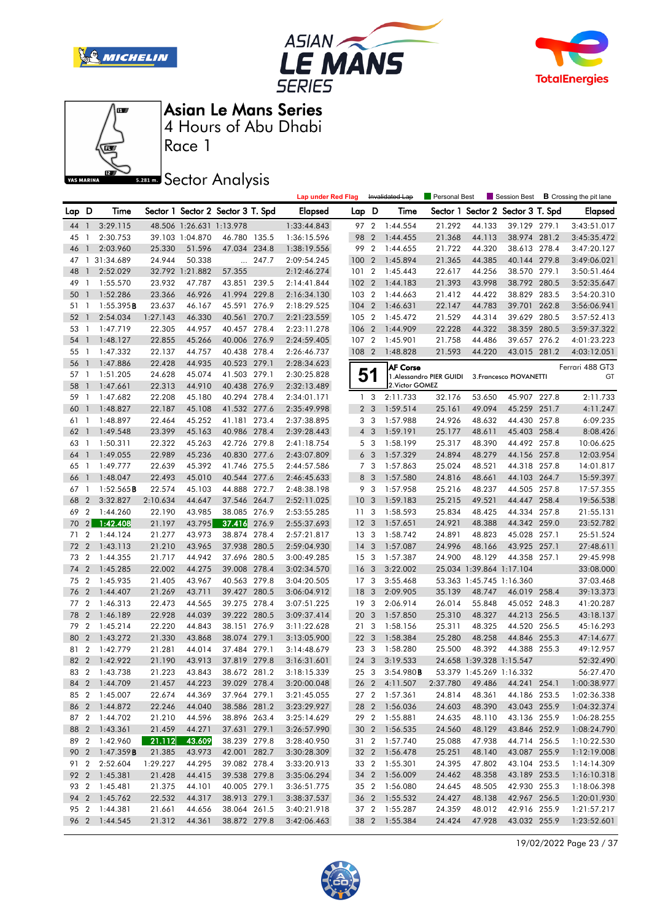# Asian Le Mans Series

## 4 Hours of Abu Dhabi

### Race 1

## Sector Analysis

Lap under Red Flag | Invalidated Lap | Personal Best | Session Best | **B** Crossing the pit lane

| Lap | D | Time | Sector 1 | Sector 2 | Sector 3 | T. Spd | Elapsed |
|---|---|---|---|---|---|---|---|
| 44 | 1 | 3:29.115 | 48.506 | 1:26.631 | 1:13.978 | | 1:33:44.843 |
| 45 | 1 | 2:30.753 | 39.103 | 1:04.870 | 46.780 | 135.5 | 1:36:15.596 |
| 46 | 1 | 2:03.960 | 25.330 | 51.596 | 47.034 | 234.8 | 1:38:19.556 |
| 47 | 1 | 31:34.689 | 24.944 | 50.338 | ... | 247.7 | 2:09:54.245 |
| 48 | 1 | 2:52.029 | 32.792 | 1:21.882 | 57.355 | | 2:12:46.274 |
| 49 | 1 | 1:55.570 | 23.932 | 47.787 | 43.851 | 239.5 | 2:14:41.844 |
| 50 | 1 | 1:52.286 | 23.366 | 46.926 | 41.994 | 229.8 | 2:16:34.130 |
| 51 | 1 | 1:55.395**B** | 23.637 | 46.167 | 45.591 | 276.9 | 2:18:29.525 |
| 52 | 1 | 2:54.034 | 1:27.143 | 46.330 | 40.561 | 270.7 | 2:21:23.559 |
| 53 | 1 | 1:47.719 | 22.305 | 44.957 | 40.457 | 278.4 | 2:23:11.278 |
| 54 | 1 | 1:48.127 | 22.855 | 45.266 | 40.006 | 276.9 | 2:24:59.405 |
| 55 | 1 | 1:47.332 | 22.137 | 44.757 | 40.438 | 278.4 | 2:26:46.737 |
| 56 | 1 | 1:47.886 | 22.428 | 44.935 | 40.523 | 279.1 | 2:28:34.623 |
| 57 | 1 | 1:51.205 | 24.628 | 45.074 | 41.503 | 279.1 | 2:30:25.828 |
| 58 | 1 | 1:47.661 | 22.313 | 44.910 | 40.438 | 276.9 | 2:32:13.489 |
| 59 | 1 | 1:47.682 | 22.208 | 45.180 | 40.294 | 278.4 | 2:34:01.171 |
| 60 | 1 | 1:48.827 | 22.187 | 45.108 | 41.532 | 277.6 | 2:35:49.998 |
| 61 | 1 | 1:48.897 | 22.464 | 45.252 | 41.181 | 273.4 | 2:37:38.895 |
| 62 | 1 | 1:49.548 | 23.399 | 45.163 | 40.986 | 278.4 | 2:39:28.443 |
| 63 | 1 | 1:50.311 | 22.322 | 45.263 | 42.726 | 279.8 | 2:41:18.754 |
| 64 | 1 | 1:49.055 | 22.989 | 45.236 | 40.830 | 277.6 | 2:43:07.809 |
| 65 | 1 | 1:49.777 | 22.639 | 45.392 | 41.746 | 275.5 | 2:44:57.586 |
| 66 | 1 | 1:48.047 | 22.493 | 45.010 | 40.544 | 277.6 | 2:46:45.633 |
| 67 | 1 | 1:52.565**B** | 22.574 | 45.103 | 44.888 | 272.7 | 2:48:38.198 |
| 68 | 2 | 3:32.827 | 2:10.634 | 44.647 | 37.546 | 264.7 | 2:52:11.025 |
| 69 | 2 | 1:44.260 | 22.190 | 43.985 | 38.085 | 276.9 | 2:53:55.285 |
| 70 | 2 | 1:42.408 | 21.197 | 43.795 | 37.416 | 276.9 | 2:55:37.693 |
| 71 | 2 | 1:44.124 | 21.277 | 43.973 | 38.874 | 278.4 | 2:57:21.817 |
| 72 | 2 | 1:43.113 | 21.210 | 43.965 | 37.938 | 280.5 | 2:59:04.930 |
| 73 | 2 | 1:44.355 | 21.717 | 44.942 | 37.696 | 280.5 | 3:00:49.285 |
| 74 | 2 | 1:45.285 | 22.002 | 44.275 | 39.008 | 278.4 | 3:02:34.570 |
| 75 | 2 | 1:45.935 | 21.405 | 43.967 | 40.563 | 279.8 | 3:04:20.505 |
| 76 | 2 | 1:44.407 | 21.269 | 43.711 | 39.427 | 280.5 | 3:06:04.912 |
| 77 | 2 | 1:46.313 | 22.473 | 44.565 | 39.275 | 278.4 | 3:07:51.225 |
| 78 | 2 | 1:46.189 | 22.928 | 44.039 | 39.222 | 280.5 | 3:09:37.414 |
| 79 | 2 | 1:45.214 | 22.220 | 44.843 | 38.151 | 276.9 | 3:11:22.628 |
| 80 | 2 | 1:43.272 | 21.330 | 43.868 | 38.074 | 279.1 | 3:13:05.900 |
| 81 | 2 | 1:42.779 | 21.281 | 44.014 | 37.484 | 279.1 | 3:14:48.679 |
| 82 | 2 | 1:42.922 | 21.190 | 43.913 | 37.819 | 279.8 | 3:16:31.601 |
| 83 | 2 | 1:43.738 | 21.223 | 43.843 | 38.672 | 281.2 | 3:18:15.339 |
| 84 | 2 | 1:44.709 | 21.457 | 44.223 | 39.029 | 278.4 | 3:20:00.048 |
| 85 | 2 | 1:45.007 | 22.674 | 44.369 | 37.964 | 279.1 | 3:21:45.055 |
| 86 | 2 | 1:44.872 | 22.246 | 44.040 | 38.586 | 281.2 | 3:23:29.927 |
| 87 | 2 | 1:44.702 | 21.210 | 44.596 | 38.896 | 263.4 | 3:25:14.629 |
| 88 | 2 | 1:43.361 | 21.459 | 44.271 | 37.631 | 279.1 | 3:26:57.990 |
| 89 | 2 | 1:42.960 | 21.112 | 43.609 | 38.239 | 279.8 | 3:28:40.950 |
| 90 | 2 | 1:47.359**B** | 21.385 | 43.973 | 42.001 | 282.7 | 3:30:28.309 |
| 91 | 2 | 2:52.604 | 1:29.227 | 44.295 | 39.082 | 278.4 | 3:33:20.913 |
| 92 | 2 | 1:45.381 | 21.428 | 44.415 | 39.538 | 279.8 | 3:35:06.294 |
| 93 | 2 | 1:45.481 | 21.375 | 44.101 | 40.005 | 279.1 | 3:36:51.775 |
| 94 | 2 | 1:45.762 | 22.532 | 44.317 | 38.913 | 279.1 | 3:38:37.537 |
| 95 | 2 | 1:44.381 | 21.661 | 44.656 | 38.064 | 261.5 | 3:40:21.918 |
| 96 | 2 | 1:44.545 | 21.312 | 44.361 | 38.872 | 279.8 | 3:42:06.463 |
| 97 | 2 | 1:44.554 | 21.292 | 44.133 | 39.129 | 279.1 | 3:43:51.017 |
| 98 | 2 | 1:44.455 | 21.368 | 44.113 | 38.974 | 281.2 | 3:45:35.472 |
| 99 | 2 | 1:44.655 | 21.722 | 44.320 | 38.613 | 278.4 | 3:47:20.127 |
| 100 | 2 | 1:45.894 | 21.365 | 44.385 | 40.144 | 279.8 | 3:49:06.021 |
| 101 | 2 | 1:45.443 | 22.617 | 44.256 | 38.570 | 279.1 | 3:50:51.464 |
| 102 | 2 | 1:44.183 | 21.393 | 43.998 | 38.792 | 280.5 | 3:52:35.647 |
| 103 | 2 | 1:44.663 | 21.412 | 44.422 | 38.829 | 283.5 | 3:54:20.310 |
| 104 | 2 | 1:46.631 | 22.147 | 44.783 | 39.701 | 262.8 | 3:56:06.941 |
| 105 | 2 | 1:45.472 | 21.529 | 44.314 | 39.629 | 280.5 | 3:57:52.413 |
| 106 | 2 | 1:44.909 | 22.228 | 44.322 | 38.359 | 280.5 | 3:59:37.322 |
| 107 | 2 | 1:45.901 | 21.758 | 44.486 | 39.657 | 276.2 | 4:01:23.223 |
| 108 | 2 | 1:48.828 | 21.593 | 44.220 | 43.015 | 281.2 | 4:03:12.051 |

**51** — **AF Corse** — Ferrari 488 GT3 — GT
1.Alessandro PIER GUIDI 2.Victor GOMEZ 3.Francesco PIOVANETTI

| Lap | D | Time | Sector 1 | Sector 2 | Sector 3 | T. Spd | Elapsed |
|---|---|---|---|---|---|---|---|
| 1 | 3 | 2:11.733 | 32.176 | 53.650 | 45.907 | 227.8 | 2:11.733 |
| 2 | 3 | 1:59.514 | 25.161 | 49.094 | 45.259 | 251.7 | 4:11.247 |
| 3 | 3 | 1:57.988 | 24.926 | 48.632 | 44.430 | 257.8 | 6:09.235 |
| 4 | 3 | 1:59.191 | 25.177 | 48.611 | 45.403 | 258.4 | 8:08.426 |
| 5 | 3 | 1:58.199 | 25.317 | 48.390 | 44.492 | 257.8 | 10:06.625 |
| 6 | 3 | 1:57.329 | 24.894 | 48.279 | 44.156 | 257.8 | 12:03.954 |
| 7 | 3 | 1:57.863 | 25.024 | 48.521 | 44.318 | 257.8 | 14:01.817 |
| 8 | 3 | 1:57.580 | 24.816 | 48.661 | 44.103 | 264.7 | 15:59.397 |
| 9 | 3 | 1:57.958 | 25.216 | 48.237 | 44.505 | 257.8 | 17:57.355 |
| 10 | 3 | 1:59.183 | 25.215 | 49.521 | 44.447 | 258.4 | 19:56.538 |
| 11 | 3 | 1:58.593 | 25.834 | 48.425 | 44.334 | 257.8 | 21:55.131 |
| 12 | 3 | 1:57.651 | 24.921 | 48.388 | 44.342 | 259.0 | 23:52.782 |
| 13 | 3 | 1:58.742 | 24.891 | 48.823 | 45.028 | 257.1 | 25:51.524 |
| 14 | 3 | 1:57.087 | 24.996 | 48.166 | 43.925 | 257.1 | 27:48.611 |
| 15 | 3 | 1:57.387 | 24.900 | 48.129 | 44.358 | 257.1 | 29:45.998 |
| 16 | 3 | 3:22.002 | 25.034 | 1:39.864 | 1:17.104 | | 33:08.000 |
| 17 | 3 | 3:55.468 | 53.363 | 1:45.745 | 1:16.360 | | 37:03.468 |
| 18 | 3 | 2:09.905 | 35.139 | 48.747 | 46.019 | 258.4 | 39:13.373 |
| 19 | 3 | 2:06.914 | 26.014 | 55.848 | 45.052 | 248.3 | 41:20.287 |
| 20 | 3 | 1:57.850 | 25.310 | 48.327 | 44.213 | 256.5 | 43:18.137 |
| 21 | 3 | 1:58.156 | 25.311 | 48.325 | 44.520 | 256.5 | 45:16.293 |
| 22 | 3 | 1:58.384 | 25.280 | 48.258 | 44.846 | 255.3 | 47:14.677 |
| 23 | 3 | 1:58.280 | 25.500 | 48.392 | 44.388 | 255.3 | 49:12.957 |
| 24 | 3 | 3:19.533 | 24.658 | 1:39.328 | 1:15.547 | | 52:32.490 |
| 25 | 3 | 3:54.980**B** | 53.379 | 1:45.269 | 1:16.332 | | 56:27.470 |
| 26 | 2 | 4:11.507 | 2:37.780 | 49.486 | 44.241 | 254.1 | 1:00:38.977 |
| 27 | 2 | 1:57.361 | 24.814 | 48.361 | 44.186 | 253.5 | 1:02:36.338 |
| 28 | 2 | 1:56.036 | 24.603 | 48.390 | 43.043 | 255.9 | 1:04:32.374 |
| 29 | 2 | 1:55.881 | 24.635 | 48.110 | 43.136 | 255.9 | 1:06:28.255 |
| 30 | 2 | 1:56.535 | 24.560 | 48.129 | 43.846 | 252.9 | 1:08:24.790 |
| 31 | 2 | 1:57.740 | 25.088 | 47.938 | 44.714 | 256.5 | 1:10:22.530 |
| 32 | 2 | 1:56.478 | 25.251 | 48.140 | 43.087 | 255.9 | 1:12:19.008 |
| 33 | 2 | 1:55.301 | 24.395 | 47.802 | 43.104 | 253.5 | 1:14:14.309 |
| 34 | 2 | 1:56.009 | 24.462 | 48.358 | 43.189 | 253.5 | 1:16:10.318 |
| 35 | 2 | 1:56.080 | 24.645 | 48.505 | 42.930 | 255.3 | 1:18:06.398 |
| 36 | 2 | 1:55.532 | 24.427 | 48.138 | 42.967 | 256.5 | 1:20:01.930 |
| 37 | 2 | 1:55.287 | 24.359 | 48.012 | 42.916 | 255.9 | 1:21:57.217 |
| 38 | 2 | 1:55.384 | 24.424 | 47.928 | 43.032 | 255.9 | 1:23:52.601 |

19/02/2022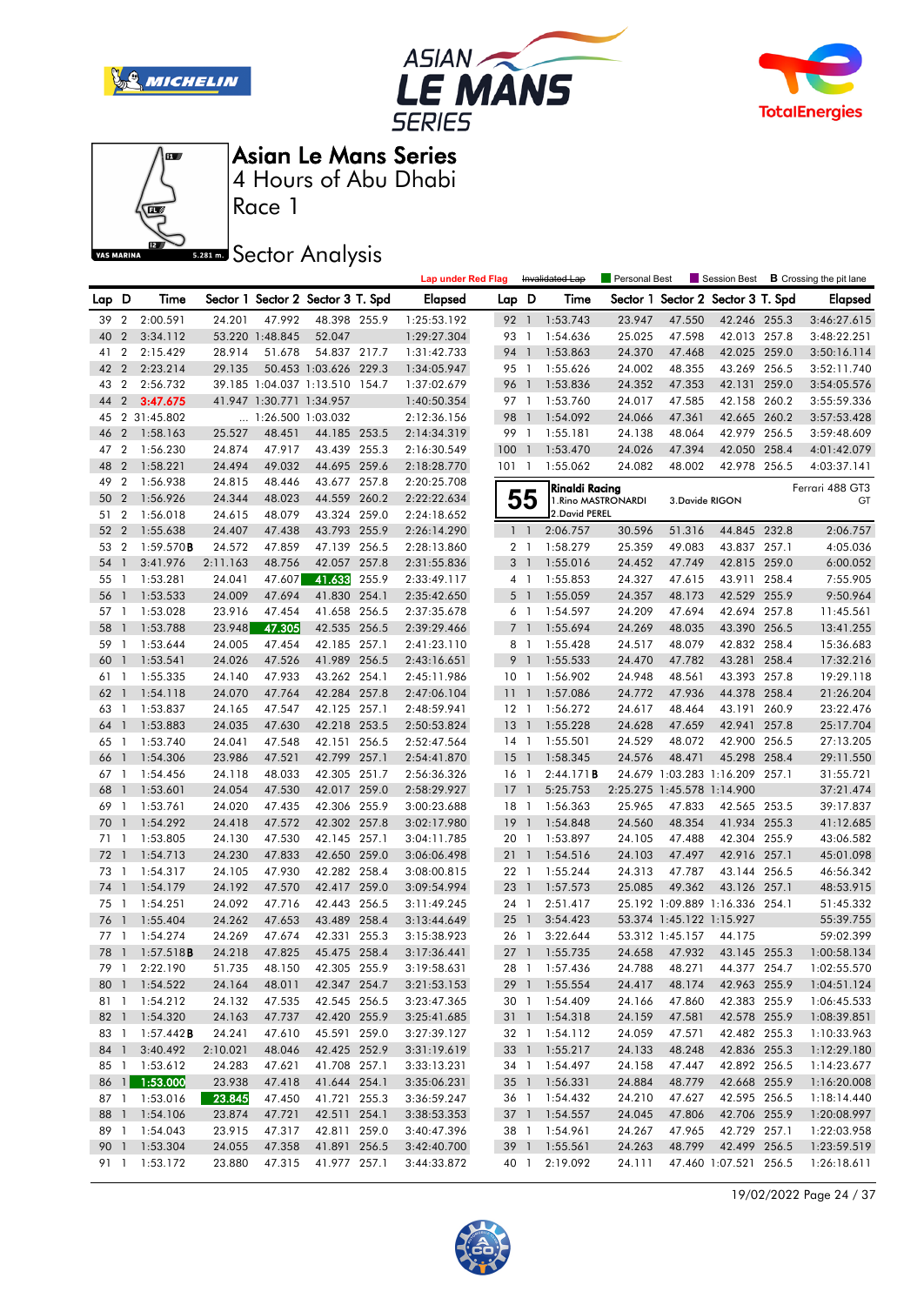# Asian Le Mans Series

## 4 Hours of Abu Dhabi

### Race 1

### Sector Analysis

Lap under Red Flag | Invalidated Lap | Personal Best | Session Best | **B** Crossing the pit lane

| Lap | D | Time | Sector 1 | Sector 2 | Sector 3 | T. Spd | Elapsed |
|---|---|---|---|---|---|---|---|
| 39 | 2 | 2:00.591 | 24.201 | 47.992 | 48.398 | 255.9 | 1:25:53.192 |
| 40 | 2 | 3:34.112 | 53.220 | 1:48.845 | 52.047 | | 1:29:27.304 |
| 41 | 2 | 2:15.429 | 28.914 | 51.678 | 54.837 | 217.7 | 1:31:42.733 |
| 42 | 2 | 2:23.214 | 29.135 | 50.453 | 1:03.626 | 229.3 | 1:34:05.947 |
| 43 | 2 | 2:56.732 | 39.185 | 1:04.037 | 1:13.510 | 154.7 | 1:37:02.679 |
| 44 | 2 | 3:47.675 | 41.947 | 1:30.771 | 1:34.957 | | 1:40:50.354 |
| 45 | 2 | 31:45.802 | ... | 1:26.500 | 1:03.032 | | 2:12:36.156 |
| 46 | 2 | 1:58.163 | 25.527 | 48.451 | 44.185 | 253.5 | 2:14:34.319 |
| 47 | 2 | 1:56.230 | 24.874 | 47.917 | 43.439 | 255.3 | 2:16:30.549 |
| 48 | 2 | 1:58.221 | 24.494 | 49.032 | 44.695 | 259.6 | 2:18:28.770 |
| 49 | 2 | 1:56.938 | 24.815 | 48.446 | 43.677 | 257.8 | 2:20:25.708 |
| 50 | 2 | 1:56.926 | 24.344 | 48.023 | 44.559 | 260.2 | 2:22:22.634 |
| 51 | 2 | 1:56.018 | 24.615 | 48.079 | 43.324 | 259.0 | 2:24:18.652 |
| 52 | 2 | 1:55.638 | 24.407 | 47.438 | 43.793 | 255.9 | 2:26:14.290 |
| 53 | 2 | 1:59.570**B** | 24.572 | 47.859 | 47.139 | 256.5 | 2:28:13.860 |
| 54 | 1 | 3:41.976 | 2:11.163 | 48.756 | 42.057 | 257.8 | 2:31:55.836 |
| 55 | 1 | 1:53.281 | 24.041 | 47.607 | 41.633 | 255.9 | 2:33:49.117 |
| 56 | 1 | 1:53.533 | 24.009 | 47.694 | 41.830 | 254.1 | 2:35:42.650 |
| 57 | 1 | 1:53.028 | 23.916 | 47.454 | 41.658 | 256.5 | 2:37:35.678 |
| 58 | 1 | 1:53.788 | 23.948 | 47.305 | 42.535 | 256.5 | 2:39:29.466 |
| 59 | 1 | 1:53.644 | 24.005 | 47.454 | 42.185 | 257.1 | 2:41:23.110 |
| 60 | 1 | 1:53.541 | 24.026 | 47.526 | 41.989 | 256.5 | 2:43:16.651 |
| 61 | 1 | 1:55.335 | 24.140 | 47.933 | 43.262 | 254.1 | 2:45:11.986 |
| 62 | 1 | 1:54.118 | 24.070 | 47.764 | 42.284 | 257.8 | 2:47:06.104 |
| 63 | 1 | 1:53.837 | 24.165 | 47.547 | 42.125 | 257.1 | 2:48:59.941 |
| 64 | 1 | 1:53.883 | 24.035 | 47.630 | 42.218 | 253.5 | 2:50:53.824 |
| 65 | 1 | 1:53.740 | 24.041 | 47.548 | 42.151 | 256.5 | 2:52:47.564 |
| 66 | 1 | 1:54.306 | 23.986 | 47.521 | 42.799 | 257.1 | 2:54:41.870 |
| 67 | 1 | 1:54.456 | 24.118 | 48.033 | 42.305 | 251.7 | 2:56:36.326 |
| 68 | 1 | 1:53.601 | 24.054 | 47.530 | 42.017 | 259.0 | 2:58:29.927 |
| 69 | 1 | 1:53.761 | 24.020 | 47.435 | 42.306 | 255.9 | 3:00:23.688 |
| 70 | 1 | 1:54.292 | 24.418 | 47.572 | 42.302 | 257.8 | 3:02:17.980 |
| 71 | 1 | 1:53.805 | 24.130 | 47.530 | 42.145 | 257.1 | 3:04:11.785 |
| 72 | 1 | 1:54.713 | 24.230 | 47.833 | 42.650 | 259.0 | 3:06:06.498 |
| 73 | 1 | 1:54.317 | 24.105 | 47.930 | 42.282 | 258.4 | 3:08:00.815 |
| 74 | 1 | 1:54.179 | 24.192 | 47.570 | 42.417 | 259.0 | 3:09:54.994 |
| 75 | 1 | 1:54.251 | 24.092 | 47.716 | 42.443 | 256.5 | 3:11:49.245 |
| 76 | 1 | 1:55.404 | 24.262 | 47.653 | 43.489 | 258.4 | 3:13:44.649 |
| 77 | 1 | 1:54.274 | 24.269 | 47.674 | 42.331 | 255.3 | 3:15:38.923 |
| 78 | 1 | 1:57.518**B** | 24.218 | 47.825 | 45.475 | 258.4 | 3:17:36.441 |
| 79 | 1 | 2:22.190 | 51.735 | 48.150 | 42.305 | 255.9 | 3:19:58.631 |
| 80 | 1 | 1:54.522 | 24.164 | 48.011 | 42.347 | 254.7 | 3:21:53.153 |
| 81 | 1 | 1:54.212 | 24.132 | 47.535 | 42.545 | 256.5 | 3:23:47.365 |
| 82 | 1 | 1:54.320 | 24.163 | 47.737 | 42.420 | 255.9 | 3:25:41.685 |
| 83 | 1 | 1:57.442**B** | 24.241 | 47.610 | 45.591 | 259.0 | 3:27:39.127 |
| 84 | 1 | 3:40.492 | 2:10.021 | 48.046 | 42.425 | 252.9 | 3:31:19.619 |
| 85 | 1 | 1:53.612 | 24.283 | 47.621 | 41.708 | 257.1 | 3:33:13.231 |
| 86 | 1 | 1:53.000 | 23.938 | 47.418 | 41.644 | 254.1 | 3:35:06.231 |
| 87 | 1 | 1:53.016 | 23.845 | 47.450 | 41.721 | 255.3 | 3:36:59.247 |
| 88 | 1 | 1:54.106 | 23.874 | 47.721 | 42.511 | 254.1 | 3:38:53.353 |
| 89 | 1 | 1:54.043 | 23.915 | 47.317 | 42.811 | 259.0 | 3:40:47.396 |
| 90 | 1 | 1:53.304 | 24.055 | 47.358 | 41.891 | 256.5 | 3:42:40.700 |
| 91 | 1 | 1:53.172 | 23.880 | 47.315 | 41.977 | 257.1 | 3:44:33.872 |
| 92 | 1 | 1:53.743 | 23.947 | 47.550 | 42.246 | 255.3 | 3:46:27.615 |
| 93 | 1 | 1:54.636 | 25.025 | 47.598 | 42.013 | 257.8 | 3:48:22.251 |
| 94 | 1 | 1:53.863 | 24.370 | 47.468 | 42.025 | 259.0 | 3:50:16.114 |
| 95 | 1 | 1:55.626 | 24.002 | 48.355 | 43.269 | 256.5 | 3:52:11.740 |
| 96 | 1 | 1:53.836 | 24.352 | 47.353 | 42.131 | 259.0 | 3:54:05.576 |
| 97 | 1 | 1:53.760 | 24.017 | 47.585 | 42.158 | 260.2 | 3:55:59.336 |
| 98 | 1 | 1:54.092 | 24.066 | 47.361 | 42.665 | 260.2 | 3:57:53.428 |
| 99 | 1 | 1:55.181 | 24.138 | 48.064 | 42.979 | 256.5 | 3:59:48.609 |
| 100 | 1 | 1:53.470 | 24.026 | 47.394 | 42.050 | 258.4 | 4:01:42.079 |
| 101 | 1 | 1:55.062 | 24.082 | 48.002 | 42.978 | 256.5 | 4:03:37.141 |

**55** Rinaldi Racing — Ferrari 488 GT3 — GT
1.Rino MASTRONARDI
2.David PEREL
3.Davide RIGON

| Lap | D | Time | Sector 1 | Sector 2 | Sector 3 | T. Spd | Elapsed |
|---|---|---|---|---|---|---|---|
| 1 | 1 | 2:06.757 | 30.596 | 51.316 | 44.845 | 232.8 | 2:06.757 |
| 2 | 1 | 1:58.279 | 25.359 | 49.083 | 43.837 | 257.1 | 4:05.036 |
| 3 | 1 | 1:55.016 | 24.452 | 47.749 | 42.815 | 259.0 | 6:00.052 |
| 4 | 1 | 1:55.853 | 24.327 | 47.615 | 43.911 | 258.4 | 7:55.905 |
| 5 | 1 | 1:55.059 | 24.357 | 48.173 | 42.529 | 255.9 | 9:50.964 |
| 6 | 1 | 1:54.597 | 24.209 | 47.694 | 42.694 | 257.8 | 11:45.561 |
| 7 | 1 | 1:55.694 | 24.269 | 48.035 | 43.390 | 256.5 | 13:41.255 |
| 8 | 1 | 1:55.428 | 24.517 | 48.079 | 42.832 | 258.4 | 15:36.683 |
| 9 | 1 | 1:55.533 | 24.470 | 47.782 | 43.281 | 258.4 | 17:32.216 |
| 10 | 1 | 1:56.902 | 24.948 | 48.561 | 43.393 | 257.8 | 19:29.118 |
| 11 | 1 | 1:57.086 | 24.772 | 47.936 | 44.378 | 258.4 | 21:26.204 |
| 12 | 1 | 1:56.272 | 24.617 | 48.464 | 43.191 | 260.9 | 23:22.476 |
| 13 | 1 | 1:55.228 | 24.628 | 47.659 | 42.941 | 257.8 | 25:17.704 |
| 14 | 1 | 1:55.501 | 24.529 | 48.072 | 42.900 | 256.5 | 27:13.205 |
| 15 | 1 | 1:58.345 | 24.576 | 48.471 | 45.298 | 258.4 | 29:11.550 |
| 16 | 1 | 2:44.171**B** | 24.679 | 1:03.283 | 1:16.209 | 257.1 | 31:55.721 |
| 17 | 1 | 5:25.753 | 2:25.275 | 1:45.578 | 1:14.900 | | 37:21.474 |
| 18 | 1 | 1:56.363 | 25.965 | 47.833 | 42.565 | 253.5 | 39:17.837 |
| 19 | 1 | 1:54.848 | 24.560 | 48.354 | 41.934 | 255.3 | 41:12.685 |
| 20 | 1 | 1:53.897 | 24.105 | 47.488 | 42.304 | 255.9 | 43:06.582 |
| 21 | 1 | 1:54.516 | 24.103 | 47.497 | 42.916 | 257.1 | 45:01.098 |
| 22 | 1 | 1:55.244 | 24.313 | 47.787 | 43.144 | 256.5 | 46:56.342 |
| 23 | 1 | 1:57.573 | 25.085 | 49.362 | 43.126 | 257.1 | 48:53.915 |
| 24 | 1 | 2:51.417 | 25.192 | 1:09.889 | 1:16.336 | 254.1 | 51:45.332 |
| 25 | 1 | 3:54.423 | 53.374 | 1:45.122 | 1:15.927 | | 55:39.755 |
| 26 | 1 | 3:22.644 | 53.312 | 1:45.157 | 44.175 | | 59:02.399 |
| 27 | 1 | 1:55.735 | 24.658 | 47.932 | 43.145 | 255.3 | 1:00:58.134 |
| 28 | 1 | 1:57.436 | 24.788 | 48.271 | 44.377 | 254.7 | 1:02:55.570 |
| 29 | 1 | 1:55.554 | 24.417 | 48.174 | 42.963 | 255.9 | 1:04:51.124 |
| 30 | 1 | 1:54.409 | 24.166 | 47.860 | 42.383 | 255.9 | 1:06:45.533 |
| 31 | 1 | 1:54.318 | 24.159 | 47.581 | 42.578 | 255.9 | 1:08:39.851 |
| 32 | 1 | 1:54.112 | 24.059 | 47.571 | 42.482 | 255.3 | 1:10:33.963 |
| 33 | 1 | 1:55.217 | 24.133 | 48.248 | 42.836 | 255.3 | 1:12:29.180 |
| 34 | 1 | 1:54.497 | 24.158 | 47.447 | 42.892 | 256.5 | 1:14:23.677 |
| 35 | 1 | 1:56.331 | 24.884 | 48.779 | 42.668 | 255.9 | 1:16:20.008 |
| 36 | 1 | 1:54.432 | 24.210 | 47.627 | 42.595 | 256.5 | 1:18:14.440 |
| 37 | 1 | 1:54.557 | 24.045 | 47.806 | 42.706 | 255.9 | 1:20:08.997 |
| 38 | 1 | 1:54.961 | 24.267 | 47.965 | 42.729 | 257.1 | 1:22:03.958 |
| 39 | 1 | 1:55.561 | 24.263 | 48.799 | 42.499 | 256.5 | 1:23:59.519 |
| 40 | 1 | 2:19.092 | 24.111 | 47.460 | 1:07.521 | 256.5 | 1:26:18.611 |

19/02/2022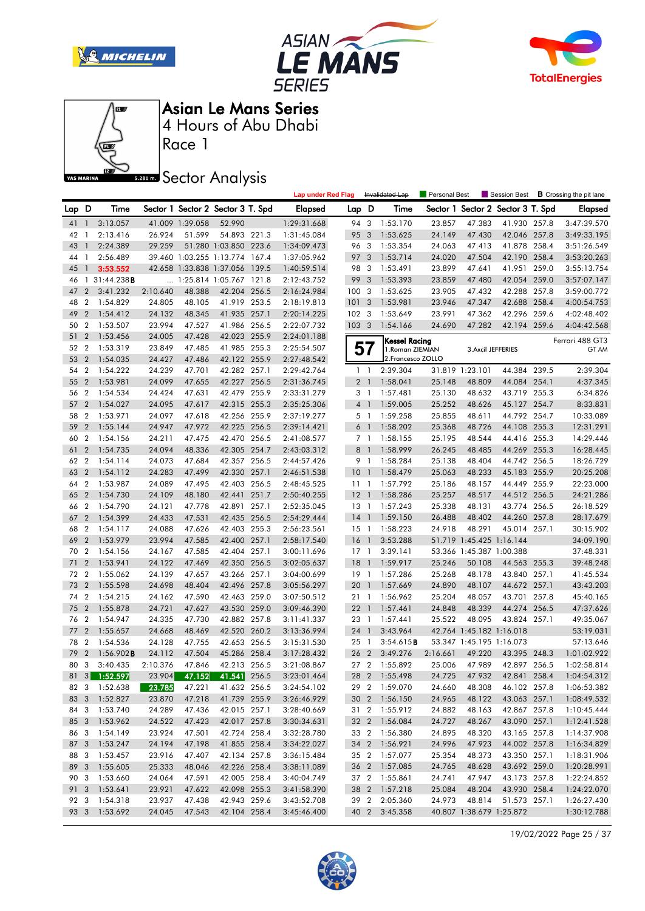# Asian Le Mans Series

4 Hours of Abu Dhabi

Race 1

## Sector Analysis

Lap under Red Flag | Invalidated Lap | Personal Best | Session Best | **B** Crossing the pit lane

| Lap | D | Time | Sector 1 | Sector 2 | Sector 3 | T. Spd | Elapsed |
|---|---|---|---|---|---|---|---|
| 41 | 1 | 3:13.057 | 41.009 | 1:39.058 | 52.990 | | 1:29:31.668 |
| 42 | 1 | 2:13.416 | 26.924 | 51.599 | 54.893 | 221.3 | 1:31:45.084 |
| 43 | 1 | 2:24.389 | 29.259 | 51.280 | 1:03.850 | 223.6 | 1:34:09.473 |
| 44 | 1 | 2:56.489 | 39.460 | 1:03.255 | 1:13.774 | 167.4 | 1:37:05.962 |
| 45 | 1 | 3:53.552 | 42.658 | 1:33.838 | 1:37.056 | 139.5 | 1:40:59.514 |
| 46 | 1 | 31:44.238**B** | ... | 1:25.814 | 1:05.767 | 121.8 | 2:12:43.752 |
| 47 | 2 | 3:41.232 | 2:10.640 | 48.388 | 42.204 | 256.5 | 2:16:24.984 |
| 48 | 2 | 1:54.829 | 24.805 | 48.105 | 41.919 | 253.5 | 2:18:19.813 |
| 49 | 2 | 1:54.412 | 24.132 | 48.345 | 41.935 | 257.1 | 2:20:14.225 |
| 50 | 2 | 1:53.507 | 23.994 | 47.527 | 41.986 | 256.5 | 2:22:07.732 |
| 51 | 2 | 1:53.456 | 24.005 | 47.428 | 42.023 | 255.9 | 2:24:01.188 |
| 52 | 2 | 1:53.319 | 23.849 | 47.485 | 41.985 | 255.3 | 2:25:54.507 |
| 53 | 2 | 1:54.035 | 24.427 | 47.486 | 42.122 | 255.9 | 2:27:48.542 |
| 54 | 2 | 1:54.222 | 24.239 | 47.701 | 42.282 | 257.1 | 2:29:42.764 |
| 55 | 2 | 1:53.981 | 24.099 | 47.655 | 42.227 | 256.5 | 2:31:36.745 |
| 56 | 2 | 1:54.534 | 24.424 | 47.631 | 42.479 | 256.5 | 2:33:31.279 |
| 57 | 2 | 1:54.027 | 24.095 | 47.617 | 42.315 | 255.3 | 2:35:25.306 |
| 58 | 2 | 1:53.971 | 24.097 | 47.618 | 42.256 | 255.9 | 2:37:19.277 |
| 59 | 2 | 1:55.144 | 24.947 | 47.972 | 42.225 | 256.5 | 2:39:14.421 |
| 60 | 2 | 1:54.156 | 24.211 | 47.475 | 42.470 | 256.5 | 2:41:08.577 |
| 61 | 2 | 1:54.735 | 24.094 | 48.336 | 42.305 | 254.7 | 2:43:03.312 |
| 62 | 2 | 1:54.114 | 24.073 | 47.684 | 42.357 | 256.5 | 2:44:57.426 |
| 63 | 2 | 1:54.112 | 24.283 | 47.499 | 42.330 | 257.1 | 2:46:51.538 |
| 64 | 2 | 1:53.987 | 24.089 | 47.495 | 42.403 | 256.5 | 2:48:45.525 |
| 65 | 2 | 1:54.730 | 24.109 | 48.180 | 42.441 | 251.7 | 2:50:40.255 |
| 66 | 2 | 1:54.790 | 24.121 | 47.778 | 42.891 | 257.1 | 2:52:35.045 |
| 67 | 2 | 1:54.399 | 24.433 | 47.531 | 42.435 | 256.5 | 2:54:29.444 |
| 68 | 2 | 1:54.117 | 24.088 | 47.626 | 42.403 | 255.3 | 2:56:23.561 |
| 69 | 2 | 1:53.979 | 23.994 | 47.585 | 42.400 | 257.1 | 2:58:17.540 |
| 70 | 2 | 1:54.156 | 24.167 | 47.585 | 42.404 | 257.1 | 3:00:11.696 |
| 71 | 2 | 1:53.941 | 24.122 | 47.469 | 42.350 | 256.5 | 3:02:05.637 |
| 72 | 2 | 1:55.062 | 24.139 | 47.657 | 43.266 | 257.1 | 3:04:00.699 |
| 73 | 2 | 1:55.598 | 24.698 | 48.404 | 42.496 | 257.8 | 3:05:56.297 |
| 74 | 2 | 1:54.215 | 24.162 | 47.590 | 42.463 | 259.0 | 3:07:50.512 |
| 75 | 2 | 1:55.878 | 24.721 | 47.627 | 43.530 | 259.0 | 3:09:46.390 |
| 76 | 2 | 1:54.947 | 24.335 | 47.730 | 42.882 | 257.8 | 3:11:41.337 |
| 77 | 2 | 1:55.657 | 24.668 | 48.469 | 42.520 | 260.2 | 3:13:36.994 |
| 78 | 2 | 1:54.536 | 24.128 | 47.755 | 42.653 | 256.5 | 3:15:31.530 |
| 79 | 2 | 1:56.902**B** | 24.112 | 47.504 | 45.286 | 258.4 | 3:17:28.432 |
| 80 | 3 | 3:40.435 | 2:10.376 | 47.846 | 42.213 | 256.5 | 3:21:08.867 |
| 81 | 3 | 1:52.597 | 23.904 | 47.152 | 41.541 | 256.5 | 3:23:01.464 |
| 82 | 3 | 1:52.638 | 23.785 | 47.221 | 41.632 | 256.5 | 3:24:54.102 |
| 83 | 3 | 1:52.827 | 23.870 | 47.218 | 41.739 | 255.9 | 3:26:46.929 |
| 84 | 3 | 1:53.740 | 24.289 | 47.436 | 42.015 | 257.1 | 3:28:40.669 |
| 85 | 3 | 1:53.962 | 24.522 | 47.423 | 42.017 | 257.8 | 3:30:34.631 |
| 86 | 3 | 1:54.149 | 23.924 | 47.501 | 42.724 | 258.4 | 3:32:28.780 |
| 87 | 3 | 1:53.247 | 24.194 | 47.198 | 41.855 | 258.4 | 3:34:22.027 |
| 88 | 3 | 1:53.457 | 23.916 | 47.407 | 42.134 | 257.8 | 3:36:15.484 |
| 89 | 3 | 1:55.605 | 25.333 | 48.046 | 42.226 | 258.4 | 3:38:11.089 |
| 90 | 3 | 1:53.660 | 24.064 | 47.591 | 42.005 | 258.4 | 3:40:04.749 |
| 91 | 3 | 1:53.641 | 23.921 | 47.622 | 42.098 | 255.3 | 3:41:58.390 |
| 92 | 3 | 1:54.318 | 23.937 | 47.438 | 42.943 | 259.6 | 3:43:52.708 |
| 93 | 3 | 1:53.692 | 24.045 | 47.543 | 42.104 | 258.4 | 3:45:46.400 |
| 94 | 3 | 1:53.170 | 23.857 | 47.383 | 41.930 | 257.8 | 3:47:39.570 |
| 95 | 3 | 1:53.625 | 24.149 | 47.430 | 42.046 | 257.8 | 3:49:33.195 |
| 96 | 3 | 1:53.354 | 24.063 | 47.413 | 41.878 | 258.4 | 3:51:26.549 |
| 97 | 3 | 1:53.714 | 24.020 | 47.504 | 42.190 | 258.4 | 3:53:20.263 |
| 98 | 3 | 1:53.491 | 23.899 | 47.641 | 41.951 | 259.0 | 3:55:13.754 |
| 99 | 3 | 1:53.393 | 23.859 | 47.480 | 42.054 | 259.0 | 3:57:07.147 |
| 100 | 3 | 1:53.625 | 23.905 | 47.432 | 42.288 | 257.8 | 3:59:00.772 |
| 101 | 3 | 1:53.981 | 23.946 | 47.347 | 42.688 | 258.4 | 4:00:54.753 |
| 102 | 3 | 1:53.649 | 23.991 | 47.362 | 42.296 | 259.6 | 4:02:48.402 |
| 103 | 3 | 1:54.166 | 24.690 | 47.282 | 42.194 | 259.6 | 4:04:42.568 |

**57** **Kessel Racing** — Ferrari 488 GT3 — GT AM

1.Roman ZIEMIAN 2.Francesco ZOLLO 3.Axcil JEFFERIES

| Lap | D | Time | Sector 1 | Sector 2 | Sector 3 | T. Spd | Elapsed |
|---|---|---|---|---|---|---|---|
| 1 | 1 | 2:39.304 | 31.819 | 1:23.101 | 44.384 | 239.5 | 2:39.304 |
| 2 | 1 | 1:58.041 | 25.148 | 48.809 | 44.084 | 254.1 | 4:37.345 |
| 3 | 1 | 1:57.481 | 25.130 | 48.632 | 43.719 | 255.3 | 6:34.826 |
| 4 | 1 | 1:59.005 | 25.252 | 48.626 | 45.127 | 254.7 | 8:33.831 |
| 5 | 1 | 1:59.258 | 25.855 | 48.611 | 44.792 | 254.7 | 10:33.089 |
| 6 | 1 | 1:58.202 | 25.368 | 48.726 | 44.108 | 255.3 | 12:31.291 |
| 7 | 1 | 1:58.155 | 25.195 | 48.544 | 44.416 | 255.3 | 14:29.446 |
| 8 | 1 | 1:58.999 | 26.245 | 48.485 | 44.269 | 255.3 | 16:28.445 |
| 9 | 1 | 1:58.284 | 25.138 | 48.404 | 44.742 | 256.5 | 18:26.729 |
| 10 | 1 | 1:58.479 | 25.063 | 48.233 | 45.183 | 255.9 | 20:25.208 |
| 11 | 1 | 1:57.792 | 25.186 | 48.157 | 44.449 | 255.9 | 22:23.000 |
| 12 | 1 | 1:58.286 | 25.257 | 48.517 | 44.512 | 256.5 | 24:21.286 |
| 13 | 1 | 1:57.243 | 25.338 | 48.131 | 43.774 | 256.5 | 26:18.529 |
| 14 | 1 | 1:59.150 | 26.488 | 48.402 | 44.260 | 257.8 | 28:17.679 |
| 15 | 1 | 1:58.223 | 24.918 | 48.291 | 45.014 | 257.1 | 30:15.902 |
| 16 | 1 | 3:53.288 | 51.719 | 1:45.425 | 1:16.144 | | 34:09.190 |
| 17 | 1 | 3:39.141 | 53.366 | 1:45.387 | 1:00.388 | | 37:48.331 |
| 18 | 1 | 1:59.917 | 25.246 | 50.108 | 44.563 | 255.3 | 39:48.248 |
| 19 | 1 | 1:57.286 | 25.268 | 48.178 | 43.840 | 257.1 | 41:45.534 |
| 20 | 1 | 1:57.669 | 24.890 | 48.107 | 44.672 | 257.1 | 43:43.203 |
| 21 | 1 | 1:56.962 | 25.204 | 48.057 | 43.701 | 257.8 | 45:40.165 |
| 22 | 1 | 1:57.461 | 24.848 | 48.339 | 44.274 | 256.5 | 47:37.626 |
| 23 | 1 | 1:57.441 | 25.522 | 48.095 | 43.824 | 257.1 | 49:35.067 |
| 24 | 1 | 3:43.964 | 42.764 | 1:45.182 | 1:16.018 | | 53:19.031 |
| 25 | 1 | 3:54.615**B** | 53.347 | 1:45.195 | 1:16.073 | | 57:13.646 |
| 26 | 2 | 3:49.276 | 2:16.661 | 49.220 | 43.395 | 248.3 | 1:01:02.922 |
| 27 | 2 | 1:55.892 | 25.006 | 47.989 | 42.897 | 256.5 | 1:02:58.814 |
| 28 | 2 | 1:55.498 | 24.725 | 47.932 | 42.841 | 258.4 | 1:04:54.312 |
| 29 | 2 | 1:59.070 | 24.660 | 48.308 | 46.102 | 257.8 | 1:06:53.382 |
| 30 | 2 | 1:56.150 | 24.965 | 48.122 | 43.063 | 257.1 | 1:08:49.532 |
| 31 | 2 | 1:55.912 | 24.882 | 48.163 | 42.867 | 257.8 | 1:10:45.444 |
| 32 | 2 | 1:56.084 | 24.727 | 48.267 | 43.090 | 257.1 | 1:12:41.528 |
| 33 | 2 | 1:56.380 | 24.895 | 48.320 | 43.165 | 257.8 | 1:14:37.908 |
| 34 | 2 | 1:56.921 | 24.996 | 47.923 | 44.002 | 257.8 | 1:16:34.829 |
| 35 | 2 | 1:57.077 | 25.354 | 48.373 | 43.350 | 257.1 | 1:18:31.906 |
| 36 | 2 | 1:57.085 | 24.765 | 48.628 | 43.692 | 259.0 | 1:20:28.991 |
| 37 | 2 | 1:55.861 | 24.741 | 47.947 | 43.173 | 257.8 | 1:22:24.852 |
| 38 | 2 | 1:57.218 | 25.084 | 48.204 | 43.930 | 258.4 | 1:24:22.070 |
| 39 | 2 | 2:05.360 | 24.973 | 48.814 | 51.573 | 257.1 | 1:26:27.430 |
| 40 | 2 | 3:45.358 | 40.807 | 1:38.679 | 1:25.872 | | 1:30:12.788 |

19/02/2022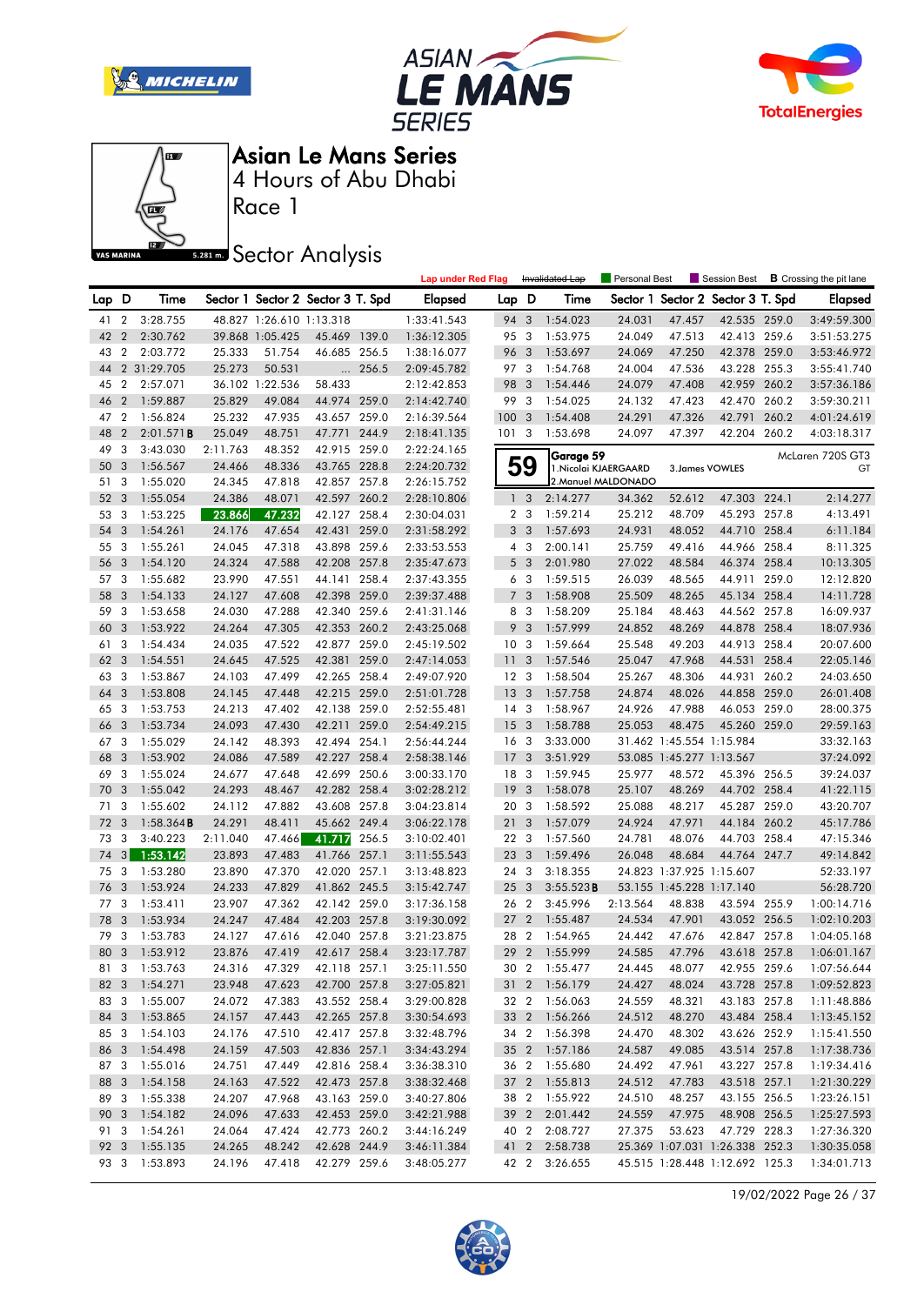# Asian Le Mans Series

4 Hours of Abu Dhabi

Race 1

## Sector Analysis

Lap under Red Flag | Invalidated Lap | Personal Best | Session Best | **B** Crossing the pit lane

| Lap | D | Time | Sector 1 | Sector 2 | Sector 3 | T. Spd | Elapsed |
|---|---|---|---|---|---|---|---|
| 41 | 2 | 3:28.755 | 48.827 | 1:26.010 | 1:13.318 | | 1:33:41.543 |
| 42 | 2 | 2:30.762 | 39.868 | 1:05.425 | 45.469 | 139.0 | 1:36:12.305 |
| 43 | 2 | 2:03.772 | 25.333 | 51.754 | 46.685 | 256.5 | 1:38:16.077 |
| 44 | 2 | 31:29.705 | 25.273 | 50.531 | ... | 256.5 | 2:09:45.782 |
| 45 | 2 | 2:57.071 | 36.102 | 1:22.536 | 58.433 | | 2:12:42.853 |
| 46 | 2 | 1:59.887 | 25.829 | 49.084 | 44.974 | 259.0 | 2:14:42.740 |
| 47 | 2 | 1:56.824 | 25.232 | 47.935 | 43.657 | 259.0 | 2:16:39.564 |
| 48 | 2 | 2:01.571 **B** | 25.049 | 48.751 | 47.771 | 244.9 | 2:18:41.135 |
| 49 | 3 | 3:43.030 | 2:11.763 | 48.352 | 42.915 | 259.0 | 2:22:24.165 |
| 50 | 3 | 1:56.567 | 24.466 | 48.336 | 43.765 | 228.8 | 2:24:20.732 |
| 51 | 3 | 1:55.020 | 24.345 | 47.818 | 42.857 | 257.8 | 2:26:15.752 |
| 52 | 3 | 1:55.054 | 24.386 | 48.071 | 42.597 | 260.2 | 2:28:10.806 |
| 53 | 3 | 1:53.225 | 23.866 | 47.232 | 42.127 | 258.4 | 2:30:04.031 |
| 54 | 3 | 1:54.261 | 24.176 | 47.654 | 42.431 | 259.0 | 2:31:58.292 |
| 55 | 3 | 1:55.261 | 24.045 | 47.318 | 43.898 | 259.6 | 2:33:53.553 |
| 56 | 3 | 1:54.120 | 24.324 | 47.588 | 42.208 | 258.4 | 2:35:47.673 |
| 57 | 3 | 1:55.682 | 23.990 | 47.551 | 44.141 | 258.4 | 2:37:43.355 |
| 58 | 3 | 1:54.133 | 24.127 | 47.608 | 42.398 | 259.0 | 2:39:37.488 |
| 59 | 3 | 1:53.658 | 24.030 | 47.288 | 42.340 | 259.6 | 2:41:31.146 |
| 60 | 3 | 1:53.922 | 24.264 | 47.305 | 42.353 | 260.2 | 2:43:25.068 |
| 61 | 3 | 1:54.434 | 24.035 | 47.522 | 42.877 | 259.0 | 2:45:19.502 |
| 62 | 3 | 1:54.551 | 24.645 | 47.525 | 42.381 | 259.0 | 2:47:14.053 |
| 63 | 3 | 1:53.867 | 24.103 | 47.499 | 42.265 | 258.4 | 2:49:07.920 |
| 64 | 3 | 1:53.808 | 24.145 | 47.448 | 42.215 | 259.0 | 2:51:01.728 |
| 65 | 3 | 1:53.753 | 24.213 | 47.402 | 42.138 | 259.0 | 2:52:55.481 |
| 66 | 3 | 1:53.734 | 24.093 | 47.430 | 42.211 | 259.0 | 2:54:49.215 |
| 67 | 3 | 1:55.029 | 24.142 | 48.393 | 42.494 | 254.1 | 2:56:44.244 |
| 68 | 3 | 1:53.902 | 24.086 | 47.589 | 42.227 | 258.4 | 2:58:38.146 |
| 69 | 3 | 1:55.024 | 24.677 | 47.648 | 42.699 | 250.6 | 3:00:33.170 |
| 70 | 3 | 1:55.042 | 24.293 | 48.467 | 42.282 | 258.4 | 3:02:28.212 |
| 71 | 3 | 1:55.602 | 24.112 | 47.882 | 43.608 | 257.8 | 3:04:23.814 |
| 72 | 3 | 1:58.364 **B** | 24.291 | 48.411 | 45.662 | 249.4 | 3:06:22.178 |
| 73 | 3 | 3:40.223 | 2:11.040 | 47.466 | 41.717 | 256.5 | 3:10:02.401 |
| 74 | 3 | 1:53.142 | 23.893 | 47.483 | 41.766 | 257.1 | 3:11:55.543 |
| 75 | 3 | 1:53.280 | 23.890 | 47.370 | 42.020 | 257.1 | 3:13:48.823 |
| 76 | 3 | 1:53.924 | 24.233 | 47.829 | 41.862 | 245.5 | 3:15:42.747 |
| 77 | 3 | 1:53.411 | 23.907 | 47.362 | 42.142 | 259.0 | 3:17:36.158 |
| 78 | 3 | 1:53.934 | 24.247 | 47.484 | 42.203 | 257.8 | 3:19:30.092 |
| 79 | 3 | 1:53.783 | 24.127 | 47.616 | 42.040 | 257.8 | 3:21:23.875 |
| 80 | 3 | 1:53.912 | 23.876 | 47.419 | 42.617 | 258.4 | 3:23:17.787 |
| 81 | 3 | 1:53.763 | 24.316 | 47.329 | 42.118 | 257.1 | 3:25:11.550 |
| 82 | 3 | 1:54.271 | 23.948 | 47.623 | 42.700 | 257.8 | 3:27:05.821 |
| 83 | 3 | 1:55.007 | 24.072 | 47.383 | 43.552 | 258.4 | 3:29:00.828 |
| 84 | 3 | 1:53.865 | 24.157 | 47.443 | 42.265 | 257.8 | 3:30:54.693 |
| 85 | 3 | 1:54.103 | 24.176 | 47.510 | 42.417 | 257.8 | 3:32:48.796 |
| 86 | 3 | 1:54.498 | 24.159 | 47.503 | 42.836 | 257.1 | 3:34:43.294 |
| 87 | 3 | 1:55.016 | 24.751 | 47.449 | 42.816 | 258.4 | 3:36:38.310 |
| 88 | 3 | 1:54.158 | 24.163 | 47.522 | 42.473 | 257.8 | 3:38:32.468 |
| 89 | 3 | 1:55.338 | 24.207 | 47.968 | 43.163 | 259.0 | 3:40:27.806 |
| 90 | 3 | 1:54.182 | 24.096 | 47.633 | 42.453 | 259.0 | 3:42:21.988 |
| 91 | 3 | 1:54.261 | 24.064 | 47.424 | 42.773 | 260.2 | 3:44:16.249 |
| 92 | 3 | 1:55.135 | 24.265 | 48.242 | 42.628 | 244.9 | 3:46:11.384 |
| 93 | 3 | 1:53.893 | 24.196 | 47.418 | 42.279 | 259.6 | 3:48:05.277 |
| 94 | 3 | 1:54.023 | 24.031 | 47.457 | 42.535 | 259.0 | 3:49:59.300 |
| 95 | 3 | 1:53.975 | 24.049 | 47.513 | 42.413 | 259.6 | 3:51:53.275 |
| 96 | 3 | 1:53.697 | 24.069 | 47.250 | 42.378 | 259.0 | 3:53:46.972 |
| 97 | 3 | 1:54.768 | 24.004 | 47.536 | 43.228 | 255.3 | 3:55:41.740 |
| 98 | 3 | 1:54.446 | 24.079 | 47.408 | 42.959 | 260.2 | 3:57:36.186 |
| 99 | 3 | 1:54.025 | 24.132 | 47.423 | 42.470 | 260.2 | 3:59:30.211 |
| 100 | 3 | 1:54.408 | 24.291 | 47.326 | 42.791 | 260.2 | 4:01:24.619 |
| 101 | 3 | 1:53.698 | 24.097 | 47.397 | 42.204 | 260.2 | 4:03:18.317 |

**59** Garage 59 — McLaren 720S GT3 — GT

1.Nicolai KJAERGAARD, 2.Manuel MALDONADO, 3.James VOWLES

| Lap | D | Time | Sector 1 | Sector 2 | Sector 3 | T. Spd | Elapsed |
|---|---|---|---|---|---|---|---|
| 1 | 3 | 2:14.277 | 34.362 | 52.612 | 47.303 | 224.1 | 2:14.277 |
| 2 | 3 | 1:59.214 | 25.212 | 48.709 | 45.293 | 257.8 | 4:13.491 |
| 3 | 3 | 1:57.693 | 24.931 | 48.052 | 44.710 | 258.4 | 6:11.184 |
| 4 | 3 | 2:00.141 | 25.759 | 49.416 | 44.966 | 258.4 | 8:11.325 |
| 5 | 3 | 2:01.980 | 27.022 | 48.584 | 46.374 | 258.4 | 10:13.305 |
| 6 | 3 | 1:59.515 | 26.039 | 48.565 | 44.911 | 259.0 | 12:12.820 |
| 7 | 3 | 1:58.908 | 25.509 | 48.265 | 45.134 | 258.4 | 14:11.728 |
| 8 | 3 | 1:58.209 | 25.184 | 48.463 | 44.562 | 257.8 | 16:09.937 |
| 9 | 3 | 1:57.999 | 24.852 | 48.269 | 44.878 | 258.4 | 18:07.936 |
| 10 | 3 | 1:59.664 | 25.548 | 49.203 | 44.913 | 258.4 | 20:07.600 |
| 11 | 3 | 1:57.546 | 25.047 | 47.968 | 44.531 | 258.4 | 22:05.146 |
| 12 | 3 | 1:58.504 | 25.267 | 48.306 | 44.931 | 260.2 | 24:03.650 |
| 13 | 3 | 1:57.758 | 24.874 | 48.026 | 44.858 | 259.0 | 26:01.408 |
| 14 | 3 | 1:58.967 | 24.926 | 47.988 | 46.053 | 259.0 | 28:00.375 |
| 15 | 3 | 1:58.788 | 25.053 | 48.475 | 45.260 | 259.0 | 29:59.163 |
| 16 | 3 | 3:33.000 | 31.462 | 1:45.554 | 1:15.984 | | 33:32.163 |
| 17 | 3 | 3:51.929 | 53.085 | 1:45.277 | 1:13.567 | | 37:24.092 |
| 18 | 3 | 1:59.945 | 25.977 | 48.572 | 45.396 | 256.5 | 39:24.037 |
| 19 | 3 | 1:58.078 | 25.107 | 48.269 | 44.702 | 258.4 | 41:22.115 |
| 20 | 3 | 1:58.592 | 25.088 | 48.217 | 45.287 | 259.0 | 43:20.707 |
| 21 | 3 | 1:57.079 | 24.924 | 47.971 | 44.184 | 260.2 | 45:17.786 |
| 22 | 3 | 1:57.560 | 24.781 | 48.076 | 44.703 | 258.4 | 47:15.346 |
| 23 | 3 | 1:59.496 | 26.048 | 48.684 | 44.764 | 247.7 | 49:14.842 |
| 24 | 3 | 3:18.355 | 24.823 | 1:37.925 | 1:15.607 | | 52:33.197 |
| 25 | 3 | 3:55.523 **B** | 53.155 | 1:45.228 | 1:17.140 | | 56:28.720 |
| 26 | 2 | 3:45.996 | 2:13.564 | 48.838 | 43.594 | 255.9 | 1:00:14.716 |
| 27 | 2 | 1:55.487 | 24.534 | 47.901 | 43.052 | 256.5 | 1:02:10.203 |
| 28 | 2 | 1:54.965 | 24.442 | 47.676 | 42.847 | 257.8 | 1:04:05.168 |
| 29 | 2 | 1:55.999 | 24.585 | 47.796 | 43.618 | 257.8 | 1:06:01.167 |
| 30 | 2 | 1:55.477 | 24.445 | 48.077 | 42.955 | 259.6 | 1:07:56.644 |
| 31 | 2 | 1:56.179 | 24.427 | 48.024 | 43.728 | 257.8 | 1:09:52.823 |
| 32 | 2 | 1:56.063 | 24.559 | 48.321 | 43.183 | 257.8 | 1:11:48.886 |
| 33 | 2 | 1:56.266 | 24.512 | 48.270 | 43.484 | 258.4 | 1:13:45.152 |
| 34 | 2 | 1:56.398 | 24.470 | 48.302 | 43.626 | 252.9 | 1:15:41.550 |
| 35 | 2 | 1:57.186 | 24.587 | 49.085 | 43.514 | 257.8 | 1:17:38.736 |
| 36 | 2 | 1:55.680 | 24.492 | 47.961 | 43.227 | 257.8 | 1:19:34.416 |
| 37 | 2 | 1:55.813 | 24.512 | 47.783 | 43.518 | 257.1 | 1:21:30.229 |
| 38 | 2 | 1:55.922 | 24.510 | 48.257 | 43.155 | 256.5 | 1:23:26.151 |
| 39 | 2 | 2:01.442 | 24.559 | 47.975 | 48.908 | 256.5 | 1:25:27.593 |
| 40 | 2 | 2:08.727 | 27.375 | 53.623 | 47.729 | 228.3 | 1:27:36.320 |
| 41 | 2 | 2:58.738 | 25.369 | 1:07.031 | 1:26.338 | 252.3 | 1:30:35.058 |
| 42 | 2 | 3:26.655 | 45.515 | 1:28.448 | 1:12.692 | 125.3 | 1:34:01.713 |

19/02/2022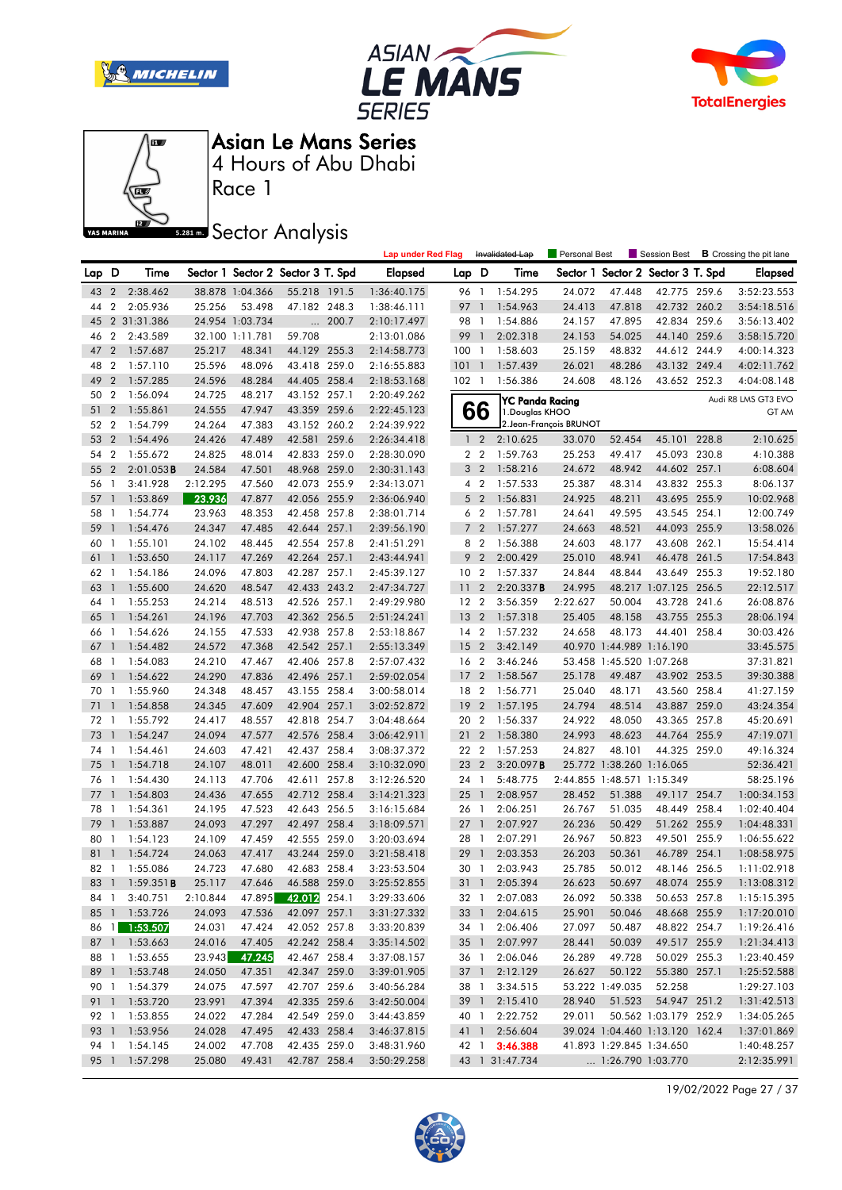# Asian Le Mans Series

## 4 Hours of Abu Dhabi

### Race 1

## Sector Analysis

Lap under Red Flag | Invalidated Lap | Personal Best | Session Best | B Crossing the pit lane

| Lap | D | Time | Sector 1 | Sector 2 | Sector 3 | T. Spd | Elapsed |
|---|---|---|---|---|---|---|---|
| 43 | 2 | 2:38.462 | 38.878 | 1:04.366 | 55.218 | 191.5 | 1:36:40.175 |
| 44 | 2 | 2:05.936 | 25.256 | 53.498 | 47.182 | 248.3 | 1:38:46.111 |
| 45 | 2 | 31:31.386 | 24.954 | 1:03.734 | ... | 200.7 | 2:10:17.497 |
| 46 | 2 | 2:43.589 | 32.100 | 1:11.781 | 59.708 | | 2:13:01.086 |
| 47 | 2 | 1:57.687 | 25.217 | 48.341 | 44.129 | 255.3 | 2:14:58.773 |
| 48 | 2 | 1:57.110 | 25.596 | 48.096 | 43.418 | 259.0 | 2:16:55.883 |
| 49 | 2 | 1:57.285 | 24.596 | 48.284 | 44.405 | 258.4 | 2:18:53.168 |
| 50 | 2 | 1:56.094 | 24.725 | 48.217 | 43.152 | 257.1 | 2:20:49.262 |
| 51 | 2 | 1:55.861 | 24.555 | 47.947 | 43.359 | 259.6 | 2:22:45.123 |
| 52 | 2 | 1:54.799 | 24.264 | 47.383 | 43.152 | 260.2 | 2:24:39.922 |
| 53 | 2 | 1:54.496 | 24.426 | 47.489 | 42.581 | 259.6 | 2:26:34.418 |
| 54 | 2 | 1:55.672 | 24.825 | 48.014 | 42.833 | 259.0 | 2:28:30.090 |
| 55 | 2 | 2:01.053 B | 24.584 | 47.501 | 48.968 | 259.0 | 2:30:31.143 |
| 56 | 1 | 3:41.928 | 2:12.295 | 47.560 | 42.073 | 255.9 | 2:34:13.071 |
| 57 | 1 | 1:53.869 | 23.936 | 47.877 | 42.056 | 255.9 | 2:36:06.940 |
| 58 | 1 | 1:54.774 | 23.963 | 48.353 | 42.458 | 257.8 | 2:38:01.714 |
| 59 | 1 | 1:54.476 | 24.347 | 47.485 | 42.644 | 257.1 | 2:39:56.190 |
| 60 | 1 | 1:55.101 | 24.102 | 48.445 | 42.554 | 257.8 | 2:41:51.291 |
| 61 | 1 | 1:53.650 | 24.117 | 47.269 | 42.264 | 257.1 | 2:43:44.941 |
| 62 | 1 | 1:54.186 | 24.096 | 47.803 | 42.287 | 257.1 | 2:45:39.127 |
| 63 | 1 | 1:55.600 | 24.620 | 48.547 | 42.433 | 243.2 | 2:47:34.727 |
| 64 | 1 | 1:55.253 | 24.214 | 48.513 | 42.526 | 257.1 | 2:49:29.980 |
| 65 | 1 | 1:54.261 | 24.196 | 47.703 | 42.362 | 256.5 | 2:51:24.241 |
| 66 | 1 | 1:54.626 | 24.155 | 47.533 | 42.938 | 257.8 | 2:53:18.867 |
| 67 | 1 | 1:54.482 | 24.572 | 47.368 | 42.542 | 257.1 | 2:55:13.349 |
| 68 | 1 | 1:54.083 | 24.210 | 47.467 | 42.406 | 257.8 | 2:57:07.432 |
| 69 | 1 | 1:54.622 | 24.290 | 47.836 | 42.496 | 257.1 | 2:59:02.054 |
| 70 | 1 | 1:55.960 | 24.348 | 48.457 | 43.155 | 258.4 | 3:00:58.014 |
| 71 | 1 | 1:54.858 | 24.345 | 47.609 | 42.904 | 257.1 | 3:02:52.872 |
| 72 | 1 | 1:55.792 | 24.417 | 48.557 | 42.818 | 254.7 | 3:04:48.664 |
| 73 | 1 | 1:54.247 | 24.094 | 47.577 | 42.576 | 258.4 | 3:06:42.911 |
| 74 | 1 | 1:54.461 | 24.603 | 47.421 | 42.437 | 258.4 | 3:08:37.372 |
| 75 | 1 | 1:54.718 | 24.107 | 48.011 | 42.600 | 258.4 | 3:10:32.090 |
| 76 | 1 | 1:54.430 | 24.113 | 47.706 | 42.611 | 257.8 | 3:12:26.520 |
| 77 | 1 | 1:54.803 | 24.436 | 47.655 | 42.712 | 258.4 | 3:14:21.323 |
| 78 | 1 | 1:54.361 | 24.195 | 47.523 | 42.643 | 256.5 | 3:16:15.684 |
| 79 | 1 | 1:53.887 | 24.093 | 47.297 | 42.497 | 258.4 | 3:18:09.571 |
| 80 | 1 | 1:54.123 | 24.109 | 47.459 | 42.555 | 259.0 | 3:20:03.694 |
| 81 | 1 | 1:54.724 | 24.063 | 47.417 | 43.244 | 259.0 | 3:21:58.418 |
| 82 | 1 | 1:55.086 | 24.723 | 47.680 | 42.683 | 258.4 | 3:23:53.504 |
| 83 | 1 | 1:59.351 B | 25.117 | 47.646 | 46.588 | 259.0 | 3:25:52.855 |
| 84 | 1 | 3:40.751 | 2:10.844 | 47.895 | 42.012 | 254.1 | 3:29:33.606 |
| 85 | 1 | 1:53.726 | 24.093 | 47.536 | 42.097 | 257.1 | 3:31:27.332 |
| 86 | 1 | 1:53.507 | 24.031 | 47.424 | 42.052 | 257.8 | 3:33:20.839 |
| 87 | 1 | 1:53.663 | 24.016 | 47.405 | 42.242 | 258.4 | 3:35:14.502 |
| 88 | 1 | 1:53.655 | 23.943 | 47.245 | 42.467 | 258.4 | 3:37:08.157 |
| 89 | 1 | 1:53.748 | 24.050 | 47.351 | 42.347 | 259.0 | 3:39:01.905 |
| 90 | 1 | 1:54.379 | 24.075 | 47.597 | 42.707 | 259.6 | 3:40:56.284 |
| 91 | 1 | 1:53.720 | 23.991 | 47.394 | 42.335 | 259.6 | 3:42:50.004 |
| 92 | 1 | 1:53.855 | 24.022 | 47.284 | 42.549 | 259.0 | 3:44:43.859 |
| 93 | 1 | 1:53.956 | 24.028 | 47.495 | 42.433 | 258.4 | 3:46:37.815 |
| 94 | 1 | 1:54.145 | 24.002 | 47.708 | 42.435 | 259.0 | 3:48:31.960 |
| 95 | 1 | 1:57.298 | 25.080 | 49.431 | 42.787 | 258.4 | 3:50:29.258 |
| 96 | 1 | 1:54.295 | 24.072 | 47.448 | 42.775 | 259.6 | 3:52:23.553 |
| 97 | 1 | 1:54.963 | 24.413 | 47.818 | 42.732 | 260.2 | 3:54:18.516 |
| 98 | 1 | 1:54.886 | 24.157 | 47.895 | 42.834 | 259.6 | 3:56:13.402 |
| 99 | 1 | 2:02.318 | 24.153 | 54.025 | 44.140 | 259.6 | 3:58:15.720 |
| 100 | 1 | 1:58.603 | 25.159 | 48.832 | 44.612 | 244.9 | 4:00:14.323 |
| 101 | 1 | 1:57.439 | 26.021 | 48.286 | 43.132 | 249.4 | 4:02:11.762 |
| 102 | 1 | 1:56.386 | 24.608 | 48.126 | 43.652 | 252.3 | 4:04:08.148 |

**66 — YC Panda Racing** — Audi R8 LMS GT3 EVO — GT AM
1. Douglas KHOO
2. Jean-François BRUNOT

| Lap | D | Time | Sector 1 | Sector 2 | Sector 3 | T. Spd | Elapsed |
|---|---|---|---|---|---|---|---|
| 1 | 2 | 2:10.625 | 33.070 | 52.454 | 45.101 | 228.8 | 2:10.625 |
| 2 | 2 | 1:59.763 | 25.253 | 49.417 | 45.093 | 230.8 | 4:10.388 |
| 3 | 2 | 1:58.216 | 24.672 | 48.942 | 44.602 | 257.1 | 6:08.604 |
| 4 | 2 | 1:57.533 | 25.387 | 48.314 | 43.832 | 255.3 | 8:06.137 |
| 5 | 2 | 1:56.831 | 24.925 | 48.211 | 43.695 | 255.9 | 10:02.968 |
| 6 | 2 | 1:57.781 | 24.641 | 49.595 | 43.545 | 254.1 | 12:00.749 |
| 7 | 2 | 1:57.277 | 24.663 | 48.521 | 44.093 | 255.9 | 13:58.026 |
| 8 | 2 | 1:56.388 | 24.603 | 48.177 | 43.608 | 262.1 | 15:54.414 |
| 9 | 2 | 2:00.429 | 25.010 | 48.941 | 46.478 | 261.5 | 17:54.843 |
| 10 | 2 | 1:57.337 | 24.844 | 48.844 | 43.649 | 255.3 | 19:52.180 |
| 11 | 2 | 2:20.337 B | 24.995 | 48.217 | 1:07.125 | 256.5 | 22:12.517 |
| 12 | 2 | 3:56.359 | 2:22.627 | 50.004 | 43.728 | 241.6 | 26:08.876 |
| 13 | 2 | 1:57.318 | 25.405 | 48.158 | 43.755 | 255.3 | 28:06.194 |
| 14 | 2 | 1:57.232 | 24.658 | 48.173 | 44.401 | 258.4 | 30:03.426 |
| 15 | 2 | 3:42.149 | 40.970 | 1:44.989 | 1:16.190 | | 33:45.575 |
| 16 | 2 | 3:46.246 | 53.458 | 1:45.520 | 1:07.268 | | 37:31.821 |
| 17 | 2 | 1:58.567 | 25.178 | 49.487 | 43.902 | 253.5 | 39:30.388 |
| 18 | 2 | 1:56.771 | 25.040 | 48.171 | 43.560 | 258.4 | 41:27.159 |
| 19 | 2 | 1:57.195 | 24.794 | 48.514 | 43.887 | 259.0 | 43:24.354 |
| 20 | 2 | 1:56.337 | 24.922 | 48.050 | 43.365 | 257.8 | 45:20.691 |
| 21 | 2 | 1:58.380 | 24.993 | 48.623 | 44.764 | 255.9 | 47:19.071 |
| 22 | 2 | 1:57.253 | 24.827 | 48.101 | 44.325 | 259.0 | 49:16.324 |
| 23 | 2 | 3:20.097 B | 25.772 | 1:38.260 | 1:16.065 | | 52:36.421 |
| 24 | 1 | 5:48.775 | 2:44.855 | 1:48.571 | 1:15.349 | | 58:25.196 |
| 25 | 1 | 2:08.957 | 28.452 | 51.388 | 49.117 | 254.7 | 1:00:34.153 |
| 26 | 1 | 2:06.251 | 26.767 | 51.035 | 48.449 | 258.4 | 1:02:40.404 |
| 27 | 1 | 2:07.927 | 26.236 | 50.429 | 51.262 | 255.9 | 1:04:48.331 |
| 28 | 1 | 2:07.291 | 26.967 | 50.823 | 49.501 | 255.9 | 1:06:55.622 |
| 29 | 1 | 2:03.353 | 26.203 | 50.361 | 46.789 | 254.1 | 1:08:58.975 |
| 30 | 1 | 2:03.943 | 25.785 | 50.012 | 48.146 | 256.5 | 1:11:02.918 |
| 31 | 1 | 2:05.394 | 26.623 | 50.697 | 48.074 | 255.9 | 1:13:08.312 |
| 32 | 1 | 2:07.083 | 26.092 | 50.338 | 50.653 | 257.8 | 1:15:15.395 |
| 33 | 1 | 2:04.615 | 25.901 | 50.046 | 48.668 | 255.9 | 1:17:20.010 |
| 34 | 1 | 2:06.406 | 27.097 | 50.487 | 48.822 | 254.7 | 1:19:26.416 |
| 35 | 1 | 2:07.997 | 28.441 | 50.039 | 49.517 | 255.9 | 1:21:34.413 |
| 36 | 1 | 2:06.046 | 26.289 | 49.728 | 50.029 | 255.3 | 1:23:40.459 |
| 37 | 1 | 2:12.129 | 26.627 | 50.122 | 55.380 | 257.1 | 1:25:52.588 |
| 38 | 1 | 3:34.515 | 53.222 | 1:49.035 | 52.258 | | 1:29:27.103 |
| 39 | 1 | 2:15.410 | 28.940 | 51.523 | 54.947 | 251.2 | 1:31:42.513 |
| 40 | 1 | 2:22.752 | 29.011 | 50.562 | 1:03.179 | 252.9 | 1:34:05.265 |
| 41 | 1 | 2:56.604 | 39.024 | 1:04.460 | 1:13.120 | 162.4 | 1:37:01.869 |
| 42 | 1 | 3:46.388 | 41.893 | 1:29.845 | 1:34.650 | | 1:40:48.257 |
| 43 | 1 | 31:47.734 | ... | 1:26.790 | 1:03.770 | | 2:12:35.991 |

19/02/2022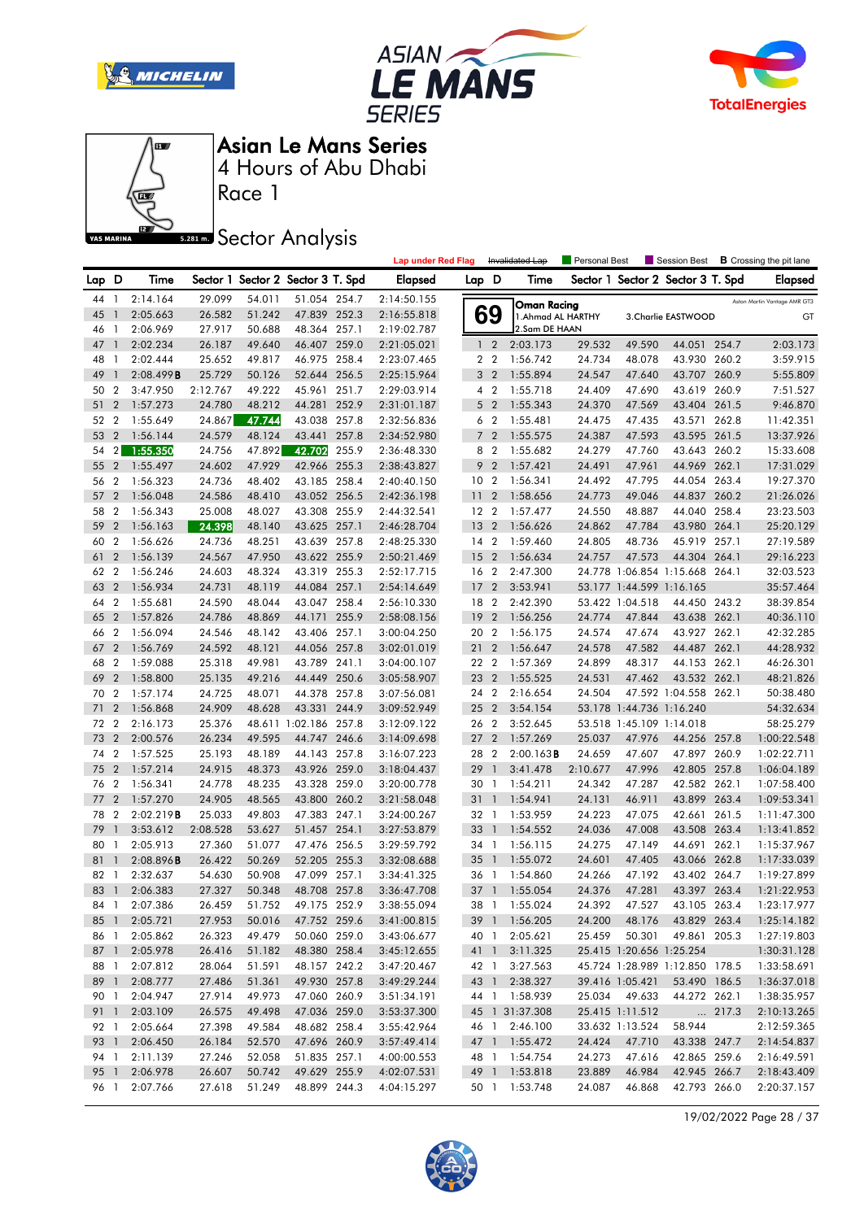# Asian Le Mans Series

4 Hours of Abu Dhabi

Race 1

## Sector Analysis

Lap under Red Flag | ~~Invalidated Lap~~ | Personal Best | Session Best | **B** Crossing the pit lane

| Lap | D | Time | Sector 1 | Sector 2 | Sector 3 | T. Spd | Elapsed |
|---|---|---|---|---|---|---|---|
| 44 | 1 | 2:14.164 | 29.099 | 54.011 | 51.054 | 254.7 | 2:14:50.155 |
| 45 | 1 | 2:05.663 | 26.582 | 51.242 | 47.839 | 252.3 | 2:16:55.818 |
| 46 | 1 | 2:06.969 | 27.917 | 50.688 | 48.364 | 257.1 | 2:19:02.787 |
| 47 | 1 | 2:02.234 | 26.187 | 49.640 | 46.407 | 259.0 | 2:21:05.021 |
| 48 | 1 | 2:02.444 | 25.652 | 49.817 | 46.975 | 258.4 | 2:23:07.465 |
| 49 | 1 | 2:08.499 **B** | 25.729 | 50.126 | 52.644 | 256.5 | 2:25:15.964 |
| 50 | 2 | 3:47.950 | 2:12.767 | 49.222 | 45.961 | 251.7 | 2:29:03.914 |
| 51 | 2 | 1:57.273 | 24.780 | 48.212 | 44.281 | 252.9 | 2:31:01.187 |
| 52 | 2 | 1:55.649 | 24.867 | 47.744 | 43.038 | 257.8 | 2:32:56.836 |
| 53 | 2 | 1:56.144 | 24.579 | 48.124 | 43.441 | 257.8 | 2:34:52.980 |
| 54 | 2 | 1:55.350 | 24.756 | 47.892 | 42.702 | 255.9 | 2:36:48.330 |
| 55 | 2 | 1:55.497 | 24.602 | 47.929 | 42.966 | 255.3 | 2:38:43.827 |
| 56 | 2 | 1:56.323 | 24.736 | 48.402 | 43.185 | 258.4 | 2:40:40.150 |
| 57 | 2 | 1:56.048 | 24.586 | 48.410 | 43.052 | 256.5 | 2:42:36.198 |
| 58 | 2 | 1:56.343 | 25.008 | 48.027 | 43.308 | 255.9 | 2:44:32.541 |
| 59 | 2 | 1:56.163 | 24.398 | 48.140 | 43.625 | 257.1 | 2:46:28.704 |
| 60 | 2 | 1:56.626 | 24.736 | 48.251 | 43.639 | 257.8 | 2:48:25.330 |
| 61 | 2 | 1:56.139 | 24.567 | 47.950 | 43.622 | 255.9 | 2:50:21.469 |
| 62 | 2 | 1:56.246 | 24.603 | 48.324 | 43.319 | 255.3 | 2:52:17.715 |
| 63 | 2 | 1:56.934 | 24.731 | 48.119 | 44.084 | 257.1 | 2:54:14.649 |
| 64 | 2 | 1:55.681 | 24.590 | 48.044 | 43.047 | 258.4 | 2:56:10.330 |
| 65 | 2 | 1:57.826 | 24.786 | 48.869 | 44.171 | 255.9 | 2:58:08.156 |
| 66 | 2 | 1:56.094 | 24.546 | 48.142 | 43.406 | 257.1 | 3:00:04.250 |
| 67 | 2 | 1:56.769 | 24.592 | 48.121 | 44.056 | 257.8 | 3:02:01.019 |
| 68 | 2 | 1:59.088 | 25.318 | 49.981 | 43.789 | 241.1 | 3:04:00.107 |
| 69 | 2 | 1:58.800 | 25.135 | 49.216 | 44.449 | 250.6 | 3:05:58.907 |
| 70 | 2 | 1:57.174 | 24.725 | 48.071 | 44.378 | 257.8 | 3:07:56.081 |
| 71 | 2 | 1:56.868 | 24.909 | 48.628 | 43.331 | 244.9 | 3:09:52.949 |
| 72 | 2 | 2:16.173 | 25.376 | 48.611 | 1:02.186 | 257.8 | 3:12:09.122 |
| 73 | 2 | 2:00.576 | 26.234 | 49.595 | 44.747 | 246.6 | 3:14:09.698 |
| 74 | 2 | 1:57.525 | 25.193 | 48.189 | 44.143 | 257.8 | 3:16:07.223 |
| 75 | 2 | 1:57.214 | 24.915 | 48.373 | 43.926 | 259.0 | 3:18:04.437 |
| 76 | 2 | 1:56.341 | 24.778 | 48.235 | 43.328 | 259.0 | 3:20:00.778 |
| 77 | 2 | 1:57.270 | 24.905 | 48.565 | 43.800 | 260.2 | 3:21:58.048 |
| 78 | 2 | 2:02.219 **B** | 25.033 | 49.803 | 47.383 | 247.1 | 3:24:00.267 |
| 79 | 1 | 3:53.612 | 2:08.528 | 53.627 | 51.457 | 254.1 | 3:27:53.879 |
| 80 | 1 | 2:05.913 | 27.360 | 51.077 | 47.476 | 256.5 | 3:29:59.792 |
| 81 | 1 | 2:08.896 **B** | 26.422 | 50.269 | 52.205 | 255.3 | 3:32:08.688 |
| 82 | 1 | 2:32.637 | 54.630 | 50.908 | 47.099 | 257.1 | 3:34:41.325 |
| 83 | 1 | 2:06.383 | 27.327 | 50.348 | 48.708 | 257.8 | 3:36:47.708 |
| 84 | 1 | 2:07.386 | 26.459 | 51.752 | 49.175 | 252.9 | 3:38:55.094 |
| 85 | 1 | 2:05.721 | 27.953 | 50.016 | 47.752 | 259.6 | 3:41:00.815 |
| 86 | 1 | 2:05.862 | 26.323 | 49.479 | 50.060 | 259.0 | 3:43:06.677 |
| 87 | 1 | 2:05.978 | 26.416 | 51.182 | 48.380 | 258.4 | 3:45:12.655 |
| 88 | 1 | 2:07.812 | 28.064 | 51.591 | 48.157 | 242.2 | 3:47:20.467 |
| 89 | 1 | 2:08.777 | 27.486 | 51.361 | 49.930 | 257.8 | 3:49:29.244 |
| 90 | 1 | 2:04.947 | 27.914 | 49.973 | 47.060 | 260.9 | 3:51:34.191 |
| 91 | 1 | 2:03.109 | 26.575 | 49.498 | 47.036 | 259.0 | 3:53:37.300 |
| 92 | 1 | 2:05.664 | 27.398 | 49.584 | 48.682 | 258.4 | 3:55:42.964 |
| 93 | 1 | 2:06.450 | 26.184 | 52.570 | 47.696 | 260.9 | 3:57:49.414 |
| 94 | 1 | 2:11.139 | 27.246 | 52.058 | 51.835 | 257.1 | 4:00:00.553 |
| 95 | 1 | 2:06.978 | 26.607 | 50.742 | 49.629 | 255.9 | 4:02:07.531 |
| 96 | 1 | 2:07.766 | 27.618 | 51.249 | 48.899 | 244.3 | 4:04:15.297 |

**69** Oman Racing — Aston Martin Vantage AMR GT3 — GT
1.Ahmad AL HARTHY
2.Sam DE HAAN
3.Charlie EASTWOOD

| Lap | D | Time | Sector 1 | Sector 2 | Sector 3 | T. Spd | Elapsed |
|---|---|---|---|---|---|---|---|
| 1 | 2 | 2:03.173 | 29.532 | 49.590 | 44.051 | 254.7 | 2:03.173 |
| 2 | 2 | 1:56.742 | 24.734 | 48.078 | 43.930 | 260.2 | 3:59.915 |
| 3 | 2 | 1:55.894 | 24.547 | 47.640 | 43.707 | 260.9 | 5:55.809 |
| 4 | 2 | 1:55.718 | 24.409 | 47.690 | 43.619 | 260.9 | 7:51.527 |
| 5 | 2 | 1:55.343 | 24.370 | 47.569 | 43.404 | 261.5 | 9:46.870 |
| 6 | 2 | 1:55.481 | 24.475 | 47.435 | 43.571 | 262.8 | 11:42.351 |
| 7 | 2 | 1:55.575 | 24.387 | 47.593 | 43.595 | 261.5 | 13:37.926 |
| 8 | 2 | 1:55.682 | 24.279 | 47.760 | 43.643 | 260.2 | 15:33.608 |
| 9 | 2 | 1:57.421 | 24.491 | 47.961 | 44.969 | 262.1 | 17:31.029 |
| 10 | 2 | 1:56.341 | 24.492 | 47.795 | 44.054 | 263.4 | 19:27.370 |
| 11 | 2 | 1:58.656 | 24.773 | 49.046 | 44.837 | 260.2 | 21:26.026 |
| 12 | 2 | 1:57.477 | 24.550 | 48.887 | 44.040 | 258.4 | 23:23.503 |
| 13 | 2 | 1:56.626 | 24.862 | 47.784 | 43.980 | 264.1 | 25:20.129 |
| 14 | 2 | 1:59.460 | 24.805 | 48.736 | 45.919 | 257.1 | 27:19.589 |
| 15 | 2 | 1:56.634 | 24.757 | 47.573 | 44.304 | 264.1 | 29:16.223 |
| 16 | 2 | 2:47.300 | 24.778 | 1:06.854 | 1:15.668 | 264.1 | 32:03.523 |
| 17 | 2 | 3:53.941 | 53.177 | 1:44.599 | 1:16.165 | | 35:57.464 |
| 18 | 2 | 2:42.390 | 53.422 | 1:04.518 | 44.450 | 243.2 | 38:39.854 |
| 19 | 2 | 1:56.256 | 24.774 | 47.844 | 43.638 | 262.1 | 40:36.110 |
| 20 | 2 | 1:56.175 | 24.574 | 47.674 | 43.927 | 262.1 | 42:32.285 |
| 21 | 2 | 1:56.647 | 24.578 | 47.582 | 44.487 | 262.1 | 44:28.932 |
| 22 | 2 | 1:57.369 | 24.899 | 48.317 | 44.153 | 262.1 | 46:26.301 |
| 23 | 2 | 1:55.525 | 24.531 | 47.462 | 43.532 | 262.1 | 48:21.826 |
| 24 | 2 | 2:16.654 | 24.504 | 47.592 | 1:04.558 | 262.1 | 50:38.480 |
| 25 | 2 | 3:54.154 | 53.178 | 1:44.736 | 1:16.240 | | 54:32.634 |
| 26 | 2 | 3:52.645 | 53.518 | 1:45.109 | 1:14.018 | | 58:25.279 |
| 27 | 2 | 1:57.269 | 25.037 | 47.976 | 44.256 | 257.8 | 1:00:22.548 |
| 28 | 2 | 2:00.163 **B** | 24.659 | 47.607 | 47.897 | 260.9 | 1:02:22.711 |
| 29 | 1 | 3:41.478 | 2:10.677 | 47.996 | 42.805 | 257.8 | 1:06:04.189 |
| 30 | 1 | 1:54.211 | 24.342 | 47.287 | 42.582 | 262.1 | 1:07:58.400 |
| 31 | 1 | 1:54.941 | 24.131 | 46.911 | 43.899 | 263.4 | 1:09:53.341 |
| 32 | 1 | 1:53.959 | 24.223 | 47.075 | 42.661 | 261.5 | 1:11:47.300 |
| 33 | 1 | 1:54.552 | 24.036 | 47.008 | 43.508 | 263.4 | 1:13:41.852 |
| 34 | 1 | 1:56.115 | 24.275 | 47.149 | 44.691 | 262.1 | 1:15:37.967 |
| 35 | 1 | 1:55.072 | 24.601 | 47.405 | 43.066 | 262.8 | 1:17:33.039 |
| 36 | 1 | 1:54.860 | 24.266 | 47.192 | 43.402 | 264.7 | 1:19:27.899 |
| 37 | 1 | 1:55.054 | 24.376 | 47.281 | 43.397 | 263.4 | 1:21:22.953 |
| 38 | 1 | 1:55.024 | 24.392 | 47.527 | 43.105 | 263.4 | 1:23:17.977 |
| 39 | 1 | 1:56.205 | 24.200 | 48.176 | 43.829 | 263.4 | 1:25:14.182 |
| 40 | 1 | 2:05.621 | 25.459 | 50.301 | 49.861 | 205.3 | 1:27:19.803 |
| 41 | 1 | 3:11.325 | 25.415 | 1:20.656 | 1:25.254 | | 1:30:31.128 |
| 42 | 1 | 3:27.563 | 45.724 | 1:28.989 | 1:12.850 | 178.5 | 1:33:58.691 |
| 43 | 1 | 2:38.327 | 39.416 | 1:05.421 | 53.490 | 186.5 | 1:36:37.018 |
| 44 | 1 | 1:58.939 | 25.034 | 49.633 | 44.272 | 262.1 | 1:38:35.957 |
| 45 | 1 | 31:37.308 | 25.415 | 1:11.512 | ... | 217.3 | 2:10:13.265 |
| 46 | 1 | 2:46.100 | 33.632 | 1:13.524 | 58.944 | | 2:12:59.365 |
| 47 | 1 | 1:55.472 | 24.424 | 47.710 | 43.338 | 247.7 | 2:14:54.837 |
| 48 | 1 | 1:54.754 | 24.273 | 47.616 | 42.865 | 259.6 | 2:16:49.591 |
| 49 | 1 | 1:53.818 | 23.889 | 46.984 | 42.945 | 266.7 | 2:18:43.409 |
| 50 | 1 | 1:53.748 | 24.087 | 46.868 | 42.793 | 266.0 | 2:20:37.157 |

19/02/2022 Page 28 / 37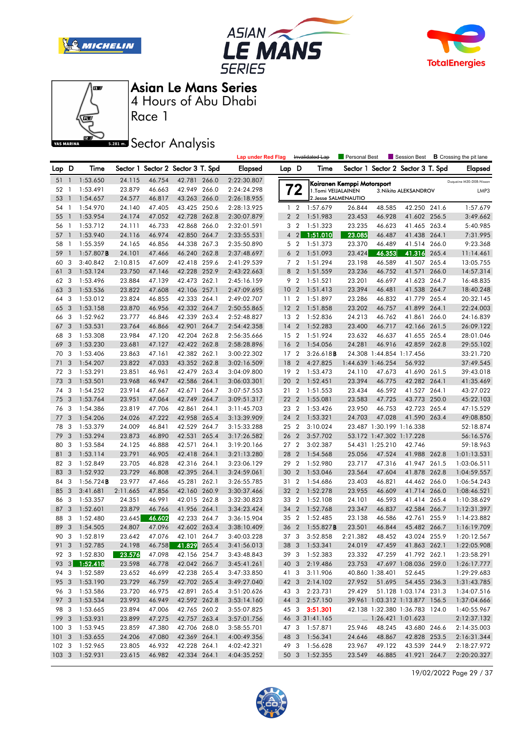# Asian Le Mans Series

4 Hours of Abu Dhabi

Race 1

Sector Analysis

Lap under Red Flag | Invalidated Lap | Personal Best | Session Best | B Crossing the pit lane

| Lap | D | Time | Sector 1 | Sector 2 | Sector 3 | T. Spd | Elapsed |
|---|---|---|---|---|---|---|---|
| 51 | 1 | 1:53.650 | 24.115 | 46.754 | 42.781 | 266.0 | 2:22:30.807 |
| 52 | 1 | 1:53.491 | 23.879 | 46.663 | 42.949 | 266.0 | 2:24:24.298 |
| 53 | 1 | 1:54.657 | 24.577 | 46.817 | 43.263 | 266.0 | 2:26:18.955 |
| 54 | 1 | 1:54.970 | 24.140 | 47.405 | 43.425 | 250.6 | 2:28:13.925 |
| 55 | 1 | 1:53.954 | 24.174 | 47.052 | 42.728 | 262.8 | 2:30:07.879 |
| 56 | 1 | 1:53.712 | 24.111 | 46.733 | 42.868 | 266.0 | 2:32:01.591 |
| 57 | 1 | 1:53.940 | 24.116 | 46.974 | 42.850 | 264.7 | 2:33:55.531 |
| 58 | 1 | 1:55.359 | 24.165 | 46.856 | 44.338 | 267.3 | 2:35:50.890 |
| 59 | 1 | 1:57.807 B | 24.101 | 47.466 | 46.240 | 262.8 | 2:37:48.697 |
| 60 | 3 | 3:40.842 | 2:10.815 | 47.609 | 42.418 | 259.6 | 2:41:29.539 |
| 61 | 3 | 1:53.124 | 23.750 | 47.146 | 42.228 | 252.9 | 2:43:22.663 |
| 62 | 3 | 1:53.496 | 23.884 | 47.139 | 42.473 | 262.1 | 2:45:16.159 |
| 63 | 3 | 1:53.536 | 23.822 | 47.608 | 42.106 | 257.1 | 2:47:09.695 |
| 64 | 3 | 1:53.012 | 23.824 | 46.855 | 42.333 | 264.1 | 2:49:02.707 |
| 65 | 3 | 1:53.158 | 23.870 | 46.956 | 42.332 | 264.7 | 2:50:55.865 |
| 66 | 3 | 1:52.962 | 23.777 | 46.846 | 42.339 | 263.4 | 2:52:48.827 |
| 67 | 3 | 1:53.531 | 23.764 | 46.866 | 42.901 | 264.7 | 2:54:42.358 |
| 68 | 3 | 1:53.308 | 23.984 | 47.120 | 42.204 | 262.8 | 2:56:35.666 |
| 69 | 3 | 1:53.230 | 23.681 | 47.127 | 42.422 | 262.8 | 2:58:28.896 |
| 70 | 3 | 1:53.406 | 23.863 | 47.161 | 42.382 | 262.1 | 3:00:22.302 |
| 71 | 3 | 1:54.207 | 23.822 | 47.033 | 43.352 | 262.8 | 3:02:16.509 |
| 72 | 3 | 1:53.291 | 23.851 | 46.961 | 42.479 | 263.4 | 3:04:09.800 |
| 73 | 3 | 1:53.501 | 23.968 | 46.947 | 42.586 | 264.1 | 3:06:03.301 |
| 74 | 3 | 1:54.252 | 23.914 | 47.667 | 42.671 | 264.7 | 3:07:57.553 |
| 75 | 3 | 1:53.764 | 23.951 | 47.064 | 42.749 | 264.7 | 3:09:51.317 |
| 76 | 3 | 1:54.386 | 23.819 | 47.706 | 42.861 | 264.1 | 3:11:45.703 |
| 77 | 3 | 1:54.206 | 24.026 | 47.222 | 42.958 | 265.4 | 3:13:39.909 |
| 78 | 3 | 1:53.379 | 24.009 | 46.841 | 42.529 | 264.7 | 3:15:33.288 |
| 79 | 3 | 1:53.294 | 23.873 | 46.890 | 42.531 | 265.4 | 3:17:26.582 |
| 80 | 3 | 1:53.584 | 24.125 | 46.888 | 42.571 | 264.1 | 3:19:20.166 |
| 81 | 3 | 1:53.114 | 23.791 | 46.905 | 42.418 | 264.1 | 3:21:13.280 |
| 82 | 3 | 1:52.849 | 23.705 | 46.828 | 42.316 | 264.1 | 3:23:06.129 |
| 83 | 3 | 1:52.932 | 23.729 | 46.808 | 42.395 | 264.1 | 3:24:59.061 |
| 84 | 3 | 1:56.724 B | 23.977 | 47.466 | 45.281 | 262.1 | 3:26:55.785 |
| 85 | 3 | 3:41.681 | 2:11.665 | 47.856 | 42.160 | 260.9 | 3:30:37.466 |
| 86 | 3 | 1:53.357 | 24.351 | 46.991 | 42.015 | 262.8 | 3:32:30.823 |
| 87 | 3 | 1:52.601 | 23.879 | 46.766 | 41.956 | 264.1 | 3:34:23.424 |
| 88 | 3 | 1:52.480 | 23.645 | 46.602 | 42.233 | 264.7 | 3:36:15.904 |
| 89 | 3 | 1:54.505 | 24.807 | 47.096 | 42.602 | 263.4 | 3:38:10.409 |
| 90 | 3 | 1:52.819 | 23.642 | 47.076 | 42.101 | 264.7 | 3:40:03.228 |
| 91 | 3 | 1:52.785 | 24.198 | 46.758 | 41.829 | 265.4 | 3:41:56.013 |
| 92 | 3 | 1:52.830 | 23.576 | 47.098 | 42.156 | 254.7 | 3:43:48.843 |
| 93 | 3 | 1:52.418 | 23.598 | 46.778 | 42.042 | 266.7 | 3:45:41.261 |
| 94 | 3 | 1:52.589 | 23.652 | 46.699 | 42.238 | 265.4 | 3:47:33.850 |
| 95 | 3 | 1:53.190 | 23.729 | 46.759 | 42.702 | 265.4 | 3:49:27.040 |
| 96 | 3 | 1:53.586 | 23.720 | 46.975 | 42.891 | 265.4 | 3:51:20.626 |
| 97 | 3 | 1:53.534 | 23.993 | 46.949 | 42.592 | 262.8 | 3:53:14.160 |
| 98 | 3 | 1:53.665 | 23.894 | 47.006 | 42.765 | 260.2 | 3:55:07.825 |
| 99 | 3 | 1:53.931 | 23.899 | 47.275 | 42.757 | 263.4 | 3:57:01.756 |
| 100 | 3 | 1:53.945 | 23.859 | 47.380 | 42.706 | 268.0 | 3:58:55.701 |
| 101 | 3 | 1:53.655 | 24.206 | 47.080 | 42.369 | 264.1 | 4:00:49.356 |
| 102 | 3 | 1:52.965 | 23.805 | 46.932 | 42.228 | 264.1 | 4:02:42.321 |
| 103 | 3 | 1:52.931 | 23.615 | 46.982 | 42.334 | 264.1 | 4:04:35.252 |

**72** Koiranen Kemppi Motorsport — Duqueine M30-D08-Nissan — LMP3
1.Tomi VEIJALAINEN
2.Jesse SALMENAUTIO
3.Nikita ALEKSANDROV

| Lap | D | Time | Sector 1 | Sector 2 | Sector 3 | T. Spd | Elapsed |
|---|---|---|---|---|---|---|---|
| 1 | 2 | 1:57.679 | 26.844 | 48.585 | 42.250 | 241.6 | 1:57.679 |
| 2 | 2 | 1:51.983 | 23.453 | 46.928 | 41.602 | 256.5 | 3:49.662 |
| 3 | 2 | 1:51.323 | 23.235 | 46.623 | 41.465 | 263.4 | 5:40.985 |
| 4 | 2 | 1:51.010 | 23.085 | 46.487 | 41.438 | 264.1 | 7:31.995 |
| 5 | 2 | 1:51.373 | 23.370 | 46.489 | 41.514 | 266.0 | 9:23.368 |
| 6 | 2 | 1:51.093 | 23.424 | 46.353 | 41.316 | 265.4 | 11:14.461 |
| 7 | 2 | 1:51.294 | 23.198 | 46.589 | 41.507 | 265.4 | 13:05.755 |
| 8 | 2 | 1:51.559 | 23.236 | 46.752 | 41.571 | 266.0 | 14:57.314 |
| 9 | 2 | 1:51.521 | 23.201 | 46.697 | 41.623 | 264.7 | 16:48.835 |
| 10 | 2 | 1:51.413 | 23.394 | 46.481 | 41.538 | 264.7 | 18:40.248 |
| 11 | 2 | 1:51.897 | 23.286 | 46.832 | 41.779 | 265.4 | 20:32.145 |
| 12 | 2 | 1:51.858 | 23.202 | 46.757 | 41.899 | 264.1 | 22:24.003 |
| 13 | 2 | 1:52.836 | 24.213 | 46.762 | 41.861 | 266.0 | 24:16.839 |
| 14 | 2 | 1:52.283 | 23.400 | 46.717 | 42.166 | 261.5 | 26:09.122 |
| 15 | 2 | 1:51.924 | 23.632 | 46.637 | 41.655 | 265.4 | 28:01.046 |
| 16 | 2 | 1:54.056 | 24.281 | 46.916 | 42.859 | 262.8 | 29:55.102 |
| 17 | 2 | 3:26.618 B | 24.308 | 1:44.854 | 1:17.456 | | 33:21.720 |
| 18 | 2 | 4:27.825 | 1:44.639 | 1:46.254 | 56.932 | | 37:49.545 |
| 19 | 2 | 1:53.473 | 24.110 | 47.673 | 41.690 | 261.5 | 39:43.018 |
| 20 | 2 | 1:52.451 | 23.394 | 46.775 | 42.282 | 264.1 | 41:35.469 |
| 21 | 2 | 1:51.553 | 23.434 | 46.592 | 41.527 | 264.1 | 43:27.022 |
| 22 | 2 | 1:55.081 | 23.583 | 47.725 | 43.773 | 250.0 | 45:22.103 |
| 23 | 2 | 1:53.426 | 23.950 | 46.753 | 42.723 | 265.4 | 47:15.529 |
| 24 | 2 | 1:53.321 | 24.703 | 47.028 | 41.590 | 263.4 | 49:08.850 |
| 25 | 2 | 3:10.024 | 23.487 | 1:30.199 | 1:16.338 | | 52:18.874 |
| 26 | 2 | 3:57.702 | 53.172 | 1:47.302 | 1:17.228 | | 56:16.576 |
| 27 | 2 | 3:02.387 | 54.431 | 1:25.210 | 42.746 | | 59:18.963 |
| 28 | 2 | 1:54.568 | 25.056 | 47.524 | 41.988 | 262.8 | 1:01:13.531 |
| 29 | 2 | 1:52.980 | 23.717 | 47.316 | 41.947 | 261.5 | 1:03:06.511 |
| 30 | 2 | 1:53.046 | 23.564 | 47.604 | 41.878 | 262.8 | 1:04:59.557 |
| 31 | 2 | 1:54.686 | 23.403 | 46.821 | 44.462 | 266.0 | 1:06:54.243 |
| 32 | 2 | 1:52.278 | 23.955 | 46.609 | 41.714 | 266.0 | 1:08:46.521 |
| 33 | 2 | 1:52.108 | 24.101 | 46.593 | 41.414 | 265.4 | 1:10:38.629 |
| 34 | 2 | 1:52.768 | 23.347 | 46.837 | 42.584 | 266.7 | 1:12:31.397 |
| 35 | 2 | 1:52.485 | 23.138 | 46.586 | 42.761 | 255.9 | 1:14:23.882 |
| 36 | 2 | 1:55.827 B | 23.501 | 46.844 | 45.482 | 266.7 | 1:16:19.709 |
| 37 | 3 | 3:52.858 | 2:21.382 | 48.452 | 43.024 | 255.9 | 1:20:12.567 |
| 38 | 3 | 1:53.341 | 24.019 | 47.459 | 41.863 | 262.1 | 1:22:05.908 |
| 39 | 3 | 1:52.383 | 23.332 | 47.259 | 41.792 | 262.1 | 1:23:58.291 |
| 40 | 3 | 2:19.486 | 23.753 | 47.697 | 1:08.036 | 259.0 | 1:26:17.777 |
| 41 | 3 | 3:11.906 | 40.860 | 1:38.401 | 52.645 | | 1:29:29.683 |
| 42 | 3 | 2:14.102 | 27.952 | 51.695 | 54.455 | 236.3 | 1:31:43.785 |
| 43 | 3 | 2:23.731 | 29.429 | 51.128 | 1:03.174 | 231.3 | 1:34:07.516 |
| 44 | 3 | 2:57.150 | 39.961 | 1:03.312 | 1:13.877 | 156.5 | 1:37:04.666 |
| 45 | 3 | 3:51.301 | 42.138 | 1:32.380 | 1:36.783 | 124.0 | 1:40:55.967 |
| 46 | 3 | 31:41.165 | ... | 1:26.421 | 1:01.623 | | 2:12:37.132 |
| 47 | 3 | 1:57.871 | 25.946 | 48.245 | 43.680 | 246.6 | 2:14:35.003 |
| 48 | 3 | 1:56.341 | 24.646 | 48.867 | 42.828 | 253.5 | 2:16:31.344 |
| 49 | 3 | 1:56.628 | 23.967 | 49.122 | 43.539 | 244.9 | 2:18:27.972 |
| 50 | 3 | 1:52.355 | 23.549 | 46.885 | 41.921 | 264.7 | 2:20:20.327 |

19/02/2022 Page 29 / 37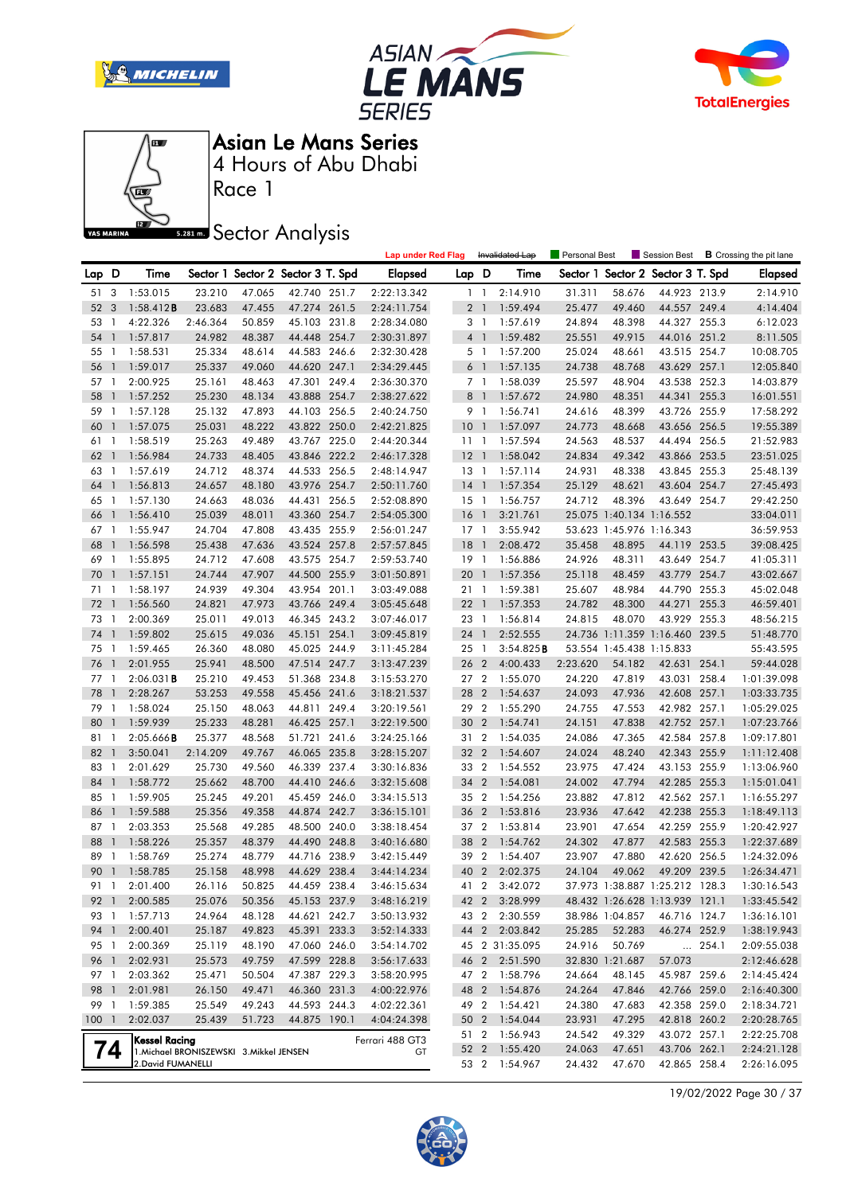# Asian Le Mans Series

4 Hours of Abu Dhabi

Race 1

## Sector Analysis

Lap under Red Flag | Invalidated Lap | Personal Best | Session Best | **B** Crossing the pit lane

| Lap | D | Time | Sector 1 | Sector 2 | Sector 3 | T. Spd | Elapsed |
|---|---|---|---|---|---|---|---|
| 51 | 3 | 1:53.015 | 23.210 | 47.065 | 42.740 | 251.7 | 2:22:13.342 |
| 52 | 3 | 1:58.412**B** | 23.683 | 47.455 | 47.274 | 261.5 | 2:24:11.754 |
| 53 | 1 | 4:22.326 | 2:46.364 | 50.859 | 45.103 | 231.8 | 2:28:34.080 |
| 54 | 1 | 1:57.817 | 24.982 | 48.387 | 44.448 | 254.7 | 2:30:31.897 |
| 55 | 1 | 1:58.531 | 25.334 | 48.614 | 44.583 | 246.6 | 2:32:30.428 |
| 56 | 1 | 1:59.017 | 25.337 | 49.060 | 44.620 | 247.1 | 2:34:29.445 |
| 57 | 1 | 2:00.925 | 25.161 | 48.463 | 47.301 | 249.4 | 2:36:30.370 |
| 58 | 1 | 1:57.252 | 25.230 | 48.134 | 43.888 | 254.7 | 2:38:27.622 |
| 59 | 1 | 1:57.128 | 25.132 | 47.893 | 44.103 | 256.5 | 2:40:24.750 |
| 60 | 1 | 1:57.075 | 25.031 | 48.222 | 43.822 | 250.0 | 2:42:21.825 |
| 61 | 1 | 1:58.519 | 25.263 | 49.489 | 43.767 | 225.0 | 2:44:20.344 |
| 62 | 1 | 1:56.984 | 24.733 | 48.405 | 43.846 | 222.2 | 2:46:17.328 |
| 63 | 1 | 1:57.619 | 24.712 | 48.374 | 44.533 | 256.5 | 2:48:14.947 |
| 64 | 1 | 1:56.813 | 24.657 | 48.180 | 43.976 | 254.7 | 2:50:11.760 |
| 65 | 1 | 1:57.130 | 24.663 | 48.036 | 44.431 | 256.5 | 2:52:08.890 |
| 66 | 1 | 1:56.410 | 25.039 | 48.011 | 43.360 | 254.7 | 2:54:05.300 |
| 67 | 1 | 1:55.947 | 24.704 | 47.808 | 43.435 | 255.9 | 2:56:01.247 |
| 68 | 1 | 1:56.598 | 25.438 | 47.636 | 43.524 | 257.8 | 2:57:57.845 |
| 69 | 1 | 1:55.895 | 24.712 | 47.608 | 43.575 | 254.7 | 2:59:53.740 |
| 70 | 1 | 1:57.151 | 24.744 | 47.907 | 44.500 | 255.9 | 3:01:50.891 |
| 71 | 1 | 1:58.197 | 24.939 | 49.304 | 43.954 | 201.1 | 3:03:49.088 |
| 72 | 1 | 1:56.560 | 24.821 | 47.973 | 43.766 | 249.4 | 3:05:45.648 |
| 73 | 1 | 2:00.369 | 25.011 | 49.013 | 46.345 | 243.2 | 3:07:46.017 |
| 74 | 1 | 1:59.802 | 25.615 | 49.036 | 45.151 | 254.1 | 3:09:45.819 |
| 75 | 1 | 1:59.465 | 26.360 | 48.080 | 45.025 | 244.9 | 3:11:45.284 |
| 76 | 1 | 2:01.955 | 25.941 | 48.500 | 47.514 | 247.7 | 3:13:47.239 |
| 77 | 1 | 2:06.031**B** | 25.210 | 49.453 | 51.368 | 234.8 | 3:15:53.270 |
| 78 | 1 | 2:28.267 | 53.253 | 49.558 | 45.456 | 241.6 | 3:18:21.537 |
| 79 | 1 | 1:58.024 | 25.150 | 48.063 | 44.811 | 249.4 | 3:20:19.561 |
| 80 | 1 | 1:59.939 | 25.233 | 48.281 | 46.425 | 257.1 | 3:22:19.500 |
| 81 | 1 | 2:05.666**B** | 25.377 | 48.568 | 51.721 | 241.6 | 3:24:25.166 |
| 82 | 1 | 3:50.041 | 2:14.209 | 49.767 | 46.065 | 235.8 | 3:28:15.207 |
| 83 | 1 | 2:01.629 | 25.730 | 49.560 | 46.339 | 237.4 | 3:30:16.836 |
| 84 | 1 | 1:58.772 | 25.662 | 48.700 | 44.410 | 246.6 | 3:32:15.608 |
| 85 | 1 | 1:59.905 | 25.245 | 49.201 | 45.459 | 246.0 | 3:34:15.513 |
| 86 | 1 | 1:59.588 | 25.356 | 49.358 | 44.874 | 242.7 | 3:36:15.101 |
| 87 | 1 | 2:03.353 | 25.568 | 49.285 | 48.500 | 240.0 | 3:38:18.454 |
| 88 | 1 | 1:58.226 | 25.357 | 48.379 | 44.490 | 248.8 | 3:40:16.680 |
| 89 | 1 | 1:58.769 | 25.274 | 48.779 | 44.716 | 238.9 | 3:42:15.449 |
| 90 | 1 | 1:58.785 | 25.158 | 48.998 | 44.629 | 238.4 | 3:44:14.234 |
| 91 | 1 | 2:01.400 | 26.116 | 50.825 | 44.459 | 238.4 | 3:46:15.634 |
| 92 | 1 | 2:00.585 | 25.076 | 50.356 | 45.153 | 237.9 | 3:48:16.219 |
| 93 | 1 | 1:57.713 | 24.964 | 48.128 | 44.621 | 242.7 | 3:50:13.932 |
| 94 | 1 | 2:00.401 | 25.187 | 49.823 | 45.391 | 233.3 | 3:52:14.333 |
| 95 | 1 | 2:00.369 | 25.119 | 48.190 | 47.060 | 246.0 | 3:54:14.702 |
| 96 | 1 | 2:02.931 | 25.573 | 49.759 | 47.599 | 228.8 | 3:56:17.633 |
| 97 | 1 | 2:03.362 | 25.471 | 50.504 | 47.387 | 229.3 | 3:58:20.995 |
| 98 | 1 | 2:01.981 | 26.150 | 49.471 | 46.360 | 231.3 | 4:00:22.976 |
| 99 | 1 | 1:59.385 | 25.549 | 49.243 | 44.593 | 244.3 | 4:02:22.361 |
| 100 | 1 | 2:02.037 | 25.439 | 51.723 | 44.875 | 190.1 | 4:04:24.398 |

| Lap | D | Time | Sector 1 | Sector 2 | Sector 3 | T. Spd | Elapsed |
|---|---|---|---|---|---|---|---|
| 1 | 1 | 2:14.910 | 31.311 | 58.676 | 44.923 | 213.9 | 2:14.910 |
| 2 | 1 | 1:59.494 | 25.477 | 49.460 | 44.557 | 249.4 | 4:14.404 |
| 3 | 1 | 1:57.619 | 24.894 | 48.398 | 44.327 | 255.3 | 6:12.023 |
| 4 | 1 | 1:59.482 | 25.551 | 49.915 | 44.016 | 251.2 | 8:11.505 |
| 5 | 1 | 1:57.200 | 25.024 | 48.661 | 43.515 | 254.7 | 10:08.705 |
| 6 | 1 | 1:57.135 | 24.738 | 48.768 | 43.629 | 257.1 | 12:05.840 |
| 7 | 1 | 1:58.039 | 25.597 | 48.904 | 43.538 | 252.3 | 14:03.879 |
| 8 | 1 | 1:57.672 | 24.980 | 48.351 | 44.341 | 255.3 | 16:01.551 |
| 9 | 1 | 1:56.741 | 24.616 | 48.399 | 43.726 | 255.9 | 17:58.292 |
| 10 | 1 | 1:57.097 | 24.773 | 48.668 | 43.656 | 256.5 | 19:55.389 |
| 11 | 1 | 1:57.594 | 24.563 | 48.537 | 44.494 | 256.5 | 21:52.983 |
| 12 | 1 | 1:58.042 | 24.834 | 49.342 | 43.866 | 253.5 | 23:51.025 |
| 13 | 1 | 1:57.114 | 24.931 | 48.338 | 43.845 | 255.3 | 25:48.139 |
| 14 | 1 | 1:57.354 | 25.129 | 48.621 | 43.604 | 254.7 | 27:45.493 |
| 15 | 1 | 1:56.757 | 24.712 | 48.396 | 43.649 | 254.7 | 29:42.250 |
| 16 | 1 | 3:21.761 | 25.075 | 1:40.134 | 1:16.552 | | 33:04.011 |
| 17 | 1 | 3:55.942 | 53.623 | 1:45.976 | 1:16.343 | | 36:59.953 |
| 18 | 1 | 2:08.472 | 35.458 | 48.895 | 44.119 | 253.5 | 39:08.425 |
| 19 | 1 | 1:56.886 | 24.926 | 48.311 | 43.649 | 254.7 | 41:05.311 |
| 20 | 1 | 1:57.356 | 25.118 | 48.459 | 43.779 | 254.7 | 43:02.667 |
| 21 | 1 | 1:59.381 | 25.607 | 48.984 | 44.790 | 255.3 | 45:02.048 |
| 22 | 1 | 1:57.353 | 24.782 | 48.300 | 44.271 | 255.3 | 46:59.401 |
| 23 | 1 | 1:56.814 | 24.815 | 48.070 | 43.929 | 255.3 | 48:56.215 |
| 24 | 1 | 2:52.555 | 24.736 | 1:11.359 | 1:16.460 | 239.5 | 51:48.770 |
| 25 | 1 | 3:54.825**B** | 53.554 | 1:45.438 | 1:15.833 | | 55:43.595 |
| 26 | 2 | 4:00.433 | 2:23.620 | 54.182 | 42.631 | 254.1 | 59:44.028 |
| 27 | 2 | 1:55.070 | 24.220 | 47.819 | 43.031 | 258.4 | 1:01:39.098 |
| 28 | 2 | 1:54.637 | 24.093 | 47.936 | 42.608 | 257.1 | 1:03:33.735 |
| 29 | 2 | 1:55.290 | 24.755 | 47.553 | 42.982 | 257.1 | 1:05:29.025 |
| 30 | 2 | 1:54.741 | 24.151 | 47.838 | 42.752 | 257.1 | 1:07:23.766 |
| 31 | 2 | 1:54.035 | 24.086 | 47.365 | 42.584 | 257.8 | 1:09:17.801 |
| 32 | 2 | 1:54.607 | 24.024 | 48.240 | 42.343 | 255.9 | 1:11:12.408 |
| 33 | 2 | 1:54.552 | 23.975 | 47.424 | 43.153 | 255.9 | 1:13:06.960 |
| 34 | 2 | 1:54.081 | 24.002 | 47.794 | 42.285 | 255.3 | 1:15:01.041 |
| 35 | 2 | 1:54.256 | 23.882 | 47.812 | 42.562 | 257.1 | 1:16:55.297 |
| 36 | 2 | 1:53.816 | 23.936 | 47.642 | 42.238 | 255.3 | 1:18:49.113 |
| 37 | 2 | 1:53.814 | 23.901 | 47.654 | 42.259 | 255.9 | 1:20:42.927 |
| 38 | 2 | 1:54.762 | 24.302 | 47.877 | 42.583 | 255.3 | 1:22:37.689 |
| 39 | 2 | 1:54.407 | 23.907 | 47.880 | 42.620 | 256.5 | 1:24:32.096 |
| 40 | 2 | 2:02.375 | 24.104 | 49.062 | 49.209 | 239.5 | 1:26:34.471 |
| 41 | 2 | 3:42.072 | 37.973 | 1:38.887 | 1:25.212 | 128.3 | 1:30:16.543 |
| 42 | 2 | 3:28.999 | 48.432 | 1:26.628 | 1:13.939 | 121.1 | 1:33:45.542 |
| 43 | 2 | 2:30.559 | 38.986 | 1:04.857 | 46.716 | 124.7 | 1:36:16.101 |
| 44 | 2 | 2:03.842 | 25.285 | 52.283 | 46.274 | 252.9 | 1:38:19.943 |
| 45 | 2 | 31:35.095 | 24.916 | 50.769 | ... | 254.1 | 2:09:55.038 |
| 46 | 2 | 2:51.590 | 32.830 | 1:21.687 | 57.073 | | 2:12:46.628 |
| 47 | 2 | 1:58.796 | 24.664 | 48.145 | 45.987 | 259.6 | 2:14:45.424 |
| 48 | 2 | 1:54.876 | 24.264 | 47.846 | 42.766 | 259.0 | 2:16:40.300 |
| 49 | 2 | 1:54.421 | 24.380 | 47.683 | 42.358 | 259.0 | 2:18:34.721 |
| 50 | 2 | 1:54.044 | 23.931 | 47.295 | 42.818 | 260.2 | 2:20:28.765 |
| 51 | 2 | 1:56.943 | 24.542 | 49.329 | 43.072 | 257.1 | 2:22:25.708 |
| 52 | 2 | 1:55.420 | 24.063 | 47.651 | 43.706 | 262.1 | 2:24:21.128 |
| 53 | 2 | 1:54.967 | 24.432 | 47.670 | 42.865 | 258.4 | 2:26:16.095 |

**74** Kessel Racing — Ferrari 488 GT3 — GT

1.Michael BRONISZEWSKI 3.Mikkel JENSEN
2.David FUMANELLI

19/02/2022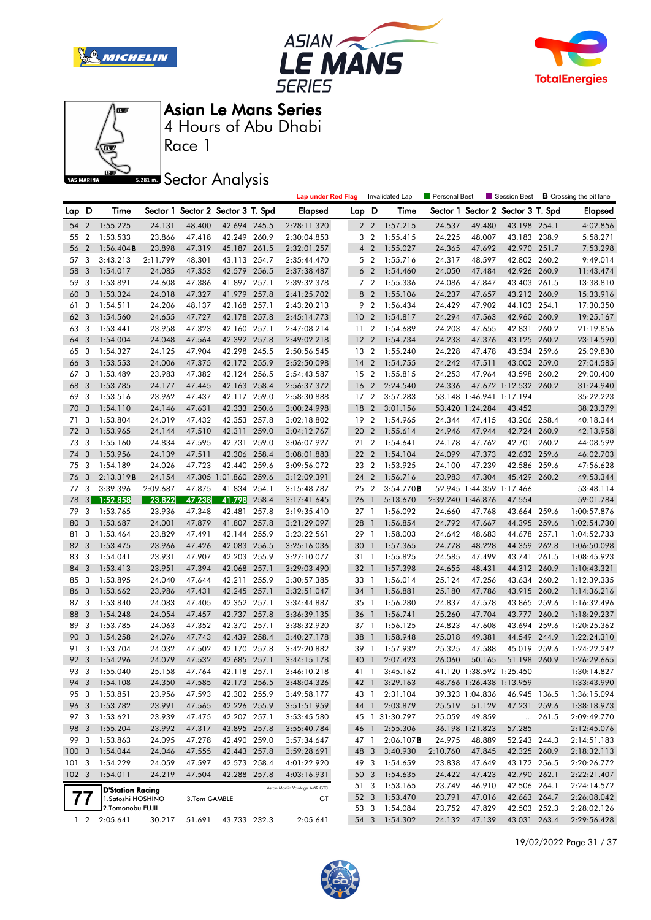# Asian Le Mans Series

4 Hours of Abu Dhabi

Race 1

Sector Analysis

Lap under Red Flag | ~~Invalidated Lap~~ | Personal Best | Session Best | **B** Crossing the pit lane

| Lap | D | Time | Sector 1 | Sector 2 | Sector 3 | T. Spd | Elapsed |
|---|---|---|---|---|---|---|---|
| 54 | 2 | 1:55.225 | 24.131 | 48.400 | 42.694 | 245.5 | 2:28:11.320 |
| 55 | 2 | 1:53.533 | 23.866 | 47.418 | 42.249 | 260.9 | 2:30:04.853 |
| 56 | 2 | 1:56.404**B** | 23.898 | 47.319 | 45.187 | 261.5 | 2:32:01.257 |
| 57 | 3 | 3:43.213 | 2:11.799 | 48.301 | 43.113 | 254.7 | 2:35:44.470 |
| 58 | 3 | 1:54.017 | 24.085 | 47.353 | 42.579 | 256.5 | 2:37:38.487 |
| 59 | 3 | 1:53.891 | 24.608 | 47.386 | 41.897 | 257.1 | 2:39:32.378 |
| 60 | 3 | 1:53.324 | 24.018 | 47.327 | 41.979 | 257.8 | 2:41:25.702 |
| 61 | 3 | 1:54.511 | 24.206 | 48.137 | 42.168 | 257.1 | 2:43:20.213 |
| 62 | 3 | 1:54.560 | 24.655 | 47.727 | 42.178 | 257.8 | 2:45:14.773 |
| 63 | 3 | 1:53.441 | 23.958 | 47.323 | 42.160 | 257.1 | 2:47:08.214 |
| 64 | 3 | 1:54.004 | 24.048 | 47.564 | 42.392 | 257.8 | 2:49:02.218 |
| 65 | 3 | 1:54.327 | 24.125 | 47.904 | 42.298 | 245.5 | 2:50:56.545 |
| 66 | 3 | 1:53.553 | 24.006 | 47.375 | 42.172 | 255.9 | 2:52:50.098 |
| 67 | 3 | 1:53.489 | 23.983 | 47.382 | 42.124 | 256.5 | 2:54:43.587 |
| 68 | 3 | 1:53.785 | 24.177 | 47.445 | 42.163 | 258.4 | 2:56:37.372 |
| 69 | 3 | 1:53.516 | 23.962 | 47.437 | 42.117 | 259.0 | 2:58:30.888 |
| 70 | 3 | 1:54.110 | 24.146 | 47.631 | 42.333 | 250.6 | 3:00:24.998 |
| 71 | 3 | 1:53.804 | 24.019 | 47.432 | 42.353 | 257.8 | 3:02:18.802 |
| 72 | 3 | 1:53.965 | 24.144 | 47.510 | 42.311 | 259.0 | 3:04:12.767 |
| 73 | 3 | 1:55.160 | 24.834 | 47.595 | 42.731 | 259.0 | 3:06:07.927 |
| 74 | 3 | 1:53.956 | 24.139 | 47.511 | 42.306 | 258.4 | 3:08:01.883 |
| 75 | 3 | 1:54.189 | 24.026 | 47.723 | 42.440 | 259.6 | 3:09:56.072 |
| 76 | 3 | 2:13.319**B** | 24.154 | 47.305 | 1:01.860 | 259.6 | 3:12:09.391 |
| 77 | 3 | 3:39.396 | 2:09.687 | 47.875 | 41.834 | 254.1 | 3:15:48.787 |
| 78 | 3 | 1:52.858 | 23.822 | 47.238 | 41.798 | 258.4 | 3:17:41.645 |
| 79 | 3 | 1:53.765 | 23.936 | 47.348 | 42.481 | 257.8 | 3:19:35.410 |
| 80 | 3 | 1:53.687 | 24.001 | 47.879 | 41.807 | 257.8 | 3:21:29.097 |
| 81 | 3 | 1:53.464 | 23.829 | 47.491 | 42.144 | 255.9 | 3:23:22.561 |
| 82 | 3 | 1:53.475 | 23.966 | 47.426 | 42.083 | 256.5 | 3:25:16.036 |
| 83 | 3 | 1:54.041 | 23.931 | 47.907 | 42.203 | 255.9 | 3:27:10.077 |
| 84 | 3 | 1:53.413 | 23.951 | 47.394 | 42.068 | 257.1 | 3:29:03.490 |
| 85 | 3 | 1:53.895 | 24.040 | 47.644 | 42.211 | 255.9 | 3:30:57.385 |
| 86 | 3 | 1:53.662 | 23.986 | 47.431 | 42.245 | 257.1 | 3:32:51.047 |
| 87 | 3 | 1:53.840 | 24.083 | 47.405 | 42.352 | 257.1 | 3:34:44.887 |
| 88 | 3 | 1:54.248 | 24.054 | 47.457 | 42.737 | 257.8 | 3:36:39.135 |
| 89 | 3 | 1:53.785 | 24.063 | 47.352 | 42.370 | 257.1 | 3:38:32.920 |
| 90 | 3 | 1:54.258 | 24.076 | 47.743 | 42.439 | 258.4 | 3:40:27.178 |
| 91 | 3 | 1:53.704 | 24.032 | 47.502 | 42.170 | 257.8 | 3:42:20.882 |
| 92 | 3 | 1:54.296 | 24.079 | 47.532 | 42.685 | 257.1 | 3:44:15.178 |
| 93 | 3 | 1:55.040 | 25.158 | 47.764 | 42.118 | 257.1 | 3:46:10.218 |
| 94 | 3 | 1:54.108 | 24.350 | 47.585 | 42.173 | 256.5 | 3:48:04.326 |
| 95 | 3 | 1:53.851 | 23.956 | 47.593 | 42.302 | 255.9 | 3:49:58.177 |
| 96 | 3 | 1:53.782 | 23.991 | 47.565 | 42.226 | 255.9 | 3:51:51.959 |
| 97 | 3 | 1:53.621 | 23.939 | 47.475 | 42.207 | 257.1 | 3:53:45.580 |
| 98 | 3 | 1:55.204 | 23.992 | 47.317 | 43.895 | 257.8 | 3:55:40.784 |
| 99 | 3 | 1:53.863 | 24.095 | 47.278 | 42.490 | 259.0 | 3:57:34.647 |
| 100 | 3 | 1:54.044 | 24.046 | 47.555 | 42.443 | 257.8 | 3:59:28.691 |
| 101 | 3 | 1:54.229 | 24.059 | 47.597 | 42.573 | 258.4 | 4:01:22.920 |
| 102 | 3 | 1:54.011 | 24.219 | 47.504 | 42.288 | 257.8 | 4:03:16.931 |

**77** D'Station Racing — Aston Martin Vantage AMR GT3 — GT
1.Satoshi HOSHINO
2.Tomonobu FUJII
3.Tom GAMBLE

| Lap | D | Time | Sector 1 | Sector 2 | Sector 3 | T. Spd | Elapsed |
|---|---|---|---|---|---|---|---|
| 1 | 2 | 2:05.641 | 30.217 | 51.691 | 43.733 | 232.3 | 2:05.641 |
| 2 | 2 | 1:57.215 | 24.537 | 49.480 | 43.198 | 254.1 | 4:02.856 |
| 3 | 2 | 1:55.415 | 24.225 | 48.007 | 43.183 | 238.9 | 5:58.271 |
| 4 | 2 | 1:55.027 | 24.365 | 47.692 | 42.970 | 251.7 | 7:53.298 |
| 5 | 2 | 1:55.716 | 24.317 | 48.597 | 42.802 | 260.2 | 9:49.014 |
| 6 | 2 | 1:54.460 | 24.050 | 47.484 | 42.926 | 260.9 | 11:43.474 |
| 7 | 2 | 1:55.336 | 24.086 | 47.847 | 43.403 | 261.5 | 13:38.810 |
| 8 | 2 | 1:55.106 | 24.237 | 47.657 | 43.212 | 260.9 | 15:33.916 |
| 9 | 2 | 1:56.434 | 24.429 | 47.902 | 44.103 | 254.1 | 17:30.350 |
| 10 | 2 | 1:54.817 | 24.294 | 47.563 | 42.960 | 260.9 | 19:25.167 |
| 11 | 2 | 1:54.689 | 24.203 | 47.655 | 42.831 | 260.2 | 21:19.856 |
| 12 | 2 | 1:54.734 | 24.233 | 47.376 | 43.125 | 260.2 | 23:14.590 |
| 13 | 2 | 1:55.240 | 24.228 | 47.478 | 43.534 | 259.6 | 25:09.830 |
| 14 | 2 | 1:54.755 | 24.242 | 47.511 | 43.002 | 259.0 | 27:04.585 |
| 15 | 2 | 1:55.815 | 24.253 | 47.964 | 43.598 | 260.2 | 29:00.400 |
| 16 | 2 | 2:24.540 | 24.336 | 47.672 | 1:12.532 | 260.2 | 31:24.940 |
| 17 | 2 | 3:57.283 | 53.148 | 1:46.941 | 1:17.194 | | 35:22.223 |
| 18 | 2 | 3:01.156 | 53.420 | 1:24.284 | 43.452 | | 38:23.379 |
| 19 | 2 | 1:54.965 | 24.344 | 47.415 | 43.206 | 258.4 | 40:18.344 |
| 20 | 2 | 1:55.614 | 24.946 | 47.944 | 42.724 | 260.9 | 42:13.958 |
| 21 | 2 | 1:54.641 | 24.178 | 47.762 | 42.701 | 260.2 | 44:08.599 |
| 22 | 2 | 1:54.104 | 24.099 | 47.373 | 42.632 | 259.6 | 46:02.703 |
| 23 | 2 | 1:53.925 | 24.100 | 47.239 | 42.586 | 259.6 | 47:56.628 |
| 24 | 2 | 1:56.716 | 23.983 | 47.304 | 45.429 | 260.2 | 49:53.344 |
| 25 | 2 | 3:54.770**B** | 52.945 | 1:44.359 | 1:17.466 | | 53:48.114 |
| 26 | 1 | 5:13.670 | 2:39.240 | 1:46.876 | 47.554 | | 59:01.784 |
| 27 | 1 | 1:56.092 | 24.660 | 47.768 | 43.664 | 259.6 | 1:00:57.876 |
| 28 | 1 | 1:56.854 | 24.792 | 47.667 | 44.395 | 259.6 | 1:02:54.730 |
| 29 | 1 | 1:58.003 | 24.642 | 48.683 | 44.678 | 257.1 | 1:04:52.733 |
| 30 | 1 | 1:57.365 | 24.778 | 48.228 | 44.359 | 262.8 | 1:06:50.098 |
| 31 | 1 | 1:55.825 | 24.585 | 47.499 | 43.741 | 261.5 | 1:08:45.923 |
| 32 | 1 | 1:57.398 | 24.655 | 48.431 | 44.312 | 260.9 | 1:10:43.321 |
| 33 | 1 | 1:56.014 | 25.124 | 47.256 | 43.634 | 260.2 | 1:12:39.335 |
| 34 | 1 | 1:56.881 | 25.180 | 47.786 | 43.915 | 260.2 | 1:14:36.216 |
| 35 | 1 | 1:56.280 | 24.837 | 47.578 | 43.865 | 259.6 | 1:16:32.496 |
| 36 | 1 | 1:56.741 | 25.260 | 47.704 | 43.777 | 260.2 | 1:18:29.237 |
| 37 | 1 | 1:56.125 | 24.823 | 47.608 | 43.694 | 259.6 | 1:20:25.362 |
| 38 | 1 | 1:58.948 | 25.018 | 49.381 | 44.549 | 244.9 | 1:22:24.310 |
| 39 | 1 | 1:57.932 | 25.325 | 47.588 | 45.019 | 259.6 | 1:24:22.242 |
| 40 | 1 | 2:07.423 | 26.060 | 50.165 | 51.198 | 260.9 | 1:26:29.665 |
| 41 | 1 | 3:45.162 | 41.120 | 1:38.592 | 1:25.450 | | 1:30:14.827 |
| 42 | 1 | 3:29.163 | 48.766 | 1:26.438 | 1:13.959 | | 1:33:43.990 |
| 43 | 1 | 2:31.104 | 39.323 | 1:04.836 | 46.945 | 136.5 | 1:36:15.094 |
| 44 | 1 | 2:03.879 | 25.519 | 51.129 | 47.231 | 259.6 | 1:38:18.973 |
| 45 | 1 | 31:30.797 | 25.059 | 49.859 | ... | 261.5 | 2:09:49.770 |
| 46 | 1 | 2:55.306 | 36.198 | 1:21.823 | 57.285 | | 2:12:45.076 |
| 47 | 1 | 2:06.107**B** | 24.975 | 48.889 | 52.243 | 244.3 | 2:14:51.183 |
| 48 | 3 | 3:40.930 | 2:10.760 | 47.845 | 42.325 | 260.9 | 2:18:32.113 |
| 49 | 3 | 1:54.659 | 23.838 | 47.649 | 43.172 | 256.5 | 2:20:26.772 |
| 50 | 3 | 1:54.635 | 24.422 | 47.423 | 42.790 | 262.1 | 2:22:21.407 |
| 51 | 3 | 1:53.165 | 23.749 | 46.910 | 42.506 | 264.1 | 2:24:14.572 |
| 52 | 3 | 1:53.470 | 23.791 | 47.016 | 42.663 | 264.7 | 2:26:08.042 |
| 53 | 3 | 1:54.084 | 23.752 | 47.829 | 42.503 | 252.3 | 2:28:02.126 |
| 54 | 3 | 1:54.302 | 24.132 | 47.139 | 43.031 | 263.4 | 2:29:56.428 |

19/02/2022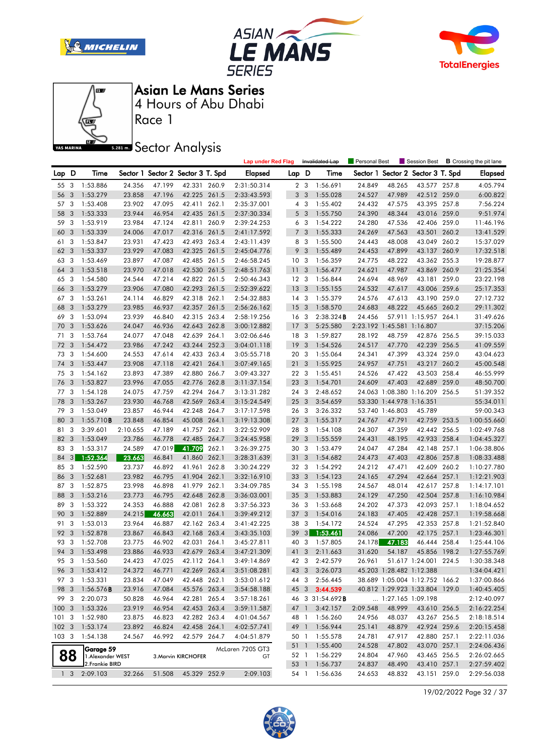# Asian Le Mans Series

4 Hours of Abu Dhabi

Race 1

## Sector Analysis

Lap under Red Flag | ~~Invalidated Lap~~ | Personal Best | Session Best | **B** Crossing the pit lane

**88** Garage 59 — McLaren 720S GT3 — GT

1.Alexander WEST
2.Frankie BIRD
3.Marvin KIRCHOFER

| Lap | D | Time | Sector 1 | Sector 2 | Sector 3 | T. Spd | Elapsed |
|---|---|---|---|---|---|---|---|
| 1 | 3 | 2:09.103 | 32.266 | 51.508 | 45.329 | 252.9 | 2:09.103 |
| 2 | 3 | 1:56.691 | 24.849 | 48.265 | 43.577 | 257.8 | 4:05.794 |
| 3 | 3 | 1:55.028 | 24.527 | 47.989 | 42.512 | 259.0 | 6:00.822 |
| 4 | 3 | 1:55.402 | 24.432 | 47.575 | 43.395 | 257.8 | 7:56.224 |
| 5 | 3 | 1:55.750 | 24.390 | 48.344 | 43.016 | 259.0 | 9:51.974 |
| 6 | 3 | 1:54.222 | 24.280 | 47.536 | 42.406 | 259.0 | 11:46.196 |
| 7 | 3 | 1:55.333 | 24.269 | 47.563 | 43.501 | 260.2 | 13:41.529 |
| 8 | 3 | 1:55.500 | 24.443 | 48.008 | 43.049 | 260.2 | 15:37.029 |
| 9 | 3 | 1:55.489 | 24.453 | 47.899 | 43.137 | 260.9 | 17:32.518 |
| 10 | 3 | 1:56.359 | 24.775 | 48.222 | 43.362 | 255.3 | 19:28.877 |
| 11 | 3 | 1:56.477 | 24.621 | 47.987 | 43.869 | 260.9 | 21:25.354 |
| 12 | 3 | 1:56.844 | 24.694 | 48.969 | 43.181 | 259.0 | 23:22.198 |
| 13 | 3 | 1:55.155 | 24.532 | 47.617 | 43.006 | 259.6 | 25:17.353 |
| 14 | 3 | 1:55.379 | 24.576 | 47.613 | 43.190 | 259.0 | 27:12.732 |
| 15 | 3 | 1:58.570 | 24.683 | 48.222 | 45.665 | 260.2 | 29:11.302 |
| 16 | 3 | 2:38.324**B** | 24.456 | 57.911 | 1:15.957 | 264.1 | 31:49.626 |
| 17 | 3 | 5:25.580 | 2:23.192 | 1:45.581 | 1:16.807 | | 37:15.206 |
| 18 | 3 | 1:59.827 | 28.192 | 48.759 | 42.876 | 256.5 | 39:15.033 |
| 19 | 3 | 1:54.526 | 24.517 | 47.770 | 42.239 | 256.5 | 41:09.559 |
| 20 | 3 | 1:55.064 | 24.341 | 47.399 | 43.324 | 259.0 | 43:04.623 |
| 21 | 3 | 1:55.925 | 24.957 | 47.751 | 43.217 | 260.2 | 45:00.548 |
| 22 | 3 | 1:55.451 | 24.526 | 47.422 | 43.503 | 258.4 | 46:55.999 |
| 23 | 3 | 1:54.701 | 24.609 | 47.403 | 42.689 | 259.0 | 48:50.700 |
| 24 | 3 | 2:48.652 | 24.063 | 1:08.380 | 1:16.209 | 256.5 | 51:39.352 |
| 25 | 3 | 3:54.659 | 53.330 | 1:44.978 | 1:16.351 | | 55:34.011 |
| 26 | 3 | 3:26.332 | 53.740 | 1:46.803 | 45.789 | | 59:00.343 |
| 27 | 3 | 1:55.317 | 24.767 | 47.791 | 42.759 | 253.5 | 1:00:55.660 |
| 28 | 3 | 1:54.108 | 24.307 | 47.359 | 42.442 | 256.5 | 1:02:49.768 |
| 29 | 3 | 1:55.559 | 24.431 | 48.195 | 42.933 | 258.4 | 1:04:45.327 |
| 30 | 3 | 1:53.479 | 24.047 | 47.284 | 42.148 | 257.1 | 1:06:38.806 |
| 31 | 3 | 1:54.682 | 24.473 | 47.403 | 42.806 | 257.8 | 1:08:33.488 |
| 32 | 3 | 1:54.292 | 24.212 | 47.471 | 42.609 | 260.2 | 1:10:27.780 |
| 33 | 3 | 1:54.123 | 24.165 | 47.294 | 42.664 | 257.1 | 1:12:21.903 |
| 34 | 3 | 1:55.198 | 24.567 | 48.014 | 42.617 | 257.8 | 1:14:17.101 |
| 35 | 3 | 1:53.883 | 24.129 | 47.250 | 42.504 | 257.8 | 1:16:10.984 |
| 36 | 3 | 1:53.668 | 24.202 | 47.373 | 42.093 | 257.1 | 1:18:04.652 |
| 37 | 3 | 1:54.016 | 24.183 | 47.405 | 42.428 | 257.1 | 1:19:58.668 |
| 38 | 3 | 1:54.172 | 24.524 | 47.295 | 42.353 | 257.8 | 1:21:52.840 |
| 39 | 3 | 1:53.461 | 24.086 | 47.200 | 42.175 | 257.1 | 1:23:46.301 |
| 40 | 3 | 1:57.805 | 24.178 | 47.183 | 46.444 | 258.4 | 1:25:44.106 |
| 41 | 3 | 2:11.663 | 31.620 | 54.187 | 45.856 | 198.2 | 1:27:55.769 |
| 42 | 3 | 2:42.579 | 26.961 | 51.617 | 1:24.001 | 224.5 | 1:30:38.348 |
| 43 | 3 | 3:26.073 | 45.203 | 1:28.482 | 1:12.388 | | 1:34:04.421 |
| 44 | 3 | 2:56.445 | 38.689 | 1:05.004 | 1:12.752 | 166.2 | 1:37:00.866 |
| 45 | 3 | 3:44.539 | 40.812 | 1:29.923 | 1:33.804 | 129.0 | 1:40:45.405 |
| 46 | 3 | 31:54.692**B** | ... | 1:27.165 | 1:09.198 | | 2:12:40.097 |
| 47 | 1 | 3:42.157 | 2:09.548 | 48.999 | 43.610 | 256.5 | 2:16:22.254 |
| 48 | 1 | 1:56.260 | 24.956 | 48.037 | 43.267 | 256.5 | 2:18:18.514 |
| 49 | 1 | 1:56.944 | 25.141 | 48.879 | 42.924 | 259.6 | 2:20:15.458 |
| 50 | 1 | 1:55.578 | 24.781 | 47.917 | 42.880 | 257.1 | 2:22:11.036 |
| 51 | 1 | 1:55.400 | 24.528 | 47.802 | 43.070 | 257.1 | 2:24:06.436 |
| 52 | 1 | 1:56.229 | 24.804 | 47.960 | 43.465 | 256.5 | 2:26:02.665 |
| 53 | 1 | 1:56.737 | 24.837 | 48.490 | 43.410 | 257.1 | 2:27:59.402 |
| 54 | 1 | 1:56.636 | 24.653 | 48.832 | 43.151 | 259.0 | 2:29:56.038 |
| 55 | 3 | 1:53.886 | 24.356 | 47.199 | 42.331 | 260.9 | 2:31:50.314 |
| 56 | 3 | 1:53.279 | 23.858 | 47.196 | 42.225 | 261.5 | 2:33:43.593 |
| 57 | 3 | 1:53.408 | 23.902 | 47.095 | 42.411 | 262.1 | 2:35:37.001 |
| 58 | 3 | 1:53.333 | 23.944 | 46.954 | 42.435 | 261.5 | 2:37:30.334 |
| 59 | 3 | 1:53.919 | 23.984 | 47.124 | 42.811 | 260.9 | 2:39:24.253 |
| 60 | 3 | 1:53.339 | 24.006 | 47.017 | 42.316 | 261.5 | 2:41:17.592 |
| 61 | 3 | 1:53.847 | 23.931 | 47.423 | 42.493 | 263.4 | 2:43:11.439 |
| 62 | 3 | 1:53.337 | 23.929 | 47.083 | 42.325 | 261.5 | 2:45:04.776 |
| 63 | 3 | 1:53.469 | 23.897 | 47.087 | 42.485 | 261.5 | 2:46:58.245 |
| 64 | 3 | 1:53.518 | 23.970 | 47.018 | 42.530 | 261.5 | 2:48:51.763 |
| 65 | 3 | 1:54.580 | 24.544 | 47.214 | 42.822 | 261.5 | 2:50:46.343 |
| 66 | 3 | 1:53.279 | 23.906 | 47.080 | 42.293 | 261.5 | 2:52:39.622 |
| 67 | 3 | 1:53.261 | 24.114 | 46.829 | 42.318 | 262.1 | 2:54:32.883 |
| 68 | 3 | 1:53.279 | 23.985 | 46.937 | 42.357 | 261.5 | 2:56:26.162 |
| 69 | 3 | 1:53.094 | 23.939 | 46.840 | 42.315 | 263.4 | 2:58:19.256 |
| 70 | 3 | 1:53.626 | 24.047 | 46.936 | 42.643 | 262.8 | 3:00:12.882 |
| 71 | 3 | 1:53.764 | 24.077 | 47.048 | 42.639 | 264.1 | 3:02:06.646 |
| 72 | 3 | 1:54.472 | 23.986 | 47.242 | 43.244 | 252.3 | 3:04:01.118 |
| 73 | 3 | 1:54.600 | 24.553 | 47.614 | 42.433 | 263.4 | 3:05:55.718 |
| 74 | 3 | 1:53.447 | 23.908 | 47.118 | 42.421 | 264.1 | 3:07:49.165 |
| 75 | 3 | 1:54.162 | 23.893 | 47.389 | 42.880 | 266.7 | 3:09:43.327 |
| 76 | 3 | 1:53.827 | 23.996 | 47.055 | 42.776 | 262.8 | 3:11:37.154 |
| 77 | 3 | 1:54.128 | 24.075 | 47.759 | 42.294 | 264.7 | 3:13:31.282 |
| 78 | 3 | 1:53.267 | 23.930 | 46.768 | 42.569 | 263.4 | 3:15:24.549 |
| 79 | 3 | 1:53.049 | 23.857 | 46.944 | 42.248 | 264.7 | 3:17:17.598 |
| 80 | 3 | 1:55.710**B** | 23.848 | 46.854 | 45.008 | 264.1 | 3:19:13.308 |
| 81 | 3 | 3:39.601 | 2:10.655 | 47.189 | 41.757 | 262.1 | 3:22:52.909 |
| 82 | 3 | 1:53.049 | 23.786 | 46.778 | 42.485 | 264.7 | 3:24:45.958 |
| 83 | 3 | 1:53.317 | 24.589 | 47.019 | 41.709 | 262.1 | 3:26:39.275 |
| 84 | 3 | 1:52.364 | 23.663 | 46.841 | 41.860 | 262.1 | 3:28:31.639 |
| 85 | 3 | 1:52.590 | 23.737 | 46.892 | 41.961 | 262.8 | 3:30:24.229 |
| 86 | 3 | 1:52.681 | 23.982 | 46.795 | 41.904 | 262.1 | 3:32:16.910 |
| 87 | 3 | 1:52.875 | 23.998 | 46.898 | 41.979 | 262.1 | 3:34:09.785 |
| 88 | 3 | 1:53.216 | 23.773 | 46.795 | 42.648 | 262.8 | 3:36:03.001 |
| 89 | 3 | 1:53.322 | 24.353 | 46.888 | 42.081 | 262.8 | 3:37:56.323 |
| 90 | 3 | 1:52.889 | 24.215 | 46.663 | 42.011 | 264.1 | 3:39:49.212 |
| 91 | 3 | 1:53.013 | 23.964 | 46.887 | 42.162 | 263.4 | 3:41:42.225 |
| 92 | 3 | 1:52.878 | 23.867 | 46.843 | 42.168 | 263.4 | 3:43:35.103 |
| 93 | 3 | 1:52.708 | 23.775 | 46.902 | 42.031 | 264.1 | 3:45:27.811 |
| 94 | 3 | 1:53.498 | 23.886 | 46.933 | 42.679 | 263.4 | 3:47:21.309 |
| 95 | 3 | 1:53.560 | 24.423 | 47.025 | 42.112 | 264.1 | 3:49:14.869 |
| 96 | 3 | 1:53.412 | 24.372 | 46.771 | 42.269 | 263.4 | 3:51:08.281 |
| 97 | 3 | 1:53.331 | 23.834 | 47.049 | 42.448 | 262.1 | 3:53:01.612 |
| 98 | 3 | 1:56.576**B** | 23.916 | 47.084 | 45.576 | 263.4 | 3:54:58.188 |
| 99 | 3 | 2:20.073 | 50.828 | 46.964 | 42.281 | 265.4 | 3:57:18.261 |
| 100 | 3 | 1:53.326 | 23.919 | 46.954 | 42.453 | 263.4 | 3:59:11.587 |
| 101 | 3 | 1:52.980 | 23.875 | 46.823 | 42.282 | 263.4 | 4:01:04.567 |
| 102 | 3 | 1:53.174 | 23.892 | 46.824 | 42.458 | 264.1 | 4:02:57.741 |
| 103 | 3 | 1:54.138 | 24.567 | 46.992 | 42.579 | 264.7 | 4:04:51.879 |

19/02/2022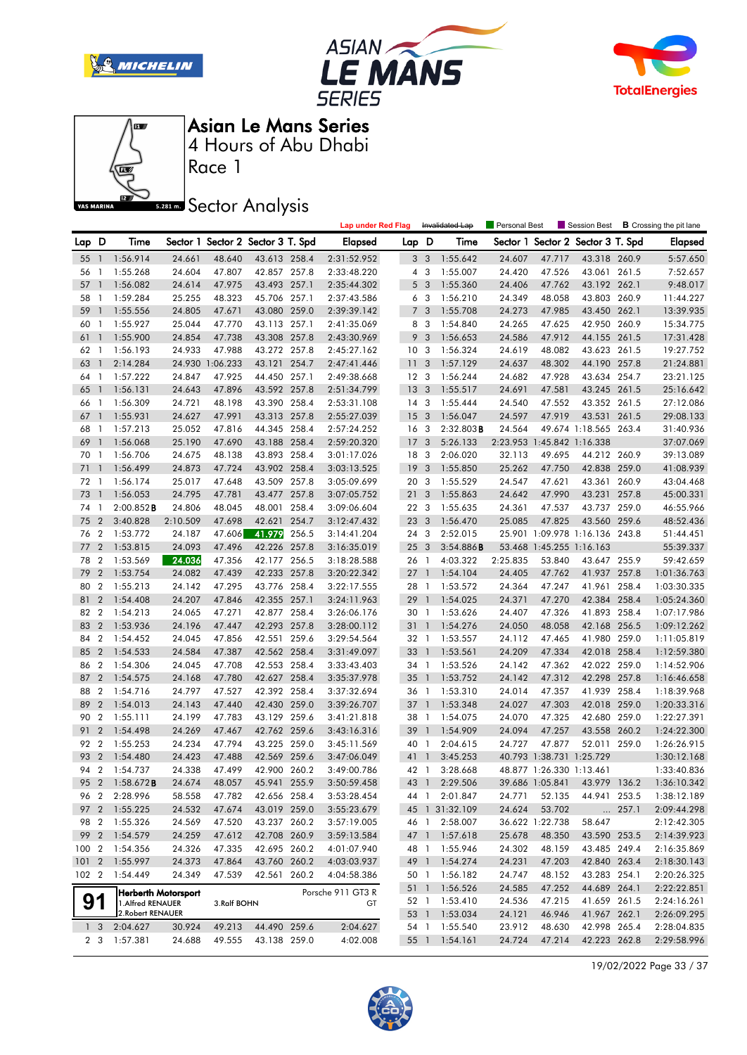# Asian Le Mans Series

## 4 Hours of Abu Dhabi

### Race 1

### Sector Analysis

Lap under Red Flag | ~~Invalidated Lap~~ | Personal Best | Session Best | **B** Crossing the pit lane

| Lap | D | Time | Sector 1 | Sector 2 | Sector 3 | T. Spd | Elapsed |
|---|---|---|---|---|---|---|---|
| 55 | 1 | 1:56.914 | 24.661 | 48.640 | 43.613 | 258.4 | 2:31:52.952 |
| 56 | 1 | 1:55.268 | 24.604 | 47.807 | 42.857 | 257.8 | 2:33:48.220 |
| 57 | 1 | 1:56.082 | 24.614 | 47.975 | 43.493 | 257.1 | 2:35:44.302 |
| 58 | 1 | 1:59.284 | 25.255 | 48.323 | 45.706 | 257.1 | 2:37:43.586 |
| 59 | 1 | 1:55.556 | 24.805 | 47.671 | 43.080 | 259.0 | 2:39:39.142 |
| 60 | 1 | 1:55.927 | 25.044 | 47.770 | 43.113 | 257.1 | 2:41:35.069 |
| 61 | 1 | 1:55.900 | 24.854 | 47.738 | 43.308 | 257.8 | 2:43:30.969 |
| 62 | 1 | 1:56.193 | 24.933 | 47.988 | 43.272 | 257.8 | 2:45:27.162 |
| 63 | 1 | 2:14.284 | 24.930 | 1:06.233 | 43.121 | 254.7 | 2:47:41.446 |
| 64 | 1 | 1:57.222 | 24.847 | 47.925 | 44.450 | 257.8 | 2:49:38.668 |
| 65 | 1 | 1:56.131 | 24.643 | 47.896 | 43.592 | 257.8 | 2:51:34.799 |
| 66 | 1 | 1:56.309 | 24.721 | 48.198 | 43.390 | 258.4 | 2:53:31.108 |
| 67 | 1 | 1:55.931 | 24.627 | 47.991 | 43.313 | 257.8 | 2:55:27.039 |
| 68 | 1 | 1:57.213 | 25.052 | 47.816 | 44.345 | 258.4 | 2:57:24.252 |
| 69 | 1 | 1:56.068 | 25.190 | 47.690 | 43.188 | 258.4 | 2:59:20.320 |
| 70 | 1 | 1:56.706 | 24.675 | 48.138 | 43.893 | 258.4 | 3:01:17.026 |
| 71 | 1 | 1:56.499 | 24.873 | 47.724 | 43.902 | 258.4 | 3:03:13.525 |
| 72 | 1 | 1:56.174 | 25.017 | 47.648 | 43.509 | 257.8 | 3:05:09.699 |
| 73 | 1 | 1:56.053 | 24.795 | 47.781 | 43.477 | 257.8 | 3:07:05.752 |
| 74 | 1 | 2:00.852**B** | 24.806 | 48.045 | 48.001 | 258.4 | 3:09:06.604 |
| 75 | 2 | 3:40.828 | 2:10.509 | 47.698 | 42.621 | 254.7 | 3:12:47.432 |
| 76 | 2 | 1:53.772 | 24.187 | 47.606 | 41.979 | 256.5 | 3:14:41.204 |
| 77 | 2 | 1:53.815 | 24.093 | 47.496 | 42.226 | 257.8 | 3:16:35.019 |
| 78 | 2 | 1:53.569 | 24.036 | 47.356 | 42.177 | 256.5 | 3:18:28.588 |
| 79 | 2 | 1:53.754 | 24.082 | 47.439 | 42.233 | 257.8 | 3:20:22.342 |
| 80 | 2 | 1:55.213 | 24.142 | 47.295 | 43.776 | 258.4 | 3:22:17.555 |
| 81 | 2 | 1:54.408 | 24.207 | 47.846 | 42.355 | 257.1 | 3:24:11.963 |
| 82 | 2 | 1:54.213 | 24.065 | 47.271 | 42.877 | 258.4 | 3:26:06.176 |
| 83 | 2 | 1:53.936 | 24.196 | 47.447 | 42.293 | 257.8 | 3:28:00.112 |
| 84 | 2 | 1:54.452 | 24.045 | 47.856 | 42.551 | 259.6 | 3:29:54.564 |
| 85 | 2 | 1:54.533 | 24.584 | 47.387 | 42.562 | 258.4 | 3:31:49.097 |
| 86 | 2 | 1:54.306 | 24.045 | 47.708 | 42.553 | 258.4 | 3:33:43.403 |
| 87 | 2 | 1:54.575 | 24.168 | 47.780 | 42.627 | 258.4 | 3:35:37.978 |
| 88 | 2 | 1:54.716 | 24.797 | 47.527 | 42.392 | 258.4 | 3:37:32.694 |
| 89 | 2 | 1:54.013 | 24.143 | 47.440 | 42.430 | 259.0 | 3:39:26.707 |
| 90 | 2 | 1:55.111 | 24.199 | 47.783 | 43.129 | 259.6 | 3:41:21.818 |
| 91 | 2 | 1:54.498 | 24.269 | 47.467 | 42.762 | 259.6 | 3:43:16.316 |
| 92 | 2 | 1:55.253 | 24.234 | 47.794 | 43.225 | 259.0 | 3:45:11.569 |
| 93 | 2 | 1:54.480 | 24.423 | 47.488 | 42.569 | 259.6 | 3:47:06.049 |
| 94 | 2 | 1:54.737 | 24.338 | 47.499 | 42.900 | 260.2 | 3:49:00.786 |
| 95 | 2 | 1:58.672**B** | 24.674 | 48.057 | 45.941 | 255.9 | 3:50:59.458 |
| 96 | 2 | 2:28.996 | 58.558 | 47.782 | 42.656 | 258.4 | 3:53:28.454 |
| 97 | 2 | 1:55.225 | 24.532 | 47.674 | 43.019 | 259.0 | 3:55:23.679 |
| 98 | 2 | 1:55.326 | 24.569 | 47.520 | 43.237 | 260.2 | 3:57:19.005 |
| 99 | 2 | 1:54.579 | 24.259 | 47.612 | 42.708 | 260.9 | 3:59:13.584 |
| 100 | 2 | 1:54.356 | 24.326 | 47.335 | 42.695 | 260.2 | 4:01:07.940 |
| 101 | 2 | 1:55.997 | 24.373 | 47.864 | 43.760 | 260.2 | 4:03:03.937 |
| 102 | 2 | 1:54.449 | 24.349 | 47.539 | 42.561 | 260.2 | 4:04:58.386 |

**91** — **Herberth Motorsport** — Porsche 911 GT3 R — GT
1. Alfred RENAUER
2. Robert RENAUER
3. Ralf BOHN

| Lap | D | Time | Sector 1 | Sector 2 | Sector 3 | T. Spd | Elapsed |
|---|---|---|---|---|---|---|---|
| 1 | 3 | 2:04.627 | 30.924 | 49.213 | 44.490 | 259.6 | 2:04.627 |
| 2 | 3 | 1:57.381 | 24.688 | 49.555 | 43.138 | 259.0 | 4:02.008 |
| 3 | 3 | 1:55.642 | 24.607 | 47.717 | 43.318 | 260.9 | 5:57.650 |
| 4 | 3 | 1:55.007 | 24.420 | 47.526 | 43.061 | 261.5 | 7:52.657 |
| 5 | 3 | 1:55.360 | 24.406 | 47.762 | 43.192 | 262.1 | 9:48.017 |
| 6 | 3 | 1:56.210 | 24.349 | 48.058 | 43.803 | 260.9 | 11:44.227 |
| 7 | 3 | 1:55.708 | 24.273 | 47.985 | 43.450 | 262.1 | 13:39.935 |
| 8 | 3 | 1:54.840 | 24.265 | 47.625 | 42.950 | 260.9 | 15:34.775 |
| 9 | 3 | 1:56.653 | 24.586 | 47.912 | 44.155 | 261.5 | 17:31.428 |
| 10 | 3 | 1:56.324 | 24.619 | 48.082 | 43.623 | 261.5 | 19:27.752 |
| 11 | 3 | 1:57.129 | 24.637 | 48.302 | 44.190 | 257.8 | 21:24.881 |
| 12 | 3 | 1:56.244 | 24.682 | 47.928 | 43.634 | 254.7 | 23:21.125 |
| 13 | 3 | 1:55.517 | 24.691 | 47.581 | 43.245 | 261.5 | 25:16.642 |
| 14 | 3 | 1:55.444 | 24.540 | 47.552 | 43.352 | 261.5 | 27:12.086 |
| 15 | 3 | 1:56.047 | 24.597 | 47.919 | 43.531 | 261.5 | 29:08.133 |
| 16 | 3 | 2:32.803**B** | 24.564 | 49.674 | 1:18.565 | 263.4 | 31:40.936 |
| 17 | 3 | 5:26.133 | 2:23.953 | 1:45.842 | 1:16.338 | | 37:07.069 |
| 18 | 3 | 2:06.020 | 32.113 | 49.695 | 44.212 | 260.9 | 39:13.089 |
| 19 | 3 | 1:55.850 | 25.262 | 47.750 | 42.838 | 259.0 | 41:08.939 |
| 20 | 3 | 1:55.529 | 24.547 | 47.621 | 43.361 | 260.9 | 43:04.468 |
| 21 | 3 | 1:55.863 | 24.642 | 47.990 | 43.231 | 257.8 | 45:00.331 |
| 22 | 3 | 1:55.635 | 24.361 | 47.537 | 43.737 | 259.0 | 46:55.966 |
| 23 | 3 | 1:56.470 | 25.085 | 47.825 | 43.560 | 259.6 | 48:52.436 |
| 24 | 3 | 2:52.015 | 25.901 | 1:09.978 | 1:16.136 | 243.8 | 51:44.451 |
| 25 | 3 | 3:54.886**B** | 53.468 | 1:45.255 | 1:16.163 | | 55:39.337 |
| 26 | 1 | 4:03.322 | 2:25.835 | 53.840 | 43.647 | 255.9 | 59:42.659 |
| 27 | 1 | 1:54.104 | 24.405 | 47.762 | 41.937 | 257.8 | 1:01:36.763 |
| 28 | 1 | 1:53.572 | 24.364 | 47.247 | 41.961 | 258.4 | 1:03:30.335 |
| 29 | 1 | 1:54.025 | 24.371 | 47.270 | 42.384 | 258.4 | 1:05:24.360 |
| 30 | 1 | 1:53.626 | 24.407 | 47.326 | 41.893 | 258.4 | 1:07:17.986 |
| 31 | 1 | 1:54.276 | 24.050 | 48.058 | 42.168 | 256.5 | 1:09:12.262 |
| 32 | 1 | 1:53.557 | 24.112 | 47.465 | 41.980 | 259.0 | 1:11:05.819 |
| 33 | 1 | 1:53.561 | 24.209 | 47.334 | 42.018 | 258.4 | 1:12:59.380 |
| 34 | 1 | 1:53.526 | 24.142 | 47.362 | 42.022 | 259.0 | 1:14:52.906 |
| 35 | 1 | 1:53.752 | 24.142 | 47.312 | 42.298 | 257.8 | 1:16:46.658 |
| 36 | 1 | 1:53.310 | 24.014 | 47.357 | 41.939 | 258.4 | 1:18:39.968 |
| 37 | 1 | 1:53.348 | 24.027 | 47.303 | 42.018 | 259.0 | 1:20:33.316 |
| 38 | 1 | 1:54.075 | 24.070 | 47.325 | 42.680 | 259.0 | 1:22:27.391 |
| 39 | 1 | 1:54.909 | 24.094 | 47.257 | 43.558 | 260.2 | 1:24:22.300 |
| 40 | 1 | 2:04.615 | 24.727 | 47.877 | 52.011 | 259.0 | 1:26:26.915 |
| 41 | 1 | 3:45.253 | 40.793 | 1:38.731 | 1:25.729 | | 1:30:12.168 |
| 42 | 1 | 3:28.668 | 48.877 | 1:26.330 | 1:13.461 | | 1:33:40.836 |
| 43 | 1 | 2:29.506 | 39.686 | 1:05.841 | 43.979 | 136.2 | 1:36:10.342 |
| 44 | 1 | 2:01.847 | 24.771 | 52.135 | 44.941 | 253.5 | 1:38:12.189 |
| 45 | 1 | 31:32.109 | 24.624 | 53.702 | ... | 257.1 | 2:09:44.298 |
| 46 | 1 | 2:58.007 | 36.622 | 1:22.738 | 58.647 | | 2:12:42.305 |
| 47 | 1 | 1:57.618 | 25.678 | 48.350 | 43.590 | 253.5 | 2:14:39.923 |
| 48 | 1 | 1:55.946 | 24.302 | 48.159 | 43.485 | 249.4 | 2:16:35.869 |
| 49 | 1 | 1:54.274 | 24.231 | 47.203 | 42.840 | 263.4 | 2:18:30.143 |
| 50 | 1 | 1:56.182 | 24.747 | 48.152 | 43.283 | 254.1 | 2:20:26.325 |
| 51 | 1 | 1:56.526 | 24.585 | 47.252 | 44.689 | 264.1 | 2:22:22.851 |
| 52 | 1 | 1:53.410 | 24.536 | 47.215 | 41.659 | 261.5 | 2:24:16.261 |
| 53 | 1 | 1:53.034 | 24.121 | 46.946 | 41.967 | 262.1 | 2:26:09.295 |
| 54 | 1 | 1:55.540 | 23.912 | 48.630 | 42.998 | 265.4 | 2:28:04.835 |
| 55 | 1 | 1:54.161 | 24.724 | 47.214 | 42.223 | 262.8 | 2:29:58.996 |

19/02/2022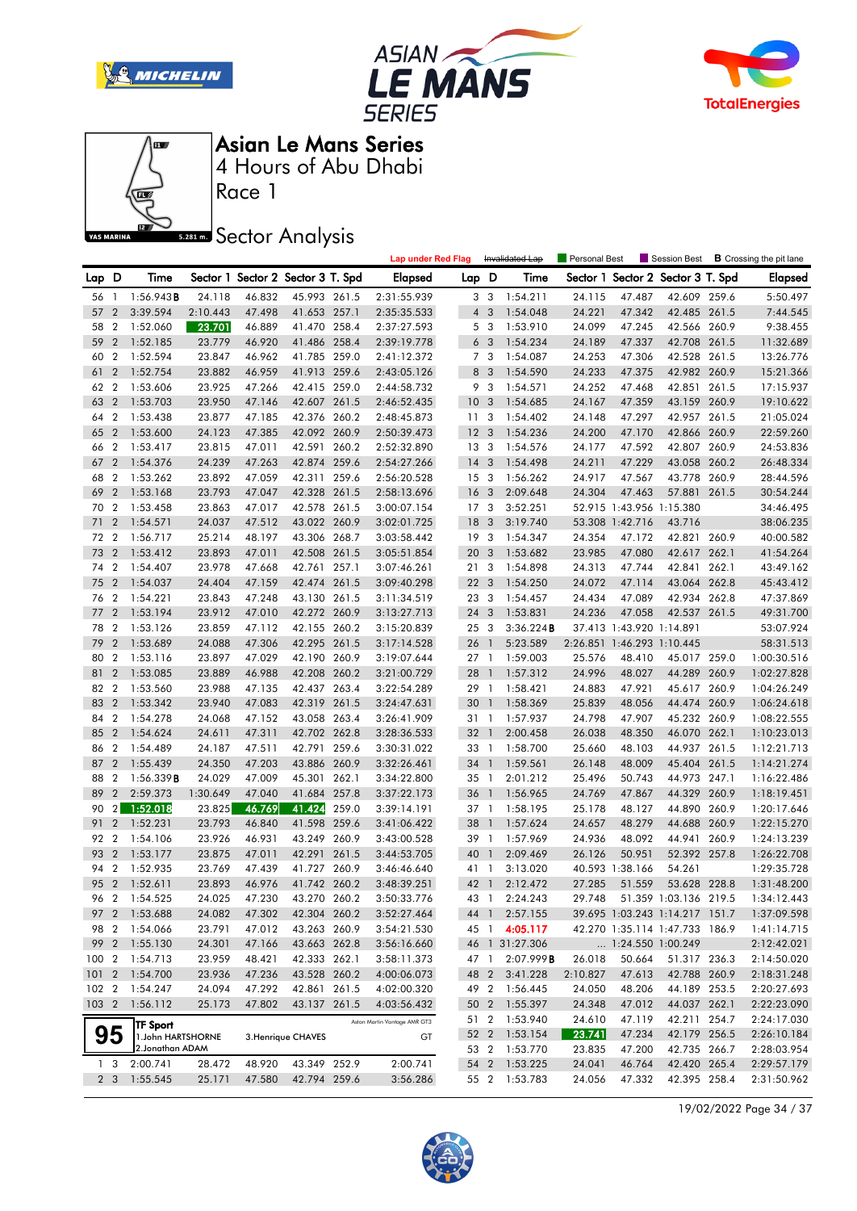# Asian Le Mans Series

4 Hours of Abu Dhabi

Race 1

Sector Analysis

Lap under Red Flag | ~~Invalidated Lap~~ | Personal Best | Session Best | **B** Crossing the pit lane

| Lap | D | Time | Sector 1 | Sector 2 | Sector 3 | T. Spd | Elapsed |
|---|---|---|---|---|---|---|---|
| 56 | 1 | 1:56.943**B** | 24.118 | 46.832 | 45.993 | 261.5 | 2:31:55.939 |
| 57 | 2 | 3:39.594 | 2:10.443 | 47.498 | 41.653 | 257.1 | 2:35:35.533 |
| 58 | 2 | 1:52.060 | 23.701 | 46.889 | 41.470 | 258.4 | 2:37:27.593 |
| 59 | 2 | 1:52.185 | 23.779 | 46.920 | 41.486 | 258.4 | 2:39:19.778 |
| 60 | 2 | 1:52.594 | 23.847 | 46.962 | 41.785 | 259.0 | 2:41:12.372 |
| 61 | 2 | 1:52.754 | 23.882 | 46.959 | 41.913 | 259.6 | 2:43:05.126 |
| 62 | 2 | 1:53.606 | 23.925 | 47.266 | 42.415 | 259.0 | 2:44:58.732 |
| 63 | 2 | 1:53.703 | 23.950 | 47.146 | 42.607 | 261.5 | 2:46:52.435 |
| 64 | 2 | 1:53.438 | 23.877 | 47.185 | 42.376 | 260.2 | 2:48:45.873 |
| 65 | 2 | 1:53.600 | 24.123 | 47.385 | 42.092 | 260.9 | 2:50:39.473 |
| 66 | 2 | 1:53.417 | 23.815 | 47.011 | 42.591 | 260.2 | 2:52:32.890 |
| 67 | 2 | 1:54.376 | 24.239 | 47.263 | 42.874 | 259.6 | 2:54:27.266 |
| 68 | 2 | 1:53.262 | 23.892 | 47.059 | 42.311 | 259.6 | 2:56:20.528 |
| 69 | 2 | 1:53.168 | 23.793 | 47.047 | 42.328 | 261.5 | 2:58:13.696 |
| 70 | 2 | 1:53.458 | 23.863 | 47.017 | 42.578 | 261.5 | 3:00:07.154 |
| 71 | 2 | 1:54.571 | 24.037 | 47.512 | 43.022 | 260.9 | 3:02:01.725 |
| 72 | 2 | 1:56.717 | 25.214 | 48.197 | 43.306 | 268.7 | 3:03:58.442 |
| 73 | 2 | 1:53.412 | 23.893 | 47.011 | 42.508 | 261.5 | 3:05:51.854 |
| 74 | 2 | 1:54.407 | 23.978 | 47.668 | 42.761 | 257.1 | 3:07:46.261 |
| 75 | 2 | 1:54.037 | 24.404 | 47.159 | 42.474 | 261.5 | 3:09:40.298 |
| 76 | 2 | 1:54.221 | 23.843 | 47.248 | 43.130 | 261.5 | 3:11:34.519 |
| 77 | 2 | 1:53.194 | 23.912 | 47.010 | 42.272 | 260.9 | 3:13:27.713 |
| 78 | 2 | 1:53.126 | 23.859 | 47.112 | 42.155 | 260.2 | 3:15:20.839 |
| 79 | 2 | 1:53.689 | 24.088 | 47.306 | 42.295 | 261.5 | 3:17:14.528 |
| 80 | 2 | 1:53.116 | 23.897 | 47.029 | 42.190 | 260.9 | 3:19:07.644 |
| 81 | 2 | 1:53.085 | 23.889 | 46.988 | 42.208 | 260.2 | 3:21:00.729 |
| 82 | 2 | 1:53.560 | 23.988 | 47.135 | 42.437 | 263.4 | 3:22:54.289 |
| 83 | 2 | 1:53.342 | 23.940 | 47.083 | 42.319 | 261.5 | 3:24:47.631 |
| 84 | 2 | 1:54.278 | 24.068 | 47.152 | 43.058 | 263.4 | 3:26:41.909 |
| 85 | 2 | 1:54.624 | 24.611 | 47.311 | 42.702 | 262.8 | 3:28:36.533 |
| 86 | 2 | 1:54.489 | 24.187 | 47.511 | 42.791 | 259.6 | 3:30:31.022 |
| 87 | 2 | 1:55.439 | 24.350 | 47.203 | 43.886 | 260.9 | 3:32:26.461 |
| 88 | 2 | 1:56.339**B** | 24.029 | 47.009 | 45.301 | 262.1 | 3:34:22.800 |
| 89 | 2 | 2:59.373 | 1:30.649 | 47.040 | 41.684 | 257.8 | 3:37:22.173 |
| 90 | 2 | 1:52.018 | 23.825 | 46.769 | 41.424 | 259.0 | 3:39:14.191 |
| 91 | 2 | 1:52.231 | 23.793 | 46.840 | 41.598 | 259.6 | 3:41:06.422 |
| 92 | 2 | 1:54.106 | 23.926 | 46.931 | 43.249 | 260.9 | 3:43:00.528 |
| 93 | 2 | 1:53.177 | 23.875 | 47.011 | 42.291 | 261.5 | 3:44:53.705 |
| 94 | 2 | 1:52.935 | 23.769 | 47.439 | 41.727 | 260.9 | 3:46:46.640 |
| 95 | 2 | 1:52.611 | 23.893 | 46.976 | 41.742 | 260.2 | 3:48:39.251 |
| 96 | 2 | 1:54.525 | 24.025 | 47.230 | 43.270 | 260.2 | 3:50:33.776 |
| 97 | 2 | 1:53.688 | 24.082 | 47.302 | 42.304 | 260.2 | 3:52:27.464 |
| 98 | 2 | 1:54.066 | 23.791 | 47.012 | 43.263 | 260.9 | 3:54:21.530 |
| 99 | 2 | 1:55.130 | 24.301 | 47.166 | 43.663 | 262.8 | 3:56:16.660 |
| 100 | 2 | 1:54.713 | 23.959 | 48.421 | 42.333 | 262.1 | 3:58:11.373 |
| 101 | 2 | 1:54.700 | 23.936 | 47.236 | 43.528 | 260.2 | 4:00:06.073 |
| 102 | 2 | 1:54.247 | 24.094 | 47.292 | 42.861 | 261.5 | 4:02:00.320 |
| 103 | 2 | 1:56.112 | 25.173 | 47.802 | 43.137 | 261.5 | 4:03:56.432 |

**95** **TF Sport** — Aston Martin Vantage AMR GT3 — GT
1.John HARTSHORNE
2.Jonathan ADAM
3.Henrique CHAVES

| Lap | D | Time | Sector 1 | Sector 2 | Sector 3 | T. Spd | Elapsed |
|---|---|---|---|---|---|---|---|
| 1 | 3 | 2:00.741 | 28.472 | 48.920 | 43.349 | 252.9 | 2:00.741 |
| 2 | 3 | 1:55.545 | 25.171 | 47.580 | 42.794 | 259.6 | 3:56.286 |
| 3 | 3 | 1:54.211 | 24.115 | 47.487 | 42.609 | 259.6 | 5:50.497 |
| 4 | 3 | 1:54.048 | 24.221 | 47.342 | 42.485 | 261.5 | 7:44.545 |
| 5 | 3 | 1:53.910 | 24.099 | 47.245 | 42.566 | 260.9 | 9:38.455 |
| 6 | 3 | 1:54.234 | 24.189 | 47.337 | 42.708 | 261.5 | 11:32.689 |
| 7 | 3 | 1:54.087 | 24.253 | 47.306 | 42.528 | 261.5 | 13:26.776 |
| 8 | 3 | 1:54.590 | 24.233 | 47.375 | 42.982 | 260.9 | 15:21.366 |
| 9 | 3 | 1:54.571 | 24.252 | 47.468 | 42.851 | 261.5 | 17:15.937 |
| 10 | 3 | 1:54.685 | 24.167 | 47.359 | 43.159 | 260.9 | 19:10.622 |
| 11 | 3 | 1:54.402 | 24.148 | 47.297 | 42.957 | 261.5 | 21:05.024 |
| 12 | 3 | 1:54.236 | 24.200 | 47.170 | 42.866 | 260.9 | 22:59.260 |
| 13 | 3 | 1:54.576 | 24.177 | 47.592 | 42.807 | 260.9 | 24:53.836 |
| 14 | 3 | 1:54.498 | 24.211 | 47.229 | 43.058 | 260.2 | 26:48.334 |
| 15 | 3 | 1:56.262 | 24.917 | 47.567 | 43.778 | 260.9 | 28:44.596 |
| 16 | 3 | 2:09.648 | 24.304 | 47.463 | 57.881 | 261.5 | 30:54.244 |
| 17 | 3 | 3:52.251 | 52.915 | 1:43.956 | 1:15.380 | | 34:46.495 |
| 18 | 3 | 3:19.740 | 53.308 | 1:42.716 | 43.716 | | 38:06.235 |
| 19 | 3 | 1:54.347 | 24.354 | 47.172 | 42.821 | 260.9 | 40:00.582 |
| 20 | 3 | 1:53.682 | 23.985 | 47.080 | 42.617 | 262.1 | 41:54.264 |
| 21 | 3 | 1:54.898 | 24.313 | 47.744 | 42.841 | 262.1 | 43:49.162 |
| 22 | 3 | 1:54.250 | 24.072 | 47.114 | 43.064 | 262.8 | 45:43.412 |
| 23 | 3 | 1:54.457 | 24.434 | 47.089 | 42.934 | 262.8 | 47:37.869 |
| 24 | 3 | 1:53.831 | 24.236 | 47.058 | 42.537 | 261.5 | 49:31.700 |
| 25 | 3 | 3:36.224**B** | 37.413 | 1:43.920 | 1:14.891 | | 53:07.924 |
| 26 | 1 | 5:23.589 | 2:26.851 | 1:46.293 | 1:10.445 | | 58:31.513 |
| 27 | 1 | 1:59.003 | 25.576 | 48.410 | 45.017 | 259.0 | 1:00:30.516 |
| 28 | 1 | 1:57.312 | 24.996 | 48.027 | 44.289 | 260.9 | 1:02:27.828 |
| 29 | 1 | 1:58.421 | 24.883 | 47.921 | 45.617 | 260.9 | 1:04:26.249 |
| 30 | 1 | 1:58.369 | 25.839 | 48.056 | 44.474 | 260.9 | 1:06:24.618 |
| 31 | 1 | 1:57.937 | 24.798 | 47.907 | 45.232 | 260.9 | 1:08:22.555 |
| 32 | 1 | 2:00.458 | 26.038 | 48.350 | 46.070 | 262.1 | 1:10:23.013 |
| 33 | 1 | 1:58.700 | 25.656 | 48.103 | 44.937 | 261.5 | 1:12:21.713 |
| 34 | 1 | 1:59.561 | 26.148 | 48.009 | 45.404 | 261.5 | 1:14:21.274 |
| 35 | 1 | 2:01.212 | 25.496 | 50.743 | 44.973 | 247.1 | 1:16:22.486 |
| 36 | 1 | 1:56.965 | 24.769 | 47.867 | 44.329 | 260.9 | 1:18:19.451 |
| 37 | 1 | 1:58.195 | 25.178 | 48.127 | 44.890 | 260.9 | 1:20:17.646 |
| 38 | 1 | 1:57.624 | 24.657 | 48.279 | 44.688 | 260.9 | 1:22:15.270 |
| 39 | 1 | 1:57.969 | 24.936 | 48.092 | 44.941 | 260.9 | 1:24:13.239 |
| 40 | 1 | 2:09.469 | 26.126 | 50.951 | 52.392 | 257.8 | 1:26:22.708 |
| 41 | 1 | 3:13.020 | 40.593 | 1:38.166 | 54.261 | | 1:29:35.728 |
| 42 | 1 | 2:12.472 | 27.285 | 51.559 | 53.628 | 228.8 | 1:31:48.200 |
| 43 | 1 | 2:24.243 | 29.748 | 51.359 | 1:03.136 | 219.5 | 1:34:12.443 |
| 44 | 1 | 2:57.155 | 39.695 | 1:03.243 | 1:14.217 | 151.7 | 1:37:09.598 |
| 45 | 1 | 4:05.117 | 42.270 | 1:35.114 | 1:47.733 | 186.9 | 1:41:14.715 |
| 46 | 1 | 31:27.306 | ... | 1:24.550 | 1:00.249 | | 2:12:42.021 |
| 47 | 1 | 2:07.999**B** | 26.018 | 50.664 | 51.317 | 236.3 | 2:14:50.020 |
| 48 | 2 | 3:41.228 | 2:10.827 | 47.613 | 42.788 | 260.9 | 2:18:31.248 |
| 49 | 2 | 1:56.445 | 24.050 | 48.206 | 44.189 | 253.5 | 2:20:27.693 |
| 50 | 2 | 1:55.397 | 24.348 | 47.012 | 44.037 | 262.1 | 2:22:23.090 |
| 51 | 2 | 1:53.940 | 24.610 | 47.119 | 42.211 | 254.7 | 2:24:17.030 |
| 52 | 2 | 1:53.154 | 23.741 | 47.234 | 42.179 | 256.5 | 2:26:10.184 |
| 53 | 2 | 1:53.770 | 23.835 | 47.200 | 42.735 | 266.7 | 2:28:03.954 |
| 54 | 2 | 1:53.225 | 24.041 | 46.764 | 42.420 | 265.4 | 2:29:57.179 |
| 55 | 2 | 1:53.783 | 24.056 | 47.332 | 42.395 | 258.4 | 2:31:50.962 |

19/02/2022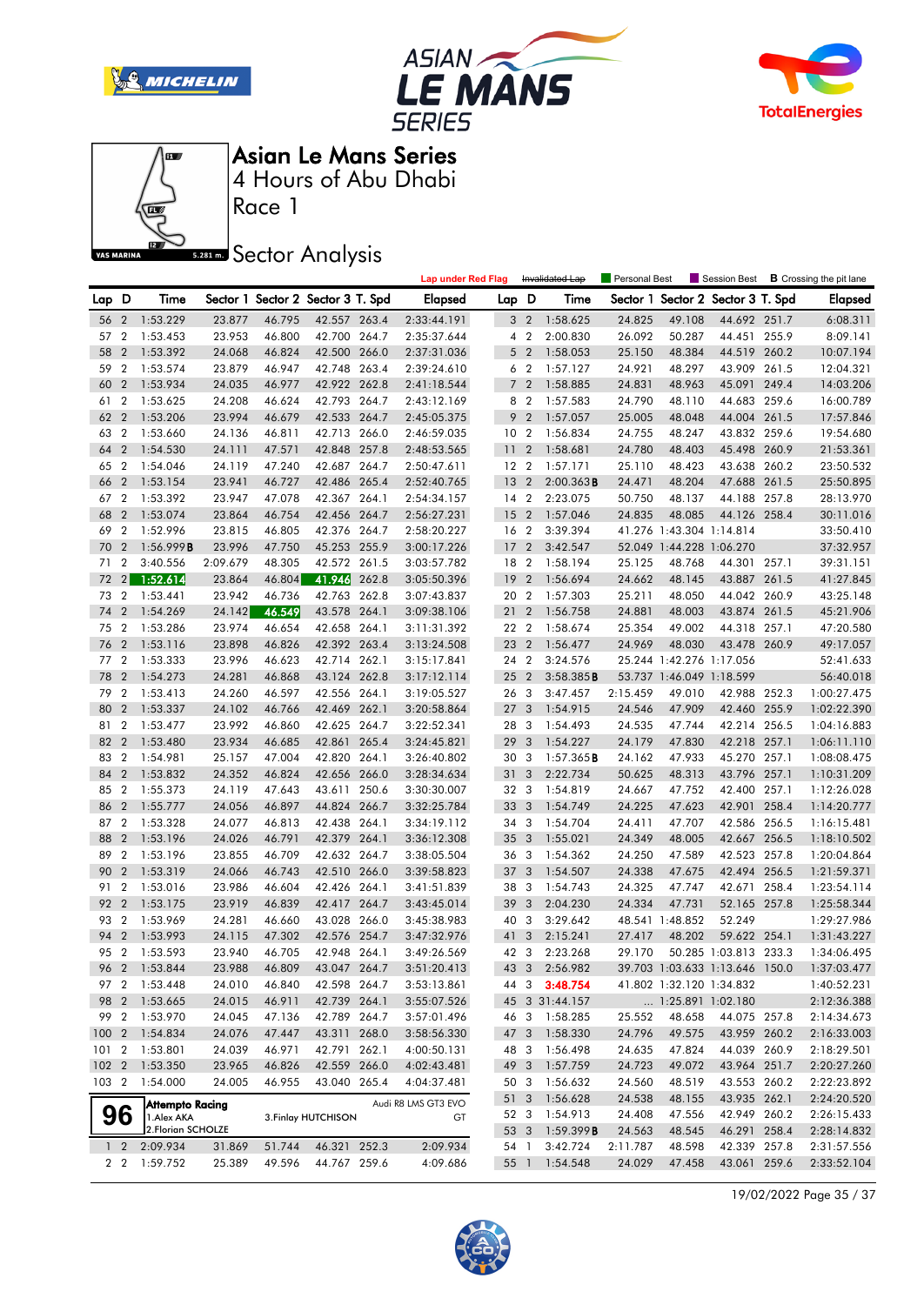# Asian Le Mans Series

4 Hours of Abu Dhabi

Race 1

Sector Analysis

Lap under Red Flag | Invalidated Lap | Personal Best | Session Best | B Crossing the pit lane

| Lap | D | Time | Sector 1 | Sector 2 | Sector 3 | T. Spd | Elapsed |
|---|---|---|---|---|---|---|---|
| 56 | 2 | 1:53.229 | 23.877 | 46.795 | 42.557 | 263.4 | 2:33:44.191 |
| 57 | 2 | 1:53.453 | 23.953 | 46.800 | 42.700 | 264.7 | 2:35:37.644 |
| 58 | 2 | 1:53.392 | 24.068 | 46.824 | 42.500 | 266.0 | 2:37:31.036 |
| 59 | 2 | 1:53.574 | 23.879 | 46.947 | 42.748 | 263.4 | 2:39:24.610 |
| 60 | 2 | 1:53.934 | 24.035 | 46.977 | 42.922 | 262.8 | 2:41:18.544 |
| 61 | 2 | 1:53.625 | 24.208 | 46.624 | 42.793 | 264.7 | 2:43:12.169 |
| 62 | 2 | 1:53.206 | 23.994 | 46.679 | 42.533 | 264.7 | 2:45:05.375 |
| 63 | 2 | 1:53.660 | 24.136 | 46.811 | 42.713 | 266.0 | 2:46:59.035 |
| 64 | 2 | 1:54.530 | 24.111 | 47.571 | 42.848 | 257.8 | 2:48:53.565 |
| 65 | 2 | 1:54.046 | 24.119 | 47.240 | 42.687 | 264.7 | 2:50:47.611 |
| 66 | 2 | 1:53.154 | 23.941 | 46.727 | 42.486 | 265.4 | 2:52:40.765 |
| 67 | 2 | 1:53.392 | 23.947 | 47.078 | 42.367 | 264.1 | 2:54:34.157 |
| 68 | 2 | 1:53.074 | 23.864 | 46.754 | 42.456 | 264.7 | 2:56:27.231 |
| 69 | 2 | 1:52.996 | 23.815 | 46.805 | 42.376 | 264.7 | 2:58:20.227 |
| 70 | 2 | 1:56.999 B | 23.996 | 47.750 | 45.253 | 255.9 | 3:00:17.226 |
| 71 | 2 | 3:40.556 | 2:09.679 | 48.305 | 42.572 | 261.5 | 3:03:57.782 |
| 72 | 2 | 1:52.614 | 23.864 | 46.804 | 41.946 | 262.8 | 3:05:50.396 |
| 73 | 2 | 1:53.441 | 23.942 | 46.736 | 42.763 | 262.8 | 3:07:43.837 |
| 74 | 2 | 1:54.269 | 24.142 | 46.549 | 43.578 | 264.1 | 3:09:38.106 |
| 75 | 2 | 1:53.286 | 23.974 | 46.654 | 42.658 | 264.1 | 3:11:31.392 |
| 76 | 2 | 1:53.116 | 23.898 | 46.826 | 42.392 | 263.4 | 3:13:24.508 |
| 77 | 2 | 1:53.333 | 23.996 | 46.623 | 42.714 | 262.1 | 3:15:17.841 |
| 78 | 2 | 1:54.273 | 24.281 | 46.868 | 43.124 | 262.8 | 3:17:12.114 |
| 79 | 2 | 1:53.413 | 24.260 | 46.597 | 42.556 | 264.1 | 3:19:05.527 |
| 80 | 2 | 1:53.337 | 24.102 | 46.766 | 42.469 | 262.1 | 3:20:58.864 |
| 81 | 2 | 1:53.477 | 23.992 | 46.860 | 42.625 | 264.7 | 3:22:52.341 |
| 82 | 2 | 1:53.480 | 23.934 | 46.685 | 42.861 | 265.4 | 3:24:45.821 |
| 83 | 2 | 1:54.981 | 25.157 | 47.004 | 42.820 | 264.1 | 3:26:40.802 |
| 84 | 2 | 1:53.832 | 24.352 | 46.824 | 42.656 | 266.0 | 3:28:34.634 |
| 85 | 2 | 1:55.373 | 24.119 | 47.643 | 43.611 | 250.6 | 3:30:30.007 |
| 86 | 2 | 1:55.777 | 24.056 | 46.897 | 44.824 | 266.7 | 3:32:25.784 |
| 87 | 2 | 1:53.328 | 24.077 | 46.813 | 42.438 | 264.1 | 3:34:19.112 |
| 88 | 2 | 1:53.196 | 24.026 | 46.791 | 42.379 | 264.1 | 3:36:12.308 |
| 89 | 2 | 1:53.196 | 23.855 | 46.709 | 42.632 | 264.7 | 3:38:05.504 |
| 90 | 2 | 1:53.319 | 24.066 | 46.743 | 42.510 | 266.0 | 3:39:58.823 |
| 91 | 2 | 1:53.016 | 23.986 | 46.604 | 42.426 | 264.1 | 3:41:51.839 |
| 92 | 2 | 1:53.175 | 23.919 | 46.839 | 42.417 | 264.7 | 3:43:45.014 |
| 93 | 2 | 1:53.969 | 24.281 | 46.660 | 43.028 | 266.0 | 3:45:38.983 |
| 94 | 2 | 1:53.993 | 24.115 | 47.302 | 42.576 | 254.7 | 3:47:32.976 |
| 95 | 2 | 1:53.593 | 23.940 | 46.705 | 42.948 | 264.1 | 3:49:26.569 |
| 96 | 2 | 1:53.844 | 23.988 | 46.809 | 43.047 | 264.7 | 3:51:20.413 |
| 97 | 2 | 1:53.448 | 24.010 | 46.840 | 42.598 | 264.7 | 3:53:13.861 |
| 98 | 2 | 1:53.665 | 24.015 | 46.911 | 42.739 | 264.1 | 3:55:07.526 |
| 99 | 2 | 1:53.970 | 24.045 | 47.136 | 42.789 | 264.7 | 3:57:01.496 |
| 100 | 2 | 1:54.834 | 24.076 | 47.447 | 43.311 | 268.0 | 3:58:56.330 |
| 101 | 2 | 1:53.801 | 24.039 | 46.971 | 42.791 | 262.1 | 4:00:50.131 |
| 102 | 2 | 1:53.350 | 23.965 | 46.826 | 42.559 | 266.0 | 4:02:43.481 |
| 103 | 2 | 1:54.000 | 24.005 | 46.955 | 43.040 | 265.4 | 4:04:37.481 |

**96** Attempto Racing — Audi R8 LMS GT3 EVO — GT
1.Alex AKA
2.Florian SCHOLZE
3.Finlay HUTCHISON

| Lap | D | Time | Sector 1 | Sector 2 | Sector 3 | T. Spd | Elapsed |
|---|---|---|---|---|---|---|---|
| 1 | 2 | 2:09.934 | 31.869 | 51.744 | 46.321 | 252.3 | 2:09.934 |
| 2 | 2 | 1:59.752 | 25.389 | 49.596 | 44.767 | 259.6 | 4:09.686 |
| 3 | 2 | 1:58.625 | 24.825 | 49.108 | 44.692 | 251.7 | 6:08.311 |
| 4 | 2 | 2:00.830 | 26.092 | 50.287 | 44.451 | 255.9 | 8:09.141 |
| 5 | 2 | 1:58.053 | 25.150 | 48.384 | 44.519 | 260.2 | 10:07.194 |
| 6 | 2 | 1:57.127 | 24.921 | 48.297 | 43.909 | 261.5 | 12:04.321 |
| 7 | 2 | 1:58.885 | 24.831 | 48.963 | 45.091 | 249.4 | 14:03.206 |
| 8 | 2 | 1:57.583 | 24.790 | 48.110 | 44.683 | 259.6 | 16:00.789 |
| 9 | 2 | 1:57.057 | 25.005 | 48.048 | 44.004 | 261.5 | 17:57.846 |
| 10 | 2 | 1:56.834 | 24.755 | 48.247 | 43.832 | 259.6 | 19:54.680 |
| 11 | 2 | 1:58.681 | 24.780 | 48.403 | 45.498 | 260.9 | 21:53.361 |
| 12 | 2 | 1:57.171 | 25.110 | 48.423 | 43.638 | 260.2 | 23:50.532 |
| 13 | 2 | 2:00.363 B | 24.471 | 48.204 | 47.688 | 261.5 | 25:50.895 |
| 14 | 2 | 2:23.075 | 50.750 | 48.137 | 44.188 | 257.8 | 28:13.970 |
| 15 | 2 | 1:57.046 | 24.835 | 48.085 | 44.126 | 258.4 | 30:11.016 |
| 16 | 2 | 3:39.394 | 41.276 | 1:43.304 | 1:14.814 | | 33:50.410 |
| 17 | 2 | 3:42.547 | 52.049 | 1:44.228 | 1:06.270 | | 37:32.957 |
| 18 | 2 | 1:58.194 | 25.125 | 48.768 | 44.301 | 257.1 | 39:31.151 |
| 19 | 2 | 1:56.694 | 24.662 | 48.145 | 43.887 | 261.5 | 41:27.845 |
| 20 | 2 | 1:57.303 | 25.211 | 48.050 | 44.042 | 260.9 | 43:25.148 |
| 21 | 2 | 1:56.758 | 24.881 | 48.003 | 43.874 | 261.5 | 45:21.906 |
| 22 | 2 | 1:58.674 | 25.354 | 49.002 | 44.318 | 257.1 | 47:20.580 |
| 23 | 2 | 1:56.477 | 24.969 | 48.030 | 43.478 | 260.9 | 49:17.057 |
| 24 | 2 | 3:24.576 | 25.244 | 1:42.276 | 1:17.056 | | 52:41.633 |
| 25 | 2 | 3:58.385 B | 53.737 | 1:46.049 | 1:18.599 | | 56:40.018 |
| 26 | 3 | 3:47.457 | 2:15.459 | 49.010 | 42.988 | 252.3 | 1:00:27.475 |
| 27 | 3 | 1:54.915 | 24.546 | 47.909 | 42.460 | 255.9 | 1:02:22.390 |
| 28 | 3 | 1:54.493 | 24.535 | 47.744 | 42.214 | 256.5 | 1:04:16.883 |
| 29 | 3 | 1:54.227 | 24.179 | 47.830 | 42.218 | 257.1 | 1:06:11.110 |
| 30 | 3 | 1:57.365 B | 24.162 | 47.933 | 45.270 | 257.1 | 1:08:08.475 |
| 31 | 3 | 2:22.734 | 50.625 | 48.313 | 43.796 | 257.1 | 1:10:31.209 |
| 32 | 3 | 1:54.819 | 24.667 | 47.752 | 42.400 | 257.1 | 1:12:26.028 |
| 33 | 3 | 1:54.749 | 24.225 | 47.623 | 42.901 | 258.4 | 1:14:20.777 |
| 34 | 3 | 1:54.704 | 24.411 | 47.707 | 42.586 | 256.5 | 1:16:15.481 |
| 35 | 3 | 1:55.021 | 24.349 | 48.005 | 42.667 | 256.5 | 1:18:10.502 |
| 36 | 3 | 1:54.362 | 24.250 | 47.589 | 42.523 | 257.8 | 1:20:04.864 |
| 37 | 3 | 1:54.507 | 24.338 | 47.675 | 42.494 | 256.5 | 1:21:59.371 |
| 38 | 3 | 1:54.743 | 24.325 | 47.747 | 42.671 | 258.4 | 1:23:54.114 |
| 39 | 3 | 2:04.230 | 24.334 | 47.731 | 52.165 | 257.8 | 1:25:58.344 |
| 40 | 3 | 3:29.642 | 48.541 | 1:48.852 | 52.249 | | 1:29:27.986 |
| 41 | 3 | 2:15.241 | 27.417 | 48.202 | 59.622 | 254.1 | 1:31:43.227 |
| 42 | 3 | 2:23.268 | 29.170 | 50.285 | 1:03.813 | 233.3 | 1:34:06.495 |
| 43 | 3 | 2:56.982 | 39.703 | 1:03.633 | 1:13.646 | 150.0 | 1:37:03.477 |
| 44 | 3 | 3:48.754 | 41.802 | 1:32.120 | 1:34.832 | | 1:40:52.231 |
| 45 | 3 | 31:44.157 | ... | 1:25.891 | 1:02.180 | | 2:12:36.388 |
| 46 | 3 | 1:58.285 | 25.552 | 48.658 | 44.075 | 257.8 | 2:14:34.673 |
| 47 | 3 | 1:58.330 | 24.796 | 49.575 | 43.959 | 260.2 | 2:16:33.003 |
| 48 | 3 | 1:56.498 | 24.635 | 47.824 | 44.039 | 260.9 | 2:18:29.501 |
| 49 | 3 | 1:57.759 | 24.723 | 49.072 | 43.964 | 251.7 | 2:20:27.260 |
| 50 | 3 | 1:56.632 | 24.560 | 48.519 | 43.553 | 260.2 | 2:22:23.892 |
| 51 | 3 | 1:56.628 | 24.538 | 48.155 | 43.935 | 262.1 | 2:24:20.520 |
| 52 | 3 | 1:54.913 | 24.408 | 47.556 | 42.949 | 260.2 | 2:26:15.433 |
| 53 | 3 | 1:59.399 B | 24.563 | 48.545 | 46.291 | 258.4 | 2:28:14.832 |
| 54 | 1 | 3:42.724 | 2:11.787 | 48.598 | 42.339 | 257.8 | 2:31:57.556 |
| 55 | 1 | 1:54.548 | 24.029 | 47.458 | 43.061 | 259.6 | 2:33:52.104 |

19/02/2022 Page 35 / 37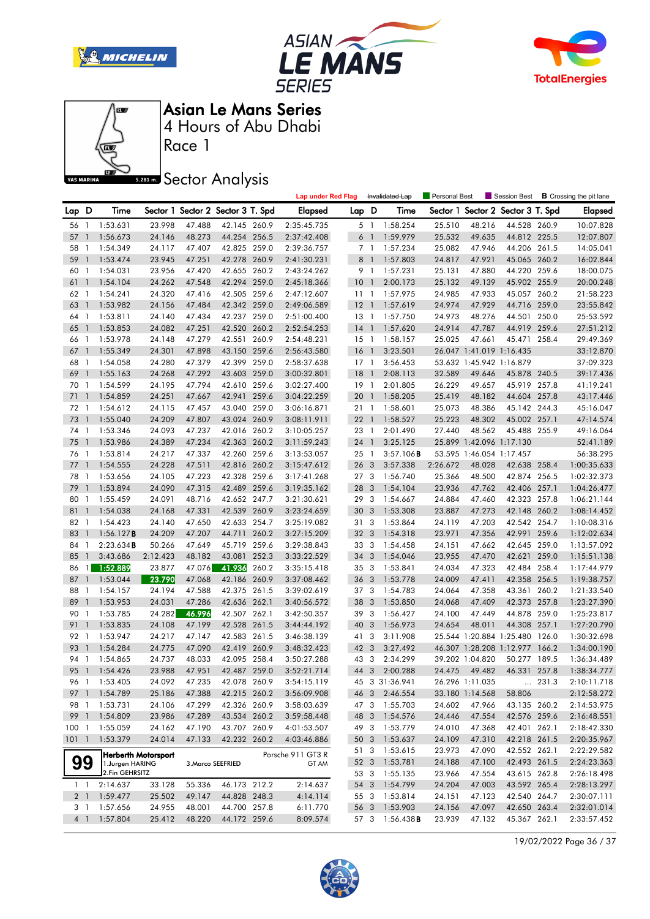# Asian Le Mans Series

## 4 Hours of Abu Dhabi

### Race 1

## Sector Analysis

Lap under Red Flag | ~~Invalidated Lap~~ | Personal Best | Session Best | **B** Crossing the pit lane

| Lap | D | Time | Sector 1 | Sector 2 | Sector 3 | T. Spd | Elapsed |
|---|---|---|---|---|---|---|---|
| 56 | 1 | 1:53.631 | 23.998 | 47.488 | 42.145 | 260.9 | 2:35:45.735 |
| 57 | 1 | 1:56.673 | 24.146 | 48.273 | 44.254 | 256.5 | 2:37:42.408 |
| 58 | 1 | 1:54.349 | 24.117 | 47.407 | 42.825 | 259.0 | 2:39:36.757 |
| 59 | 1 | 1:53.474 | 23.945 | 47.251 | 42.278 | 260.9 | 2:41:30.231 |
| 60 | 1 | 1:54.031 | 23.956 | 47.420 | 42.655 | 260.2 | 2:43:24.262 |
| 61 | 1 | 1:54.104 | 24.262 | 47.548 | 42.294 | 259.0 | 2:45:18.366 |
| 62 | 1 | 1:54.241 | 24.320 | 47.416 | 42.505 | 259.6 | 2:47:12.607 |
| 63 | 1 | 1:53.982 | 24.156 | 47.484 | 42.342 | 259.0 | 2:49:06.589 |
| 64 | 1 | 1:53.811 | 24.140 | 47.434 | 42.237 | 259.0 | 2:51:00.400 |
| 65 | 1 | 1:53.853 | 24.082 | 47.251 | 42.520 | 260.2 | 2:52:54.253 |
| 66 | 1 | 1:53.978 | 24.148 | 47.279 | 42.551 | 260.9 | 2:54:48.231 |
| 67 | 1 | 1:55.349 | 24.301 | 47.898 | 43.150 | 259.6 | 2:56:43.580 |
| 68 | 1 | 1:54.058 | 24.280 | 47.379 | 42.399 | 259.6 | 2:58:37.638 |
| 69 | 1 | 1:55.163 | 24.268 | 47.292 | 43.603 | 259.0 | 3:00:32.801 |
| 70 | 1 | 1:54.599 | 24.195 | 47.794 | 42.610 | 259.6 | 3:02:27.400 |
| 71 | 1 | 1:54.859 | 24.251 | 47.667 | 42.941 | 259.6 | 3:04:22.259 |
| 72 | 1 | 1:54.612 | 24.115 | 47.457 | 43.040 | 259.0 | 3:06:16.871 |
| 73 | 1 | 1:55.040 | 24.209 | 47.807 | 43.024 | 260.9 | 3:08:11.911 |
| 74 | 1 | 1:53.346 | 24.093 | 47.237 | 42.016 | 260.2 | 3:10:05.257 |
| 75 | 1 | 1:53.986 | 24.389 | 47.234 | 42.363 | 260.2 | 3:11:59.243 |
| 76 | 1 | 1:53.814 | 24.217 | 47.337 | 42.260 | 259.6 | 3:13:53.057 |
| 77 | 1 | 1:54.555 | 24.228 | 47.511 | 42.816 | 260.2 | 3:15:47.612 |
| 78 | 1 | 1:53.656 | 24.105 | 47.223 | 42.328 | 259.6 | 3:17:41.268 |
| 79 | 1 | 1:53.894 | 24.090 | 47.315 | 42.489 | 259.6 | 3:19:35.162 |
| 80 | 1 | 1:55.459 | 24.091 | 48.716 | 42.652 | 247.7 | 3:21:30.621 |
| 81 | 1 | 1:54.038 | 24.168 | 47.331 | 42.539 | 260.9 | 3:23:24.659 |
| 82 | 1 | 1:54.423 | 24.140 | 47.650 | 42.633 | 254.7 | 3:25:19.082 |
| 83 | 1 | 1:56.127**B** | 24.209 | 47.207 | 44.711 | 260.2 | 3:27:15.209 |
| 84 | 1 | 2:23.634**B** | 50.266 | 47.649 | 45.719 | 259.6 | 3:29:38.843 |
| 85 | 1 | 3:43.686 | 2:12.423 | 48.182 | 43.081 | 252.3 | 3:33:22.529 |
| 86 | 1 | 1:52.889 | 23.877 | 47.076 | 41.936 | 260.2 | 3:35:15.418 |
| 87 | 1 | 1:53.044 | 23.790 | 47.068 | 42.186 | 260.9 | 3:37:08.462 |
| 88 | 1 | 1:54.157 | 24.194 | 47.588 | 42.375 | 261.5 | 3:39:02.619 |
| 89 | 1 | 1:53.953 | 24.031 | 47.286 | 42.636 | 262.1 | 3:40:56.572 |
| 90 | 1 | 1:53.785 | 24.282 | 46.996 | 42.507 | 262.1 | 3:42:50.357 |
| 91 | 1 | 1:53.835 | 24.108 | 47.199 | 42.528 | 261.5 | 3:44:44.192 |
| 92 | 1 | 1:53.947 | 24.217 | 47.147 | 42.583 | 261.5 | 3:46:38.139 |
| 93 | 1 | 1:54.284 | 24.775 | 47.090 | 42.419 | 260.9 | 3:48:32.423 |
| 94 | 1 | 1:54.865 | 24.737 | 48.033 | 42.095 | 258.4 | 3:50:27.288 |
| 95 | 1 | 1:54.426 | 23.988 | 47.951 | 42.487 | 259.0 | 3:52:21.714 |
| 96 | 1 | 1:53.405 | 24.092 | 47.235 | 42.078 | 260.9 | 3:54:15.119 |
| 97 | 1 | 1:54.789 | 25.186 | 47.388 | 42.215 | 260.2 | 3:56:09.908 |
| 98 | 1 | 1:53.731 | 24.106 | 47.299 | 42.326 | 260.9 | 3:58:03.639 |
| 99 | 1 | 1:54.809 | 23.986 | 47.289 | 43.534 | 260.2 | 3:59:58.448 |
| 100 | 1 | 1:55.059 | 24.162 | 47.190 | 43.707 | 260.9 | 4:01:53.507 |
| 101 | 1 | 1:53.379 | 24.014 | 47.133 | 42.232 | 260.2 | 4:03:46.886 |

**99** — Herberth Motorsport — Porsche 911 GT3 R — GT AM
1.Jurgen HARING, 2.Fin GEHRSITZ, 3.Marco SEEFRIED

| Lap | D | Time | Sector 1 | Sector 2 | Sector 3 | T. Spd | Elapsed |
|---|---|---|---|---|---|---|---|
| 1 | 1 | 2:14.637 | 33.128 | 55.336 | 46.173 | 212.2 | 2:14.637 |
| 2 | 1 | 1:59.477 | 25.502 | 49.147 | 44.828 | 248.3 | 4:14.114 |
| 3 | 1 | 1:57.656 | 24.955 | 48.001 | 44.700 | 257.8 | 6:11.770 |
| 4 | 1 | 1:57.804 | 25.412 | 48.220 | 44.172 | 259.6 | 8:09.574 |
| 5 | 1 | 1:58.254 | 25.510 | 48.216 | 44.528 | 260.9 | 10:07.828 |
| 6 | 1 | 1:59.979 | 25.532 | 49.635 | 44.812 | 225.5 | 12:07.807 |
| 7 | 1 | 1:57.234 | 25.082 | 47.946 | 44.206 | 261.5 | 14:05.041 |
| 8 | 1 | 1:57.803 | 24.817 | 47.921 | 45.065 | 260.2 | 16:02.844 |
| 9 | 1 | 1:57.231 | 25.131 | 47.880 | 44.220 | 259.6 | 18:00.075 |
| 10 | 1 | 2:00.173 | 25.132 | 49.139 | 45.902 | 255.9 | 20:00.248 |
| 11 | 1 | 1:57.975 | 24.985 | 47.933 | 45.057 | 260.2 | 21:58.223 |
| 12 | 1 | 1:57.619 | 24.974 | 47.929 | 44.716 | 259.0 | 23:55.842 |
| 13 | 1 | 1:57.750 | 24.973 | 48.276 | 44.501 | 250.0 | 25:53.592 |
| 14 | 1 | 1:57.620 | 24.914 | 47.787 | 44.919 | 259.6 | 27:51.212 |
| 15 | 1 | 1:58.157 | 25.025 | 47.661 | 45.471 | 258.4 | 29:49.369 |
| 16 | 1 | 3:23.501 | 26.047 | 1:41.019 | 1:16.435 | | 33:12.870 |
| 17 | 1 | 3:56.453 | 53.632 | 1:45.942 | 1:16.879 | | 37:09.323 |
| 18 | 1 | 2:08.113 | 32.589 | 49.646 | 45.878 | 240.5 | 39:17.436 |
| 19 | 1 | 2:01.805 | 26.229 | 49.657 | 45.919 | 257.8 | 41:19.241 |
| 20 | 1 | 1:58.205 | 25.419 | 48.182 | 44.604 | 257.8 | 43:17.446 |
| 21 | 1 | 1:58.601 | 25.073 | 48.386 | 45.142 | 244.3 | 45:16.047 |
| 22 | 1 | 1:58.527 | 25.223 | 48.302 | 45.002 | 257.1 | 47:14.574 |
| 23 | 1 | 2:01.490 | 27.440 | 48.562 | 45.488 | 255.9 | 49:16.064 |
| 24 | 1 | 3:25.125 | 25.899 | 1:42.096 | 1:17.130 | | 52:41.189 |
| 25 | 1 | 3:57.106**B** | 53.595 | 1:46.054 | 1:17.457 | | 56:38.295 |
| 26 | 3 | 3:57.338 | 2:26.672 | 48.028 | 42.638 | 258.4 | 1:00:35.633 |
| 27 | 3 | 1:56.740 | 25.366 | 48.500 | 42.874 | 256.5 | 1:02:32.373 |
| 28 | 3 | 1:54.104 | 23.936 | 47.762 | 42.406 | 257.1 | 1:04:26.477 |
| 29 | 3 | 1:54.667 | 24.884 | 47.460 | 42.323 | 257.8 | 1:06:21.144 |
| 30 | 3 | 1:53.308 | 23.887 | 47.273 | 42.148 | 260.2 | 1:08:14.452 |
| 31 | 3 | 1:53.864 | 24.119 | 47.203 | 42.542 | 254.7 | 1:10:08.316 |
| 32 | 3 | 1:54.318 | 23.971 | 47.356 | 42.991 | 259.6 | 1:12:02.634 |
| 33 | 3 | 1:54.458 | 24.151 | 47.662 | 42.645 | 259.0 | 1:13:57.092 |
| 34 | 3 | 1:54.046 | 23.955 | 47.470 | 42.621 | 259.0 | 1:15:51.138 |
| 35 | 3 | 1:53.841 | 24.034 | 47.323 | 42.484 | 258.4 | 1:17:44.979 |
| 36 | 3 | 1:53.778 | 24.009 | 47.411 | 42.358 | 256.5 | 1:19:38.757 |
| 37 | 3 | 1:54.783 | 24.064 | 47.358 | 43.361 | 260.2 | 1:21:33.540 |
| 38 | 3 | 1:53.850 | 24.068 | 47.409 | 42.373 | 257.8 | 1:23:27.390 |
| 39 | 3 | 1:56.427 | 24.100 | 47.449 | 44.878 | 259.0 | 1:25:23.817 |
| 40 | 3 | 1:56.973 | 24.654 | 48.011 | 44.308 | 257.1 | 1:27:20.790 |
| 41 | 3 | 3:11.908 | 25.544 | 1:20.884 | 1:25.480 | 126.0 | 1:30:32.698 |
| 42 | 3 | 3:27.492 | 46.307 | 1:28.208 | 1:12.977 | 166.2 | 1:34:00.190 |
| 43 | 3 | 2:34.299 | 39.202 | 1:04.820 | 50.277 | 189.5 | 1:36:34.489 |
| 44 | 3 | 2:00.288 | 24.475 | 49.482 | 46.331 | 257.8 | 1:38:34.777 |
| 45 | 3 | 31:36.941 | 26.296 | 1:11.035 | ... | 231.3 | 2:10:11.718 |
| 46 | 3 | 2:46.554 | 33.180 | 1:14.568 | 58.806 | | 2:12:58.272 |
| 47 | 3 | 1:55.703 | 24.602 | 47.966 | 43.135 | 260.2 | 2:14:53.975 |
| 48 | 3 | 1:54.576 | 24.446 | 47.554 | 42.576 | 259.6 | 2:16:48.551 |
| 49 | 3 | 1:53.779 | 24.010 | 47.368 | 42.401 | 262.1 | 2:18:42.330 |
| 50 | 3 | 1:53.637 | 24.109 | 47.310 | 42.218 | 261.5 | 2:20:35.967 |
| 51 | 3 | 1:53.615 | 23.973 | 47.090 | 42.552 | 262.1 | 2:22:29.582 |
| 52 | 3 | 1:53.781 | 24.188 | 47.100 | 42.493 | 261.5 | 2:24:23.363 |
| 53 | 3 | 1:55.135 | 23.966 | 47.554 | 43.615 | 262.8 | 2:26:18.498 |
| 54 | 3 | 1:54.799 | 24.204 | 47.003 | 43.592 | 265.4 | 2:28:13.297 |
| 55 | 3 | 1:53.814 | 24.151 | 47.123 | 42.540 | 264.7 | 2:30:07.111 |
| 56 | 3 | 1:53.903 | 24.156 | 47.097 | 42.650 | 263.4 | 2:32:01.014 |
| 57 | 3 | 1:56.438**B** | 23.939 | 47.132 | 45.367 | 262.1 | 2:33:57.452 |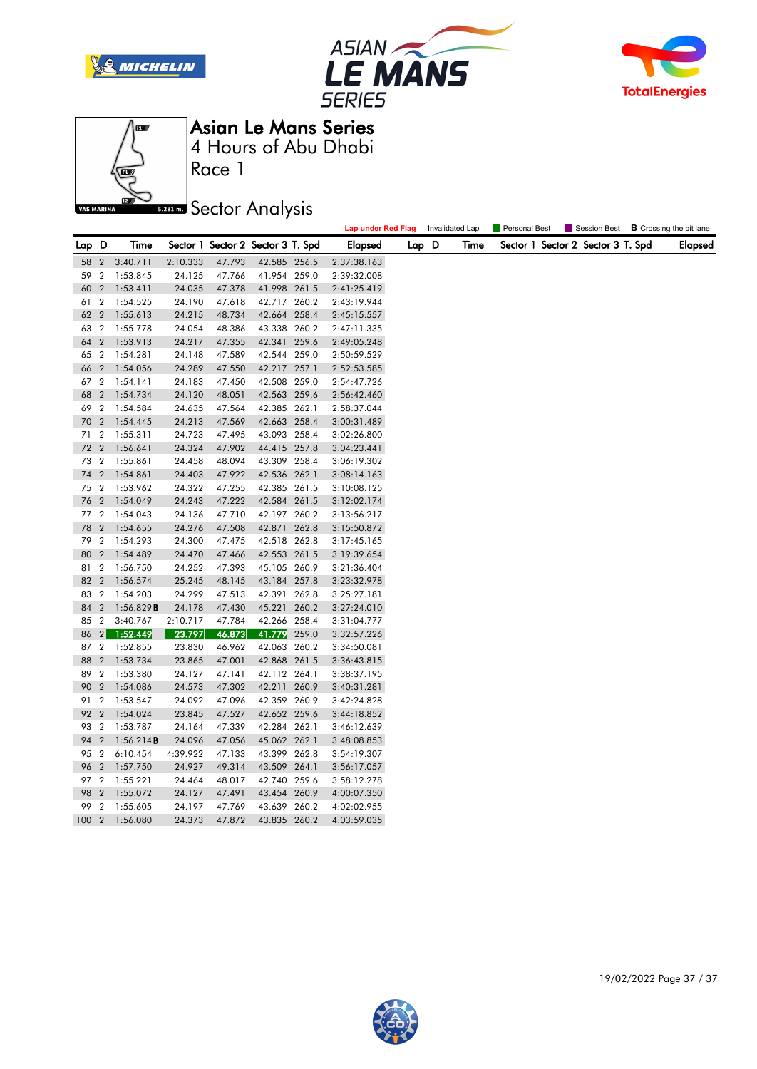# Asian Le Mans Series

4 Hours of Abu Dhabi

Race 1

## Sector Analysis

Lap under Red Flag | ~~Invalidated Lap~~ | Personal Best | Session Best | **B** Crossing the pit lane

| Lap | D | Time | Sector 1 | Sector 2 | Sector 3 | T. Spd | Elapsed |
|---|---|---|---|---|---|---|---|
| 58 | 2 | 3:40.711 | 2:10.333 | 47.793 | 42.585 | 256.5 | 2:37:38.163 |
| 59 | 2 | 1:53.845 | 24.125 | 47.766 | 41.954 | 259.0 | 2:39:32.008 |
| 60 | 2 | 1:53.411 | 24.035 | 47.378 | 41.998 | 261.5 | 2:41:25.419 |
| 61 | 2 | 1:54.525 | 24.190 | 47.618 | 42.717 | 260.2 | 2:43:19.944 |
| 62 | 2 | 1:55.613 | 24.215 | 48.734 | 42.664 | 258.4 | 2:45:15.557 |
| 63 | 2 | 1:55.778 | 24.054 | 48.386 | 43.338 | 260.2 | 2:47:11.335 |
| 64 | 2 | 1:53.913 | 24.217 | 47.355 | 42.341 | 259.6 | 2:49:05.248 |
| 65 | 2 | 1:54.281 | 24.148 | 47.589 | 42.544 | 259.0 | 2:50:59.529 |
| 66 | 2 | 1:54.056 | 24.289 | 47.550 | 42.217 | 257.1 | 2:52:53.585 |
| 67 | 2 | 1:54.141 | 24.183 | 47.450 | 42.508 | 259.0 | 2:54:47.726 |
| 68 | 2 | 1:54.734 | 24.120 | 48.051 | 42.563 | 259.6 | 2:56:42.460 |
| 69 | 2 | 1:54.584 | 24.635 | 47.564 | 42.385 | 262.1 | 2:58:37.044 |
| 70 | 2 | 1:54.445 | 24.213 | 47.569 | 42.663 | 258.4 | 3:00:31.489 |
| 71 | 2 | 1:55.311 | 24.723 | 47.495 | 43.093 | 258.4 | 3:02:26.800 |
| 72 | 2 | 1:56.641 | 24.324 | 47.902 | 44.415 | 257.8 | 3:04:23.441 |
| 73 | 2 | 1:55.861 | 24.458 | 48.094 | 43.309 | 258.4 | 3:06:19.302 |
| 74 | 2 | 1:54.861 | 24.403 | 47.922 | 42.536 | 262.1 | 3:08:14.163 |
| 75 | 2 | 1:53.962 | 24.322 | 47.255 | 42.385 | 261.5 | 3:10:08.125 |
| 76 | 2 | 1:54.049 | 24.243 | 47.222 | 42.584 | 261.5 | 3:12:02.174 |
| 77 | 2 | 1:54.043 | 24.136 | 47.710 | 42.197 | 260.2 | 3:13:56.217 |
| 78 | 2 | 1:54.655 | 24.276 | 47.508 | 42.871 | 262.8 | 3:15:50.872 |
| 79 | 2 | 1:54.293 | 24.300 | 47.475 | 42.518 | 262.8 | 3:17:45.165 |
| 80 | 2 | 1:54.489 | 24.470 | 47.466 | 42.553 | 261.5 | 3:19:39.654 |
| 81 | 2 | 1:56.750 | 24.252 | 47.393 | 45.105 | 260.9 | 3:21:36.404 |
| 82 | 2 | 1:56.574 | 25.245 | 48.145 | 43.184 | 257.8 | 3:23:32.978 |
| 83 | 2 | 1:54.203 | 24.299 | 47.513 | 42.391 | 262.8 | 3:25:27.181 |
| 84 | 2 | 1:56.829 **B** | 24.178 | 47.430 | 45.221 | 260.2 | 3:27:24.010 |
| 85 | 2 | 3:40.767 | 2:10.717 | 47.784 | 42.266 | 258.4 | 3:31:04.777 |
| 86 | 2 | 1:52.449 | 23.797 | 46.873 | 41.779 | 259.0 | 3:32:57.226 |
| 87 | 2 | 1:52.855 | 23.830 | 46.962 | 42.063 | 260.2 | 3:34:50.081 |
| 88 | 2 | 1:53.734 | 23.865 | 47.001 | 42.868 | 261.5 | 3:36:43.815 |
| 89 | 2 | 1:53.380 | 24.127 | 47.141 | 42.112 | 264.1 | 3:38:37.195 |
| 90 | 2 | 1:54.086 | 24.573 | 47.302 | 42.211 | 260.9 | 3:40:31.281 |
| 91 | 2 | 1:53.547 | 24.092 | 47.096 | 42.359 | 260.9 | 3:42:24.828 |
| 92 | 2 | 1:54.024 | 23.845 | 47.527 | 42.652 | 259.6 | 3:44:18.852 |
| 93 | 2 | 1:53.787 | 24.164 | 47.339 | 42.284 | 262.1 | 3:46:12.639 |
| 94 | 2 | 1:56.214 **B** | 24.096 | 47.056 | 45.062 | 262.1 | 3:48:08.853 |
| 95 | 2 | 6:10.454 | 4:39.922 | 47.133 | 43.399 | 262.8 | 3:54:19.307 |
| 96 | 2 | 1:57.750 | 24.927 | 49.314 | 43.509 | 264.1 | 3:56:17.057 |
| 97 | 2 | 1:55.221 | 24.464 | 48.017 | 42.740 | 259.6 | 3:58:12.278 |
| 98 | 2 | 1:55.072 | 24.127 | 47.491 | 43.454 | 260.9 | 4:00:07.350 |
| 99 | 2 | 1:55.605 | 24.197 | 47.769 | 43.639 | 260.2 | 4:02:02.955 |
| 100 | 2 | 1:56.080 | 24.373 | 47.872 | 43.835 | 260.2 | 4:03:59.035 |

19/02/2022